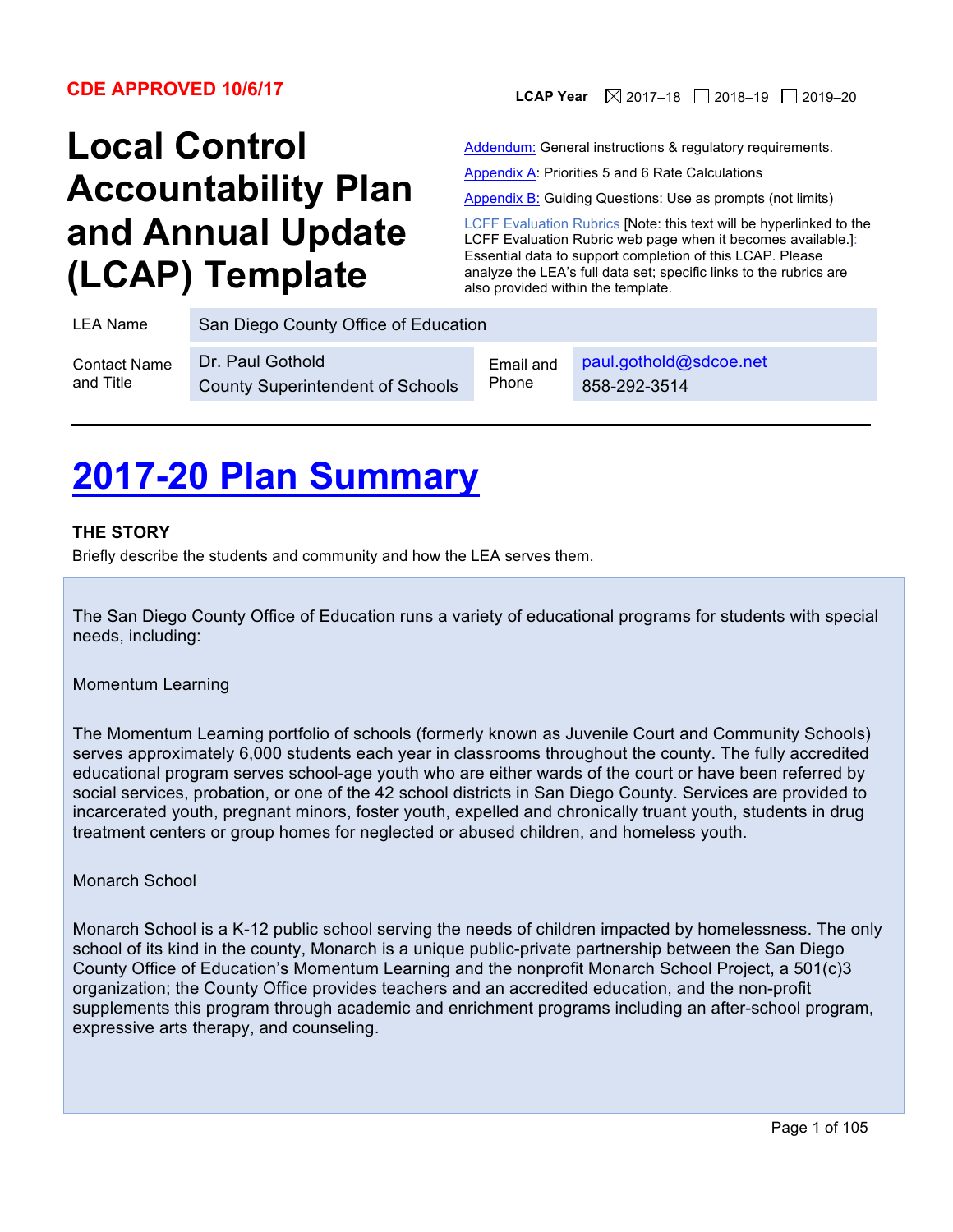**CDE APPROVED 10/6/17**

**LCAP Year** ☒ 2017–18 ☐ 2018–19 ☐ 2019–20

# Local Control Accountability Plan and Annual Update (LCAP) Template

[Addendum:](#) General instructions & regulatory requirements.

[Appendix A](#): Priorities 5 and 6 Rate Calculations

[Appendix B:](#) Guiding Questions: Use as prompts (not limits)

LCFF Evaluation Rubrics [Note: this text will be hyperlinked to the LCFF Evaluation Rubric web page when it becomes available.]: Essential data to support completion of this LCAP. Please analyze the LEA's full data set; specific links to the rubrics are also provided within the template.

| | | | |
|---|---|---|---|
| LEA Name | San Diego County Office of Education | | |
| Contact Name and Title | Dr. Paul Gothold<br>County Superintendent of Schools | Email and Phone | paul.gothold@sdcoe.net<br>858-292-3514 |

# [2017-20 Plan Summary](#)

### THE STORY

Briefly describe the students and community and how the LEA serves them.

The San Diego County Office of Education runs a variety of educational programs for students with special needs, including:

Momentum Learning

The Momentum Learning portfolio of schools (formerly known as Juvenile Court and Community Schools) serves approximately 6,000 students each year in classrooms throughout the county. The fully accredited educational program serves school-age youth who are either wards of the court or have been referred by social services, probation, or one of the 42 school districts in San Diego County. Services are provided to incarcerated youth, pregnant minors, foster youth, expelled and chronically truant youth, students in drug treatment centers or group homes for neglected or abused children, and homeless youth.

Monarch School

Monarch School is a K-12 public school serving the needs of children impacted by homelessness. The only school of its kind in the county, Monarch is a unique public-private partnership between the San Diego County Office of Education's Momentum Learning and the nonprofit Monarch School Project, a 501(c)3 organization; the County Office provides teachers and an accredited education, and the non-profit supplements this program through academic and enrichment programs including an after-school program, expressive arts therapy, and counseling.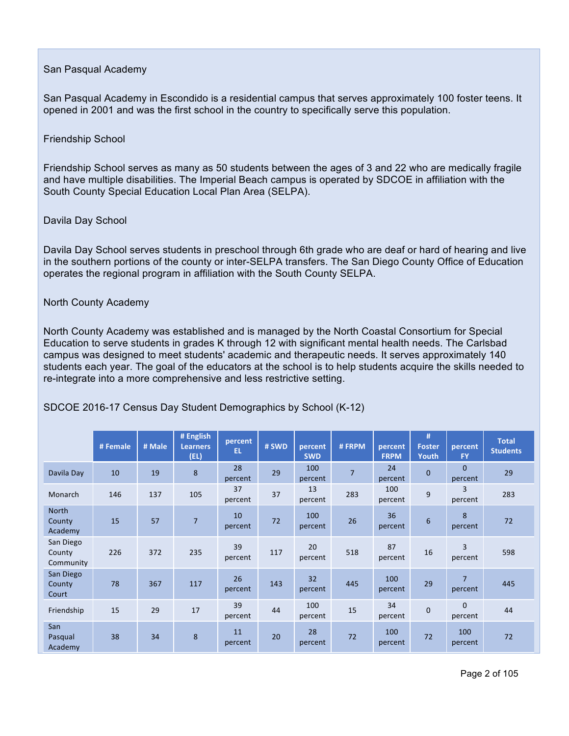San Pasqual Academy

San Pasqual Academy in Escondido is a residential campus that serves approximately 100 foster teens. It opened in 2001 and was the first school in the country to specifically serve this population.

Friendship School

Friendship School serves as many as 50 students between the ages of 3 and 22 who are medically fragile and have multiple disabilities. The Imperial Beach campus is operated by SDCOE in affiliation with the South County Special Education Local Plan Area (SELPA).

Davila Day School

Davila Day School serves students in preschool through 6th grade who are deaf or hard of hearing and live in the southern portions of the county or inter-SELPA transfers. The San Diego County Office of Education operates the regional program in affiliation with the South County SELPA.

North County Academy

North County Academy was established and is managed by the North Coastal Consortium for Special Education to serve students in grades K through 12 with significant mental health needs. The Carlsbad campus was designed to meet students' academic and therapeutic needs. It serves approximately 140 students each year. The goal of the educators at the school is to help students acquire the skills needed to re-integrate into a more comprehensive and less restrictive setting.

SDCOE 2016-17 Census Day Student Demographics by School (K-12)

| | # Female | # Male | # English Learners (EL) | percent EL | # SWD | percent SWD | # FRPM | percent FRPM | # Foster Youth | percent FY | Total Students |
|---|---|---|---|---|---|---|---|---|---|---|---|
| Davila Day | 10 | 19 | 8 | 28 percent | 29 | 100 percent | 7 | 24 percent | 0 | 0 percent | 29 |
| Monarch | 146 | 137 | 105 | 37 percent | 37 | 13 percent | 283 | 100 percent | 9 | 3 percent | 283 |
| North County Academy | 15 | 57 | 7 | 10 percent | 72 | 100 percent | 26 | 36 percent | 6 | 8 percent | 72 |
| San Diego County Community | 226 | 372 | 235 | 39 percent | 117 | 20 percent | 518 | 87 percent | 16 | 3 percent | 598 |
| San Diego County Court | 78 | 367 | 117 | 26 percent | 143 | 32 percent | 445 | 100 percent | 29 | 7 percent | 445 |
| Friendship | 15 | 29 | 17 | 39 percent | 44 | 100 percent | 15 | 34 percent | 0 | 0 percent | 44 |
| San Pasqual Academy | 38 | 34 | 8 | 11 percent | 20 | 28 percent | 72 | 100 percent | 72 | 100 percent | 72 |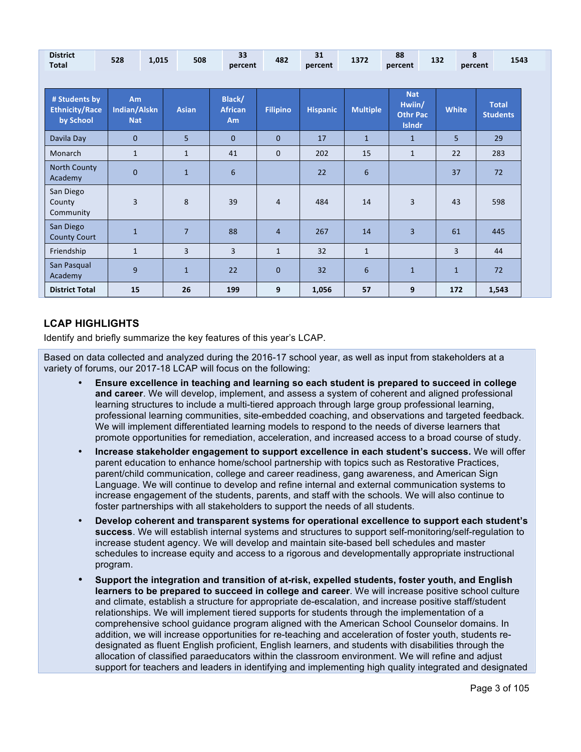| District Total | 528 | 1,015 | 508 | 33 percent | 482 | 31 percent | 1372 | 88 percent | 132 | 8 percent | 1543 |
|---|---|---|---|---|---|---|---|---|---|---|---|

| # Students by Ethnicity/Race by School | Am Indian/Alskn Nat | Asian | Black/ African Am | Filipino | Hispanic | Multiple | Nat Hwiin/ Othr Pac Islndr | White | Total Students |
|---|---|---|---|---|---|---|---|---|---|
| Davila Day | 0 | 5 | 0 | 0 | 17 | 1 | 1 | 5 | 29 |
| Monarch | 1 | 1 | 41 | 0 | 202 | 15 | 1 | 22 | 283 |
| North County Academy | 0 | 1 | 6 | | 22 | 6 | | 37 | 72 |
| San Diego County Community | 3 | 8 | 39 | 4 | 484 | 14 | 3 | 43 | 598 |
| San Diego County Court | 1 | 7 | 88 | 4 | 267 | 14 | 3 | 61 | 445 |
| Friendship | 1 | 3 | 3 | 1 | 32 | 1 | | 3 | 44 |
| San Pasqual Academy | 9 | 1 | 22 | 0 | 32 | 6 | 1 | 1 | 72 |
| **District Total** | **15** | **26** | **199** | **9** | **1,056** | **57** | **9** | **172** | **1,543** |

## LCAP HIGHLIGHTS

Identify and briefly summarize the key features of this year's LCAP.

Based on data collected and analyzed during the 2016-17 school year, as well as input from stakeholders at a variety of forums, our 2017-18 LCAP will focus on the following:

- **Ensure excellence in teaching and learning so each student is prepared to succeed in college and career**. We will develop, implement, and assess a system of coherent and aligned professional learning structures to include a multi-tiered approach through large group professional learning, professional learning communities, site-embedded coaching, and observations and targeted feedback. We will implement differentiated learning models to respond to the needs of diverse learners that promote opportunities for remediation, acceleration, and increased access to a broad course of study.
- **Increase stakeholder engagement to support excellence in each student's success.** We will offer parent education to enhance home/school partnership with topics such as Restorative Practices, parent/child communication, college and career readiness, gang awareness, and American Sign Language. We will continue to develop and refine internal and external communication systems to increase engagement of the students, parents, and staff with the schools. We will also continue to foster partnerships with all stakeholders to support the needs of all students.
- **Develop coherent and transparent systems for operational excellence to support each student's success**. We will establish internal systems and structures to support self-monitoring/self-regulation to increase student agency. We will develop and maintain site-based bell schedules and master schedules to increase equity and access to a rigorous and developmentally appropriate instructional program.
- **Support the integration and transition of at-risk, expelled students, foster youth, and English learners to be prepared to succeed in college and career**. We will increase positive school culture and climate, establish a structure for appropriate de-escalation, and increase positive staff/student relationships. We will implement tiered supports for students through the implementation of a comprehensive school guidance program aligned with the American School Counselor domains. In addition, we will increase opportunities for re-teaching and acceleration of foster youth, students re-designated as fluent English proficient, English learners, and students with disabilities through the allocation of classified paraeducators within the classroom environment. We will refine and adjust support for teachers and leaders in identifying and implementing high quality integrated and designated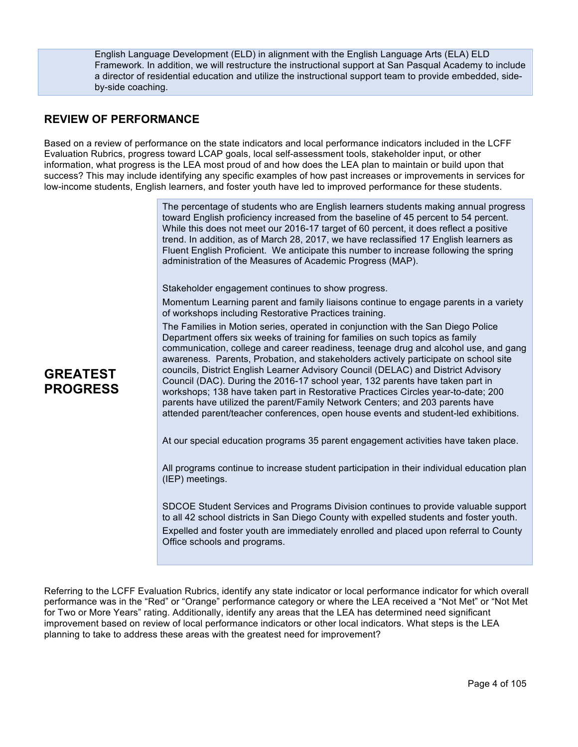English Language Development (ELD) in alignment with the English Language Arts (ELA) ELD Framework. In addition, we will restructure the instructional support at San Pasqual Academy to include a director of residential education and utilize the instructional support team to provide embedded, side-by-side coaching.

## REVIEW OF PERFORMANCE

Based on a review of performance on the state indicators and local performance indicators included in the LCFF Evaluation Rubrics, progress toward LCAP goals, local self-assessment tools, stakeholder input, or other information, what progress is the LEA most proud of and how does the LEA plan to maintain or build upon that success? This may include identifying any specific examples of how past increases or improvements in services for low-income students, English learners, and foster youth have led to improved performance for these students.

### GREATEST PROGRESS

The percentage of students who are English learners students making annual progress toward English proficiency increased from the baseline of 45 percent to 54 percent. While this does not meet our 2016-17 target of 60 percent, it does reflect a positive trend. In addition, as of March 28, 2017, we have reclassified 17 English learners as Fluent English Proficient. We anticipate this number to increase following the spring administration of the Measures of Academic Progress (MAP).

Stakeholder engagement continues to show progress.

Momentum Learning parent and family liaisons continue to engage parents in a variety of workshops including Restorative Practices training.

The Families in Motion series, operated in conjunction with the San Diego Police Department offers six weeks of training for families on such topics as family communication, college and career readiness, teenage drug and alcohol use, and gang awareness. Parents, Probation, and stakeholders actively participate on school site councils, District English Learner Advisory Council (DELAC) and District Advisory Council (DAC). During the 2016-17 school year, 132 parents have taken part in workshops; 138 have taken part in Restorative Practices Circles year-to-date; 200 parents have utilized the parent/Family Network Centers; and 203 parents have attended parent/teacher conferences, open house events and student-led exhibitions.

At our special education programs 35 parent engagement activities have taken place.

All programs continue to increase student participation in their individual education plan (IEP) meetings.

SDCOE Student Services and Programs Division continues to provide valuable support to all 42 school districts in San Diego County with expelled students and foster youth.

Expelled and foster youth are immediately enrolled and placed upon referral to County Office schools and programs.

Referring to the LCFF Evaluation Rubrics, identify any state indicator or local performance indicator for which overall performance was in the "Red" or "Orange" performance category or where the LEA received a "Not Met" or "Not Met for Two or More Years" rating. Additionally, identify any areas that the LEA has determined need significant improvement based on review of local performance indicators or other local indicators. What steps is the LEA planning to take to address these areas with the greatest need for improvement?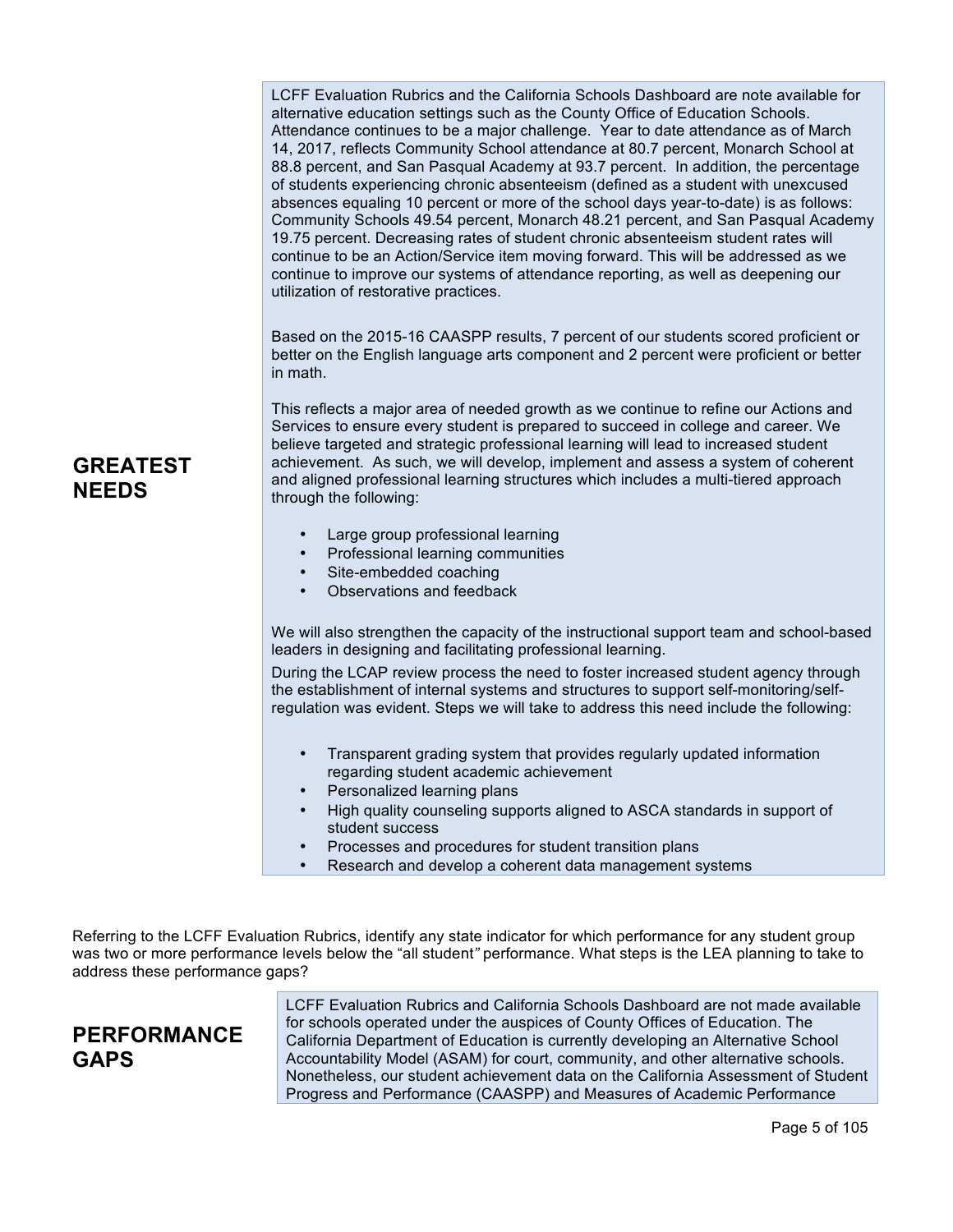## GREATEST NEEDS

LCFF Evaluation Rubrics and the California Schools Dashboard are note available for alternative education settings such as the County Office of Education Schools. Attendance continues to be a major challenge. Year to date attendance as of March 14, 2017, reflects Community School attendance at 80.7 percent, Monarch School at 88.8 percent, and San Pasqual Academy at 93.7 percent. In addition, the percentage of students experiencing chronic absenteeism (defined as a student with unexcused absences equaling 10 percent or more of the school days year-to-date) is as follows: Community Schools 49.54 percent, Monarch 48.21 percent, and San Pasqual Academy 19.75 percent. Decreasing rates of student chronic absenteeism student rates will continue to be an Action/Service item moving forward. This will be addressed as we continue to improve our systems of attendance reporting, as well as deepening our utilization of restorative practices.

Based on the 2015-16 CAASPP results, 7 percent of our students scored proficient or better on the English language arts component and 2 percent were proficient or better in math.

This reflects a major area of needed growth as we continue to refine our Actions and Services to ensure every student is prepared to succeed in college and career. We believe targeted and strategic professional learning will lead to increased student achievement. As such, we will develop, implement and assess a system of coherent and aligned professional learning structures which includes a multi-tiered approach through the following:

- Large group professional learning
- Professional learning communities
- Site-embedded coaching
- Observations and feedback

We will also strengthen the capacity of the instructional support team and school-based leaders in designing and facilitating professional learning.

During the LCAP review process the need to foster increased student agency through the establishment of internal systems and structures to support self-monitoring/self-regulation was evident. Steps we will take to address this need include the following:

- Transparent grading system that provides regularly updated information regarding student academic achievement
- Personalized learning plans
- High quality counseling supports aligned to ASCA standards in support of student success
- Processes and procedures for student transition plans
- Research and develop a coherent data management systems

Referring to the LCFF Evaluation Rubrics, identify any state indicator for which performance for any student group was two or more performance levels below the "all student" performance. What steps is the LEA planning to take to address these performance gaps?

## PERFORMANCE GAPS

LCFF Evaluation Rubrics and California Schools Dashboard are not made available for schools operated under the auspices of County Offices of Education. The California Department of Education is currently developing an Alternative School Accountability Model (ASAM) for court, community, and other alternative schools. Nonetheless, our student achievement data on the California Assessment of Student Progress and Performance (CAASPP) and Measures of Academic Performance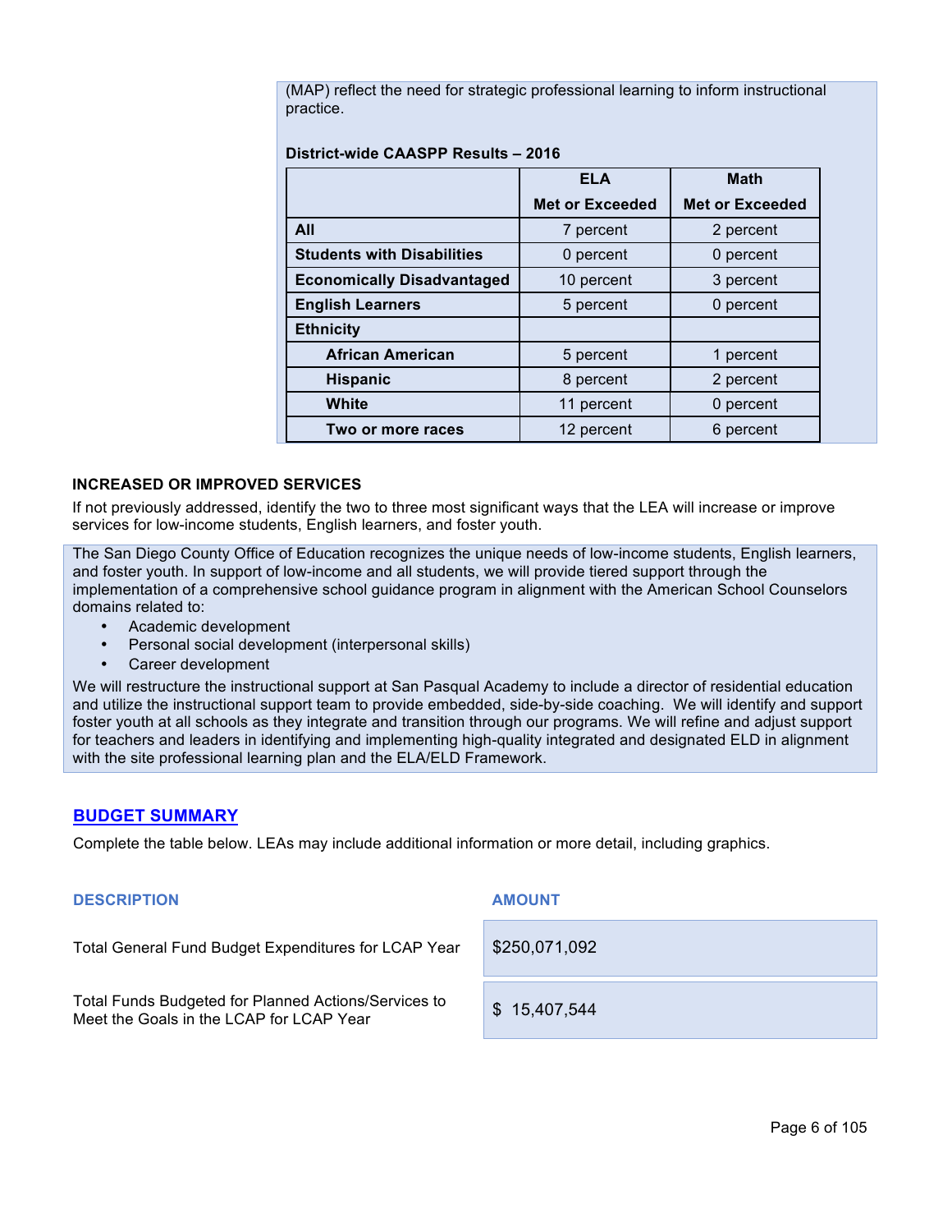(MAP) reflect the need for strategic professional learning to inform instructional practice.

**District-wide CAASPP Results – 2016**

| | ELA Met or Exceeded | Math Met or Exceeded |
|---|---|---|
| **All** | 7 percent | 2 percent |
| **Students with Disabilities** | 0 percent | 0 percent |
| **Economically Disadvantaged** | 10 percent | 3 percent |
| **English Learners** | 5 percent | 0 percent |
| **Ethnicity** | | |
| **African American** | 5 percent | 1 percent |
| **Hispanic** | 8 percent | 2 percent |
| **White** | 11 percent | 0 percent |
| **Two or more races** | 12 percent | 6 percent |

### INCREASED OR IMPROVED SERVICES

If not previously addressed, identify the two to three most significant ways that the LEA will increase or improve services for low-income students, English learners, and foster youth.

The San Diego County Office of Education recognizes the unique needs of low-income students, English learners, and foster youth. In support of low-income and all students, we will provide tiered support through the implementation of a comprehensive school guidance program in alignment with the American School Counselors domains related to:

- Academic development
- Personal social development (interpersonal skills)
- Career development

We will restructure the instructional support at San Pasqual Academy to include a director of residential education and utilize the instructional support team to provide embedded, side-by-side coaching. We will identify and support foster youth at all schools as they integrate and transition through our programs. We will refine and adjust support for teachers and leaders in identifying and implementing high-quality integrated and designated ELD in alignment with the site professional learning plan and the ELA/ELD Framework.

## BUDGET SUMMARY

Complete the table below. LEAs may include additional information or more detail, including graphics.

| DESCRIPTION | AMOUNT |
|---|---|
| Total General Fund Budget Expenditures for LCAP Year | $250,071,092 |
| Total Funds Budgeted for Planned Actions/Services to Meet the Goals in the LCAP for LCAP Year | $ 15,407,544 |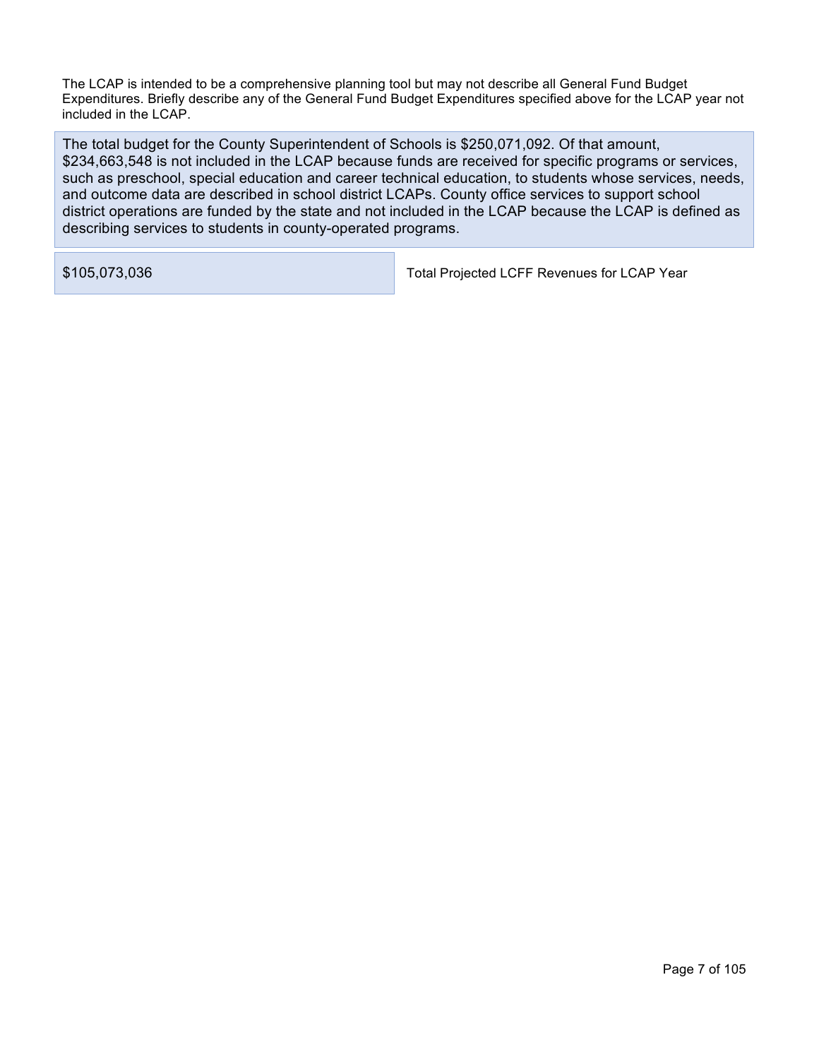The LCAP is intended to be a comprehensive planning tool but may not describe all General Fund Budget Expenditures. Briefly describe any of the General Fund Budget Expenditures specified above for the LCAP year not included in the LCAP.

The total budget for the County Superintendent of Schools is $250,071,092. Of that amount, $234,663,548 is not included in the LCAP because funds are received for specific programs or services, such as preschool, special education and career technical education, to students whose services, needs, and outcome data are described in school district LCAPs. County office services to support school district operations are funded by the state and not included in the LCAP because the LCAP is defined as describing services to students in county-operated programs.

| | |
|---|---|
| $105,073,036 | Total Projected LCFF Revenues for LCAP Year |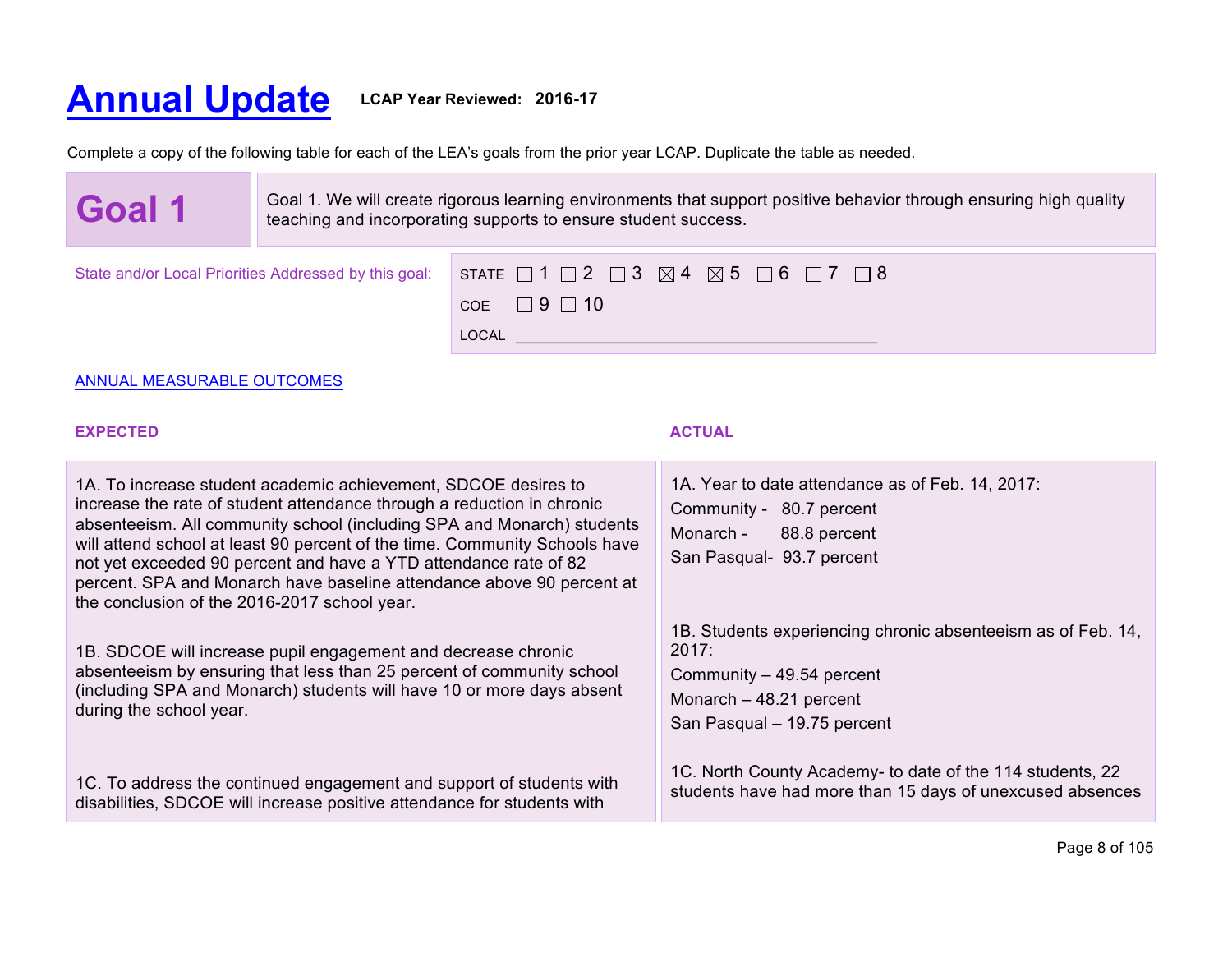# Annual Update

**LCAP Year Reviewed: 2016-17**

Complete a copy of the following table for each of the LEA's goals from the prior year LCAP. Duplicate the table as needed.

| **Goal 1** | Goal 1. We will create rigorous learning environments that support positive behavior through ensuring high quality teaching and incorporating supports to ensure student success. |
|---|---|

| State and/or Local Priorities Addressed by this goal: | STATE ☐ 1 ☐ 2 ☐ 3 ☒ 4 ☒ 5 ☐ 6 ☐ 7 ☐ 8<br>COE ☐ 9 ☐ 10<br>LOCAL ________________________________________ |
|---|---|

ANNUAL MEASURABLE OUTCOMES

| EXPECTED | ACTUAL |
|---|---|
| 1A. To increase student academic achievement, SDCOE desires to increase the rate of student attendance through a reduction in chronic absenteeism. All community school (including SPA and Monarch) students will attend school at least 90 percent of the time. Community Schools have not yet exceeded 90 percent and have a YTD attendance rate of 82 percent. SPA and Monarch have baseline attendance above 90 percent at the conclusion of the 2016-2017 school year.<br><br>1B. SDCOE will increase pupil engagement and decrease chronic absenteeism by ensuring that less than 25 percent of community school (including SPA and Monarch) students will have 10 or more days absent during the school year.<br><br>1C. To address the continued engagement and support of students with disabilities, SDCOE will increase positive attendance for students with | 1A. Year to date attendance as of Feb. 14, 2017:<br>Community - 80.7 percent<br>Monarch - 88.8 percent<br>San Pasqual- 93.7 percent<br><br>1B. Students experiencing chronic absenteeism as of Feb. 14, 2017:<br>Community – 49.54 percent<br>Monarch – 48.21 percent<br>San Pasqual – 19.75 percent<br><br>1C. North County Academy- to date of the 114 students, 22 students have had more than 15 days of unexcused absences |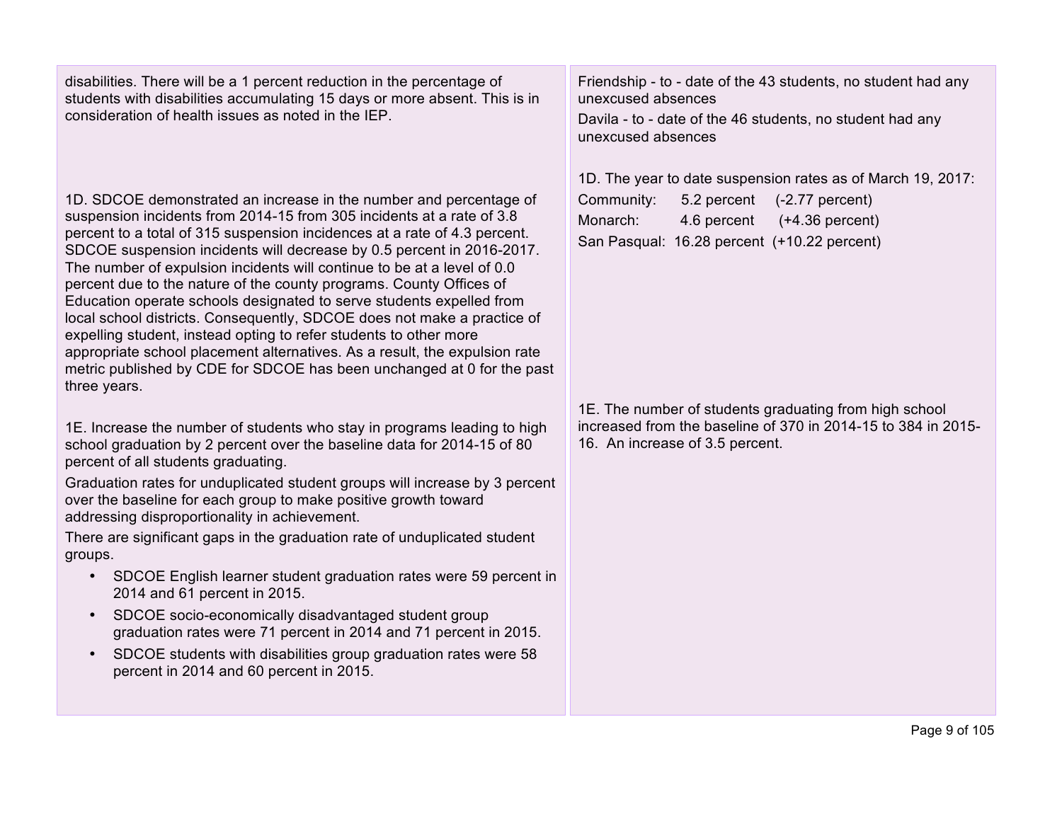| | |
|---|---|
| disabilities. There will be a 1 percent reduction in the percentage of students with disabilities accumulating 15 days or more absent. This is in consideration of health issues as noted in the IEP. | Friendship - to - date of the 43 students, no student had any unexcused absences<br>Davila - to - date of the 46 students, no student had any unexcused absences |
| 1D. SDCOE demonstrated an increase in the number and percentage of suspension incidents from 2014-15 from 305 incidents at a rate of 3.8 percent to a total of 315 suspension incidences at a rate of 4.3 percent. SDCOE suspension incidents will decrease by 0.5 percent in 2016-2017. The number of expulsion incidents will continue to be at a level of 0.0 percent due to the nature of the county programs. County Offices of Education operate schools designated to serve students expelled from local school districts. Consequently, SDCOE does not make a practice of expelling student, instead opting to refer students to other more appropriate school placement alternatives. As a result, the expulsion rate metric published by CDE for SDCOE has been unchanged at 0 for the past three years. | 1D. The year to date suspension rates as of March 19, 2017:<br>Community: 5.2 percent (-2.77 percent)<br>Monarch: 4.6 percent (+4.36 percent)<br>San Pasqual: 16.28 percent (+10.22 percent) |
| 1E. Increase the number of students who stay in programs leading to high school graduation by 2 percent over the baseline data for 2014-15 of 80 percent of all students graduating.<br>Graduation rates for unduplicated student groups will increase by 3 percent over the baseline for each group to make positive growth toward addressing disproportionality in achievement.<br>There are significant gaps in the graduation rate of unduplicated student groups.<br>• SDCOE English learner student graduation rates were 59 percent in 2014 and 61 percent in 2015.<br>• SDCOE socio-economically disadvantaged student group graduation rates were 71 percent in 2014 and 71 percent in 2015.<br>• SDCOE students with disabilities group graduation rates were 58 percent in 2014 and 60 percent in 2015. | 1E. The number of students graduating from high school increased from the baseline of 370 in 2014-15 to 384 in 2015-16. An increase of 3.5 percent. |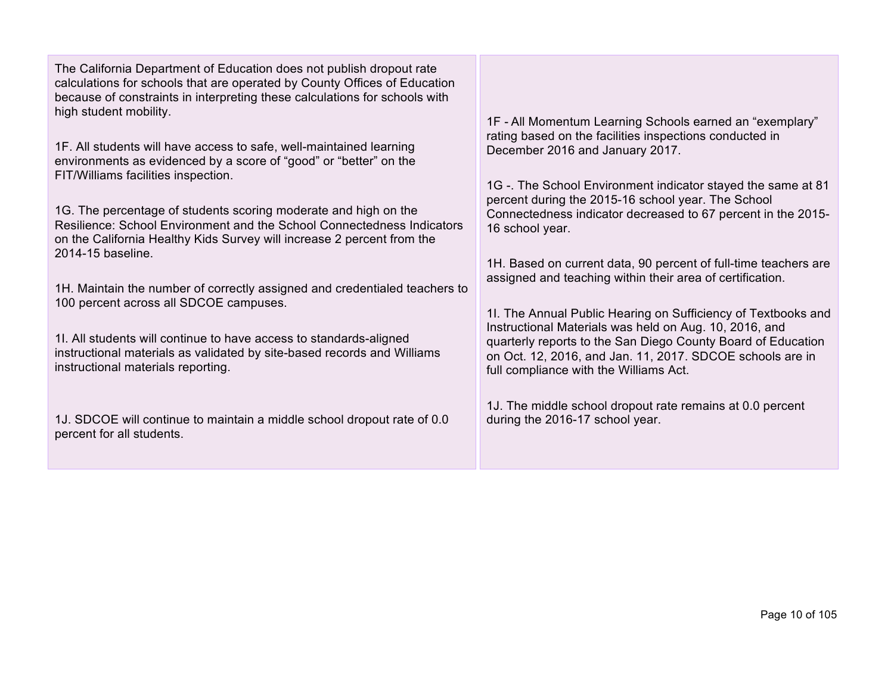| | |
|---|---|
| The California Department of Education does not publish dropout rate calculations for schools that are operated by County Offices of Education because of constraints in interpreting these calculations for schools with high student mobility.<br><br>1F. All students will have access to safe, well-maintained learning environments as evidenced by a score of "good" or "better" on the FIT/Williams facilities inspection.<br><br>1G. The percentage of students scoring moderate and high on the Resilience: School Environment and the School Connectedness Indicators on the California Healthy Kids Survey will increase 2 percent from the 2014-15 baseline.<br><br>1H. Maintain the number of correctly assigned and credentialed teachers to 100 percent across all SDCOE campuses.<br><br>1I. All students will continue to have access to standards-aligned instructional materials as validated by site-based records and Williams instructional materials reporting.<br><br>1J. SDCOE will continue to maintain a middle school dropout rate of 0.0 percent for all students. | 1F - All Momentum Learning Schools earned an "exemplary" rating based on the facilities inspections conducted in December 2016 and January 2017.<br><br>1G -. The School Environment indicator stayed the same at 81 percent during the 2015-16 school year. The School Connectedness indicator decreased to 67 percent in the 2015-16 school year.<br><br>1H. Based on current data, 90 percent of full-time teachers are assigned and teaching within their area of certification.<br><br>1I. The Annual Public Hearing on Sufficiency of Textbooks and Instructional Materials was held on Aug. 10, 2016, and quarterly reports to the San Diego County Board of Education on Oct. 12, 2016, and Jan. 11, 2017. SDCOE schools are in full compliance with the Williams Act.<br><br>1J. The middle school dropout rate remains at 0.0 percent during the 2016-17 school year. |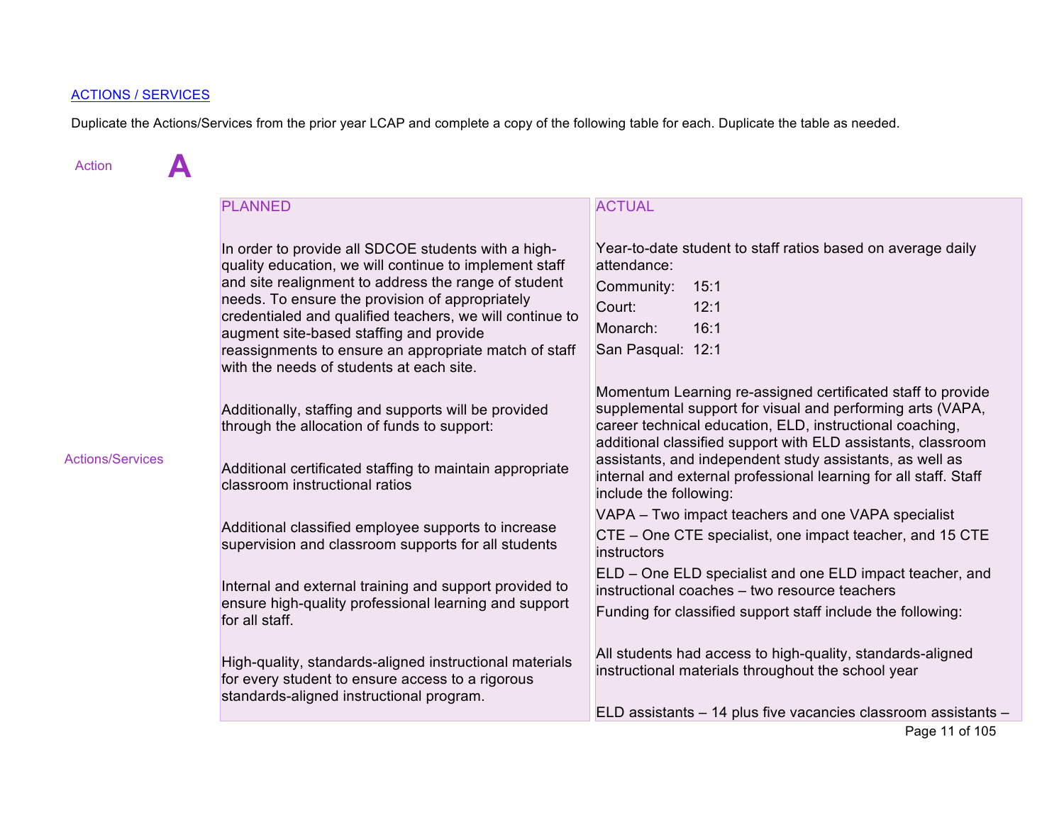ACTIONS / SERVICES

Duplicate the Actions/Services from the prior year LCAP and complete a copy of the following table for each. Duplicate the table as needed.

Action **A**

| | PLANNED | ACTUAL |
|---|---|---|
| Actions/Services | In order to provide all SDCOE students with a high-quality education, we will continue to implement staff and site realignment to address the range of student needs. To ensure the provision of appropriately credentialed and qualified teachers, we will continue to augment site-based staffing and provide reassignments to ensure an appropriate match of staff with the needs of students at each site.<br><br>Additionally, staffing and supports will be provided through the allocation of funds to support:<br><br>Additional certificated staffing to maintain appropriate classroom instructional ratios<br><br>Additional classified employee supports to increase supervision and classroom supports for all students<br><br>Internal and external training and support provided to ensure high-quality professional learning and support for all staff.<br><br>High-quality, standards-aligned instructional materials for every student to ensure access to a rigorous standards-aligned instructional program. | Year-to-date student to staff ratios based on average daily attendance:<br>Community: 15:1<br>Court: 12:1<br>Monarch: 16:1<br>San Pasqual: 12:1<br><br>Momentum Learning re-assigned certificated staff to provide supplemental support for visual and performing arts (VAPA, career technical education, ELD, instructional coaching, additional classified support with ELD assistants, classroom assistants, and independent study assistants, as well as internal and external professional learning for all staff. Staff include the following:<br>VAPA – Two impact teachers and one VAPA specialist<br>CTE – One CTE specialist, one impact teacher, and 15 CTE instructors<br>ELD – One ELD specialist and one ELD impact teacher, and instructional coaches – two resource teachers<br>Funding for classified support staff include the following:<br><br>All students had access to high-quality, standards-aligned instructional materials throughout the school year<br><br>ELD assistants – 14 plus five vacancies classroom assistants – |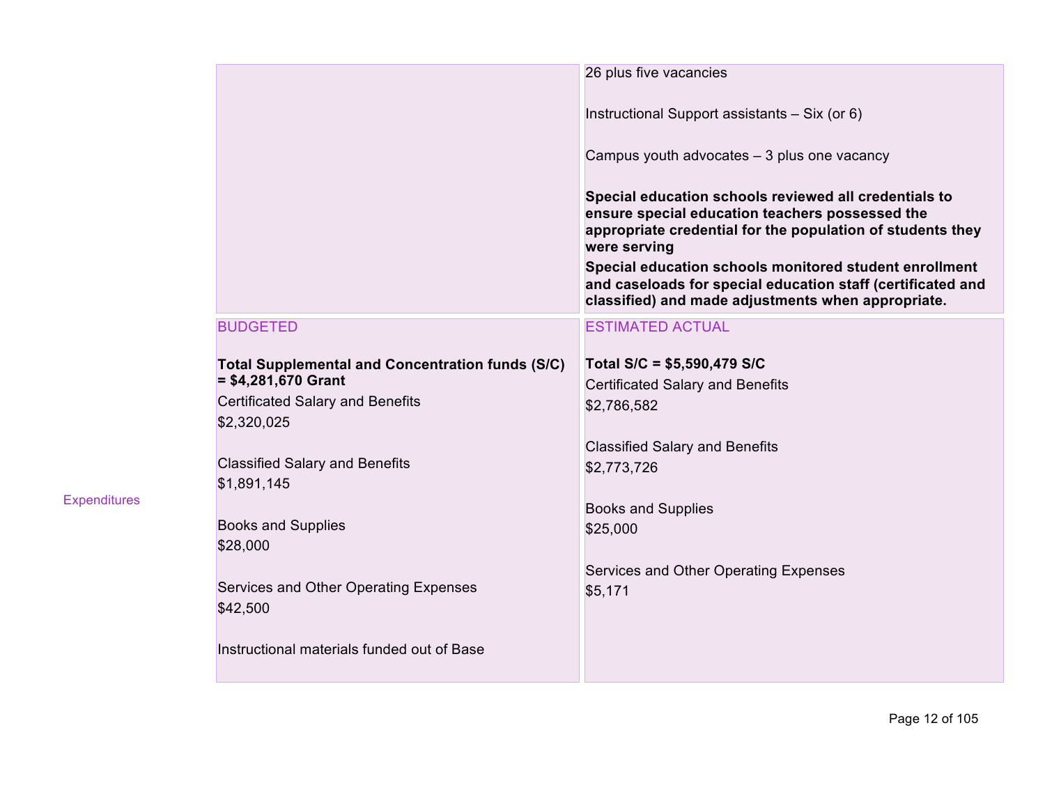| | | |
|---|---|---|
| | | 26 plus five vacancies<br><br>Instructional Support assistants – Six (or 6)<br><br>Campus youth advocates – 3 plus one vacancy<br><br>**Special education schools reviewed all credentials to ensure special education teachers possessed the appropriate credential for the population of students they were serving**<br>**Special education schools monitored student enrollment and caseloads for special education staff (certificated and classified) and made adjustments when appropriate.** |
| Expenditures | BUDGETED<br><br>**Total Supplemental and Concentration funds (S/C) = $4,281,670 Grant**<br>Certificated Salary and Benefits<br>$2,320,025<br><br>Classified Salary and Benefits<br>$1,891,145<br><br>Books and Supplies<br>$28,000<br><br>Services and Other Operating Expenses<br>$42,500<br><br>Instructional materials funded out of Base | ESTIMATED ACTUAL<br><br>**Total S/C = $5,590,479 S/C**<br>Certificated Salary and Benefits<br>$2,786,582<br><br>Classified Salary and Benefits<br>$2,773,726<br><br>Books and Supplies<br>$25,000<br><br>Services and Other Operating Expenses<br>$5,171 |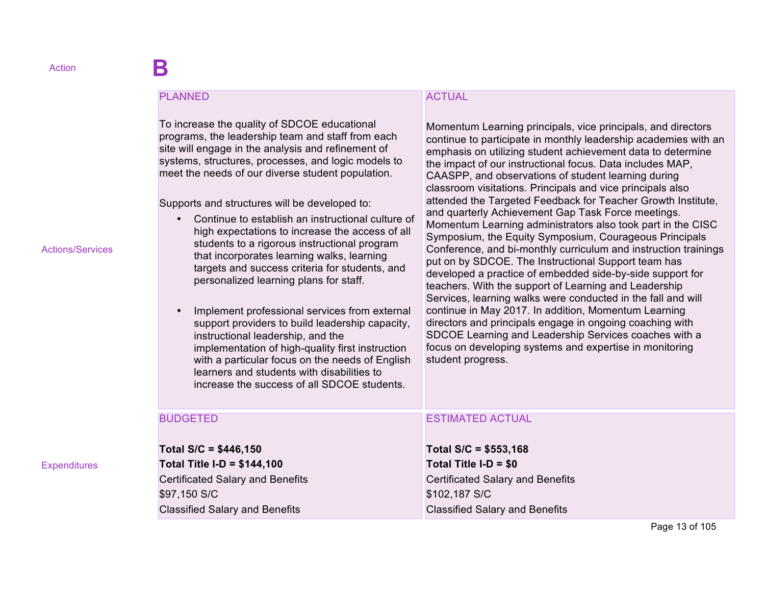Action **B**

| | PLANNED | ACTUAL |
|---|---|---|
| Actions/Services | To increase the quality of SDCOE educational programs, the leadership team and staff from each site will engage in the analysis and refinement of systems, structures, processes, and logic models to meet the needs of our diverse student population.<br><br>Supports and structures will be developed to:<br>• Continue to establish an instructional culture of high expectations to increase the access of all students to a rigorous instructional program that incorporates learning walks, learning targets and success criteria for students, and personalized learning plans for staff.<br>• Implement professional services from external support providers to build leadership capacity, instructional leadership, and the implementation of high-quality first instruction with a particular focus on the needs of English learners and students with disabilities to increase the success of all SDCOE students. | Momentum Learning principals, vice principals, and directors continue to participate in monthly leadership academies with an emphasis on utilizing student achievement data to determine the impact of our instructional focus. Data includes MAP, CAASPP, and observations of student learning during classroom visitations. Principals and vice principals also attended the Targeted Feedback for Teacher Growth Institute, and quarterly Achievement Gap Task Force meetings. Momentum Learning administrators also took part in the CISC Symposium, the Equity Symposium, Courageous Principals Conference, and bi-monthly curriculum and instruction trainings put on by SDCOE. The Instructional Support team has developed a practice of embedded side-by-side support for teachers. With the support of Learning and Leadership Services, learning walks were conducted in the fall and will continue in May 2017. In addition, Momentum Learning directors and principals engage in ongoing coaching with SDCOE Learning and Leadership Services coaches with a focus on developing systems and expertise in monitoring student progress. |
| | **BUDGETED** | **ESTIMATED ACTUAL** |
| Expenditures | **Total S/C = $446,150**<br>**Total Title I-D = $144,100**<br>Certificated Salary and Benefits<br>$97,150 S/C<br>Classified Salary and Benefits | **Total S/C = $553,168**<br>**Total Title I-D = $0**<br>Certificated Salary and Benefits<br>$102,187 S/C<br>Classified Salary and Benefits |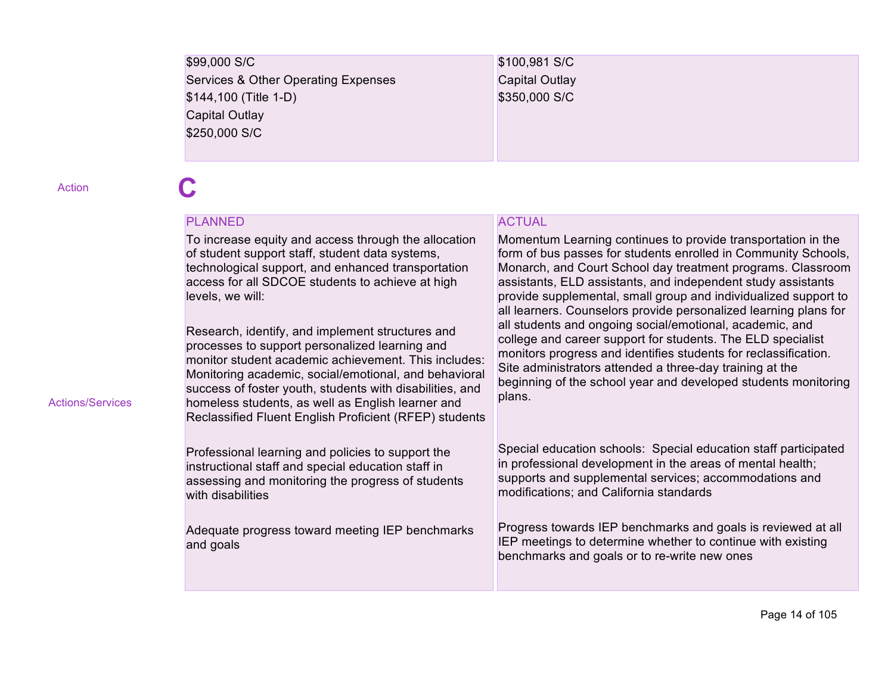| | |
|---|---|
| $99,000 S/C<br>Services & Other Operating Expenses<br>$144,100 (Title 1-D)<br>Capital Outlay<br>$250,000 S/C | $100,981 S/C<br>Capital Outlay<br>$350,000 S/C |

Action **C**

| Actions/Services | PLANNED | ACTUAL |
|---|---|---|
| | To increase equity and access through the allocation of student support staff, student data systems, technological support, and enhanced transportation access for all SDCOE students to achieve at high levels, we will:<br><br>Research, identify, and implement structures and processes to support personalized learning and monitor student academic achievement. This includes: Monitoring academic, social/emotional, and behavioral success of foster youth, students with disabilities, and homeless students, as well as English learner and Reclassified Fluent English Proficient (RFEP) students<br><br>Professional learning and policies to support the instructional staff and special education staff in assessing and monitoring the progress of students with disabilities<br><br>Adequate progress toward meeting IEP benchmarks and goals | Momentum Learning continues to provide transportation in the form of bus passes for students enrolled in Community Schools, Monarch, and Court School day treatment programs. Classroom assistants, ELD assistants, and independent study assistants provide supplemental, small group and individualized support to all learners. Counselors provide personalized learning plans for all students and ongoing social/emotional, academic, and college and career support for students. The ELD specialist monitors progress and identifies students for reclassification. Site administrators attended a three-day training at the beginning of the school year and developed students monitoring plans.<br><br>Special education schools: Special education staff participated in professional development in the areas of mental health; supports and supplemental services; accommodations and modifications; and California standards<br><br>Progress towards IEP benchmarks and goals is reviewed at all IEP meetings to determine whether to continue with existing benchmarks and goals or to re-write new ones |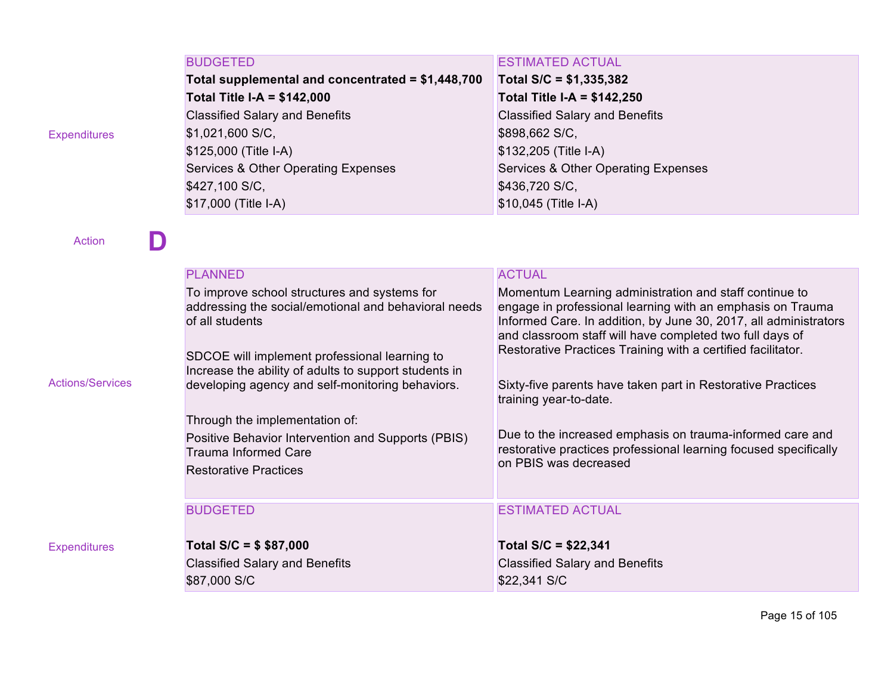| | BUDGETED | ESTIMATED ACTUAL |
|---|---|---|
| Expenditures | **Total supplemental and concentrated = $1,448,700**<br>**Total Title I-A = $142,000**<br>Classified Salary and Benefits<br>$1,021,600 S/C,<br>$125,000 (Title I-A)<br>Services & Other Operating Expenses<br>$427,100 S/C,<br>$17,000 (Title I-A) | **Total S/C = $1,335,382**<br>**Total Title I-A = $142,250**<br>Classified Salary and Benefits<br>$898,662 S/C,<br>$132,205 (Title I-A)<br>Services & Other Operating Expenses<br>$436,720 S/C,<br>$10,045 (Title I-A) |

## Action D

| | PLANNED | ACTUAL |
|---|---|---|
| Actions/Services | To improve school structures and systems for addressing the social/emotional and behavioral needs of all students<br><br>SDCOE will implement professional learning to Increase the ability of adults to support students in developing agency and self-monitoring behaviors.<br><br>Through the implementation of:<br>Positive Behavior Intervention and Supports (PBIS)<br>Trauma Informed Care<br>Restorative Practices | Momentum Learning administration and staff continue to engage in professional learning with an emphasis on Trauma Informed Care. In addition, by June 30, 2017, all administrators and classroom staff will have completed two full days of Restorative Practices Training with a certified facilitator.<br><br>Sixty-five parents have taken part in Restorative Practices training year-to-date.<br><br>Due to the increased emphasis on trauma-informed care and restorative practices professional learning focused specifically on PBIS was decreased |

| | BUDGETED | ESTIMATED ACTUAL |
|---|---|---|
| Expenditures | **Total S/C = $ $87,000**<br>Classified Salary and Benefits<br>$87,000 S/C | **Total S/C = $22,341**<br>Classified Salary and Benefits<br>$22,341 S/C |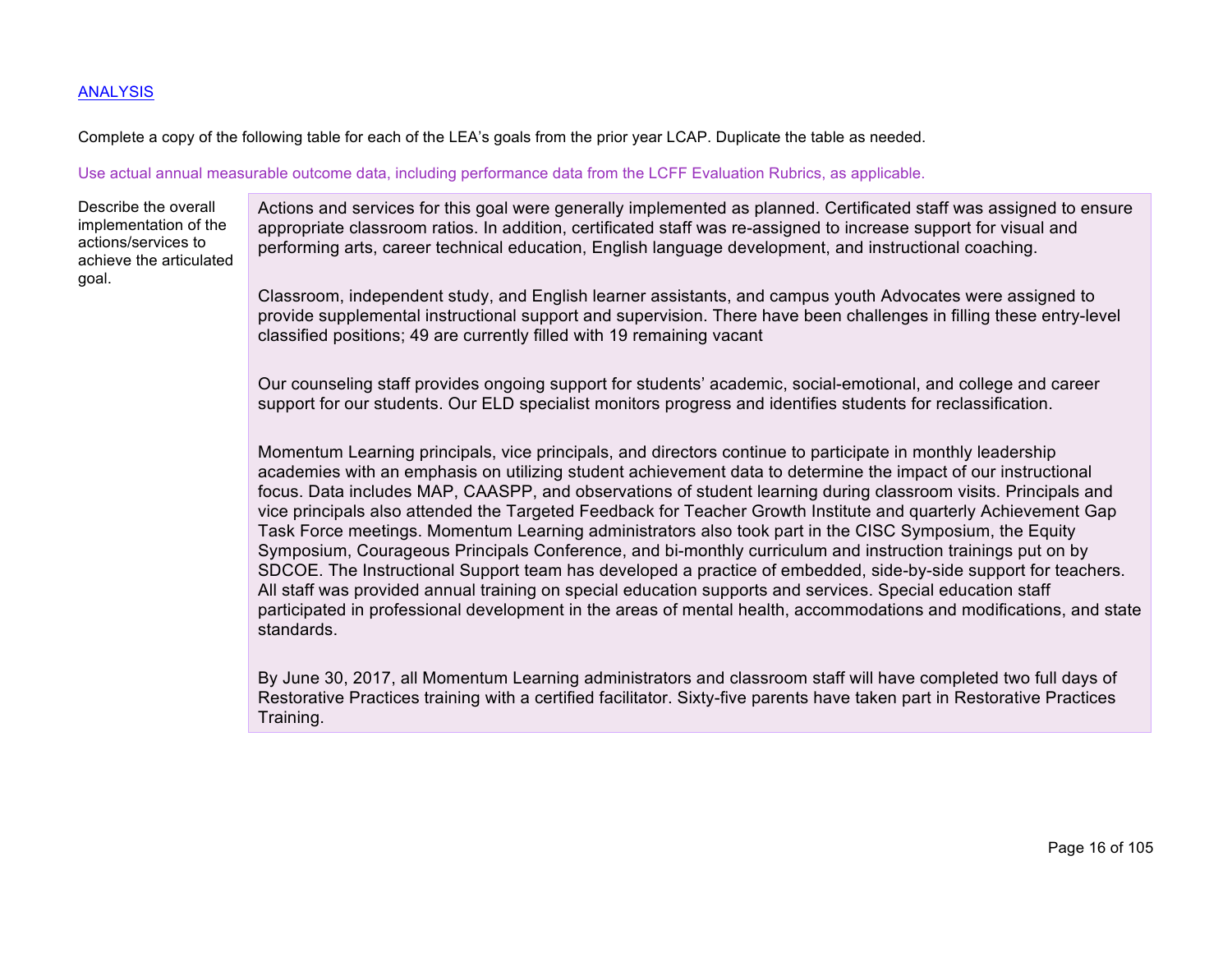[ANALYSIS]

Complete a copy of the following table for each of the LEA's goals from the prior year LCAP. Duplicate the table as needed.

Use actual annual measurable outcome data, including performance data from the LCFF Evaluation Rubrics, as applicable.

| | |
|---|---|
| Describe the overall implementation of the actions/services to achieve the articulated goal. | Actions and services for this goal were generally implemented as planned. Certificated staff was assigned to ensure appropriate classroom ratios. In addition, certificated staff was re-assigned to increase support for visual and performing arts, career technical education, English language development, and instructional coaching.<br><br>Classroom, independent study, and English learner assistants, and campus youth Advocates were assigned to provide supplemental instructional support and supervision. There have been challenges in filling these entry-level classified positions; 49 are currently filled with 19 remaining vacant<br><br>Our counseling staff provides ongoing support for students' academic, social-emotional, and college and career support for our students. Our ELD specialist monitors progress and identifies students for reclassification.<br><br>Momentum Learning principals, vice principals, and directors continue to participate in monthly leadership academies with an emphasis on utilizing student achievement data to determine the impact of our instructional focus. Data includes MAP, CAASPP, and observations of student learning during classroom visits. Principals and vice principals also attended the Targeted Feedback for Teacher Growth Institute and quarterly Achievement Gap Task Force meetings. Momentum Learning administrators also took part in the CISC Symposium, the Equity Symposium, Courageous Principals Conference, and bi-monthly curriculum and instruction trainings put on by SDCOE. The Instructional Support team has developed a practice of embedded, side-by-side support for teachers. All staff was provided annual training on special education supports and services. Special education staff participated in professional development in the areas of mental health, accommodations and modifications, and state standards.<br><br>By June 30, 2017, all Momentum Learning administrators and classroom staff will have completed two full days of Restorative Practices training with a certified facilitator. Sixty-five parents have taken part in Restorative Practices Training. |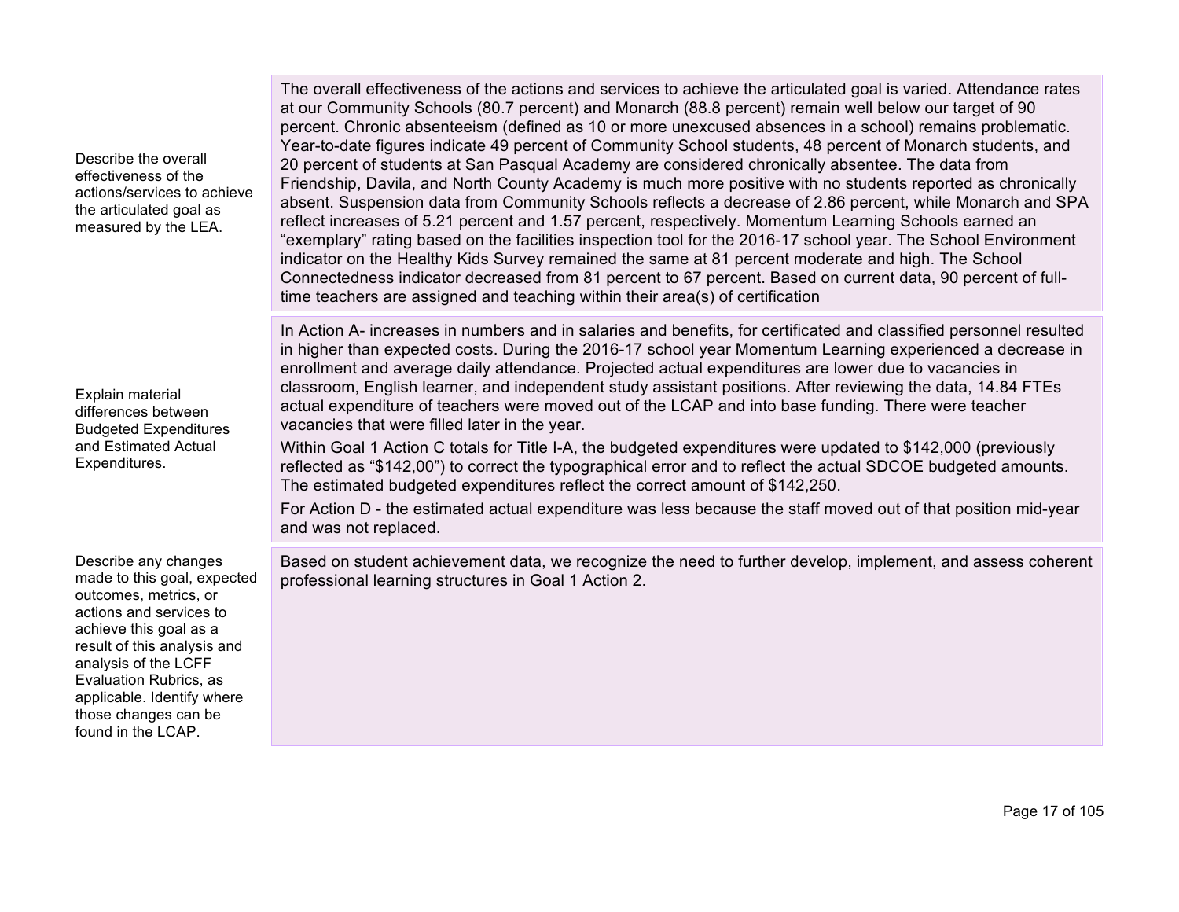| | |
|---|---|
| Describe the overall effectiveness of the actions/services to achieve the articulated goal as measured by the LEA. | The overall effectiveness of the actions and services to achieve the articulated goal is varied. Attendance rates at our Community Schools (80.7 percent) and Monarch (88.8 percent) remain well below our target of 90 percent. Chronic absenteeism (defined as 10 or more unexcused absences in a school) remains problematic. Year-to-date figures indicate 49 percent of Community School students, 48 percent of Monarch students, and 20 percent of students at San Pasqual Academy are considered chronically absentee. The data from Friendship, Davila, and North County Academy is much more positive with no students reported as chronically absent. Suspension data from Community Schools reflects a decrease of 2.86 percent, while Monarch and SPA reflect increases of 5.21 percent and 1.57 percent, respectively. Momentum Learning Schools earned an "exemplary" rating based on the facilities inspection tool for the 2016-17 school year. The School Environment indicator on the Healthy Kids Survey remained the same at 81 percent moderate and high. The School Connectedness indicator decreased from 81 percent to 67 percent. Based on current data, 90 percent of full-time teachers are assigned and teaching within their area(s) of certification |
| Explain material differences between Budgeted Expenditures and Estimated Actual Expenditures. | In Action A- increases in numbers and in salaries and benefits, for certificated and classified personnel resulted in higher than expected costs. During the 2016-17 school year Momentum Learning experienced a decrease in enrollment and average daily attendance. Projected actual expenditures are lower due to vacancies in classroom, English learner, and independent study assistant positions. After reviewing the data, 14.84 FTEs actual expenditure of teachers were moved out of the LCAP and into base funding. There were teacher vacancies that were filled later in the year.<br><br>Within Goal 1 Action C totals for Title I-A, the budgeted expenditures were updated to $142,000 (previously reflected as "$142,00") to correct the typographical error and to reflect the actual SDCOE budgeted amounts. The estimated budgeted expenditures reflect the correct amount of $142,250.<br><br>For Action D - the estimated actual expenditure was less because the staff moved out of that position mid-year and was not replaced. |
| Describe any changes made to this goal, expected outcomes, metrics, or actions and services to achieve this goal as a result of this analysis and analysis of the LCFF Evaluation Rubrics, as applicable. Identify where those changes can be found in the LCAP. | Based on student achievement data, we recognize the need to further develop, implement, and assess coherent professional learning structures in Goal 1 Action 2. |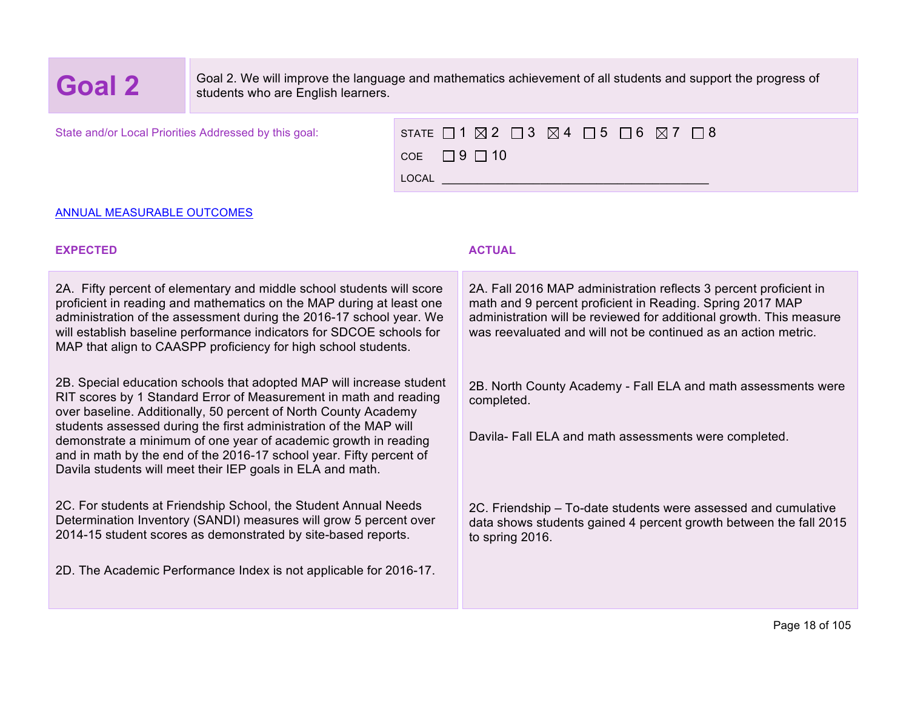# Goal 2

Goal 2. We will improve the language and mathematics achievement of all students and support the progress of students who are English learners.

State and/or Local Priorities Addressed by this goal:

STATE ☐ 1 ☒ 2 ☐ 3 ☒ 4 ☐ 5 ☐ 6 ☒ 7 ☐ 8

COE ☐ 9 ☐ 10

LOCAL ________________________________________

ANNUAL MEASURABLE OUTCOMES

| EXPECTED | ACTUAL |
| --- | --- |
| 2A. Fifty percent of elementary and middle school students will score proficient in reading and mathematics on the MAP during at least one administration of the assessment during the 2016-17 school year. We will establish baseline performance indicators for SDCOE schools for MAP that align to CAASPP proficiency for high school students. | 2A. Fall 2016 MAP administration reflects 3 percent proficient in math and 9 percent proficient in Reading. Spring 2017 MAP administration will be reviewed for additional growth. This measure was reevaluated and will not be continued as an action metric. |
| 2B. Special education schools that adopted MAP will increase student RIT scores by 1 Standard Error of Measurement in math and reading over baseline. Additionally, 50 percent of North County Academy students assessed during the first administration of the MAP will demonstrate a minimum of one year of academic growth in reading and in math by the end of the 2016-17 school year. Fifty percent of Davila students will meet their IEP goals in ELA and math. | 2B. North County Academy - Fall ELA and math assessments were completed.<br><br>Davila- Fall ELA and math assessments were completed. |
| 2C. For students at Friendship School, the Student Annual Needs Determination Inventory (SANDI) measures will grow 5 percent over 2014-15 student scores as demonstrated by site-based reports. | 2C. Friendship – To-date students were assessed and cumulative data shows students gained 4 percent growth between the fall 2015 to spring 2016. |
| 2D. The Academic Performance Index is not applicable for 2016-17. | |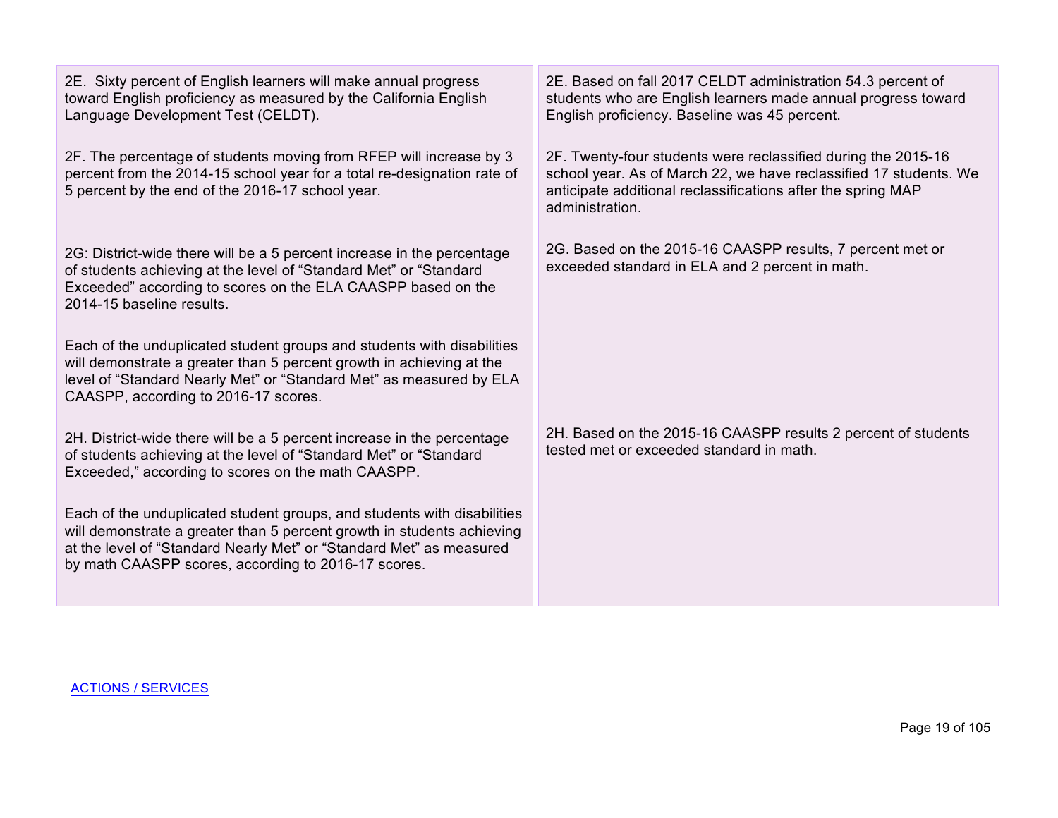| | |
|---|---|
| 2E. Sixty percent of English learners will make annual progress toward English proficiency as measured by the California English Language Development Test (CELDT). | 2E. Based on fall 2017 CELDT administration 54.3 percent of students who are English learners made annual progress toward English proficiency. Baseline was 45 percent. |
| 2F. The percentage of students moving from RFEP will increase by 3 percent from the 2014-15 school year for a total re-designation rate of 5 percent by the end of the 2016-17 school year. | 2F. Twenty-four students were reclassified during the 2015-16 school year. As of March 22, we have reclassified 17 students. We anticipate additional reclassifications after the spring MAP administration. |
| 2G: District-wide there will be a 5 percent increase in the percentage of students achieving at the level of "Standard Met" or "Standard Exceeded" according to scores on the ELA CAASPP based on the 2014-15 baseline results.<br><br>Each of the unduplicated student groups and students with disabilities will demonstrate a greater than 5 percent growth in achieving at the level of "Standard Nearly Met" or "Standard Met" as measured by ELA CAASPP, according to 2016-17 scores. | 2G. Based on the 2015-16 CAASPP results, 7 percent met or exceeded standard in ELA and 2 percent in math. |
| 2H. District-wide there will be a 5 percent increase in the percentage of students achieving at the level of "Standard Met" or "Standard Exceeded," according to scores on the math CAASPP.<br><br>Each of the unduplicated student groups, and students with disabilities will demonstrate a greater than 5 percent growth in students achieving at the level of "Standard Nearly Met" or "Standard Met" as measured by math CAASPP scores, according to 2016-17 scores. | 2H. Based on the 2015-16 CAASPP results 2 percent of students tested met or exceeded standard in math. |

ACTIONS / SERVICES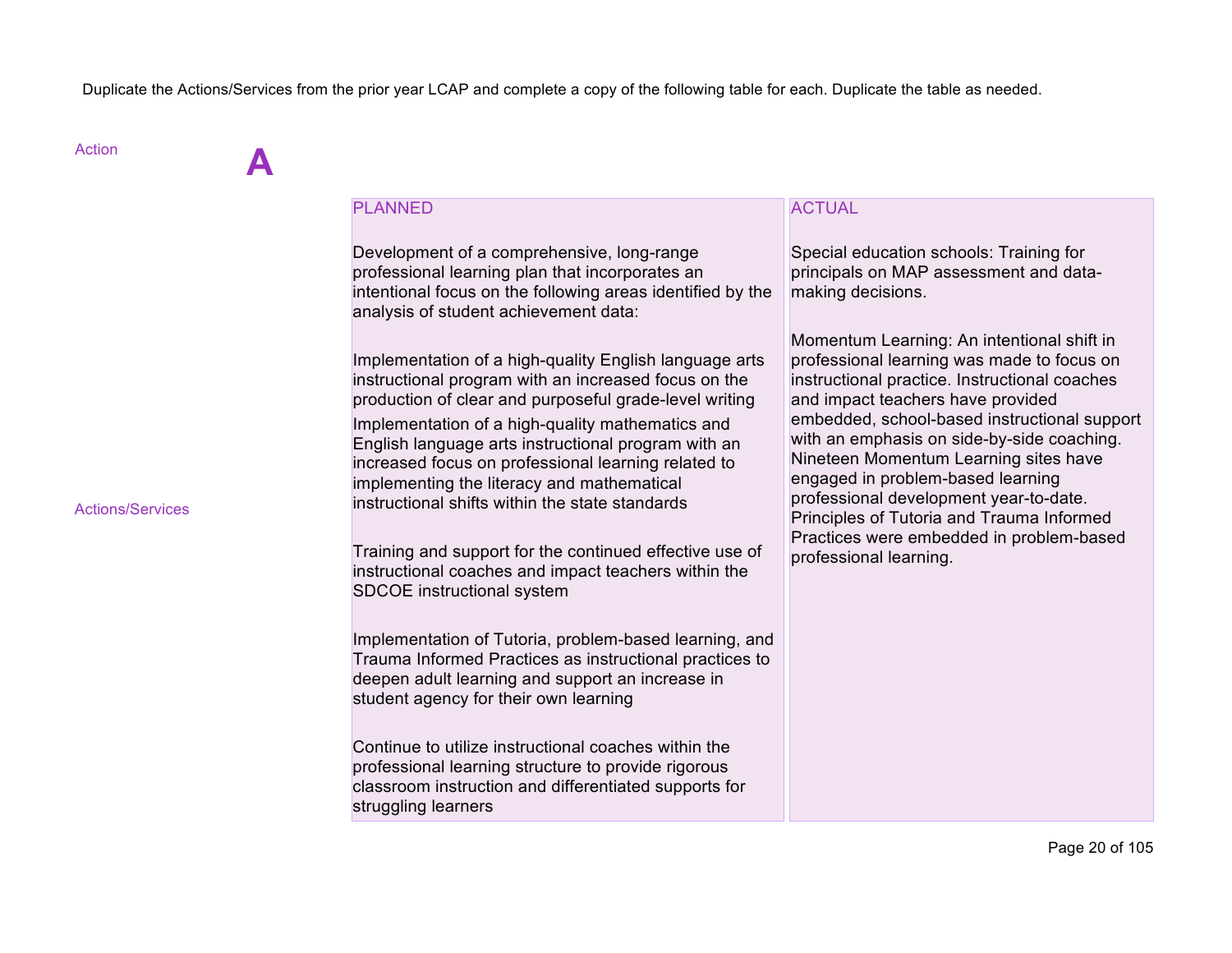Duplicate the Actions/Services from the prior year LCAP and complete a copy of the following table for each. Duplicate the table as needed.

| Action | A | |
|---|---|---|
| | **PLANNED** | **ACTUAL** |
| Actions/Services | Development of a comprehensive, long-range professional learning plan that incorporates an intentional focus on the following areas identified by the analysis of student achievement data:<br><br>Implementation of a high-quality English language arts instructional program with an increased focus on the production of clear and purposeful grade-level writing<br>Implementation of a high-quality mathematics and English language arts instructional program with an increased focus on professional learning related to implementing the literacy and mathematical instructional shifts within the state standards<br><br>Training and support for the continued effective use of instructional coaches and impact teachers within the SDCOE instructional system<br><br>Implementation of Tutoria, problem-based learning, and Trauma Informed Practices as instructional practices to deepen adult learning and support an increase in student agency for their own learning<br><br>Continue to utilize instructional coaches within the professional learning structure to provide rigorous classroom instruction and differentiated supports for struggling learners | Special education schools: Training for principals on MAP assessment and data-making decisions.<br><br>Momentum Learning: An intentional shift in professional learning was made to focus on instructional practice. Instructional coaches and impact teachers have provided embedded, school-based instructional support with an emphasis on side-by-side coaching. Nineteen Momentum Learning sites have engaged in problem-based learning professional development year-to-date. Principles of Tutoria and Trauma Informed Practices were embedded in problem-based professional learning. |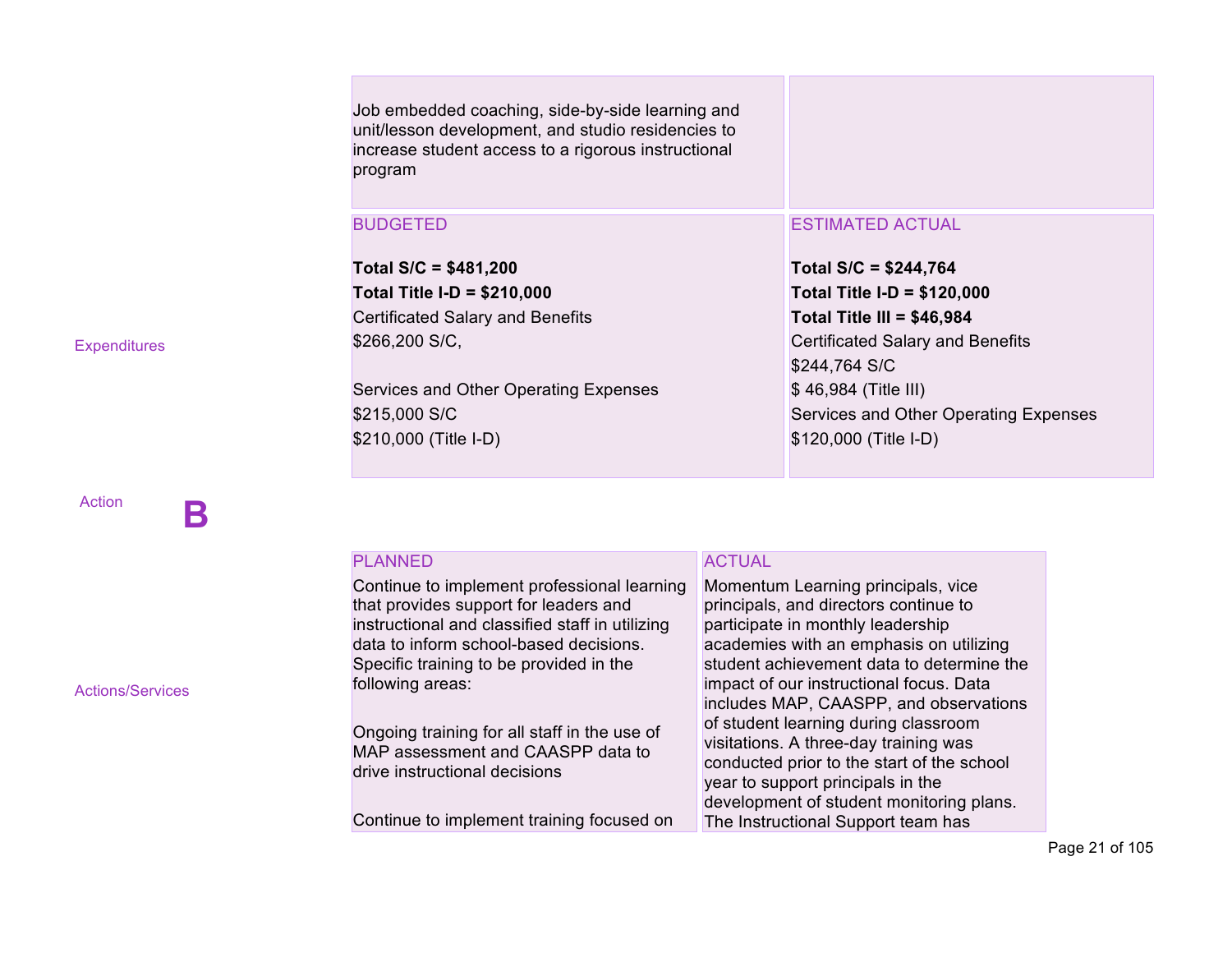| | | |
|---|---|---|
| | Job embedded coaching, side-by-side learning and unit/lesson development, and studio residencies to increase student access to a rigorous instructional program | |
| Expenditures | BUDGETED<br><br>**Total S/C = $481,200**<br>**Total Title I-D = $210,000**<br>Certificated Salary and Benefits<br>$266,200 S/C,<br><br>Services and Other Operating Expenses<br>$215,000 S/C<br>$210,000 (Title I-D) | ESTIMATED ACTUAL<br><br>**Total S/C = $244,764**<br>**Total Title I-D = $120,000**<br>**Total Title III = $46,984**<br>Certificated Salary and Benefits<br>$244,764 S/C<br>$ 46,984 (Title III)<br>Services and Other Operating Expenses<br>$120,000 (Title I-D) |

Action **B**

| | | |
|---|---|---|
| Actions/Services | PLANNED<br>Continue to implement professional learning that provides support for leaders and instructional and classified staff in utilizing data to inform school-based decisions. Specific training to be provided in the following areas:<br><br>Ongoing training for all staff in the use of MAP assessment and CAASPP data to drive instructional decisions<br><br>Continue to implement training focused on | ACTUAL<br>Momentum Learning principals, vice principals, and directors continue to participate in monthly leadership academies with an emphasis on utilizing student achievement data to determine the impact of our instructional focus. Data includes MAP, CAASPP, and observations of student learning during classroom visitations. A three-day training was conducted prior to the start of the school year to support principals in the development of student monitoring plans. The Instructional Support team has |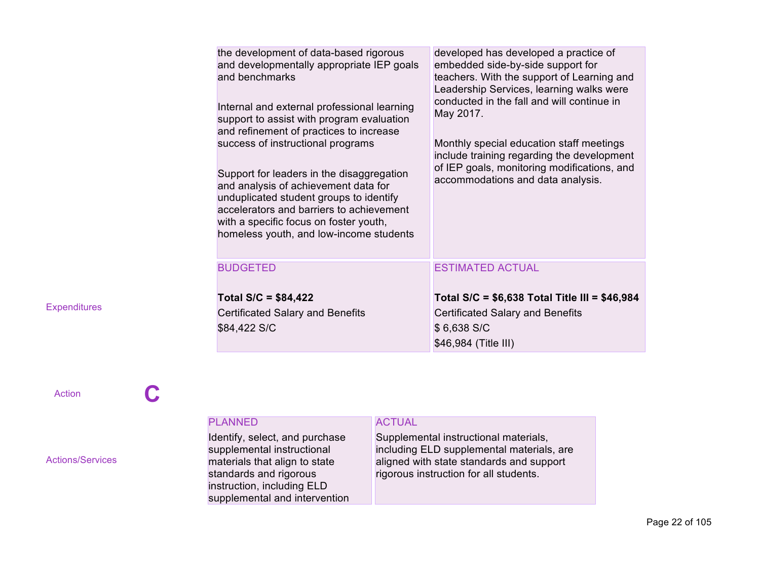| | | |
|---|---|---|
| | the development of data-based rigorous and developmentally appropriate IEP goals and benchmarks<br><br>Internal and external professional learning support to assist with program evaluation and refinement of practices to increase success of instructional programs<br><br>Support for leaders in the disaggregation and analysis of achievement data for unduplicated student groups to identify accelerators and barriers to achievement with a specific focus on foster youth, homeless youth, and low-income students | developed has developed a practice of embedded side-by-side support for teachers. With the support of Learning and Leadership Services, learning walks were conducted in the fall and will continue in May 2017.<br><br>Monthly special education staff meetings include training regarding the development of IEP goals, monitoring modifications, and accommodations and data analysis. |
| Expenditures | BUDGETED<br><br>**Total S/C = $84,422**<br>Certificated Salary and Benefits<br>$84,422 S/C | ESTIMATED ACTUAL<br><br>**Total S/C = $6,638 Total Title III = $46,984**<br>Certificated Salary and Benefits<br>$ 6,638 S/C<br>$46,984 (Title III) |

Action **C**

| | PLANNED | ACTUAL |
|---|---|---|
| Actions/Services | Identify, select, and purchase supplemental instructional materials that align to state standards and rigorous instruction, including ELD supplemental and intervention | Supplemental instructional materials, including ELD supplemental materials, are aligned with state standards and support rigorous instruction for all students. |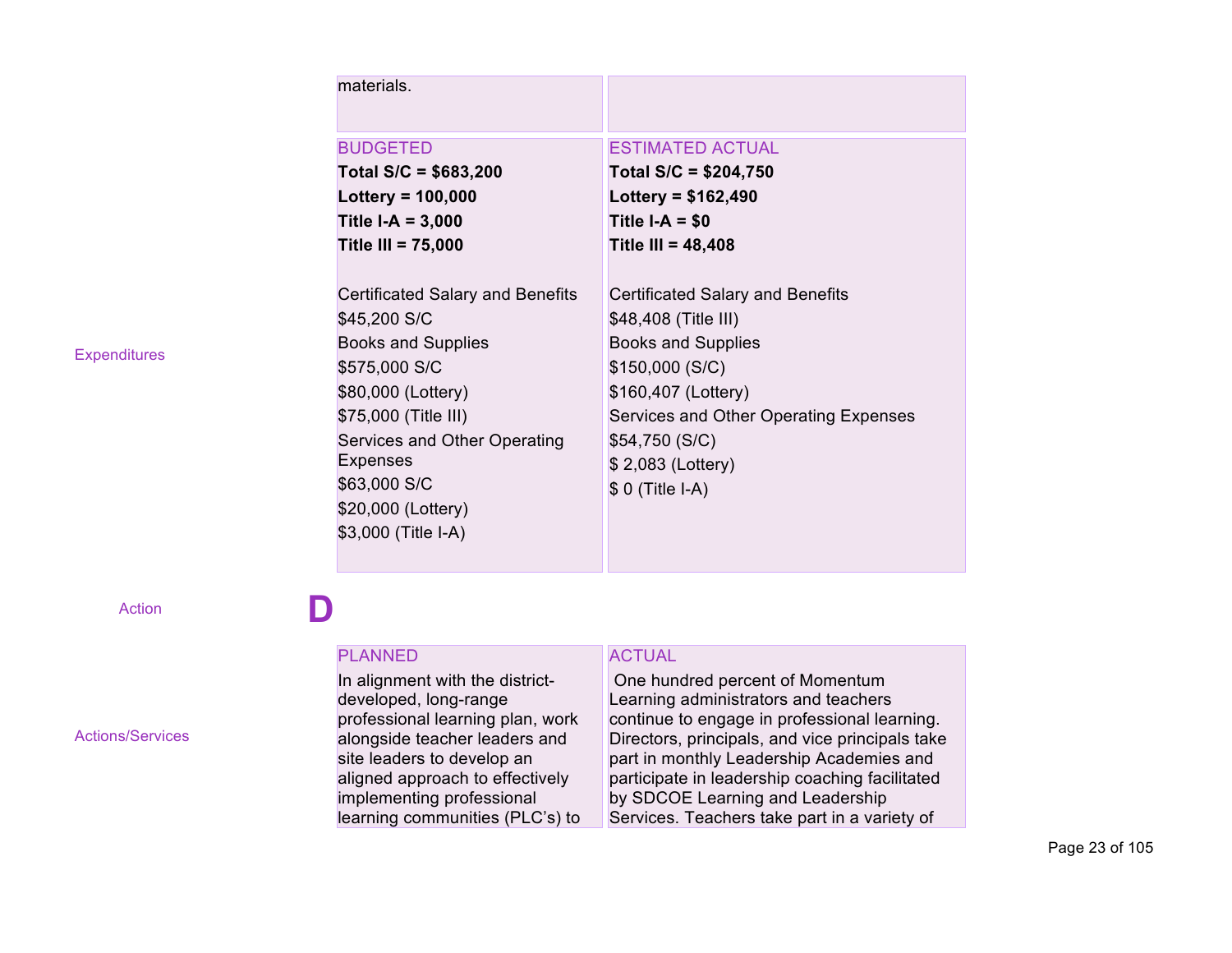| | | |
|---|---|---|
| | materials. | |
| Expenditures | BUDGETED<br>**Total S/C = $683,200**<br>**Lottery = 100,000**<br>**Title I-A = 3,000**<br>**Title III = 75,000**<br><br>Certificated Salary and Benefits<br>$45,200 S/C<br>Books and Supplies<br>$575,000 S/C<br>$80,000 (Lottery)<br>$75,000 (Title III)<br>Services and Other Operating Expenses<br>$63,000 S/C<br>$20,000 (Lottery)<br>$3,000 (Title I-A) | ESTIMATED ACTUAL<br>**Total S/C = $204,750**<br>**Lottery = $162,490**<br>**Title I-A = $0**<br>**Title III = 48,408**<br><br>Certificated Salary and Benefits<br>$48,408 (Title III)<br>Books and Supplies<br>$150,000 (S/C)<br>$160,407 (Lottery)<br>Services and Other Operating Expenses<br>$54,750 (S/C)<br>$ 2,083 (Lottery)<br>$ 0 (Title I-A) |

| Action | **D** | |
|---|---|---|
| Actions/Services | PLANNED<br>In alignment with the district-developed, long-range professional learning plan, work alongside teacher leaders and site leaders to develop an aligned approach to effectively implementing professional learning communities (PLC's) to | ACTUAL<br>One hundred percent of Momentum Learning administrators and teachers continue to engage in professional learning. Directors, principals, and vice principals take part in monthly Leadership Academies and participate in leadership coaching facilitated by SDCOE Learning and Leadership Services. Teachers take part in a variety of |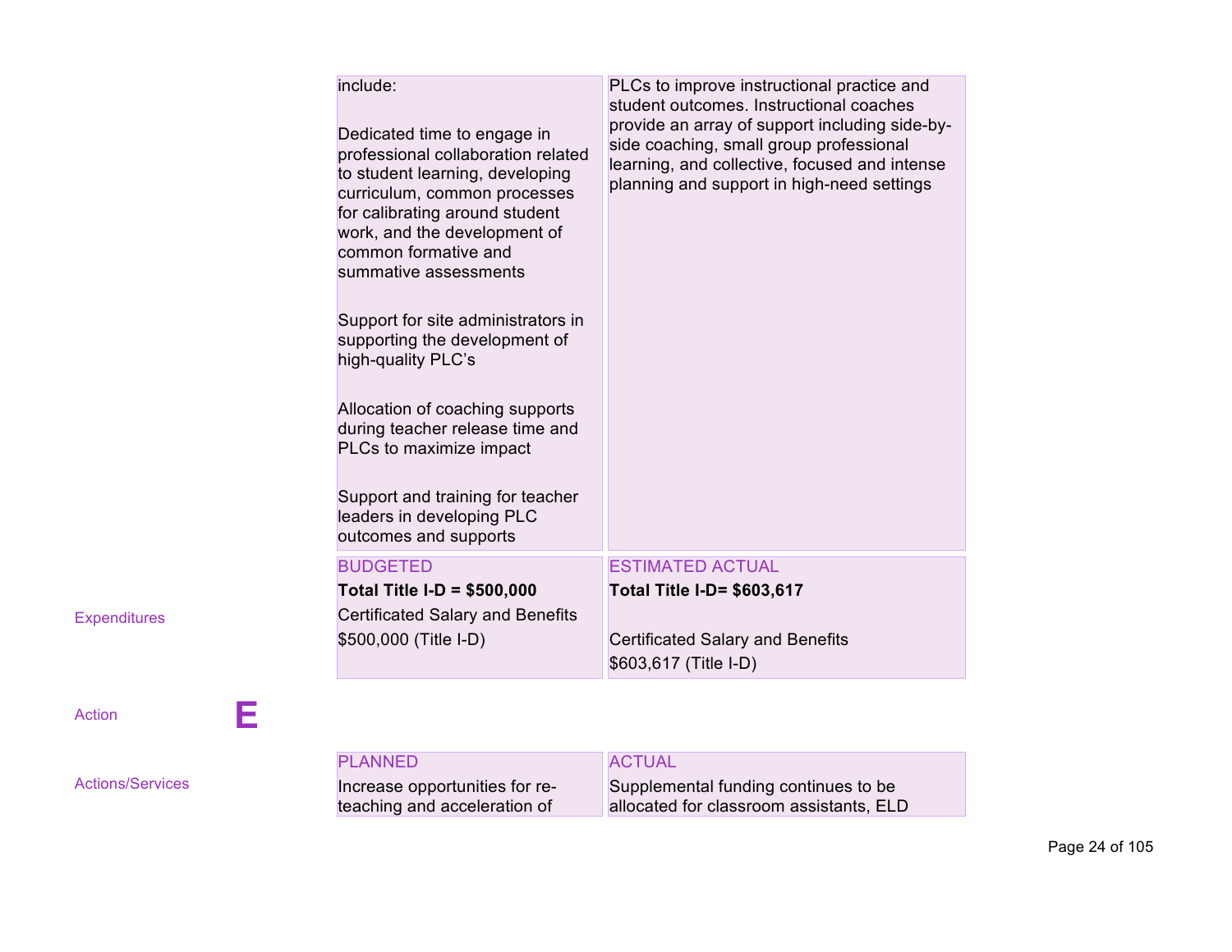| | Planned | Actual |
|---|---|---|
| | include:<br><br>Dedicated time to engage in professional collaboration related to student learning, developing curriculum, common processes for calibrating around student work, and the development of common formative and summative assessments<br><br>Support for site administrators in supporting the development of high-quality PLC's<br><br>Allocation of coaching supports during teacher release time and PLCs to maximize impact<br><br>Support and training for teacher leaders in developing PLC outcomes and supports | PLCs to improve instructional practice and student outcomes. Instructional coaches provide an array of support including side-by-side coaching, small group professional learning, and collective, focused and intense planning and support in high-need settings |
| Expenditures | BUDGETED<br>**Total Title I-D = $500,000**<br>Certificated Salary and Benefits<br>$500,000 (Title I-D) | ESTIMATED ACTUAL<br>**Total Title I-D= $603,617**<br><br>Certificated Salary and Benefits<br>$603,617 (Title I-D) |

| Action | **E** | |
|---|---|---|
| Actions/Services | PLANNED<br>Increase opportunities for re-teaching and acceleration of | ACTUAL<br>Supplemental funding continues to be allocated for classroom assistants, ELD |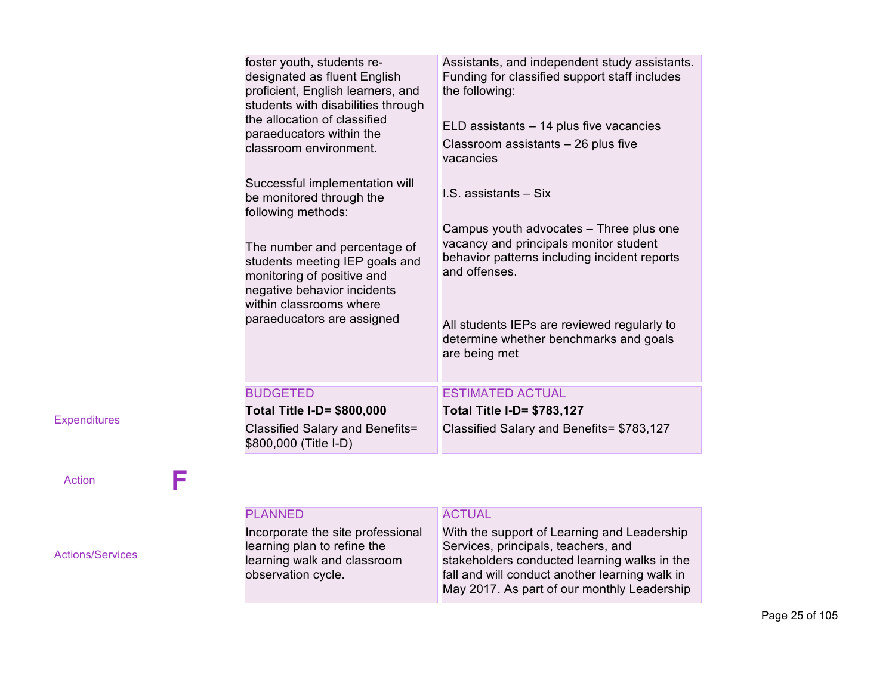| | Planned | Actual |
|---|---|---|
| | foster youth, students re-designated as fluent English proficient, English learners, and students with disabilities through the allocation of classified paraeducators within the classroom environment.<br><br>Successful implementation will be monitored through the following methods:<br><br>The number and percentage of students meeting IEP goals and monitoring of positive and negative behavior incidents within classrooms where paraeducators are assigned | Assistants, and independent study assistants. Funding for classified support staff includes the following:<br><br>ELD assistants – 14 plus five vacancies<br>Classroom assistants – 26 plus five vacancies<br><br>I.S. assistants – Six<br><br>Campus youth advocates – Three plus one vacancy and principals monitor student behavior patterns including incident reports and offenses.<br><br>All students IEPs are reviewed regularly to determine whether benchmarks and goals are being met |
| Expenditures | BUDGETED<br>**Total Title I-D= $800,000**<br>Classified Salary and Benefits= $800,000 (Title I-D) | ESTIMATED ACTUAL<br>**Total Title I-D= $783,127**<br>Classified Salary and Benefits= $783,127 |

Action **F**

| | PLANNED | ACTUAL |
|---|---|---|
| Actions/Services | Incorporate the site professional learning plan to refine the learning walk and classroom observation cycle. | With the support of Learning and Leadership Services, principals, teachers, and stakeholders conducted learning walks in the fall and will conduct another learning walk in May 2017. As part of our monthly Leadership |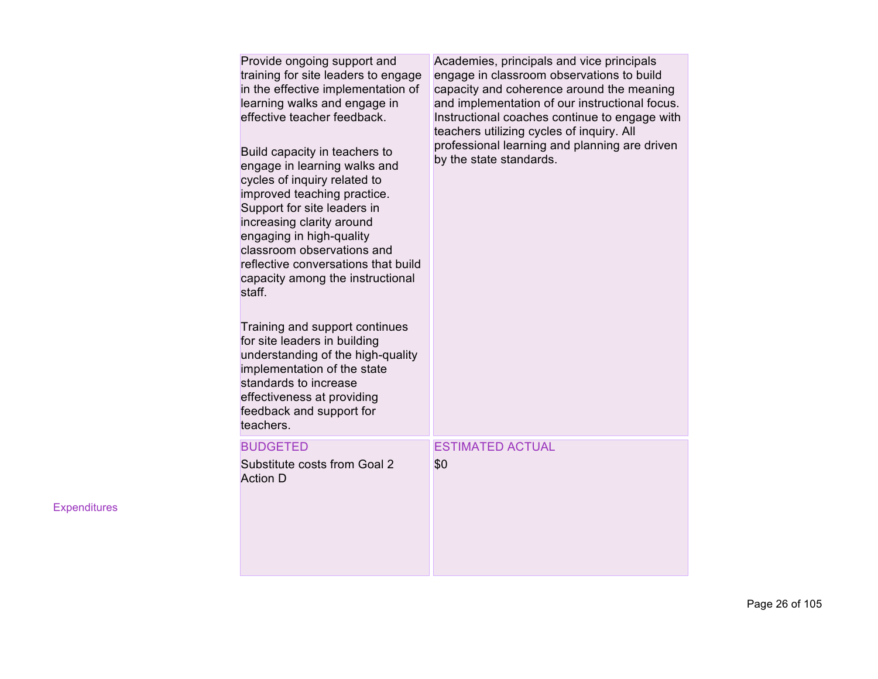| | | |
|---|---|---|
| | Provide ongoing support and training for site leaders to engage in the effective implementation of learning walks and engage in effective teacher feedback.<br><br>Build capacity in teachers to engage in learning walks and cycles of inquiry related to improved teaching practice. Support for site leaders in increasing clarity around engaging in high-quality classroom observations and reflective conversations that build capacity among the instructional staff.<br><br>Training and support continues for site leaders in building understanding of the high-quality implementation of the state standards to increase effectiveness at providing feedback and support for teachers. | Academies, principals and vice principals engage in classroom observations to build capacity and coherence around the meaning and implementation of our instructional focus. Instructional coaches continue to engage with teachers utilizing cycles of inquiry. All professional learning and planning are driven by the state standards. |
| Expenditures | BUDGETED<br>Substitute costs from Goal 2 Action D | ESTIMATED ACTUAL<br>$0 |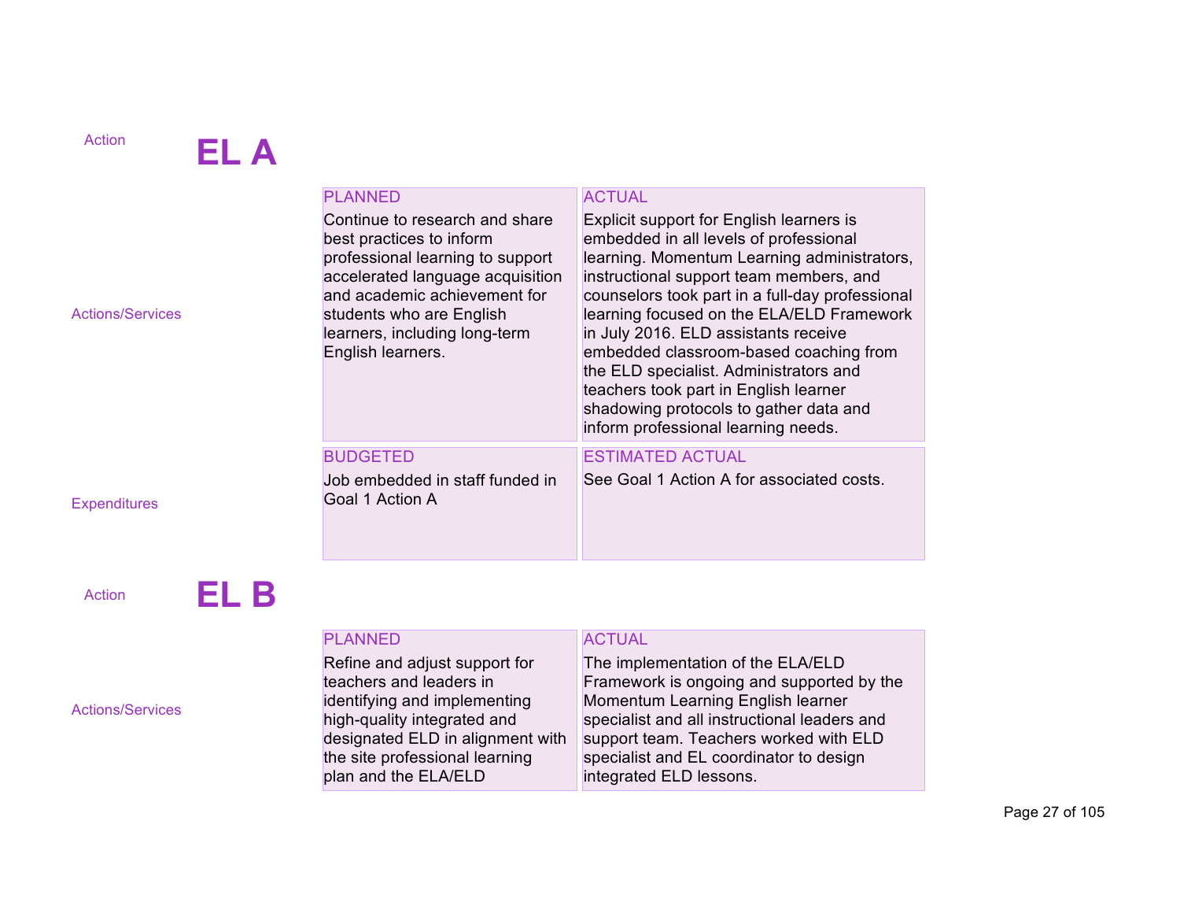Action

## EL A

| | PLANNED | ACTUAL |
|---|---|---|
| Actions/Services | Continue to research and share best practices to inform professional learning to support accelerated language acquisition and academic achievement for students who are English learners, including long-term English learners. | Explicit support for English learners is embedded in all levels of professional learning. Momentum Learning administrators, instructional support team members, and counselors took part in a full-day professional learning focused on the ELA/ELD Framework in July 2016. ELD assistants receive embedded classroom-based coaching from the ELD specialist. Administrators and teachers took part in English learner shadowing protocols to gather data and inform professional learning needs. |
| | **BUDGETED** | **ESTIMATED ACTUAL** |
| Expenditures | Job embedded in staff funded in Goal 1 Action A | See Goal 1 Action A for associated costs. |

Action

## EL B

| | PLANNED | ACTUAL |
|---|---|---|
| Actions/Services | Refine and adjust support for teachers and leaders in identifying and implementing high-quality integrated and designated ELD in alignment with the site professional learning plan and the ELA/ELD | The implementation of the ELA/ELD Framework is ongoing and supported by the Momentum Learning English learner specialist and all instructional leaders and support team. Teachers worked with ELD specialist and EL coordinator to design integrated ELD lessons. |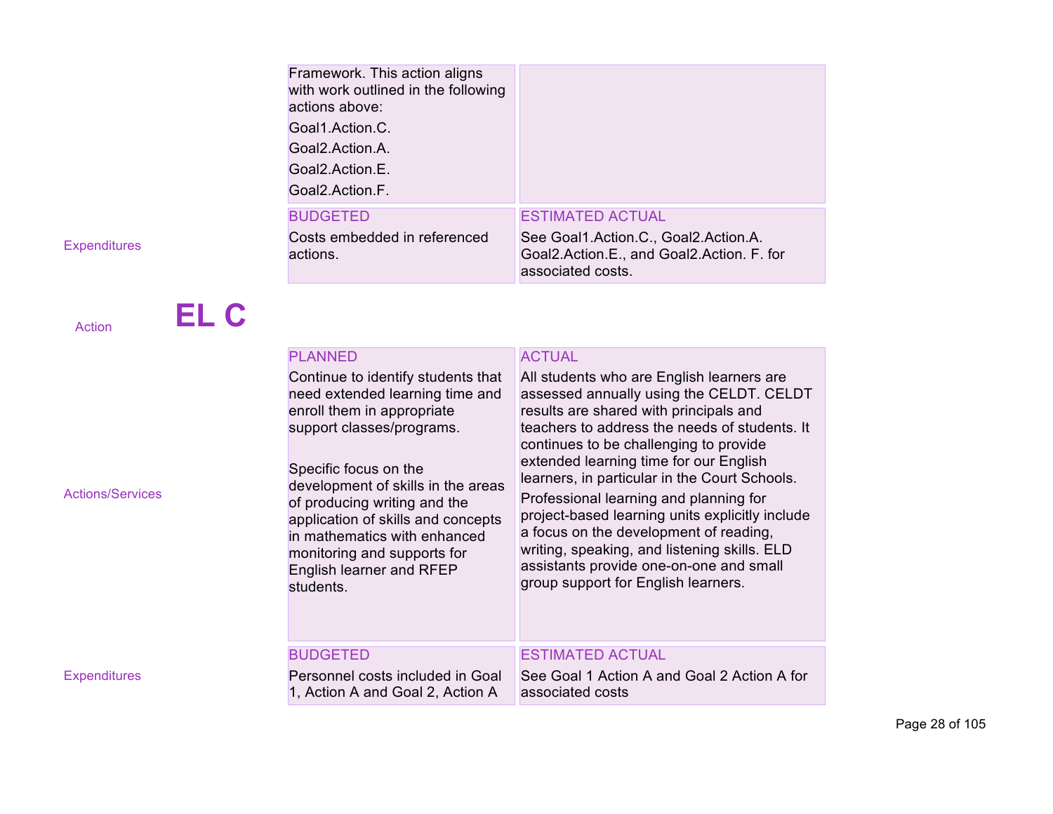| | | |
|---|---|---|
| | Framework. This action aligns with work outlined in the following actions above:<br>Goal1.Action.C.<br>Goal2.Action.A.<br>Goal2.Action.E.<br>Goal2.Action.F. | |
| Expenditures | BUDGETED<br>Costs embedded in referenced actions. | ESTIMATED ACTUAL<br>See Goal1.Action.C., Goal2.Action.A. Goal2.Action.E., and Goal2.Action. F. for associated costs. |

Action **EL C**

| | | |
|---|---|---|
| Actions/Services | PLANNED<br>Continue to identify students that need extended learning time and enroll them in appropriate support classes/programs.<br><br>Specific focus on the development of skills in the areas of producing writing and the application of skills and concepts in mathematics with enhanced monitoring and supports for English learner and RFEP students. | ACTUAL<br>All students who are English learners are assessed annually using the CELDT. CELDT results are shared with principals and teachers to address the needs of students. It continues to be challenging to provide extended learning time for our English learners, in particular in the Court Schools.<br>Professional learning and planning for project-based learning units explicitly include a focus on the development of reading, writing, speaking, and listening skills. ELD assistants provide one-on-one and small group support for English learners. |
| Expenditures | BUDGETED<br>Personnel costs included in Goal 1, Action A and Goal 2, Action A | ESTIMATED ACTUAL<br>See Goal 1 Action A and Goal 2 Action A for associated costs |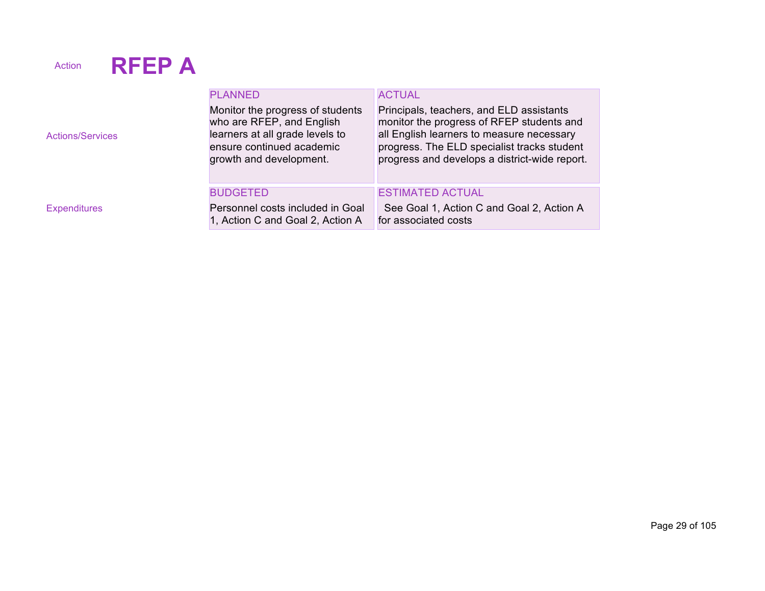Action **RFEP A**

| | PLANNED | ACTUAL |
|---|---|---|
| Actions/Services | Monitor the progress of students who are RFEP, and English learners at all grade levels to ensure continued academic growth and development. | Principals, teachers, and ELD assistants monitor the progress of RFEP students and all English learners to measure necessary progress. The ELD specialist tracks student progress and develops a district-wide report. |
| | **BUDGETED** | **ESTIMATED ACTUAL** |
| Expenditures | Personnel costs included in Goal 1, Action C and Goal 2, Action A | See Goal 1, Action C and Goal 2, Action A for associated costs |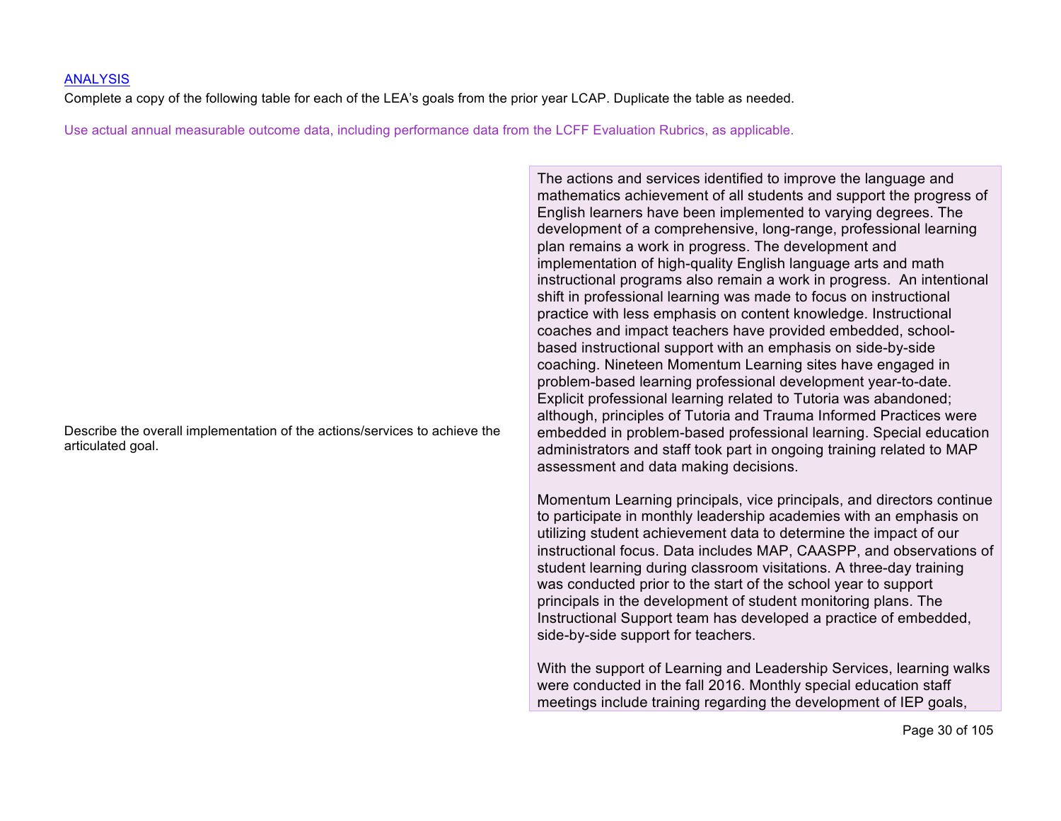ANALYSIS

Complete a copy of the following table for each of the LEA's goals from the prior year LCAP. Duplicate the table as needed.

Use actual annual measurable outcome data, including performance data from the LCFF Evaluation Rubrics, as applicable.

| | |
|---|---|
| Describe the overall implementation of the actions/services to achieve the articulated goal. | The actions and services identified to improve the language and mathematics achievement of all students and support the progress of English learners have been implemented to varying degrees. The development of a comprehensive, long-range, professional learning plan remains a work in progress. The development and implementation of high-quality English language arts and math instructional programs also remain a work in progress. An intentional shift in professional learning was made to focus on instructional practice with less emphasis on content knowledge. Instructional coaches and impact teachers have provided embedded, school-based instructional support with an emphasis on side-by-side coaching. Nineteen Momentum Learning sites have engaged in problem-based learning professional development year-to-date. Explicit professional learning related to Tutoria was abandoned; although, principles of Tutoria and Trauma Informed Practices were embedded in problem-based professional learning. Special education administrators and staff took part in ongoing training related to MAP assessment and data making decisions.<br><br>Momentum Learning principals, vice principals, and directors continue to participate in monthly leadership academies with an emphasis on utilizing student achievement data to determine the impact of our instructional focus. Data includes MAP, CAASPP, and observations of student learning during classroom visitations. A three-day training was conducted prior to the start of the school year to support principals in the development of student monitoring plans. The Instructional Support team has developed a practice of embedded, side-by-side support for teachers.<br><br>With the support of Learning and Leadership Services, learning walks were conducted in the fall 2016. Monthly special education staff meetings include training regarding the development of IEP goals, |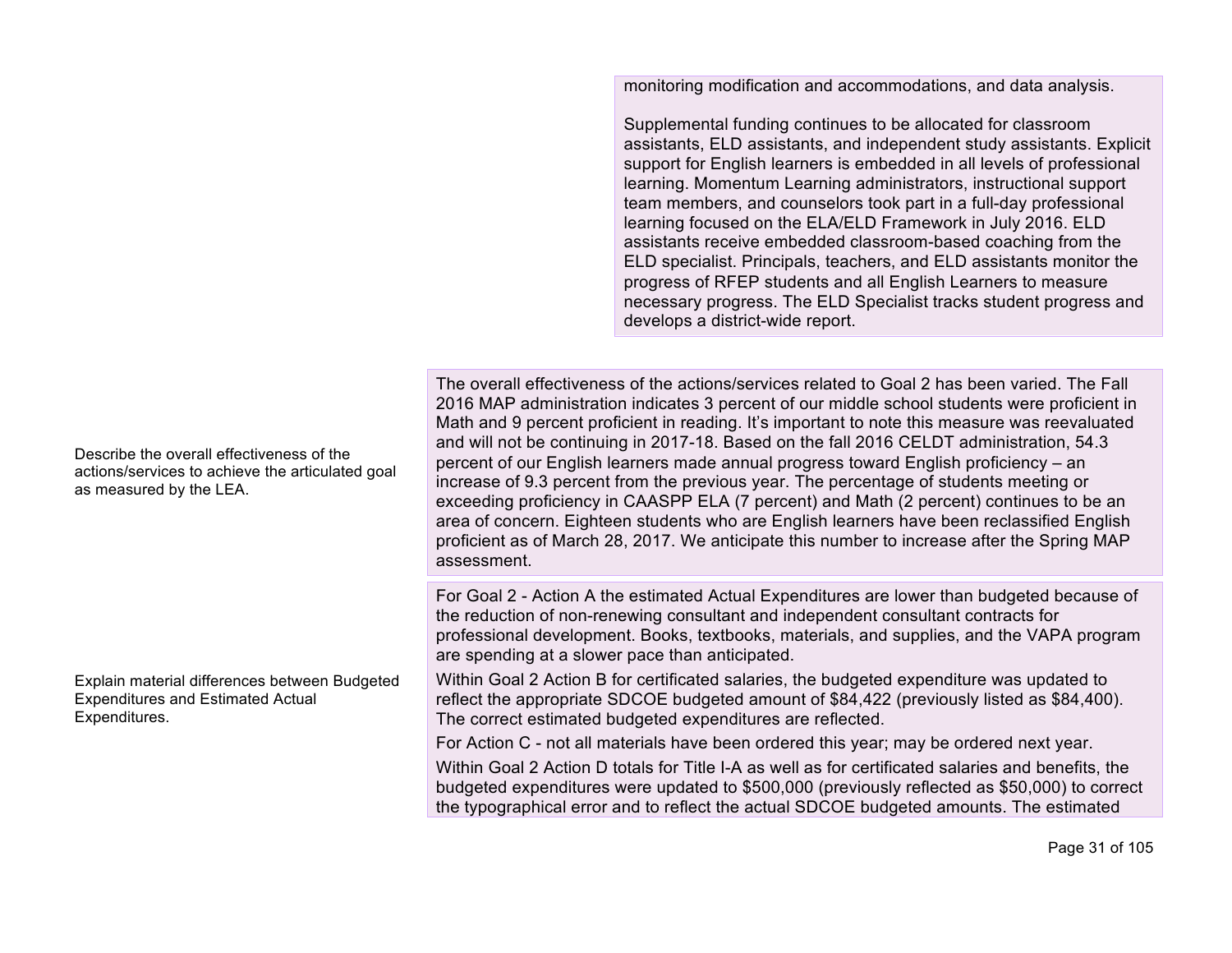| | |
|---|---|
| | monitoring modification and accommodations, and data analysis.<br><br>Supplemental funding continues to be allocated for classroom assistants, ELD assistants, and independent study assistants. Explicit support for English learners is embedded in all levels of professional learning. Momentum Learning administrators, instructional support team members, and counselors took part in a full-day professional learning focused on the ELA/ELD Framework in July 2016. ELD assistants receive embedded classroom-based coaching from the ELD specialist. Principals, teachers, and ELD assistants monitor the progress of RFEP students and all English Learners to measure necessary progress. The ELD Specialist tracks student progress and develops a district-wide report. |
| Describe the overall effectiveness of the actions/services to achieve the articulated goal as measured by the LEA. | The overall effectiveness of the actions/services related to Goal 2 has been varied. The Fall 2016 MAP administration indicates 3 percent of our middle school students were proficient in Math and 9 percent proficient in reading. It's important to note this measure was reevaluated and will not be continuing in 2017-18. Based on the fall 2016 CELDT administration, 54.3 percent of our English learners made annual progress toward English proficiency – an increase of 9.3 percent from the previous year. The percentage of students meeting or exceeding proficiency in CAASPP ELA (7 percent) and Math (2 percent) continues to be an area of concern. Eighteen students who are English learners have been reclassified English proficient as of March 28, 2017. We anticipate this number to increase after the Spring MAP assessment. |
| Explain material differences between Budgeted Expenditures and Estimated Actual Expenditures. | For Goal 2 - Action A the estimated Actual Expenditures are lower than budgeted because of the reduction of non-renewing consultant and independent consultant contracts for professional development. Books, textbooks, materials, and supplies, and the VAPA program are spending at a slower pace than anticipated.<br><br>Within Goal 2 Action B for certificated salaries, the budgeted expenditure was updated to reflect the appropriate SDCOE budgeted amount of $84,422 (previously listed as $84,400). The correct estimated budgeted expenditures are reflected.<br><br>For Action C - not all materials have been ordered this year; may be ordered next year.<br><br>Within Goal 2 Action D totals for Title I-A as well as for certificated salaries and benefits, the budgeted expenditures were updated to $500,000 (previously reflected as $50,000) to correct the typographical error and to reflect the actual SDCOE budgeted amounts. The estimated |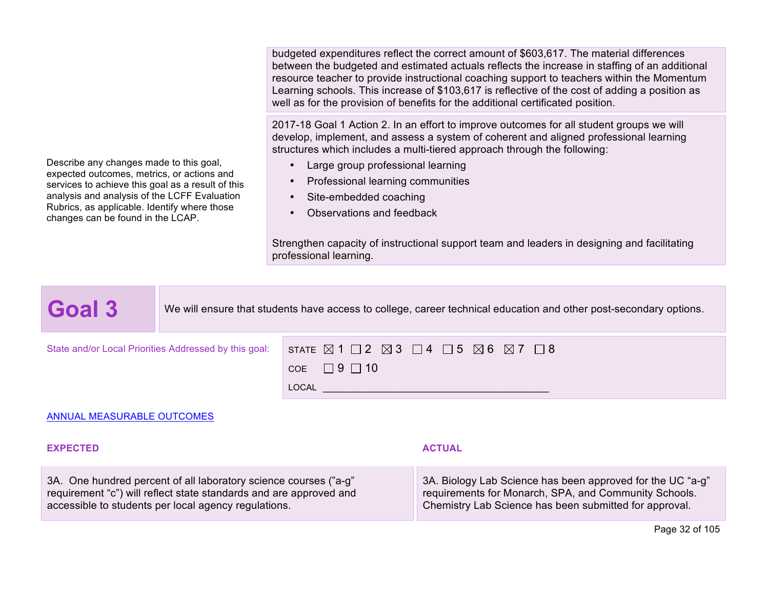| | |
|---|---|
| | budgeted expenditures reflect the correct amount of $603,617. The material differences between the budgeted and estimated actuals reflects the increase in staffing of an additional resource teacher to provide instructional coaching support to teachers within the Momentum Learning schools. This increase of $103,617 is reflective of the cost of adding a position as well as for the provision of benefits for the additional certificated position. |
| Describe any changes made to this goal, expected outcomes, metrics, or actions and services to achieve this goal as a result of this analysis and analysis of the LCFF Evaluation Rubrics, as applicable. Identify where those changes can be found in the LCAP. | 2017-18 Goal 1 Action 2. In an effort to improve outcomes for all student groups we will develop, implement, and assess a system of coherent and aligned professional learning structures which includes a multi-tiered approach through the following:<br>• Large group professional learning<br>• Professional learning communities<br>• Site-embedded coaching<br>• Observations and feedback<br><br>Strengthen capacity of instructional support team and leaders in designing and facilitating professional learning. |

## Goal 3

We will ensure that students have access to college, career technical education and other post-secondary options.

State and/or Local Priorities Addressed by this goal:

STATE ☒ 1 ☐ 2 ☒ 3 ☐ 4 ☐ 5 ☒ 6 ☒ 7 ☐ 8

COE ☐ 9 ☐ 10

LOCAL ________________________________________

ANNUAL MEASURABLE OUTCOMES

| EXPECTED | ACTUAL |
|---|---|
| 3A. One hundred percent of all laboratory science courses ("a-g" requirement "c") will reflect state standards and are approved and accessible to students per local agency regulations. | 3A. Biology Lab Science has been approved for the UC "a-g" requirements for Monarch, SPA, and Community Schools. Chemistry Lab Science has been submitted for approval. |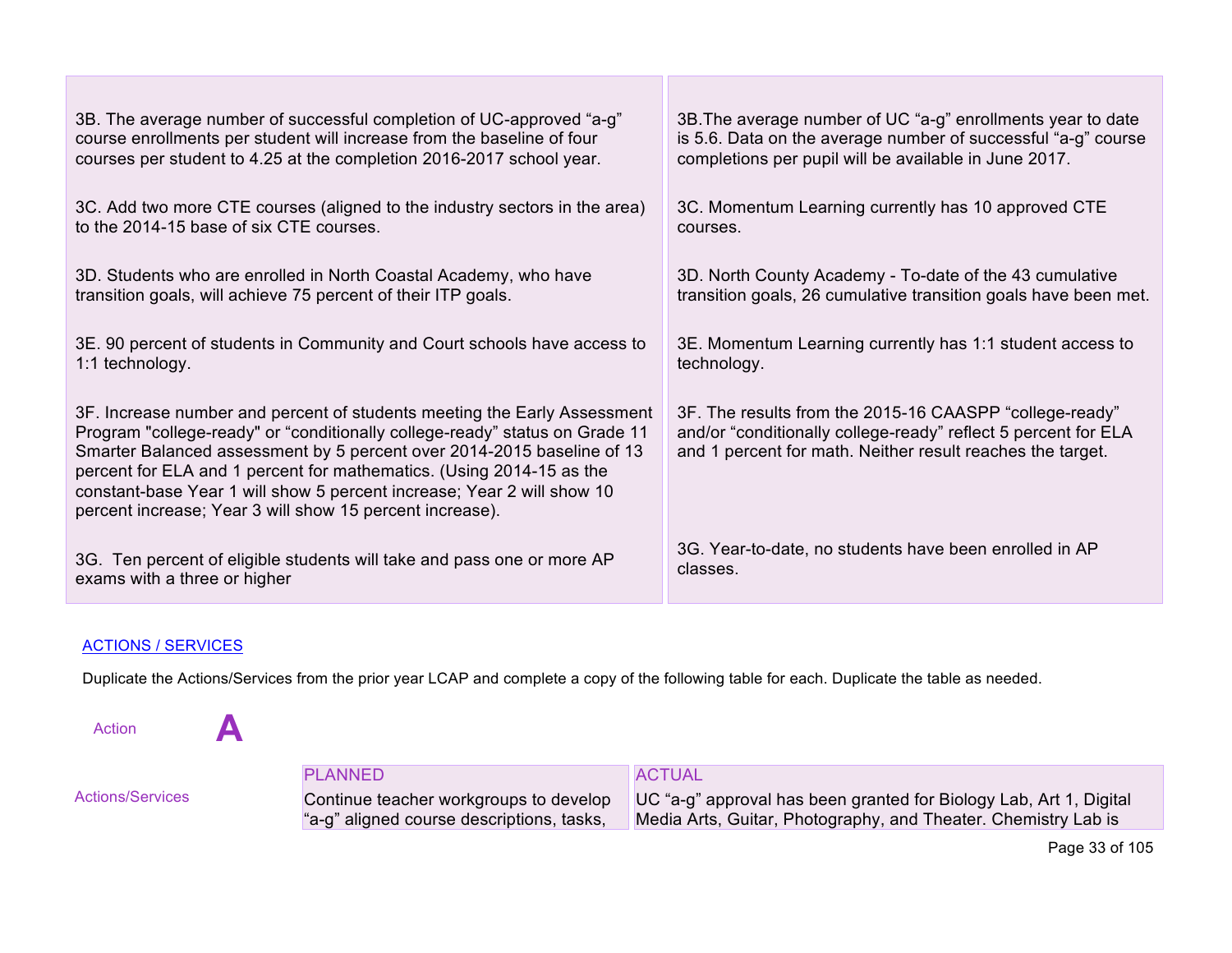| | |
|---|---|
| 3B. The average number of successful completion of UC-approved "a-g" course enrollments per student will increase from the baseline of four courses per student to 4.25 at the completion 2016-2017 school year. | 3B.The average number of UC "a-g" enrollments year to date is 5.6. Data on the average number of successful "a-g" course completions per pupil will be available in June 2017. |
| 3C. Add two more CTE courses (aligned to the industry sectors in the area) to the 2014-15 base of six CTE courses. | 3C. Momentum Learning currently has 10 approved CTE courses. |
| 3D. Students who are enrolled in North Coastal Academy, who have transition goals, will achieve 75 percent of their ITP goals. | 3D. North County Academy - To-date of the 43 cumulative transition goals, 26 cumulative transition goals have been met. |
| 3E. 90 percent of students in Community and Court schools have access to 1:1 technology. | 3E. Momentum Learning currently has 1:1 student access to technology. |
| 3F. Increase number and percent of students meeting the Early Assessment Program "college-ready" or "conditionally college-ready" status on Grade 11 Smarter Balanced assessment by 5 percent over 2014-2015 baseline of 13 percent for ELA and 1 percent for mathematics. (Using 2014-15 as the constant-base Year 1 will show 5 percent increase; Year 2 will show 10 percent increase; Year 3 will show 15 percent increase). | 3F. The results from the 2015-16 CAASPP "college-ready" and/or "conditionally college-ready" reflect 5 percent for ELA and 1 percent for math. Neither result reaches the target. |
| 3G. Ten percent of eligible students will take and pass one or more AP exams with a three or higher | 3G. Year-to-date, no students have been enrolled in AP classes. |

ACTIONS / SERVICES

Duplicate the Actions/Services from the prior year LCAP and complete a copy of the following table for each. Duplicate the table as needed.

Action **A**

| | PLANNED | ACTUAL |
|---|---|---|
| Actions/Services | Continue teacher workgroups to develop "a-g" aligned course descriptions, tasks, | UC "a-g" approval has been granted for Biology Lab, Art 1, Digital Media Arts, Guitar, Photography, and Theater. Chemistry Lab is |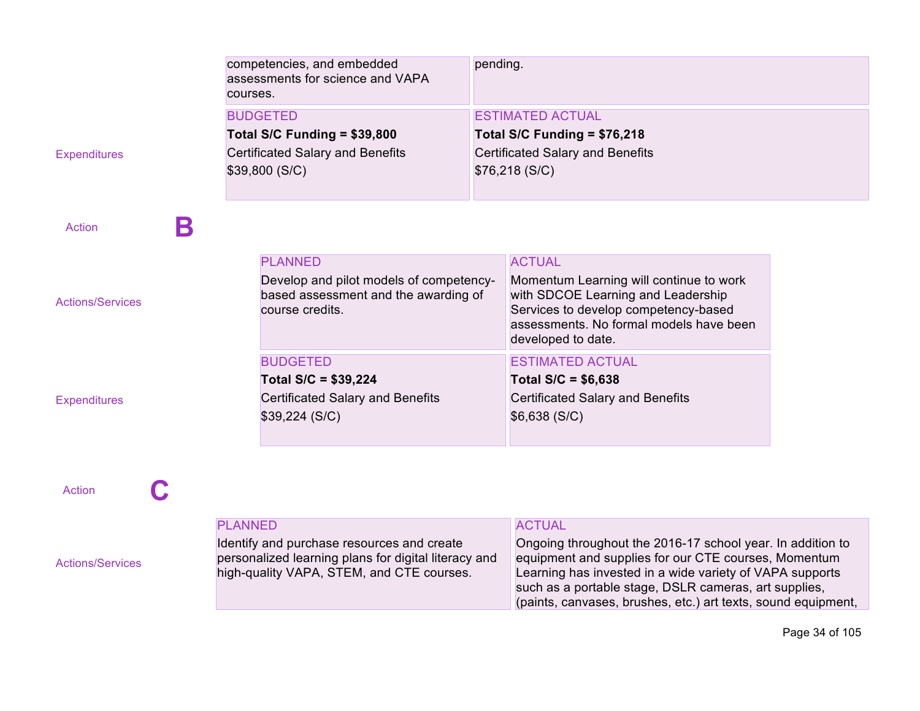| | | |
|---|---|---|
| | competencies, and embedded assessments for science and VAPA courses. | pending. |
| Expenditures | BUDGETED<br>**Total S/C Funding = $39,800**<br>Certificated Salary and Benefits<br>$39,800 (S/C) | ESTIMATED ACTUAL<br>**Total S/C Funding = $76,218**<br>Certificated Salary and Benefits<br>$76,218 (S/C) |

Action **B**

| | | |
|---|---|---|
| Actions/Services | PLANNED<br>Develop and pilot models of competency-based assessment and the awarding of course credits. | ACTUAL<br>Momentum Learning will continue to work with SDCOE Learning and Leadership Services to develop competency-based assessments. No formal models have been developed to date. |
| Expenditures | BUDGETED<br>**Total S/C = $39,224**<br>Certificated Salary and Benefits<br>$39,224 (S/C) | ESTIMATED ACTUAL<br>**Total S/C = $6,638**<br>Certificated Salary and Benefits<br>$6,638 (S/C) |

Action **C**

| | | |
|---|---|---|
| Actions/Services | PLANNED<br>Identify and purchase resources and create personalized learning plans for digital literacy and high-quality VAPA, STEM, and CTE courses. | ACTUAL<br>Ongoing throughout the 2016-17 school year. In addition to equipment and supplies for our CTE courses, Momentum Learning has invested in a wide variety of VAPA supports such as a portable stage, DSLR cameras, art supplies, (paints, canvases, brushes, etc.) art texts, sound equipment, |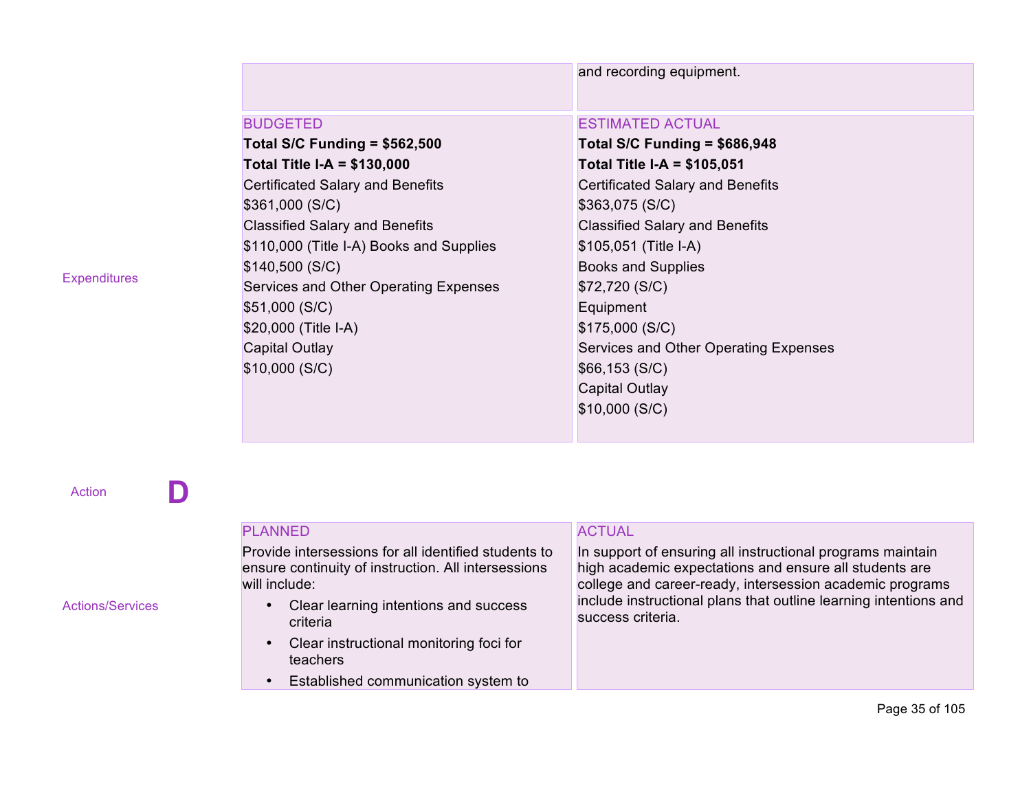| | | |
|---|---|---|
| | | and recording equipment. |
| Expenditures | BUDGETED<br>**Total S/C Funding = $562,500**<br>**Total Title I-A = $130,000**<br>Certificated Salary and Benefits<br>$361,000 (S/C)<br>Classified Salary and Benefits<br>$110,000 (Title I-A) Books and Supplies<br>$140,500 (S/C)<br>Services and Other Operating Expenses<br>$51,000 (S/C)<br>$20,000 (Title I-A)<br>Capital Outlay<br>$10,000 (S/C) | ESTIMATED ACTUAL<br>**Total S/C Funding = $686,948**<br>**Total Title I-A = $105,051**<br>Certificated Salary and Benefits<br>$363,075 (S/C)<br>Classified Salary and Benefits<br>$105,051 (Title I-A)<br>Books and Supplies<br>$72,720 (S/C)<br>Equipment<br>$175,000 (S/C)<br>Services and Other Operating Expenses<br>$66,153 (S/C)<br>Capital Outlay<br>$10,000 (S/C) |

Action **D**

| | | |
|---|---|---|
| Actions/Services | PLANNED<br>Provide intersessions for all identified students to ensure continuity of instruction. All intersessions will include:<br>• Clear learning intentions and success criteria<br>• Clear instructional monitoring foci for teachers<br>• Established communication system to | ACTUAL<br>In support of ensuring all instructional programs maintain high academic expectations and ensure all students are college and career-ready, intersession academic programs include instructional plans that outline learning intentions and success criteria. |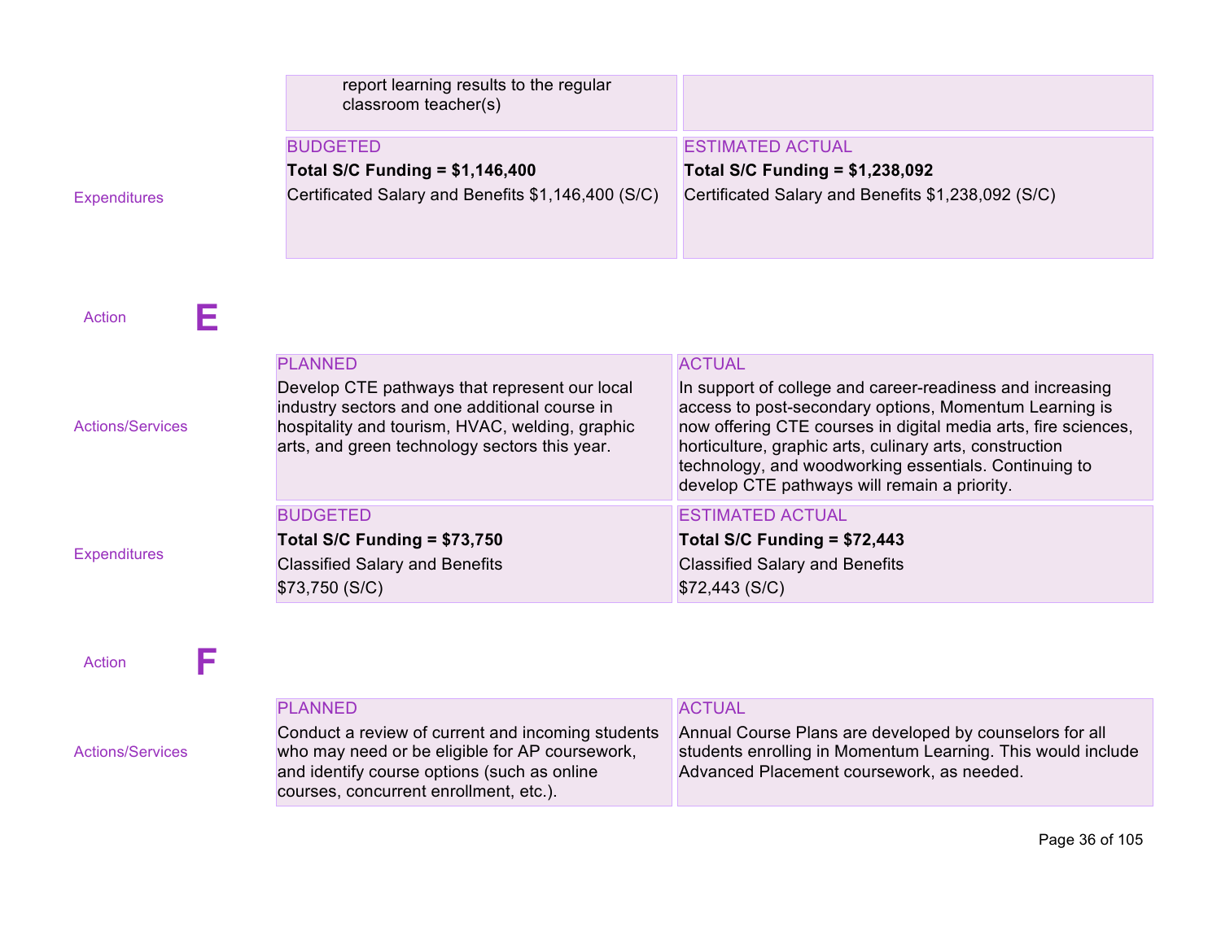| | |
|---|---|
| report learning results to the regular classroom teacher(s) | |

| | BUDGETED | ESTIMATED ACTUAL |
|---|---|---|
| Expenditures | **Total S/C Funding = $1,146,400**<br>Certificated Salary and Benefits $1,146,400 (S/C) | **Total S/C Funding = $1,238,092**<br>Certificated Salary and Benefits $1,238,092 (S/C) |

## Action E

| | PLANNED | ACTUAL |
|---|---|---|
| Actions/Services | Develop CTE pathways that represent our local industry sectors and one additional course in hospitality and tourism, HVAC, welding, graphic arts, and green technology sectors this year. | In support of college and career-readiness and increasing access to post-secondary options, Momentum Learning is now offering CTE courses in digital media arts, fire sciences, horticulture, graphic arts, culinary arts, construction technology, and woodworking essentials. Continuing to develop CTE pathways will remain a priority. |

| | BUDGETED | ESTIMATED ACTUAL |
|---|---|---|
| Expenditures | **Total S/C Funding = $73,750**<br>Classified Salary and Benefits<br>$73,750 (S/C) | **Total S/C Funding = $72,443**<br>Classified Salary and Benefits<br>$72,443 (S/C) |

## Action F

| | PLANNED | ACTUAL |
|---|---|---|
| Actions/Services | Conduct a review of current and incoming students who may need or be eligible for AP coursework, and identify course options (such as online courses, concurrent enrollment, etc.). | Annual Course Plans are developed by counselors for all students enrolling in Momentum Learning. This would include Advanced Placement coursework, as needed. |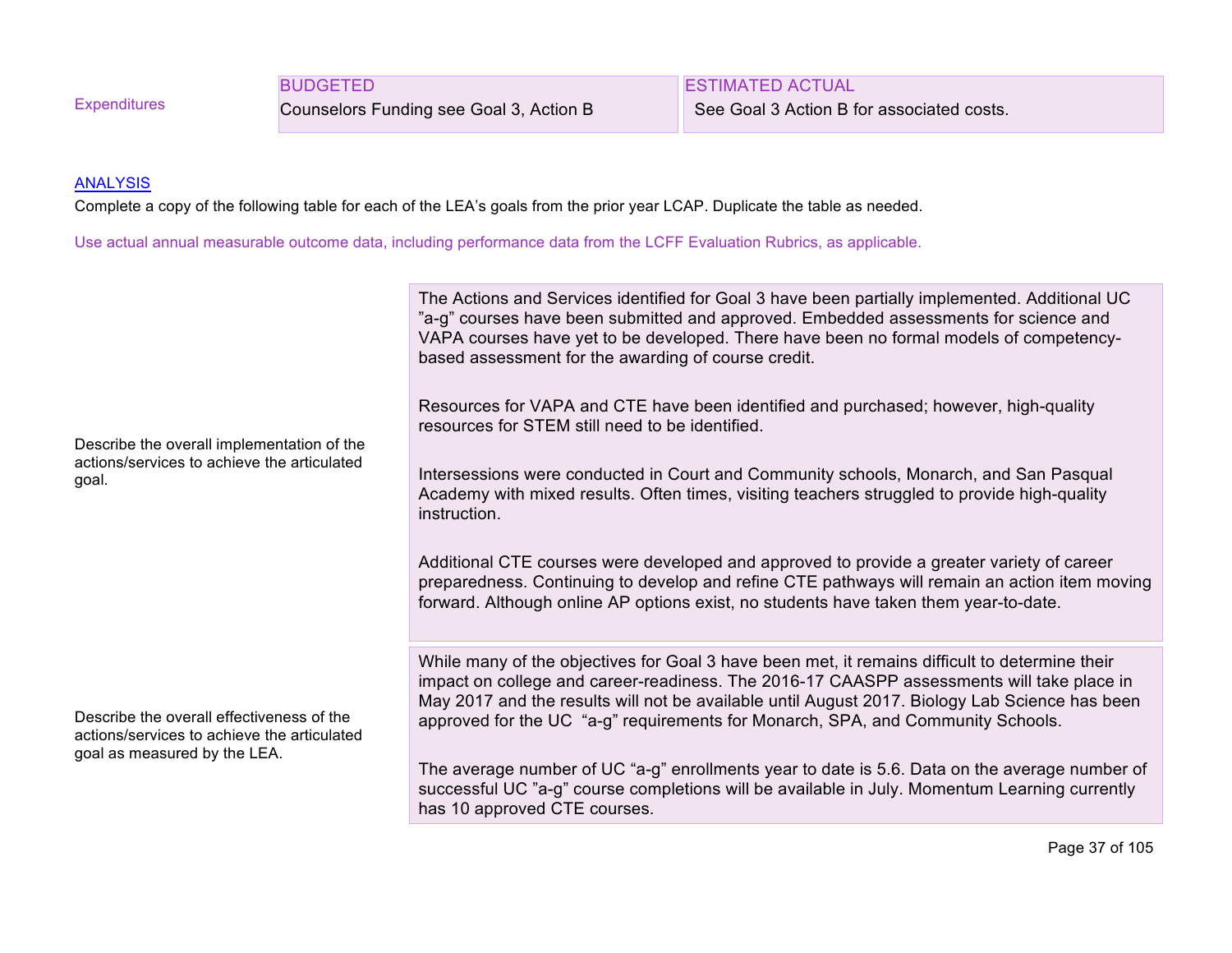| Expenditures | BUDGETED | ESTIMATED ACTUAL |
|---|---|---|
| | Counselors Funding see Goal 3, Action B | See Goal 3 Action B for associated costs. |

## ANALYSIS

Complete a copy of the following table for each of the LEA's goals from the prior year LCAP. Duplicate the table as needed.

Use actual annual measurable outcome data, including performance data from the LCFF Evaluation Rubrics, as applicable.

| | |
|---|---|
| Describe the overall implementation of the actions/services to achieve the articulated goal. | The Actions and Services identified for Goal 3 have been partially implemented. Additional UC "a-g" courses have been submitted and approved. Embedded assessments for science and VAPA courses have yet to be developed. There have been no formal models of competency-based assessment for the awarding of course credit.<br><br>Resources for VAPA and CTE have been identified and purchased; however, high-quality resources for STEM still need to be identified.<br><br>Intersessions were conducted in Court and Community schools, Monarch, and San Pasqual Academy with mixed results. Often times, visiting teachers struggled to provide high-quality instruction.<br><br>Additional CTE courses were developed and approved to provide a greater variety of career preparedness. Continuing to develop and refine CTE pathways will remain an action item moving forward. Although online AP options exist, no students have taken them year-to-date. |
| Describe the overall effectiveness of the actions/services to achieve the articulated goal as measured by the LEA. | While many of the objectives for Goal 3 have been met, it remains difficult to determine their impact on college and career-readiness. The 2016-17 CAASPP assessments will take place in May 2017 and the results will not be available until August 2017. Biology Lab Science has been approved for the UC "a-g" requirements for Monarch, SPA, and Community Schools.<br><br>The average number of UC "a-g" enrollments year to date is 5.6. Data on the average number of successful UC "a-g" course completions will be available in July. Momentum Learning currently has 10 approved CTE courses. |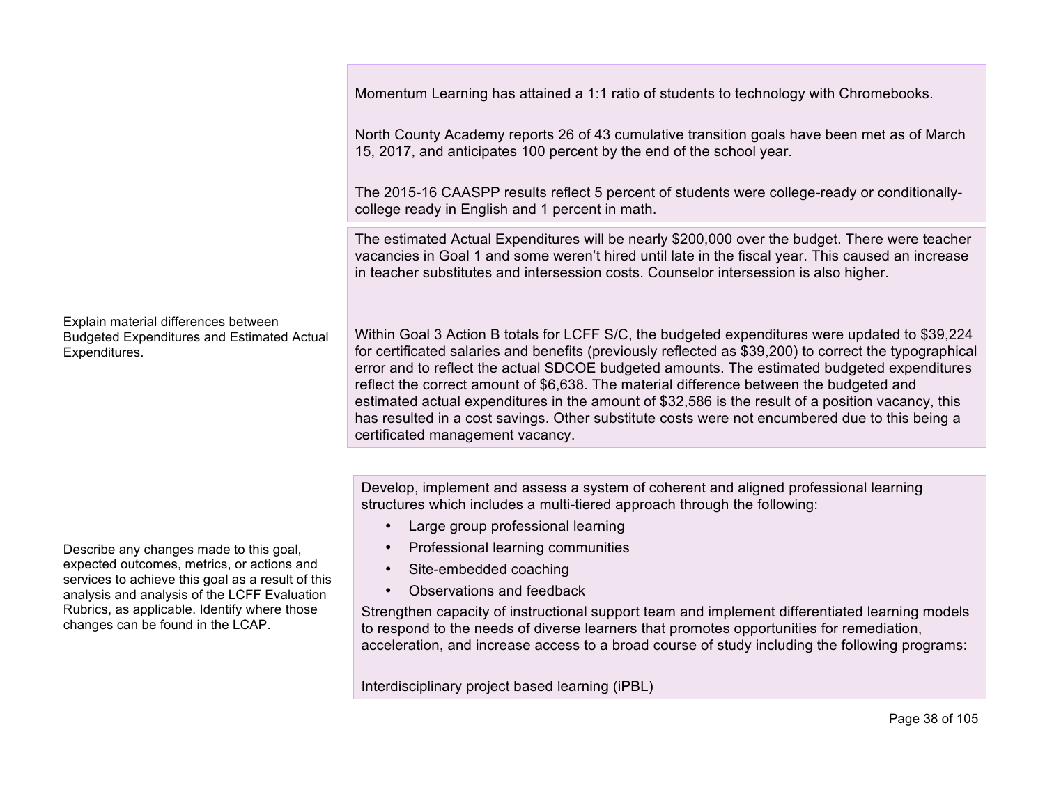| | |
|---|---|
| | Momentum Learning has attained a 1:1 ratio of students to technology with Chromebooks. <br><br> North County Academy reports 26 of 43 cumulative transition goals have been met as of March 15, 2017, and anticipates 100 percent by the end of the school year. <br><br> The 2015-16 CAASPP results reflect 5 percent of students were college-ready or conditionally-college ready in English and 1 percent in math. |
| Explain material differences between Budgeted Expenditures and Estimated Actual Expenditures. | The estimated Actual Expenditures will be nearly $200,000 over the budget. There were teacher vacancies in Goal 1 and some weren't hired until late in the fiscal year. This caused an increase in teacher substitutes and intersession costs. Counselor intersession is also higher. <br><br> Within Goal 3 Action B totals for LCFF S/C, the budgeted expenditures were updated to $39,224 for certificated salaries and benefits (previously reflected as $39,200) to correct the typographical error and to reflect the actual SDCOE budgeted amounts. The estimated budgeted expenditures reflect the correct amount of $6,638. The material difference between the budgeted and estimated actual expenditures in the amount of $32,586 is the result of a position vacancy, this has resulted in a cost savings. Other substitute costs were not encumbered due to this being a certificated management vacancy. |
| Describe any changes made to this goal, expected outcomes, metrics, or actions and services to achieve this goal as a result of this analysis and analysis of the LCFF Evaluation Rubrics, as applicable. Identify where those changes can be found in the LCAP. | Develop, implement and assess a system of coherent and aligned professional learning structures which includes a multi-tiered approach through the following: <br>• Large group professional learning <br>• Professional learning communities <br>• Site-embedded coaching <br>• Observations and feedback <br>Strengthen capacity of instructional support team and implement differentiated learning models to respond to the needs of diverse learners that promotes opportunities for remediation, acceleration, and increase access to a broad course of study including the following programs: <br><br> Interdisciplinary project based learning (iPBL) |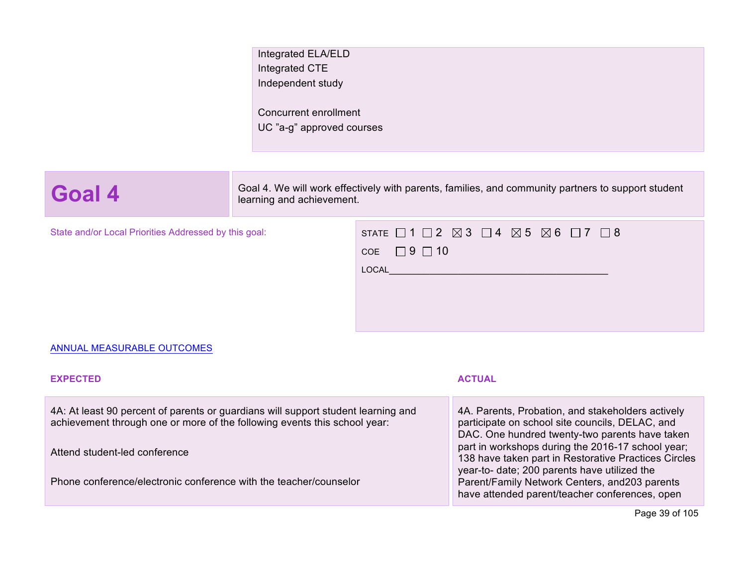Integrated ELA/ELD
Integrated CTE
Independent study

Concurrent enrollment
UC "a-g" approved courses

## Goal 4

Goal 4. We will work effectively with parents, families, and community partners to support student learning and achievement.

State and/or Local Priorities Addressed by this goal:

STATE ☐ 1 ☐ 2 ☒ 3 ☐ 4 ☒ 5 ☒ 6 ☐ 7 ☐ 8

COE ☐ 9 ☐ 10

LOCAL________________________________________

ANNUAL MEASURABLE OUTCOMES

| EXPECTED | ACTUAL |
|---|---|
| 4A: At least 90 percent of parents or guardians will support student learning and achievement through one or more of the following events this school year:<br><br>Attend student-led conference<br><br>Phone conference/electronic conference with the teacher/counselor | 4A. Parents, Probation, and stakeholders actively participate on school site councils, DELAC, and DAC. One hundred twenty-two parents have taken part in workshops during the 2016-17 school year; 138 have taken part in Restorative Practices Circles year-to- date; 200 parents have utilized the Parent/Family Network Centers, and203 parents have attended parent/teacher conferences, open |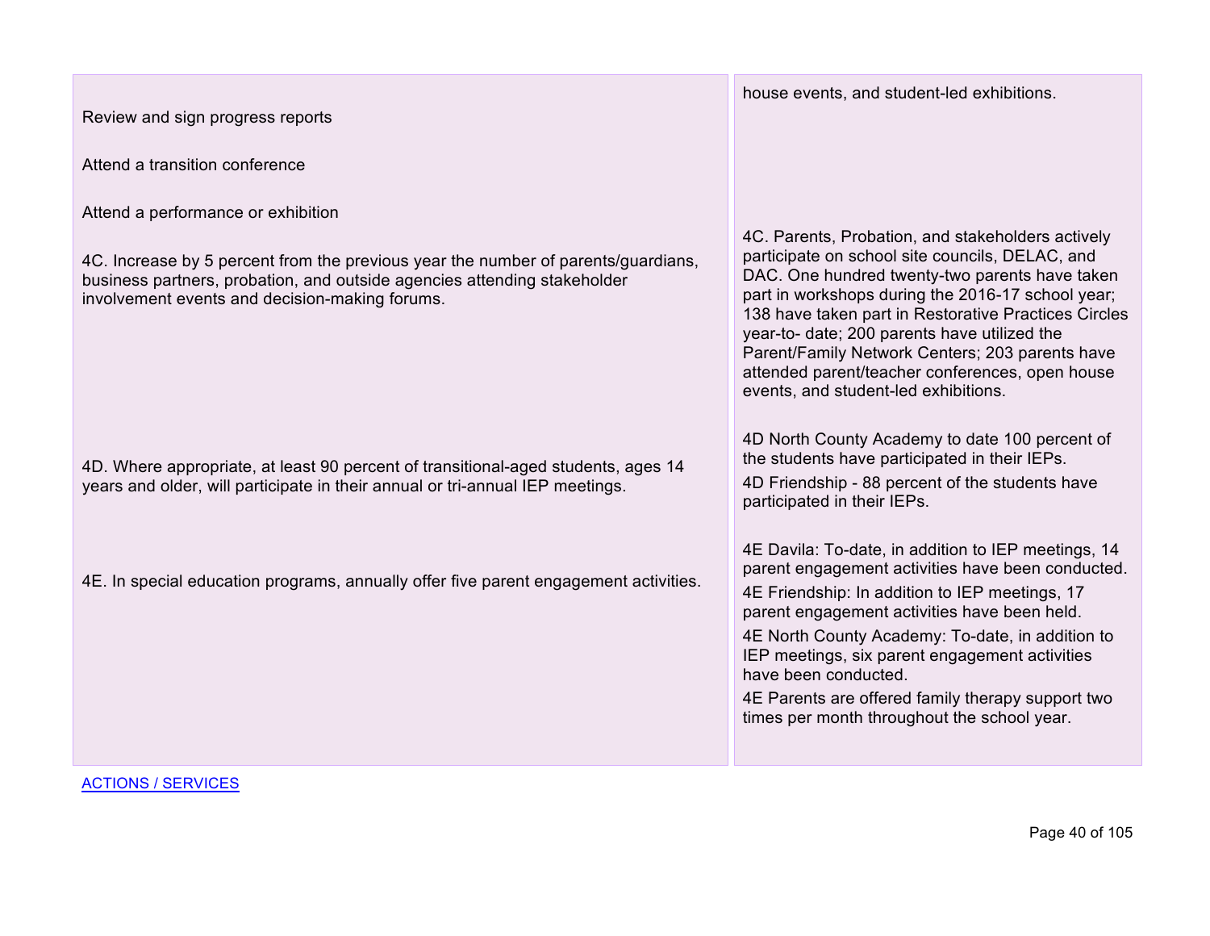| | |
|---|---|
| Review and sign progress reports<br><br>Attend a transition conference<br><br>Attend a performance or exhibition | house events, and student-led exhibitions. |
| 4C. Increase by 5 percent from the previous year the number of parents/guardians, business partners, probation, and outside agencies attending stakeholder involvement events and decision-making forums. | 4C. Parents, Probation, and stakeholders actively participate on school site councils, DELAC, and DAC. One hundred twenty-two parents have taken part in workshops during the 2016-17 school year; 138 have taken part in Restorative Practices Circles year-to- date; 200 parents have utilized the Parent/Family Network Centers; 203 parents have attended parent/teacher conferences, open house events, and student-led exhibitions. |
| 4D. Where appropriate, at least 90 percent of transitional-aged students, ages 14 years and older, will participate in their annual or tri-annual IEP meetings. | 4D North County Academy to date 100 percent of the students have participated in their IEPs.<br><br>4D Friendship - 88 percent of the students have participated in their IEPs. |
| 4E. In special education programs, annually offer five parent engagement activities. | 4E Davila: To-date, in addition to IEP meetings, 14 parent engagement activities have been conducted.<br><br>4E Friendship: In addition to IEP meetings, 17 parent engagement activities have been held.<br><br>4E North County Academy: To-date, in addition to IEP meetings, six parent engagement activities have been conducted.<br><br>4E Parents are offered family therapy support two times per month throughout the school year. |

ACTIONS / SERVICES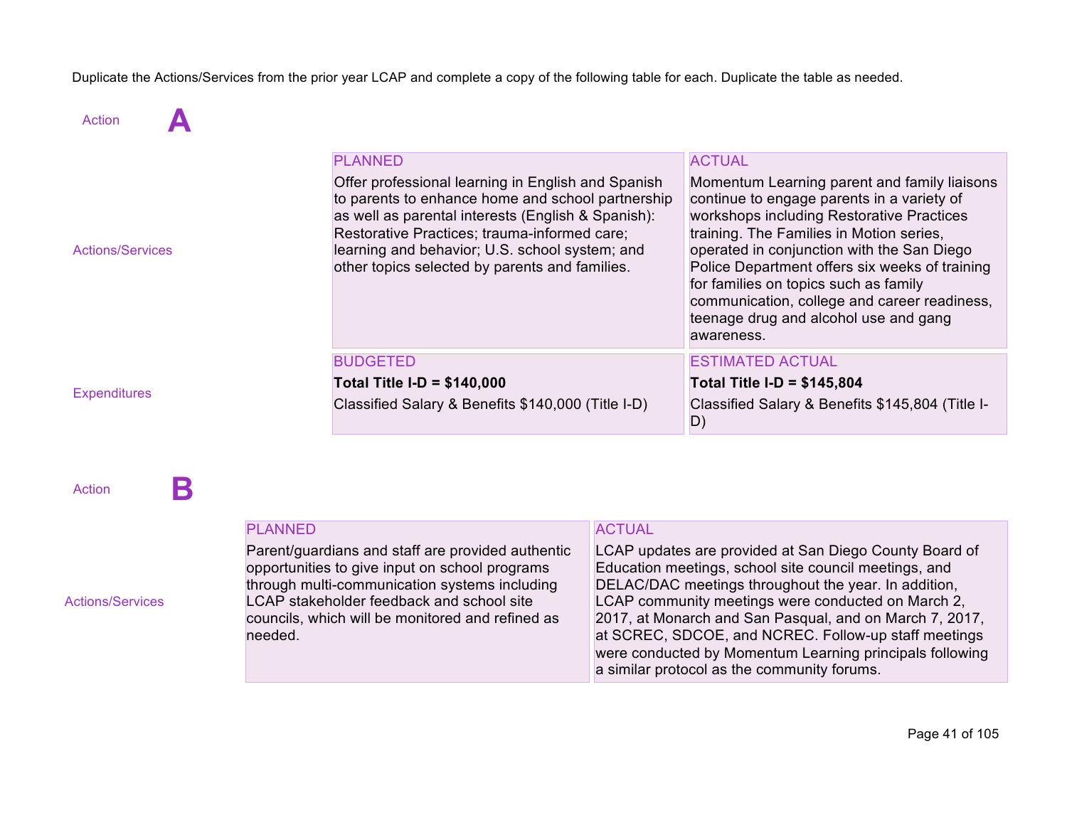Duplicate the Actions/Services from the prior year LCAP and complete a copy of the following table for each. Duplicate the table as needed.

## Action A

| | PLANNED | ACTUAL |
|---|---|---|
| Actions/Services | Offer professional learning in English and Spanish to parents to enhance home and school partnership as well as parental interests (English & Spanish): Restorative Practices; trauma-informed care; learning and behavior; U.S. school system; and other topics selected by parents and families. | Momentum Learning parent and family liaisons continue to engage parents in a variety of workshops including Restorative Practices training. The Families in Motion series, operated in conjunction with the San Diego Police Department offers six weeks of training for families on topics such as family communication, college and career readiness, teenage drug and alcohol use and gang awareness. |
| | **BUDGETED** | **ESTIMATED ACTUAL** |
| Expenditures | **Total Title I-D = $140,000**<br>Classified Salary & Benefits $140,000 (Title I-D) | **Total Title I-D = $145,804**<br>Classified Salary & Benefits $145,804 (Title I-D) |

## Action B

| | PLANNED | ACTUAL |
|---|---|---|
| Actions/Services | Parent/guardians and staff are provided authentic opportunities to give input on school programs through multi-communication systems including LCAP stakeholder feedback and school site councils, which will be monitored and refined as needed. | LCAP updates are provided at San Diego County Board of Education meetings, school site council meetings, and DELAC/DAC meetings throughout the year. In addition, LCAP community meetings were conducted on March 2, 2017, at Monarch and San Pasqual, and on March 7, 2017, at SCREC, SDCOE, and NCREC. Follow-up staff meetings were conducted by Momentum Learning principals following a similar protocol as the community forums. |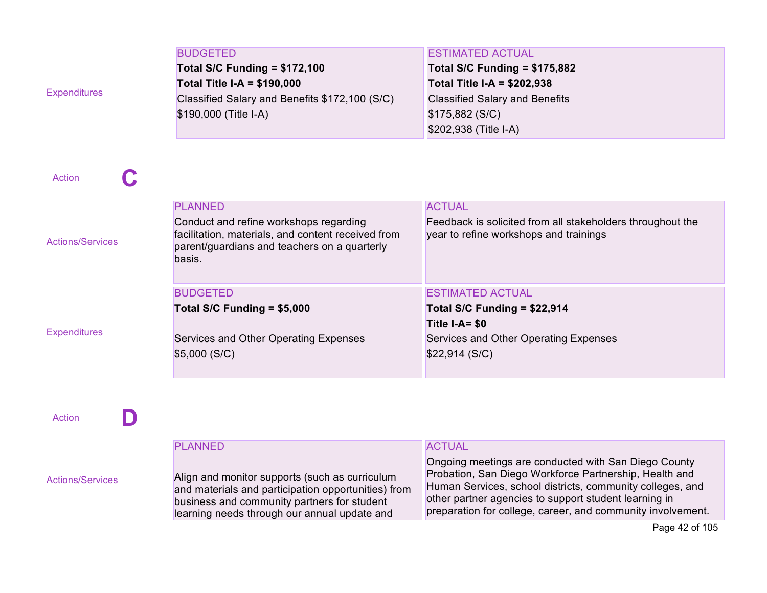| | BUDGETED | ESTIMATED ACTUAL |
|---|---|---|
| Expenditures | **Total S/C Funding = $172,100**<br>**Total Title I-A = $190,000**<br>Classified Salary and Benefits $172,100 (S/C)<br>$190,000 (Title I-A) | **Total S/C Funding = $175,882**<br>**Total Title I-A = $202,938**<br>Classified Salary and Benefits<br>$175,882 (S/C)<br>$202,938 (Title I-A) |

Action **C**

| | PLANNED | ACTUAL |
|---|---|---|
| Actions/Services | Conduct and refine workshops regarding facilitation, materials, and content received from parent/guardians and teachers on a quarterly basis. | Feedback is solicited from all stakeholders throughout the year to refine workshops and trainings |

| | BUDGETED | ESTIMATED ACTUAL |
|---|---|---|
| Expenditures | **Total S/C Funding = $5,000**<br><br>Services and Other Operating Expenses<br>$5,000 (S/C) | **Total S/C Funding = $22,914**<br>**Title I-A= $0**<br>Services and Other Operating Expenses<br>$22,914 (S/C) |

Action **D**

| | PLANNED | ACTUAL |
|---|---|---|
| Actions/Services | Align and monitor supports (such as curriculum and materials and participation opportunities) from business and community partners for student learning needs through our annual update and | Ongoing meetings are conducted with San Diego County Probation, San Diego Workforce Partnership, Health and Human Services, school districts, community colleges, and other partner agencies to support student learning in preparation for college, career, and community involvement. |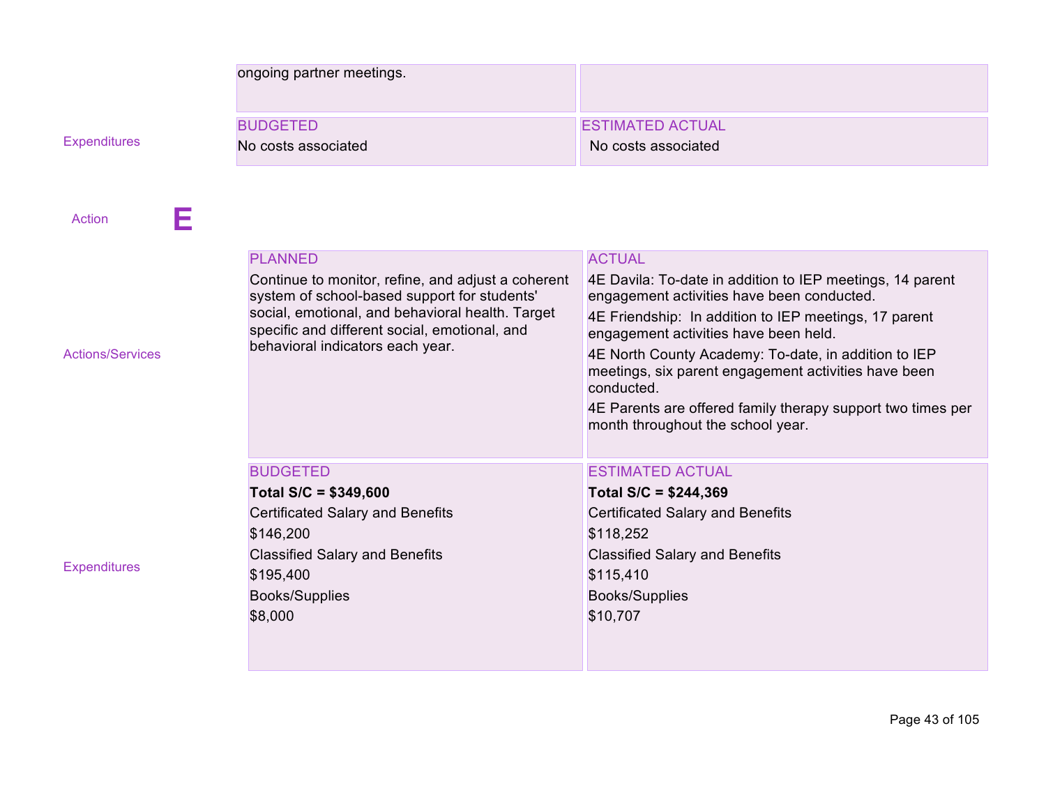| | | |
|---|---|---|
| | ongoing partner meetings. | |
| Expenditures | BUDGETED<br>No costs associated | ESTIMATED ACTUAL<br>No costs associated |

## Action E

| | PLANNED | ACTUAL |
|---|---|---|
| Actions/Services | Continue to monitor, refine, and adjust a coherent system of school-based support for students' social, emotional, and behavioral health. Target specific and different social, emotional, and behavioral indicators each year. | 4E Davila: To-date in addition to IEP meetings, 14 parent engagement activities have been conducted.<br>4E Friendship: In addition to IEP meetings, 17 parent engagement activities have been held.<br>4E North County Academy: To-date, in addition to IEP meetings, six parent engagement activities have been conducted.<br>4E Parents are offered family therapy support two times per month throughout the school year. |
| | **BUDGETED** | **ESTIMATED ACTUAL** |
| Expenditures | **Total S/C = $349,600**<br>Certificated Salary and Benefits<br>$146,200<br>Classified Salary and Benefits<br>$195,400<br>Books/Supplies<br>$8,000 | **Total S/C = $244,369**<br>Certificated Salary and Benefits<br>$118,252<br>Classified Salary and Benefits<br>$115,410<br>Books/Supplies<br>$10,707 |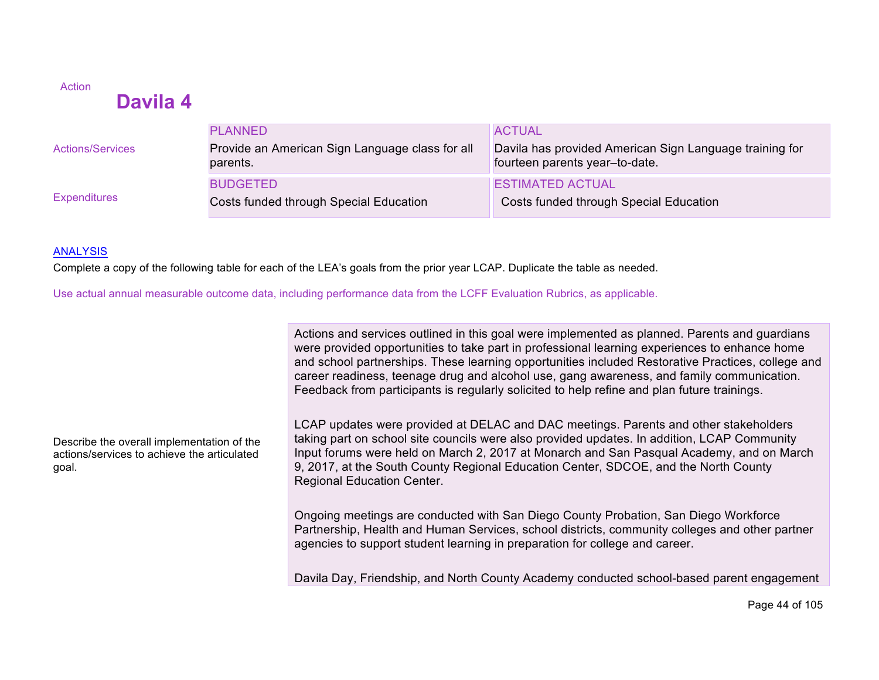Action

## Davila 4

| | PLANNED | ACTUAL |
|---|---|---|
| Actions/Services | Provide an American Sign Language class for all parents. | Davila has provided American Sign Language training for fourteen parents year–to-date. |
| | **BUDGETED** | **ESTIMATED ACTUAL** |
| Expenditures | Costs funded through Special Education | Costs funded through Special Education |

ANALYSIS

Complete a copy of the following table for each of the LEA's goals from the prior year LCAP. Duplicate the table as needed.

Use actual annual measurable outcome data, including performance data from the LCFF Evaluation Rubrics, as applicable.

| | |
|---|---|
| Describe the overall implementation of the actions/services to achieve the articulated goal. | Actions and services outlined in this goal were implemented as planned. Parents and guardians were provided opportunities to take part in professional learning experiences to enhance home and school partnerships. These learning opportunities included Restorative Practices, college and career readiness, teenage drug and alcohol use, gang awareness, and family communication. Feedback from participants is regularly solicited to help refine and plan future trainings.<br><br>LCAP updates were provided at DELAC and DAC meetings. Parents and other stakeholders taking part on school site councils were also provided updates. In addition, LCAP Community Input forums were held on March 2, 2017 at Monarch and San Pasqual Academy, and on March 9, 2017, at the South County Regional Education Center, SDCOE, and the North County Regional Education Center.<br><br>Ongoing meetings are conducted with San Diego County Probation, San Diego Workforce Partnership, Health and Human Services, school districts, community colleges and other partner agencies to support student learning in preparation for college and career.<br><br>Davila Day, Friendship, and North County Academy conducted school-based parent engagement |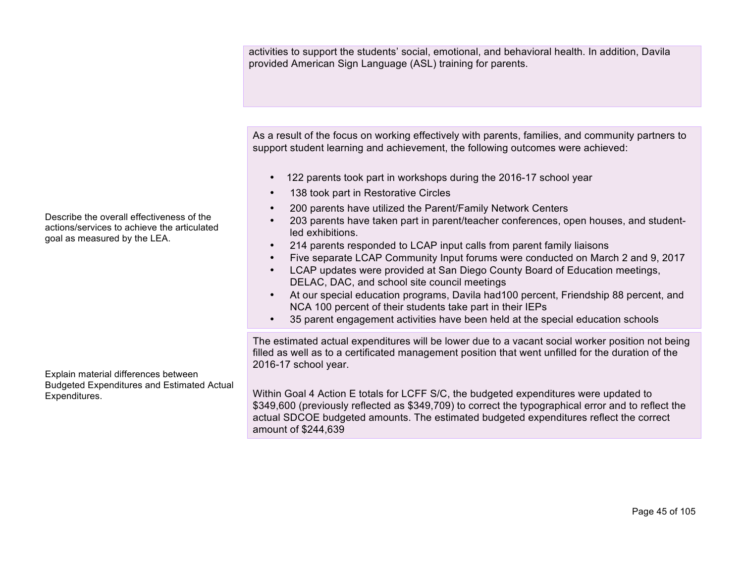| | |
|---|---|
| | activities to support the students' social, emotional, and behavioral health. In addition, Davila provided American Sign Language (ASL) training for parents. |
| Describe the overall effectiveness of the actions/services to achieve the articulated goal as measured by the LEA. | As a result of the focus on working effectively with parents, families, and community partners to support student learning and achievement, the following outcomes were achieved:<br><br>• 122 parents took part in workshops during the 2016-17 school year<br>• 138 took part in Restorative Circles<br>• 200 parents have utilized the Parent/Family Network Centers<br>• 203 parents have taken part in parent/teacher conferences, open houses, and student-led exhibitions.<br>• 214 parents responded to LCAP input calls from parent family liaisons<br>• Five separate LCAP Community Input forums were conducted on March 2 and 9, 2017<br>• LCAP updates were provided at San Diego County Board of Education meetings, DELAC, DAC, and school site council meetings<br>• At our special education programs, Davila had100 percent, Friendship 88 percent, and NCA 100 percent of their students take part in their IEPs<br>• 35 parent engagement activities have been held at the special education schools |
| Explain material differences between Budgeted Expenditures and Estimated Actual Expenditures. | The estimated actual expenditures will be lower due to a vacant social worker position not being filled as well as to a certificated management position that went unfilled for the duration of the 2016-17 school year.<br><br>Within Goal 4 Action E totals for LCFF S/C, the budgeted expenditures were updated to $349,600 (previously reflected as $349,709) to correct the typographical error and to reflect the actual SDCOE budgeted amounts. The estimated budgeted expenditures reflect the correct amount of $244,639 |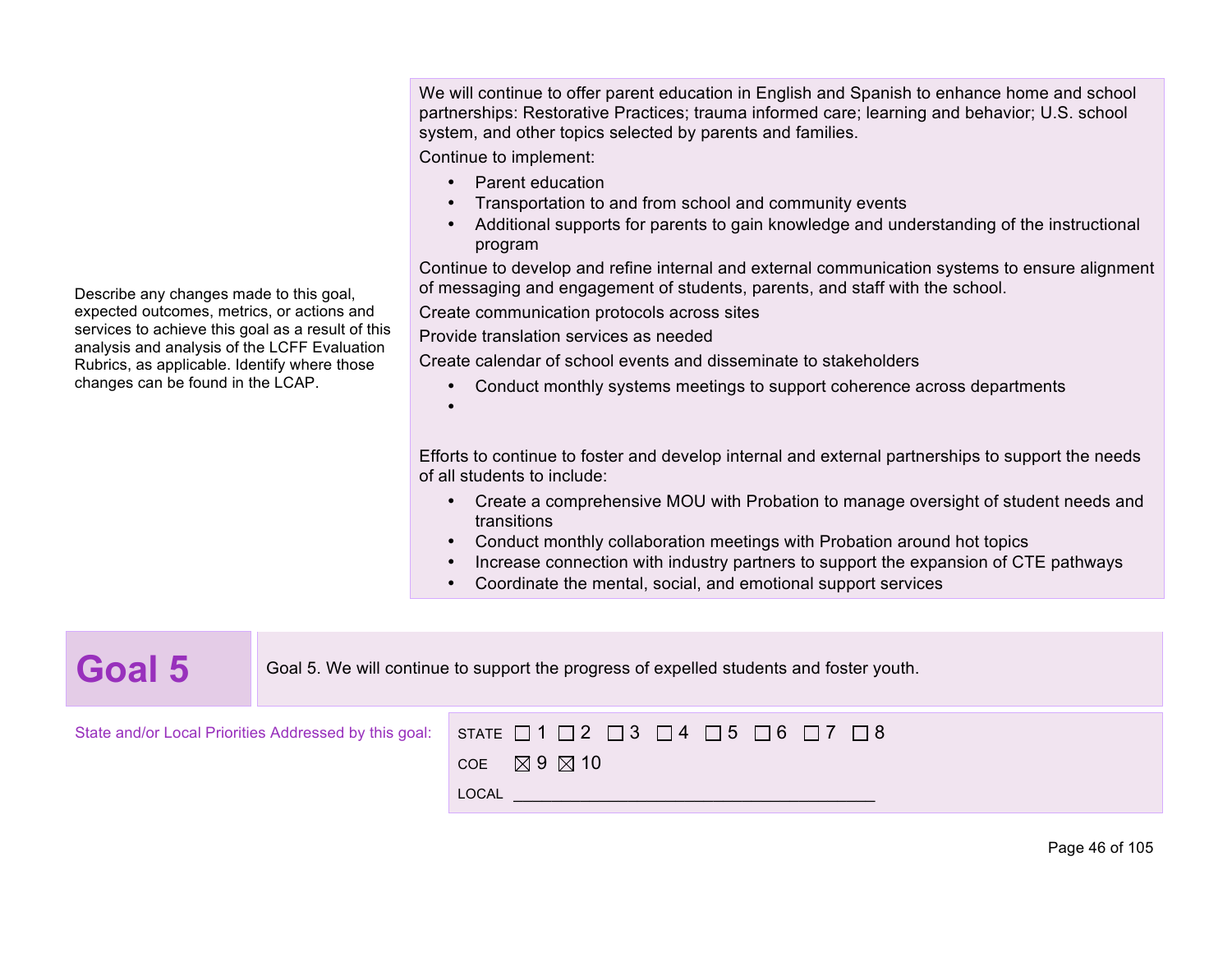| | |
|---|---|
| Describe any changes made to this goal, expected outcomes, metrics, or actions and services to achieve this goal as a result of this analysis and analysis of the LCFF Evaluation Rubrics, as applicable. Identify where those changes can be found in the LCAP. | We will continue to offer parent education in English and Spanish to enhance home and school partnerships: Restorative Practices; trauma informed care; learning and behavior; U.S. school system, and other topics selected by parents and families.<br><br>Continue to implement:<br>• Parent education<br>• Transportation to and from school and community events<br>• Additional supports for parents to gain knowledge and understanding of the instructional program<br><br>Continue to develop and refine internal and external communication systems to ensure alignment of messaging and engagement of students, parents, and staff with the school.<br><br>Create communication protocols across sites<br><br>Provide translation services as needed<br><br>Create calendar of school events and disseminate to stakeholders<br>• Conduct monthly systems meetings to support coherence across departments<br>•<br><br>Efforts to continue to foster and develop internal and external partnerships to support the needs of all students to include:<br>• Create a comprehensive MOU with Probation to manage oversight of student needs and transitions<br>• Conduct monthly collaboration meetings with Probation around hot topics<br>• Increase connection with industry partners to support the expansion of CTE pathways<br>• Coordinate the mental, social, and emotional support services |

## Goal 5

Goal 5. We will continue to support the progress of expelled students and foster youth.

State and/or Local Priorities Addressed by this goal:

STATE ☐ 1 ☐ 2 ☐ 3 ☐ 4 ☐ 5 ☐ 6 ☐ 7 ☐ 8

COE ☒ 9 ☒ 10

LOCAL ________________________________________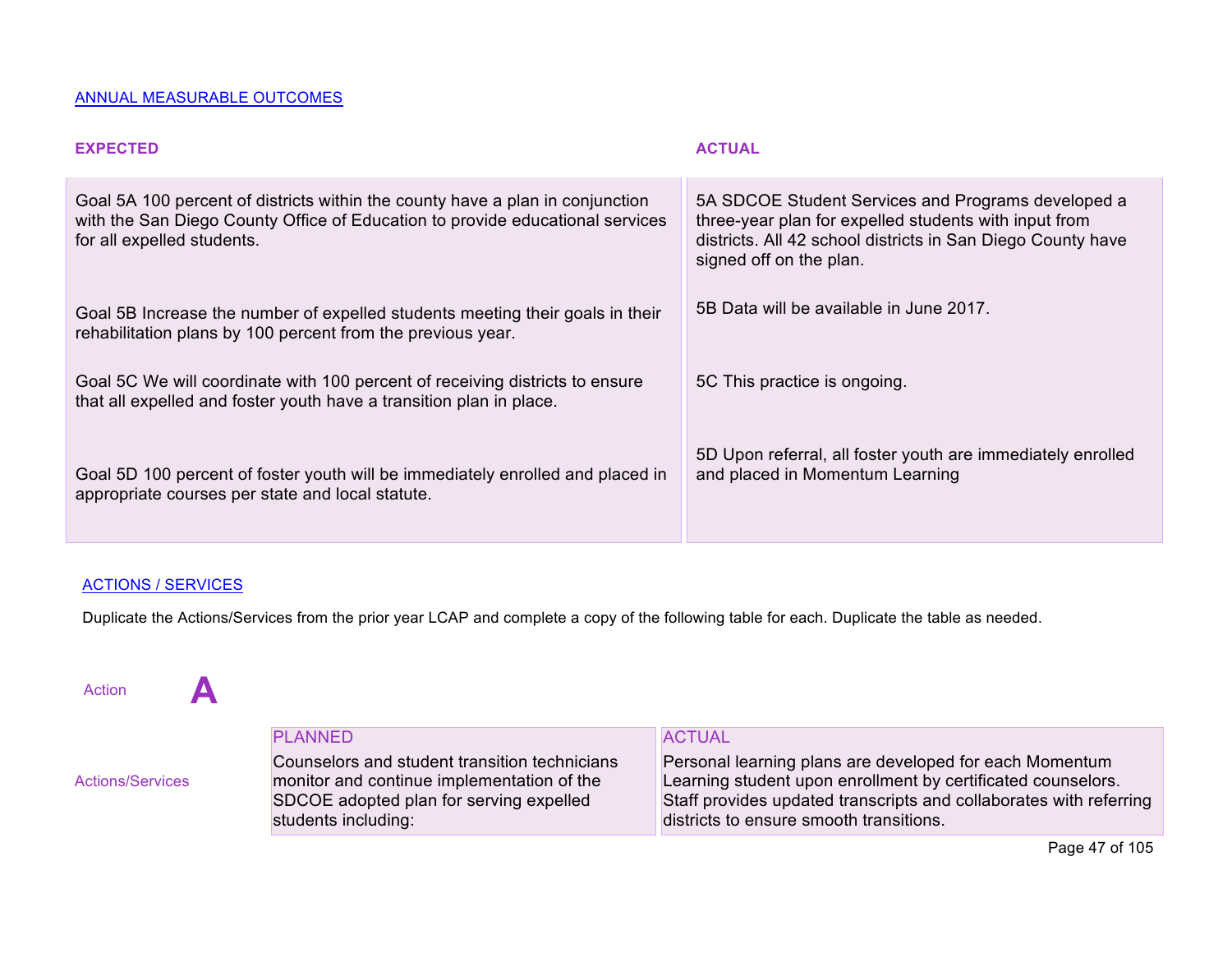ANNUAL MEASURABLE OUTCOMES

| EXPECTED | ACTUAL |
| --- | --- |
| Goal 5A 100 percent of districts within the county have a plan in conjunction with the San Diego County Office of Education to provide educational services for all expelled students. | 5A SDCOE Student Services and Programs developed a three-year plan for expelled students with input from districts. All 42 school districts in San Diego County have signed off on the plan. |
| Goal 5B Increase the number of expelled students meeting their goals in their rehabilitation plans by 100 percent from the previous year. | 5B Data will be available in June 2017. |
| Goal 5C We will coordinate with 100 percent of receiving districts to ensure that all expelled and foster youth have a transition plan in place. | 5C This practice is ongoing. |
| Goal 5D 100 percent of foster youth will be immediately enrolled and placed in appropriate courses per state and local statute. | 5D Upon referral, all foster youth are immediately enrolled and placed in Momentum Learning |

ACTIONS / SERVICES

Duplicate the Actions/Services from the prior year LCAP and complete a copy of the following table for each. Duplicate the table as needed.

Action **A**

| | PLANNED | ACTUAL |
| --- | --- | --- |
| Actions/Services | Counselors and student transition technicians monitor and continue implementation of the SDCOE adopted plan for serving expelled students including: | Personal learning plans are developed for each Momentum Learning student upon enrollment by certificated counselors. Staff provides updated transcripts and collaborates with referring districts to ensure smooth transitions. |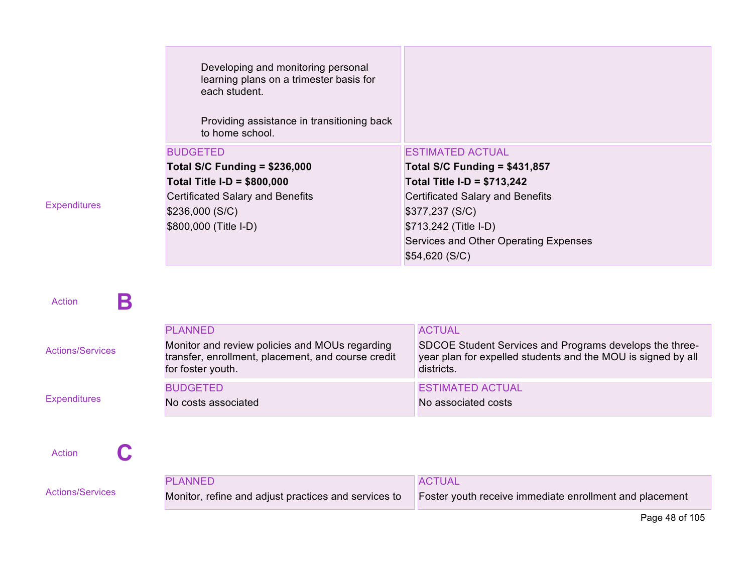| | Planned | Actual |
|---|---|---|
| | Developing and monitoring personal learning plans on a trimester basis for each student.<br><br>Providing assistance in transitioning back to home school. | |
| Expenditures | BUDGETED<br>**Total S/C Funding = $236,000**<br>**Total Title I-D = $800,000**<br>Certificated Salary and Benefits<br>$236,000 (S/C)<br>$800,000 (Title I-D) | ESTIMATED ACTUAL<br>**Total S/C Funding = $431,857**<br>**Total Title I-D = $713,242**<br>Certificated Salary and Benefits<br>$377,237 (S/C)<br>$713,242 (Title I-D)<br>Services and Other Operating Expenses<br>$54,620 (S/C) |

## Action B

| | PLANNED | ACTUAL |
|---|---|---|
| Actions/Services | Monitor and review policies and MOUs regarding transfer, enrollment, placement, and course credit for foster youth. | SDCOE Student Services and Programs develops the three-year plan for expelled students and the MOU is signed by all districts. |
| Expenditures | BUDGETED<br>No costs associated | ESTIMATED ACTUAL<br>No associated costs |

## Action C

| | PLANNED | ACTUAL |
|---|---|---|
| Actions/Services | Monitor, refine and adjust practices and services to | Foster youth receive immediate enrollment and placement |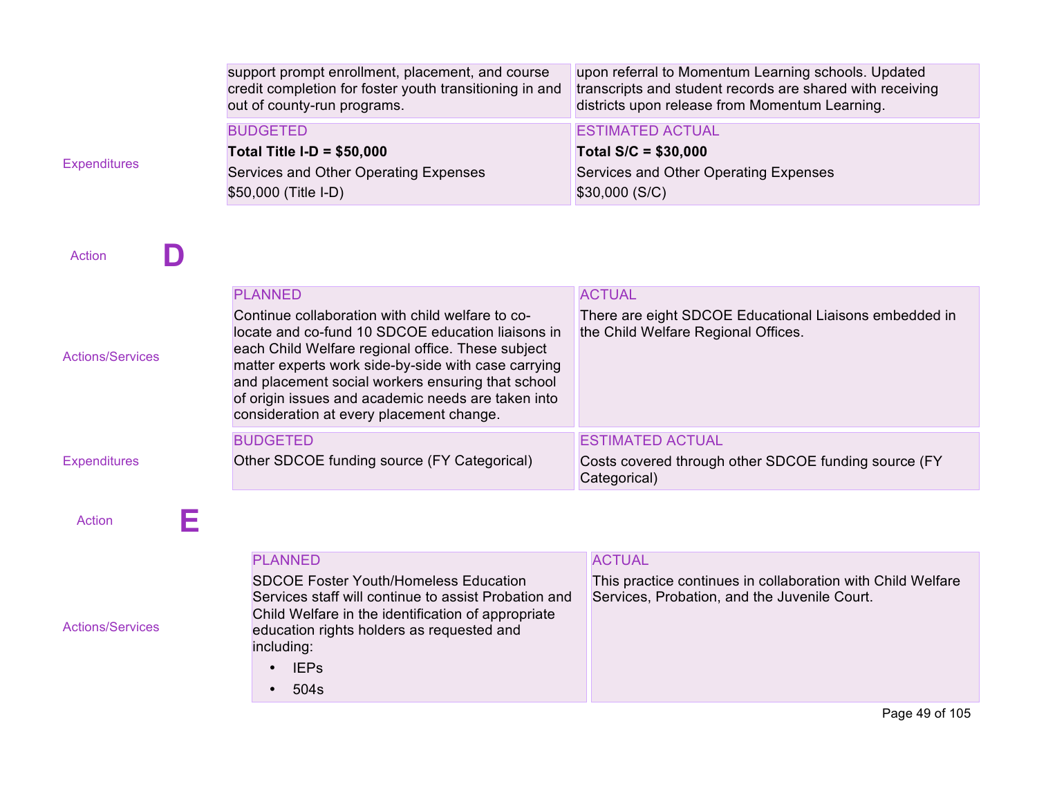| | | |
|---|---|---|
| | support prompt enrollment, placement, and course credit completion for foster youth transitioning in and out of county-run programs. | upon referral to Momentum Learning schools. Updated transcripts and student records are shared with receiving districts upon release from Momentum Learning. |
| Expenditures | BUDGETED<br>**Total Title I-D = $50,000**<br>Services and Other Operating Expenses<br>$50,000 (Title I-D) | ESTIMATED ACTUAL<br>**Total S/C = $30,000**<br>Services and Other Operating Expenses<br>$30,000 (S/C) |

## Action D

| | PLANNED | ACTUAL |
|---|---|---|
| Actions/Services | Continue collaboration with child welfare to co-locate and co-fund 10 SDCOE education liaisons in each Child Welfare regional office. These subject matter experts work side-by-side with case carrying and placement social workers ensuring that school of origin issues and academic needs are taken into consideration at every placement change. | There are eight SDCOE Educational Liaisons embedded in the Child Welfare Regional Offices. |
| | **BUDGETED** | **ESTIMATED ACTUAL** |
| Expenditures | Other SDCOE funding source (FY Categorical) | Costs covered through other SDCOE funding source (FY Categorical) |

## Action E

| | PLANNED | ACTUAL |
|---|---|---|
| Actions/Services | SDCOE Foster Youth/Homeless Education Services staff will continue to assist Probation and Child Welfare in the identification of appropriate education rights holders as requested and including:<br>• IEPs<br>• 504s | This practice continues in collaboration with Child Welfare Services, Probation, and the Juvenile Court. |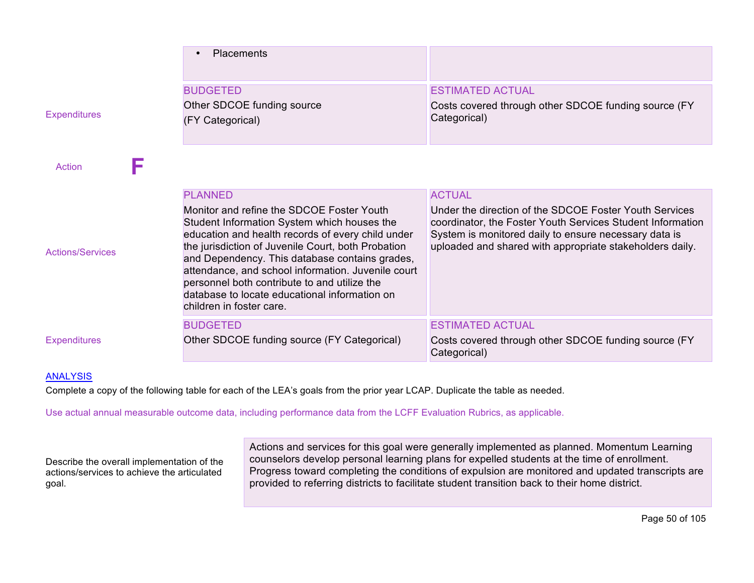| | | |
|---|---|---|
| | • Placements | |
| Expenditures | BUDGETED<br>Other SDCOE funding source<br>(FY Categorical) | ESTIMATED ACTUAL<br>Costs covered through other SDCOE funding source (FY Categorical) |

Action **F**

| | | |
|---|---|---|
| Actions/Services | PLANNED<br>Monitor and refine the SDCOE Foster Youth Student Information System which houses the education and health records of every child under the jurisdiction of Juvenile Court, both Probation and Dependency. This database contains grades, attendance, and school information. Juvenile court personnel both contribute to and utilize the database to locate educational information on children in foster care. | ACTUAL<br>Under the direction of the SDCOE Foster Youth Services coordinator, the Foster Youth Services Student Information System is monitored daily to ensure necessary data is uploaded and shared with appropriate stakeholders daily. |
| Expenditures | BUDGETED<br>Other SDCOE funding source (FY Categorical) | ESTIMATED ACTUAL<br>Costs covered through other SDCOE funding source (FY Categorical) |

ANALYSIS

Complete a copy of the following table for each of the LEA's goals from the prior year LCAP. Duplicate the table as needed.

Use actual annual measurable outcome data, including performance data from the LCFF Evaluation Rubrics, as applicable.

| | |
|---|---|
| Describe the overall implementation of the actions/services to achieve the articulated goal. | Actions and services for this goal were generally implemented as planned. Momentum Learning counselors develop personal learning plans for expelled students at the time of enrollment. Progress toward completing the conditions of expulsion are monitored and updated transcripts are provided to referring districts to facilitate student transition back to their home district. |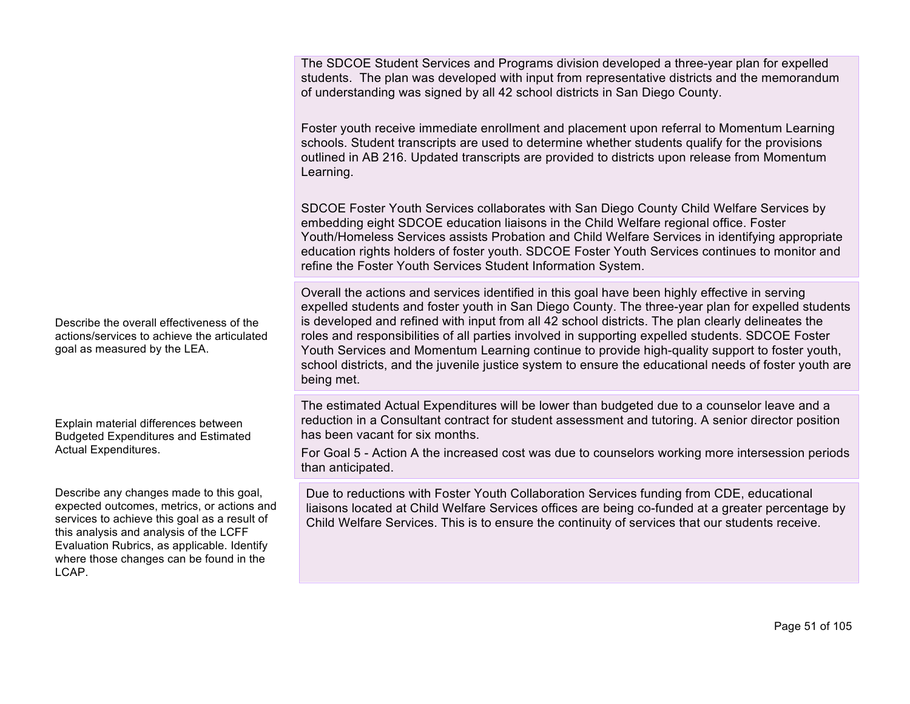| | |
|---|---|
| | The SDCOE Student Services and Programs division developed a three-year plan for expelled students. The plan was developed with input from representative districts and the memorandum of understanding was signed by all 42 school districts in San Diego County.<br><br>Foster youth receive immediate enrollment and placement upon referral to Momentum Learning schools. Student transcripts are used to determine whether students qualify for the provisions outlined in AB 216. Updated transcripts are provided to districts upon release from Momentum Learning.<br><br>SDCOE Foster Youth Services collaborates with San Diego County Child Welfare Services by embedding eight SDCOE education liaisons in the Child Welfare regional office. Foster Youth/Homeless Services assists Probation and Child Welfare Services in identifying appropriate education rights holders of foster youth. SDCOE Foster Youth Services continues to monitor and refine the Foster Youth Services Student Information System. |
| Describe the overall effectiveness of the actions/services to achieve the articulated goal as measured by the LEA. | Overall the actions and services identified in this goal have been highly effective in serving expelled students and foster youth in San Diego County. The three-year plan for expelled students is developed and refined with input from all 42 school districts. The plan clearly delineates the roles and responsibilities of all parties involved in supporting expelled students. SDCOE Foster Youth Services and Momentum Learning continue to provide high-quality support to foster youth, school districts, and the juvenile justice system to ensure the educational needs of foster youth are being met. |
| Explain material differences between Budgeted Expenditures and Estimated Actual Expenditures. | The estimated Actual Expenditures will be lower than budgeted due to a counselor leave and a reduction in a Consultant contract for student assessment and tutoring. A senior director position has been vacant for six months.<br><br>For Goal 5 - Action A the increased cost was due to counselors working more intersession periods than anticipated. |
| Describe any changes made to this goal, expected outcomes, metrics, or actions and services to achieve this goal as a result of this analysis and analysis of the LCFF Evaluation Rubrics, as applicable. Identify where those changes can be found in the LCAP. | Due to reductions with Foster Youth Collaboration Services funding from CDE, educational liaisons located at Child Welfare Services offices are being co-funded at a greater percentage by Child Welfare Services. This is to ensure the continuity of services that our students receive. |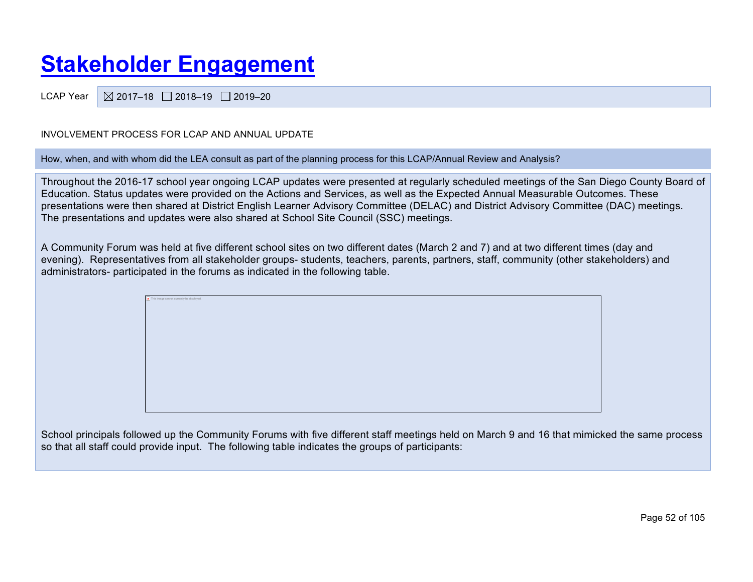# Stakeholder Engagement

LCAP Year ☒ 2017–18 ☐ 2018–19 ☐ 2019–20

INVOLVEMENT PROCESS FOR LCAP AND ANNUAL UPDATE

How, when, and with whom did the LEA consult as part of the planning process for this LCAP/Annual Review and Analysis?

Throughout the 2016-17 school year ongoing LCAP updates were presented at regularly scheduled meetings of the San Diego County Board of Education. Status updates were provided on the Actions and Services, as well as the Expected Annual Measurable Outcomes. These presentations were then shared at District English Learner Advisory Committee (DELAC) and District Advisory Committee (DAC) meetings. The presentations and updates were also shared at School Site Council (SSC) meetings.

A Community Forum was held at five different school sites on two different dates (March 2 and 7) and at two different times (day and evening). Representatives from all stakeholder groups- students, teachers, parents, partners, staff, community (other stakeholders) and administrators- participated in the forums as indicated in the following table.

This image cannot currently be displayed.

School principals followed up the Community Forums with five different staff meetings held on March 9 and 16 that mimicked the same process so that all staff could provide input. The following table indicates the groups of participants: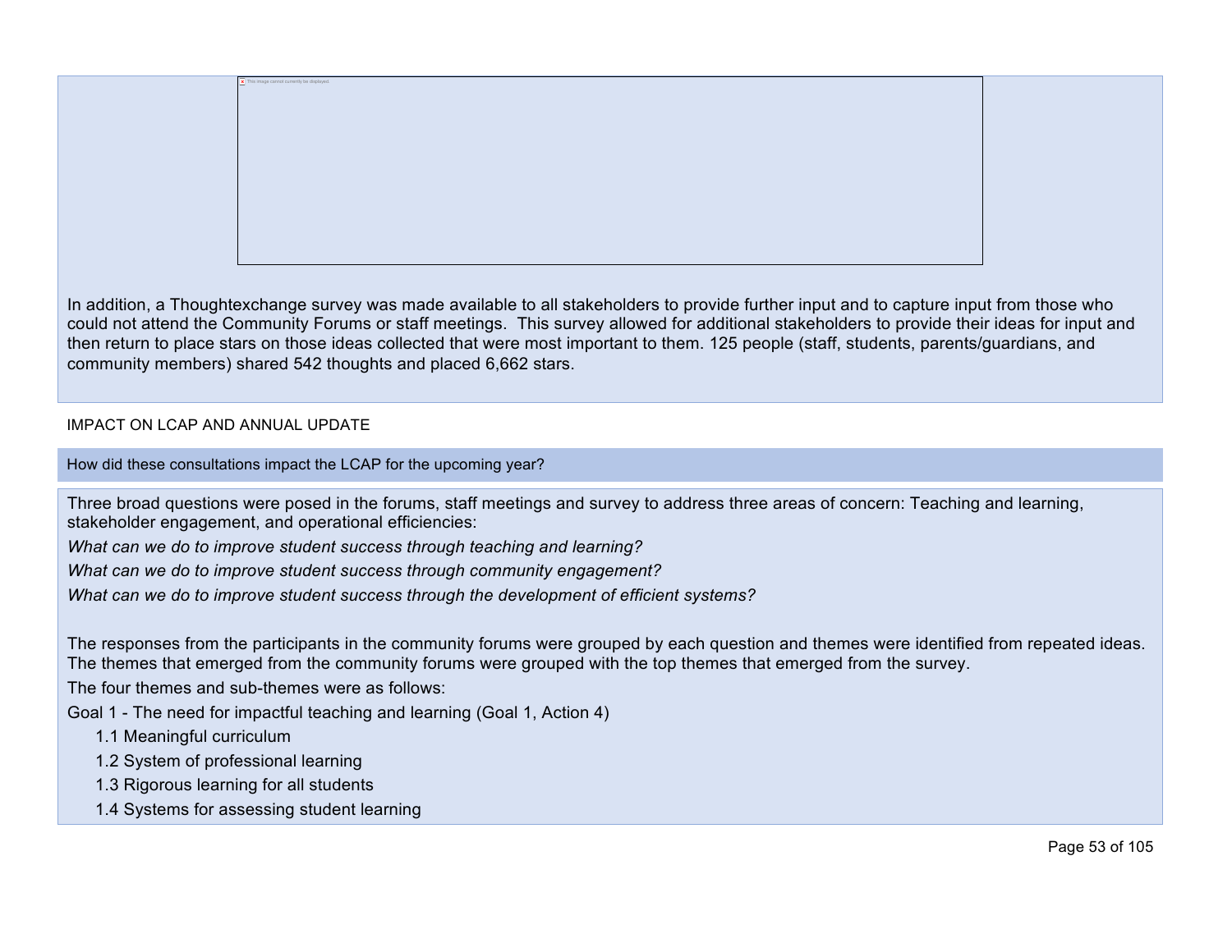In addition, a Thoughtexchange survey was made available to all stakeholders to provide further input and to capture input from those who could not attend the Community Forums or staff meetings. This survey allowed for additional stakeholders to provide their ideas for input and then return to place stars on those ideas collected that were most important to them. 125 people (staff, students, parents/guardians, and community members) shared 542 thoughts and placed 6,662 stars.

IMPACT ON LCAP AND ANNUAL UPDATE

How did these consultations impact the LCAP for the upcoming year?

Three broad questions were posed in the forums, staff meetings and survey to address three areas of concern: Teaching and learning, stakeholder engagement, and operational efficiencies:

*What can we do to improve student success through teaching and learning?*

*What can we do to improve student success through community engagement?*

*What can we do to improve student success through the development of efficient systems?*

The responses from the participants in the community forums were grouped by each question and themes were identified from repeated ideas. The themes that emerged from the community forums were grouped with the top themes that emerged from the survey.

The four themes and sub-themes were as follows:

Goal 1 - The need for impactful teaching and learning (Goal 1, Action 4)

- 1.1 Meaningful curriculum
- 1.2 System of professional learning
- 1.3 Rigorous learning for all students
- 1.4 Systems for assessing student learning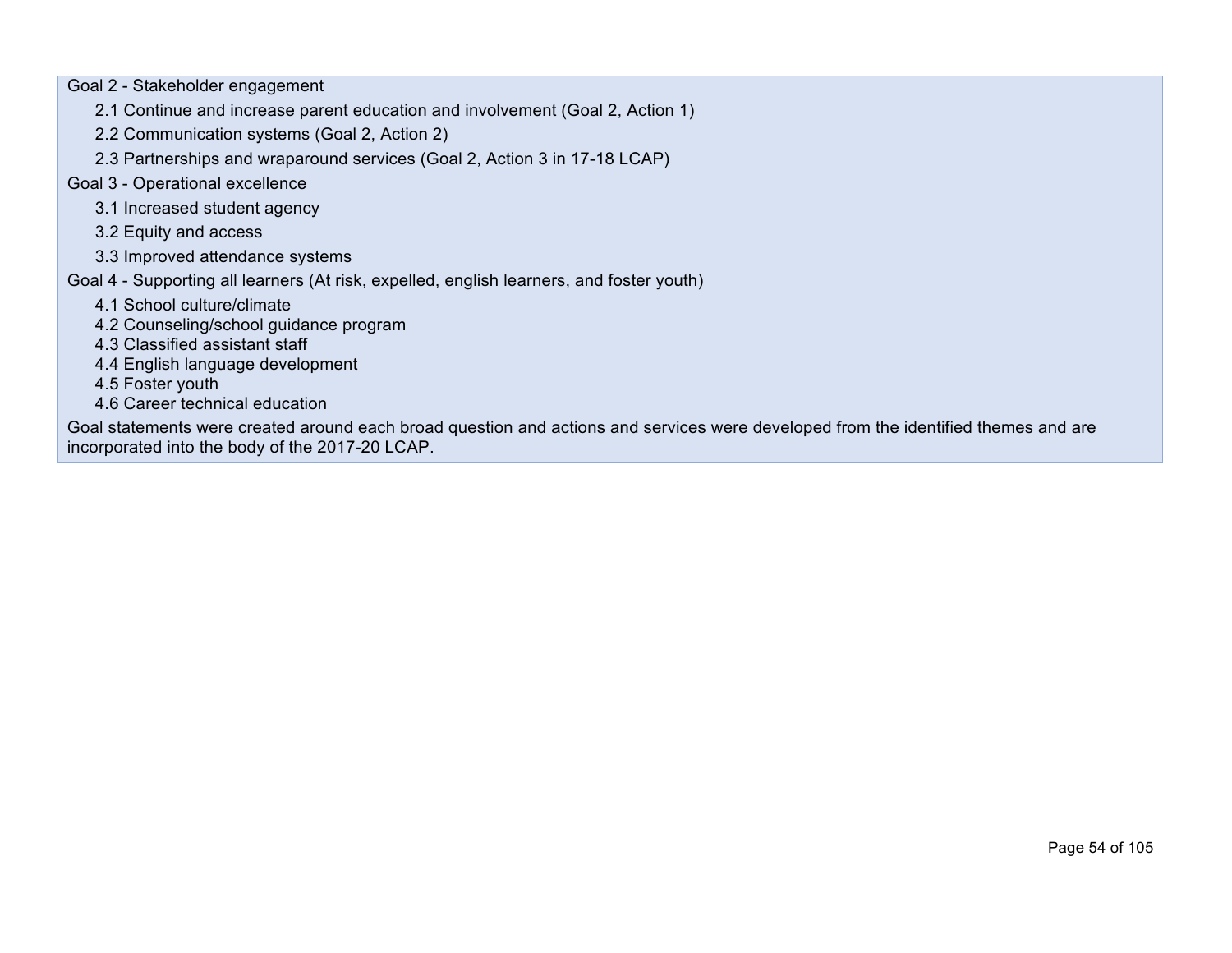Goal 2 - Stakeholder engagement

- 2.1 Continue and increase parent education and involvement (Goal 2, Action 1)
- 2.2 Communication systems (Goal 2, Action 2)
- 2.3 Partnerships and wraparound services (Goal 2, Action 3 in 17-18 LCAP)

Goal 3 - Operational excellence

- 3.1 Increased student agency
- 3.2 Equity and access
- 3.3 Improved attendance systems

Goal 4 - Supporting all learners (At risk, expelled, english learners, and foster youth)

- 4.1 School culture/climate
- 4.2 Counseling/school guidance program
- 4.3 Classified assistant staff
- 4.4 English language development
- 4.5 Foster youth
- 4.6 Career technical education

Goal statements were created around each broad question and actions and services were developed from the identified themes and are incorporated into the body of the 2017-20 LCAP.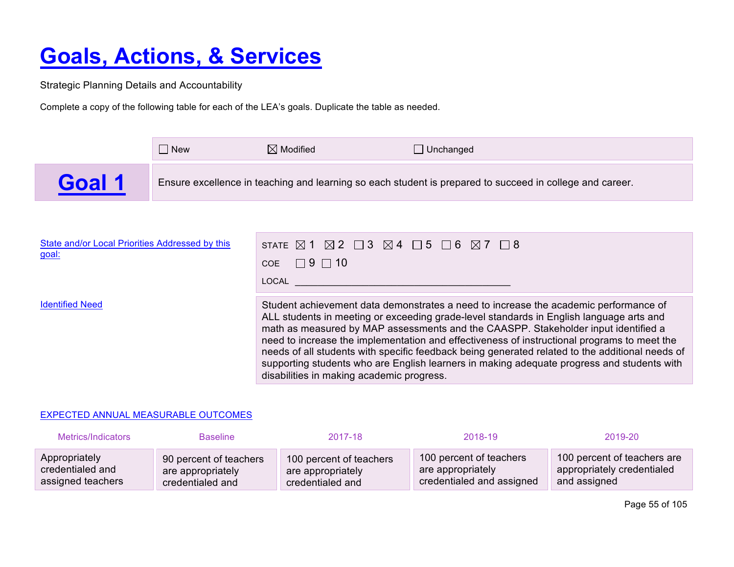# Goals, Actions, & Services

Strategic Planning Details and Accountability

Complete a copy of the following table for each of the LEA's goals. Duplicate the table as needed.

☐ New ☒ Modified ☐ Unchanged

## Goal 1

Ensure excellence in teaching and learning so each student is prepared to succeed in college and career.

State and/or Local Priorities Addressed by this goal:

STATE ☒ 1 ☒ 2 ☐ 3 ☒ 4 ☐ 5 ☐ 6 ☒ 7 ☐ 8

COE ☐ 9 ☐ 10

LOCAL ________________________________________

Identified Need

Student achievement data demonstrates a need to increase the academic performance of ALL students in meeting or exceeding grade-level standards in English language arts and math as measured by MAP assessments and the CAASPP. Stakeholder input identified a need to increase the implementation and effectiveness of instructional programs to meet the needs of all students with specific feedback being generated related to the additional needs of supporting students who are English learners in making adequate progress and students with disabilities in making academic progress.

EXPECTED ANNUAL MEASURABLE OUTCOMES

| Metrics/Indicators | Baseline | 2017-18 | 2018-19 | 2019-20 |
|---|---|---|---|---|
| Appropriately credentialed and assigned teachers | 90 percent of teachers are appropriately credentialed and | 100 percent of teachers are appropriately credentialed and | 100 percent of teachers are appropriately credentialed and assigned | 100 percent of teachers are appropriately credentialed and assigned |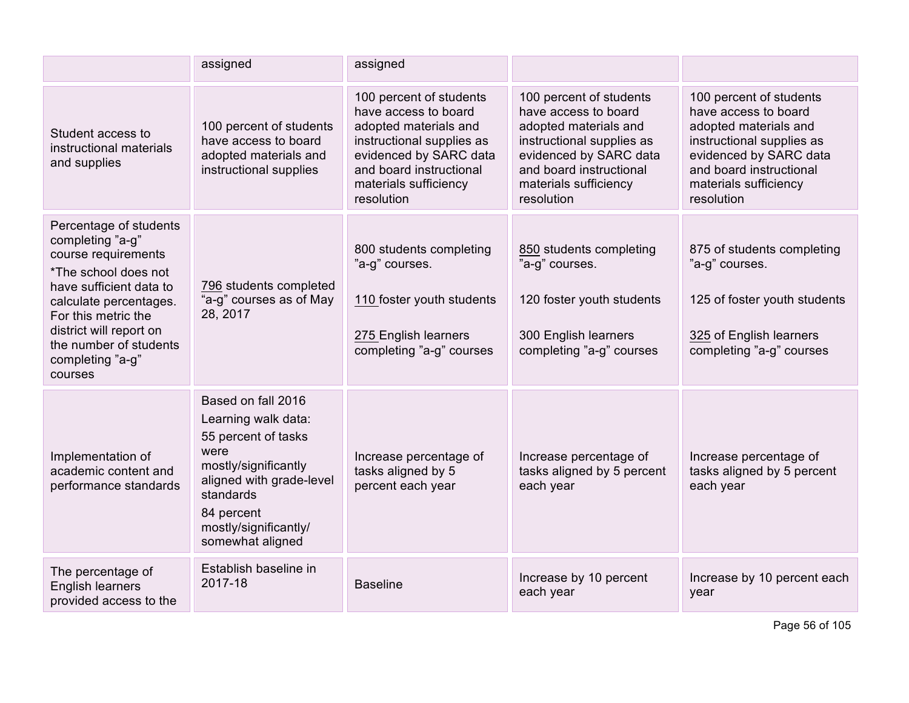| | | | | |
|---|---|---|---|---|
| | assigned | assigned | | |
| Student access to instructional materials and supplies | 100 percent of students have access to board adopted materials and instructional supplies | 100 percent of students have access to board adopted materials and instructional supplies as evidenced by SARC data and board instructional materials sufficiency resolution | 100 percent of students have access to board adopted materials and instructional supplies as evidenced by SARC data and board instructional materials sufficiency resolution | 100 percent of students have access to board adopted materials and instructional supplies as evidenced by SARC data and board instructional materials sufficiency resolution |
| Percentage of students completing "a-g" course requirements<br>*The school does not have sufficient data to calculate percentages. For this metric the district will report on the number of students completing "a-g" courses | 796 students completed "a-g" courses as of May 28, 2017 | 800 students completing "a-g" courses.<br><br>110 foster youth students<br><br>275 English learners completing "a-g" courses | 850 students completing "a-g" courses.<br><br>120 foster youth students<br><br>300 English learners completing "a-g" courses | 875 of students completing "a-g" courses.<br><br>125 of foster youth students<br><br>325 of English learners completing "a-g" courses |
| Implementation of academic content and performance standards | Based on fall 2016<br>Learning walk data:<br>55 percent of tasks were mostly/significantly aligned with grade-level standards<br>84 percent mostly/significantly/ somewhat aligned | Increase percentage of tasks aligned by 5 percent each year | Increase percentage of tasks aligned by 5 percent each year | Increase percentage of tasks aligned by 5 percent each year |
| The percentage of English learners provided access to the | Establish baseline in 2017-18 | Baseline | Increase by 10 percent each year | Increase by 10 percent each year |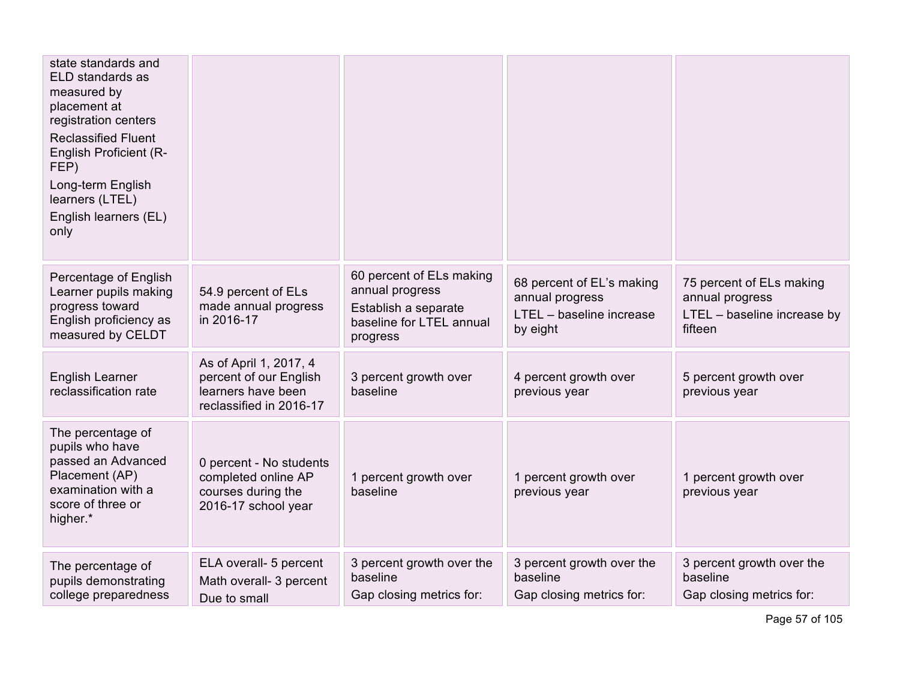| | | | | |
|---|---|---|---|---|
| state standards and ELD standards as measured by placement at registration centers<br>Reclassified Fluent English Proficient (R-FEP)<br>Long-term English learners (LTEL)<br>English learners (EL) only | | | | |
| Percentage of English Learner pupils making progress toward English proficiency as measured by CELDT | 54.9 percent of ELs made annual progress in 2016-17 | 60 percent of ELs making annual progress<br>Establish a separate baseline for LTEL annual progress | 68 percent of EL's making annual progress<br>LTEL – baseline increase by eight | 75 percent of ELs making annual progress<br>LTEL – baseline increase by fifteen |
| English Learner reclassification rate | As of April 1, 2017, 4 percent of our English learners have been reclassified in 2016-17 | 3 percent growth over baseline | 4 percent growth over previous year | 5 percent growth over previous year |
| The percentage of pupils who have passed an Advanced Placement (AP) examination with a score of three or higher.* | 0 percent - No students completed online AP courses during the 2016-17 school year | 1 percent growth over baseline | 1 percent growth over previous year | 1 percent growth over previous year |
| The percentage of pupils demonstrating college preparedness | ELA overall- 5 percent<br>Math overall- 3 percent<br>Due to small | 3 percent growth over the baseline<br>Gap closing metrics for: | 3 percent growth over the baseline<br>Gap closing metrics for: | 3 percent growth over the baseline<br>Gap closing metrics for: |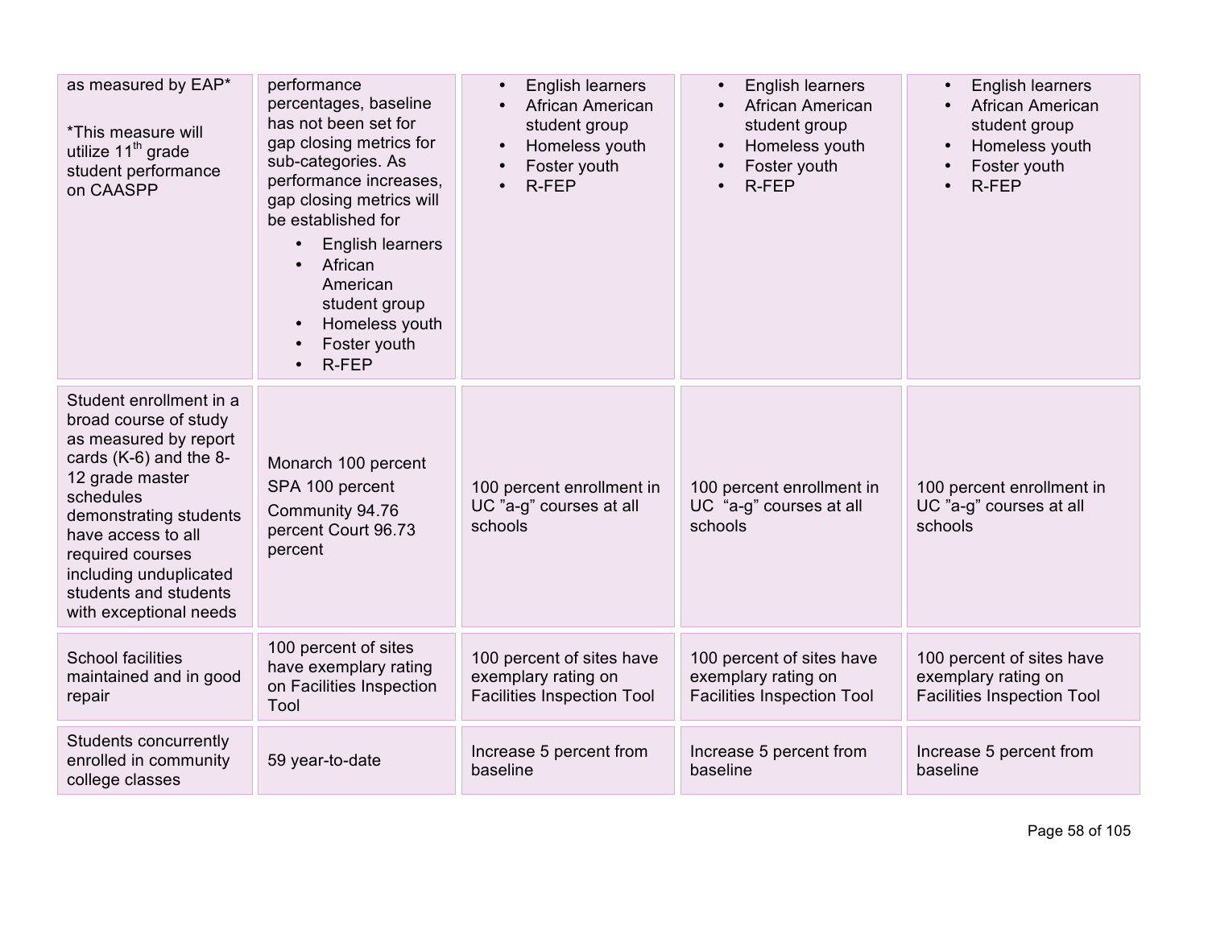| | | | | |
|---|---|---|---|---|
| as measured by EAP\*<br><br>\*This measure will utilize 11th grade student performance on CAASPP | performance percentages, baseline has not been set for gap closing metrics for sub-categories. As performance increases, gap closing metrics will be established for<br>• English learners<br>• African American student group<br>• Homeless youth<br>• Foster youth<br>• R-FEP | • English learners<br>• African American student group<br>• Homeless youth<br>• Foster youth<br>• R-FEP | • English learners<br>• African American student group<br>• Homeless youth<br>• Foster youth<br>• R-FEP | • English learners<br>• African American student group<br>• Homeless youth<br>• Foster youth<br>• R-FEP |
| Student enrollment in a broad course of study as measured by report cards (K-6) and the 8-12 grade master schedules demonstrating students have access to all required courses including unduplicated students and students with exceptional needs | Monarch 100 percent<br>SPA 100 percent<br>Community 94.76 percent Court 96.73 percent | 100 percent enrollment in UC "a-g" courses at all schools | 100 percent enrollment in UC "a-g" courses at all schools | 100 percent enrollment in UC "a-g" courses at all schools |
| School facilities maintained and in good repair | 100 percent of sites have exemplary rating on Facilities Inspection Tool | 100 percent of sites have exemplary rating on Facilities Inspection Tool | 100 percent of sites have exemplary rating on Facilities Inspection Tool | 100 percent of sites have exemplary rating on Facilities Inspection Tool |
| Students concurrently enrolled in community college classes | 59 year-to-date | Increase 5 percent from baseline | Increase 5 percent from baseline | Increase 5 percent from baseline |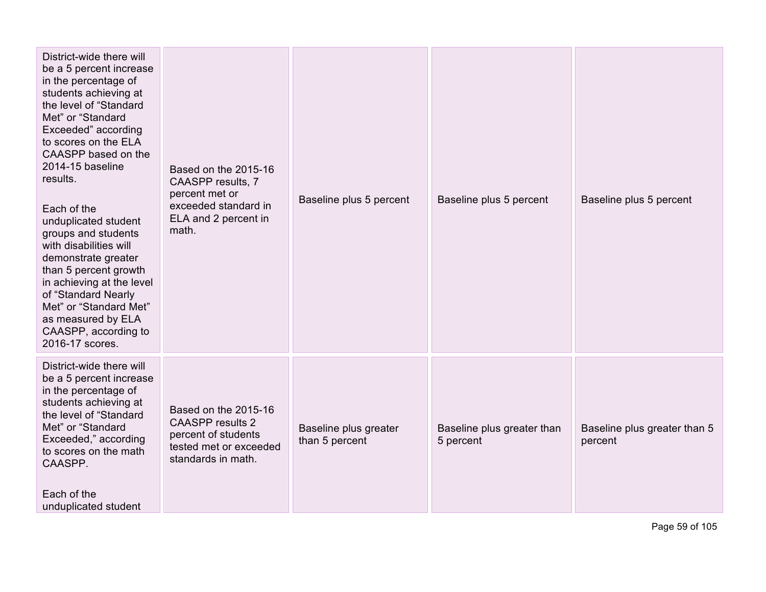| | | | | |
|---|---|---|---|---|
| District-wide there will be a 5 percent increase in the percentage of students achieving at the level of “Standard Met” or “Standard Exceeded” according to scores on the ELA CAASPP based on the 2014-15 baseline results.<br><br>Each of the unduplicated student groups and students with disabilities will demonstrate greater than 5 percent growth in achieving at the level of “Standard Nearly Met” or “Standard Met” as measured by ELA CAASPP, according to 2016-17 scores. | Based on the 2015-16 CAASPP results, 7 percent met or exceeded standard in ELA and 2 percent in math. | Baseline plus 5 percent | Baseline plus 5 percent | Baseline plus 5 percent |
| District-wide there will be a 5 percent increase in the percentage of students achieving at the level of “Standard Met” or “Standard Exceeded,” according to scores on the math CAASPP.<br><br>Each of the unduplicated student | Based on the 2015-16 CAASPP results 2 percent of students tested met or exceeded standards in math. | Baseline plus greater than 5 percent | Baseline plus greater than 5 percent | Baseline plus greater than 5 percent |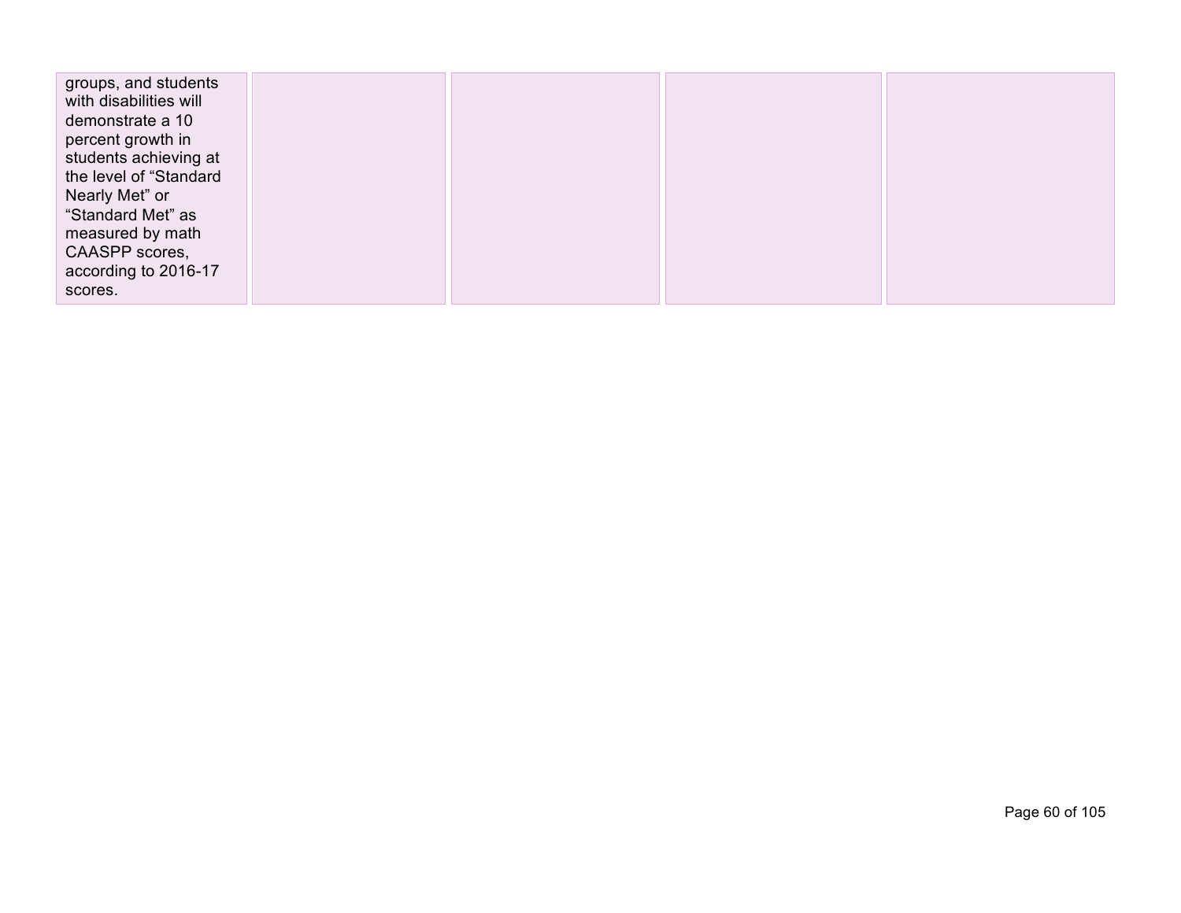| | | | | |
|---|---|---|---|---|
| groups, and students with disabilities will demonstrate a 10 percent growth in students achieving at the level of “Standard Nearly Met” or “Standard Met” as measured by math CAASPP scores, according to 2016-17 scores. | | | | |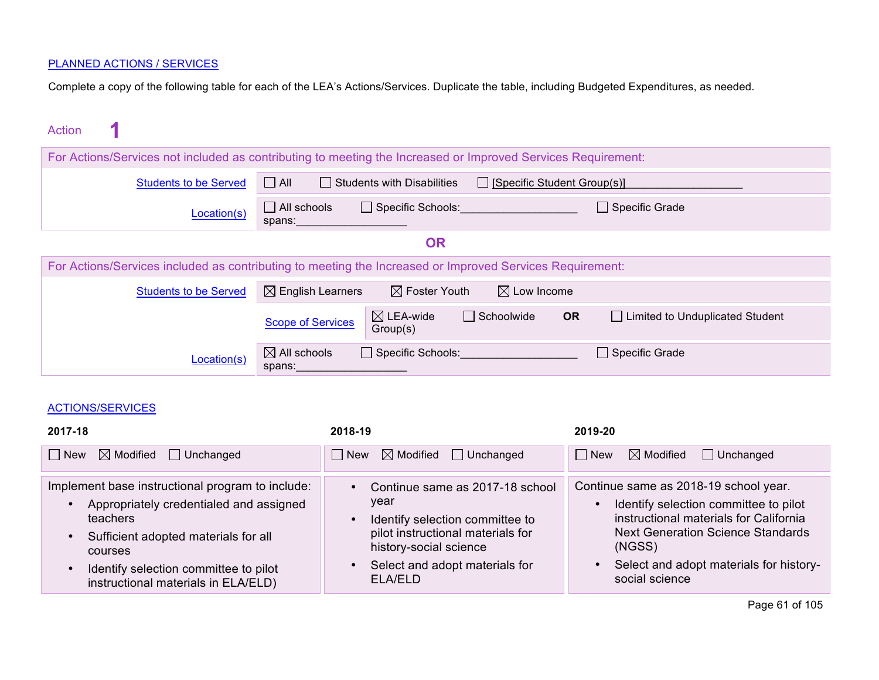PLANNED ACTIONS / SERVICES

Complete a copy of the following table for each of the LEA's Actions/Services. Duplicate the table, including Budgeted Expenditures, as needed.

Action **1**

| For Actions/Services not included as contributing to meeting the Increased or Improved Services Requirement: | |
|---|---|
| Students to be Served | ☐ All ☐ Students with Disabilities ☐ [Specific Student Group(s)]___________________ |
| Location(s) | ☐ All schools ☐ Specific Schools:___________________ ☐ Specific Grade spans:__________________ |

**OR**

| For Actions/Services included as contributing to meeting the Increased or Improved Services Requirement: | |
|---|---|
| Students to be Served | ☒ English Learners ☒ Foster Youth ☒ Low Income |
| Scope of Services | ☒ LEA-wide ☐ Schoolwide **OR** ☐ Limited to Unduplicated Student Group(s) |
| Location(s) | ☒ All schools ☐ Specific Schools:___________________ ☐ Specific Grade spans:__________________ |

ACTIONS/SERVICES

| 2017-18 | 2018-19 | 2019-20 |
|---|---|---|
| ☐ New ☒ Modified ☐ Unchanged | ☐ New ☒ Modified ☐ Unchanged | ☐ New ☒ Modified ☐ Unchanged |
| Implement base instructional program to include:<br>• Appropriately credentialed and assigned teachers<br>• Sufficient adopted materials for all courses<br>• Identify selection committee to pilot instructional materials in ELA/ELD) | • Continue same as 2017-18 school year<br>• Identify selection committee to pilot instructional materials for history-social science<br>• Select and adopt materials for ELA/ELD | Continue same as 2018-19 school year.<br>• Identify selection committee to pilot instructional materials for California Next Generation Science Standards (NGSS)<br>• Select and adopt materials for history-social science |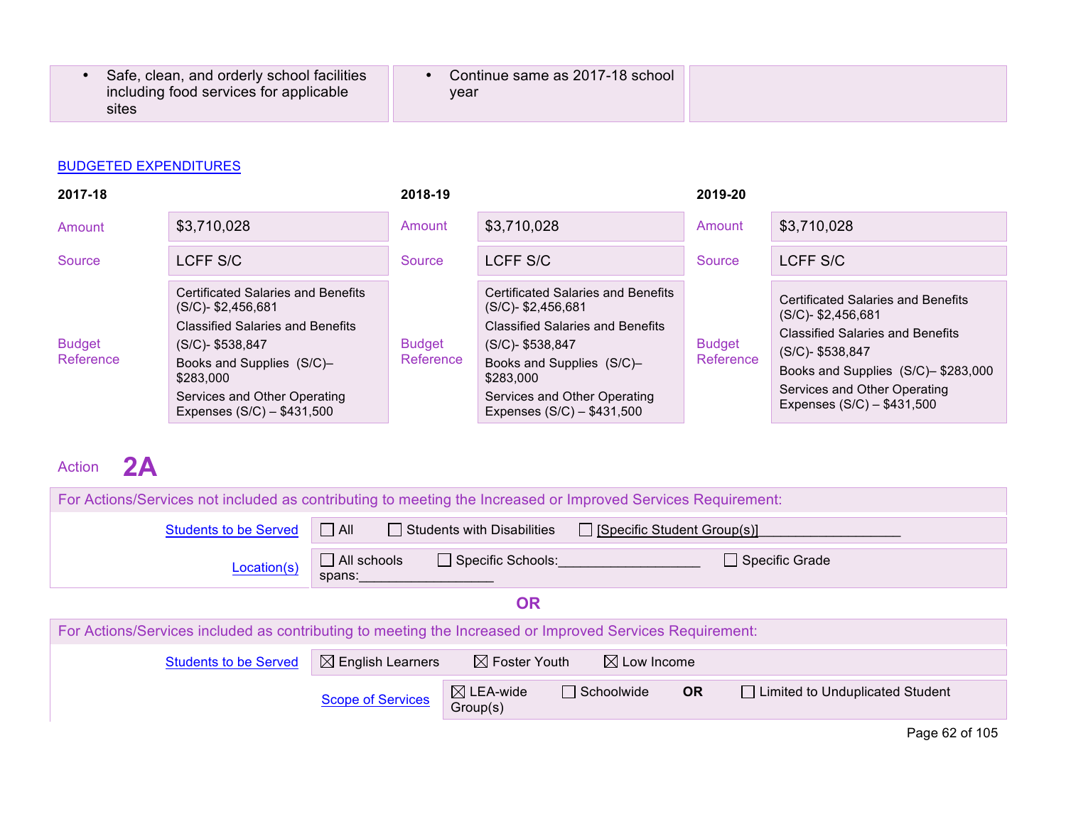| | | |
|---|---|---|
| • Safe, clean, and orderly school facilities including food services for applicable sites | • Continue same as 2017-18 school year | |

BUDGETED EXPENDITURES

| 2017-18 | | 2018-19 | | 2019-20 | |
|---|---|---|---|---|---|
| Amount | $3,710,028 | Amount | $3,710,028 | Amount | $3,710,028 |
| Source | LCFF S/C | Source | LCFF S/C | Source | LCFF S/C |
| Budget Reference | Certificated Salaries and Benefits (S/C)- $2,456,681<br>Classified Salaries and Benefits (S/C)- $538,847<br>Books and Supplies (S/C)– $283,000<br>Services and Other Operating Expenses (S/C) – $431,500 | Budget Reference | Certificated Salaries and Benefits (S/C)- $2,456,681<br>Classified Salaries and Benefits (S/C)- $538,847<br>Books and Supplies (S/C)– $283,000<br>Services and Other Operating Expenses (S/C) – $431,500 | Budget Reference | Certificated Salaries and Benefits (S/C)- $2,456,681<br>Classified Salaries and Benefits (S/C)- $538,847<br>Books and Supplies (S/C)– $283,000<br>Services and Other Operating Expenses (S/C) – $431,500 |

Action **2A**

For Actions/Services not included as contributing to meeting the Increased or Improved Services Requirement:

| | |
|---|---|
| Students to be Served | ☐ All ☐ Students with Disabilities ☐ [Specific Student Group(s)]___________________ |
| Location(s) | ☐ All schools ☐ Specific Schools:___________________ ☐ Specific Grade spans:__________________ |

**OR**

For Actions/Services included as contributing to meeting the Increased or Improved Services Requirement:

| | |
|---|---|
| Students to be Served | ☒ English Learners ☒ Foster Youth ☒ Low Income |
| Scope of Services | ☒ LEA-wide ☐ Schoolwide **OR** ☐ Limited to Unduplicated Student Group(s) |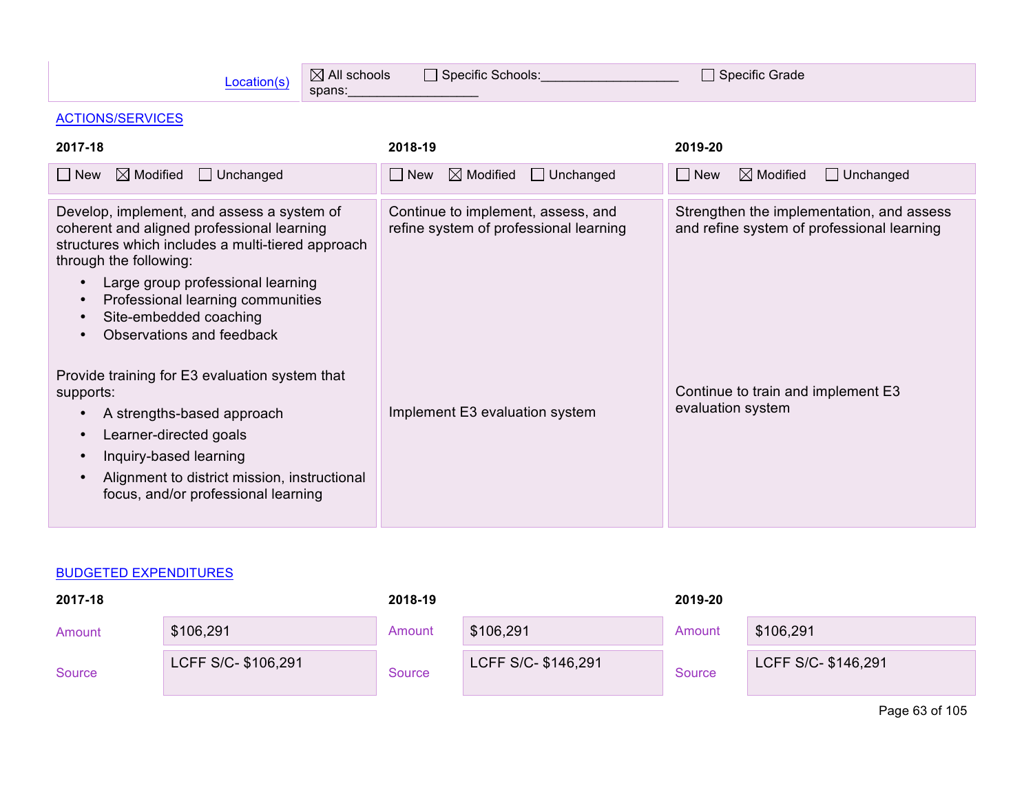| Location(s) | ☒ All schools ☐ Specific Schools:__________________ ☐ Specific Grade spans:__________________ |
|---|---|

ACTIONS/SERVICES

| 2017-18 | 2018-19 | 2019-20 |
|---|---|---|
| ☐ New ☒ Modified ☐ Unchanged | ☐ New ☒ Modified ☐ Unchanged | ☐ New ☒ Modified ☐ Unchanged |
| Develop, implement, and assess a system of coherent and aligned professional learning structures which includes a multi-tiered approach through the following:<br>• Large group professional learning<br>• Professional learning communities<br>• Site-embedded coaching<br>• Observations and feedback<br><br>Provide training for E3 evaluation system that supports:<br>• A strengths-based approach<br>• Learner-directed goals<br>• Inquiry-based learning<br>• Alignment to district mission, instructional focus, and/or professional learning | Continue to implement, assess, and refine system of professional learning<br><br>Implement E3 evaluation system | Strengthen the implementation, and assess and refine system of professional learning<br><br>Continue to train and implement E3 evaluation system |

BUDGETED EXPENDITURES

| | 2017-18 | | 2018-19 | | 2019-20 |
|---|---|---|---|---|---|
| Amount | $106,291 | Amount | $106,291 | Amount | $106,291 |
| Source | LCFF S/C- $106,291 | Source | LCFF S/C- $146,291 | Source | LCFF S/C- $146,291 |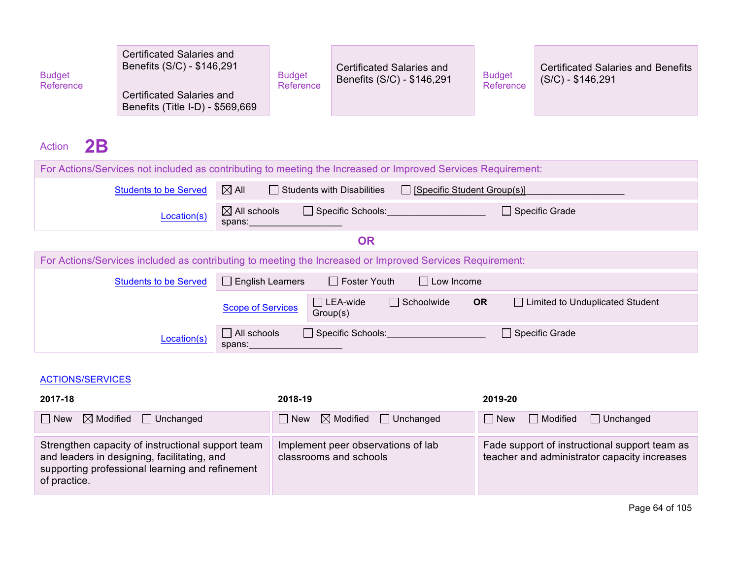| Budget Reference | Certificated Salaries and Benefits (S/C) - $146,291<br><br>Certificated Salaries and Benefits (Title I-D) - $569,669 | Budget Reference | Certificated Salaries and Benefits (S/C) - $146,291 | Budget Reference | Certificated Salaries and Benefits (S/C) - $146,291 |
|---|---|---|---|---|---|

## Action 2B

**For Actions/Services not included as contributing to meeting the Increased or Improved Services Requirement:**

| | |
|---|---|
| Students to be Served | ☒ All ☐ Students with Disabilities ☐ [Specific Student Group(s)]___________________ |
| Location(s) | ☒ All schools ☐ Specific Schools:___________________ ☐ Specific Grade spans:__________________ |

**OR**

**For Actions/Services included as contributing to meeting the Increased or Improved Services Requirement:**

| | |
|---|---|
| Students to be Served | ☐ English Learners ☐ Foster Youth ☐ Low Income |
| Scope of Services | ☐ LEA-wide ☐ Schoolwide **OR** ☐ Limited to Unduplicated Student Group(s) |
| Location(s) | ☐ All schools ☐ Specific Schools:___________________ ☐ Specific Grade spans:__________________ |

ACTIONS/SERVICES

| 2017-18 | 2018-19 | 2019-20 |
|---|---|---|
| ☐ New ☒ Modified ☐ Unchanged | ☐ New ☒ Modified ☐ Unchanged | ☐ New ☐ Modified ☐ Unchanged |
| Strengthen capacity of instructional support team and leaders in designing, facilitating, and supporting professional learning and refinement of practice. | Implement peer observations of lab classrooms and schools | Fade support of instructional support team as teacher and administrator capacity increases |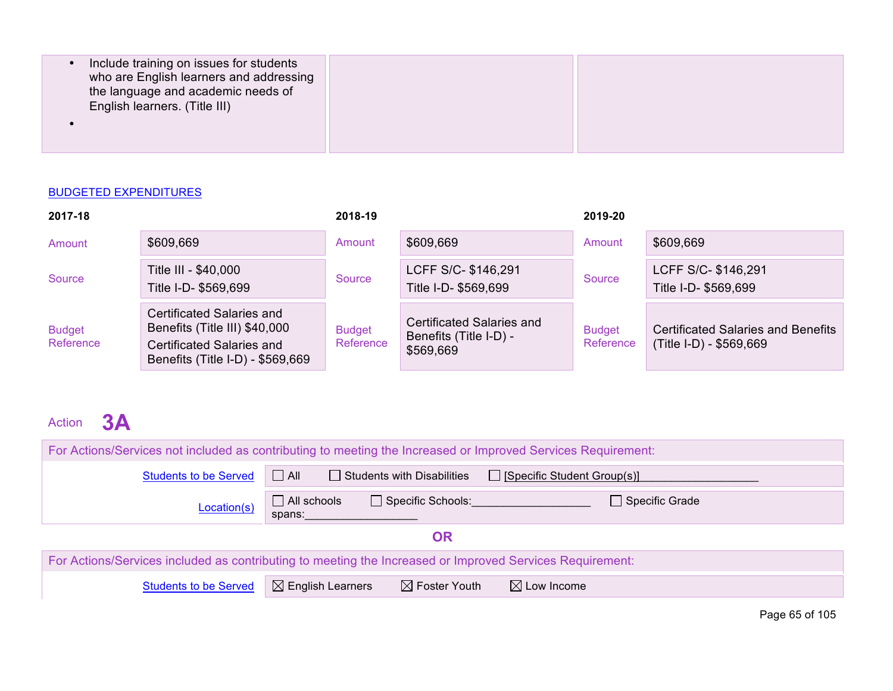| | | |
|---|---|---|
| • Include training on issues for students who are English learners and addressing the language and academic needs of English learners. (Title III)<br>• | | |

BUDGETED EXPENDITURES

| 2017-18 | | 2018-19 | | 2019-20 | |
|---|---|---|---|---|---|
| Amount | $609,669 | Amount | $609,669 | Amount | $609,669 |
| Source | Title III - $40,000<br>Title I-D- $569,699 | Source | LCFF S/C- $146,291<br>Title I-D- $569,699 | Source | LCFF S/C- $146,291<br>Title I-D- $569,699 |
| Budget Reference | Certificated Salaries and Benefits (Title III) $40,000<br>Certificated Salaries and Benefits (Title I-D) - $569,669 | Budget Reference | Certificated Salaries and Benefits (Title I-D) - $569,669 | Budget Reference | Certificated Salaries and Benefits (Title I-D) - $569,669 |

Action **3A**

For Actions/Services not included as contributing to meeting the Increased or Improved Services Requirement:

| | |
|---|---|
| Students to be Served | ☐ All ☐ Students with Disabilities ☐ [Specific Student Group(s)]___________________ |
| Location(s) | ☐ All schools ☐ Specific Schools:___________________ ☐ Specific Grade spans:__________________ |

**OR**

For Actions/Services included as contributing to meeting the Increased or Improved Services Requirement:

| | |
|---|---|
| Students to be Served | ☒ English Learners ☒ Foster Youth ☒ Low Income |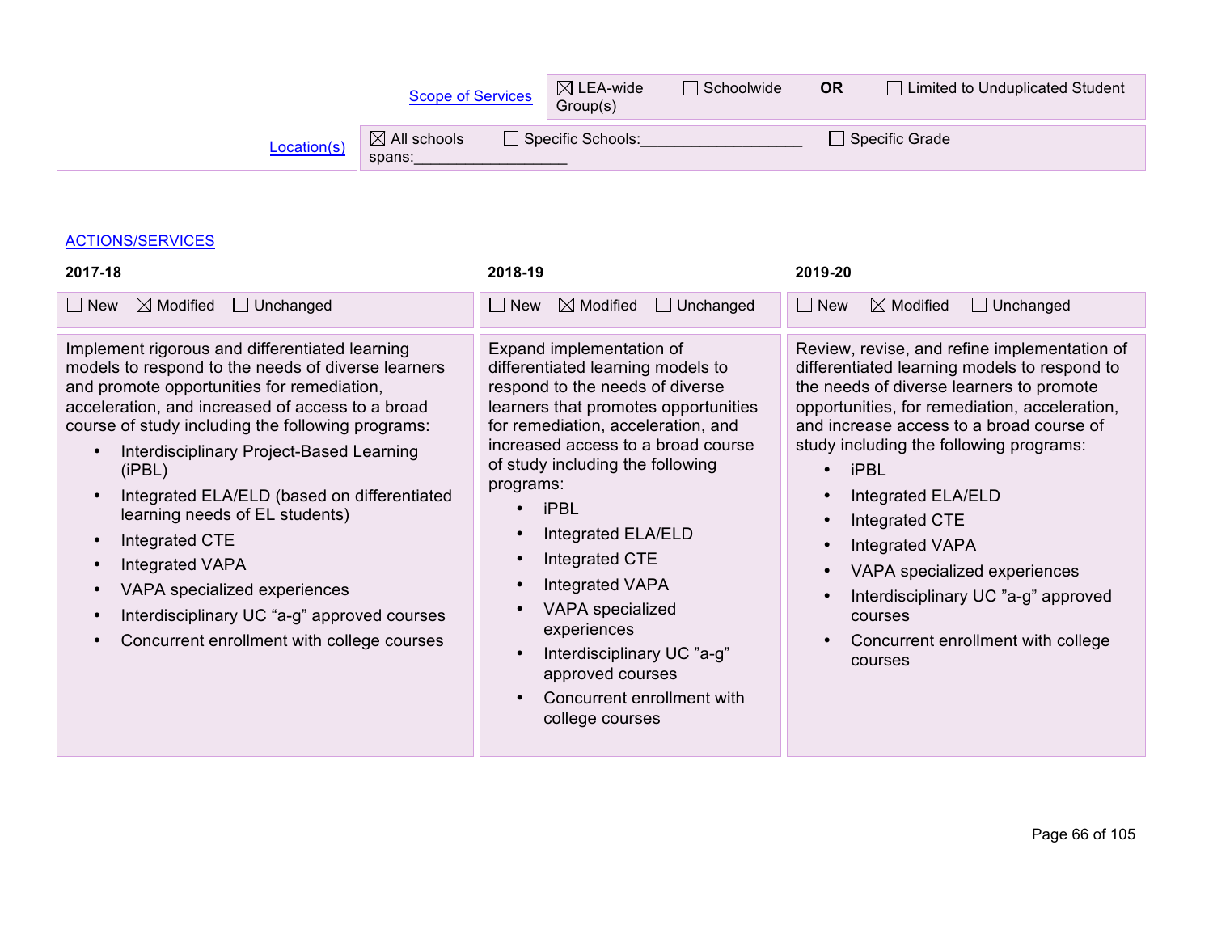| Scope of Services | ☒ LEA-wide ☐ Schoolwide **OR** ☐ Limited to Unduplicated Student Group(s) |
|---|---|
| Location(s) | ☒ All schools ☐ Specific Schools:___________________ ☐ Specific Grade spans:__________________ |

ACTIONS/SERVICES

| 2017-18 | 2018-19 | 2019-20 |
|---|---|---|
| ☐ New ☒ Modified ☐ Unchanged | ☐ New ☒ Modified ☐ Unchanged | ☐ New ☒ Modified ☐ Unchanged |
| Implement rigorous and differentiated learning models to respond to the needs of diverse learners and promote opportunities for remediation, acceleration, and increased of access to a broad course of study including the following programs:<br>• Interdisciplinary Project-Based Learning (iPBL)<br>• Integrated ELA/ELD (based on differentiated learning needs of EL students)<br>• Integrated CTE<br>• Integrated VAPA<br>• VAPA specialized experiences<br>• Interdisciplinary UC "a-g" approved courses<br>• Concurrent enrollment with college courses | Expand implementation of differentiated learning models to respond to the needs of diverse learners that promotes opportunities for remediation, acceleration, and increased access to a broad course of study including the following programs:<br>• iPBL<br>• Integrated ELA/ELD<br>• Integrated CTE<br>• Integrated VAPA<br>• VAPA specialized experiences<br>• Interdisciplinary UC "a-g" approved courses<br>• Concurrent enrollment with college courses | Review, revise, and refine implementation of differentiated learning models to respond to the needs of diverse learners to promote opportunities, for remediation, acceleration, and increase access to a broad course of study including the following programs:<br>• iPBL<br>• Integrated ELA/ELD<br>• Integrated CTE<br>• Integrated VAPA<br>• VAPA specialized experiences<br>• Interdisciplinary UC "a-g" approved courses<br>• Concurrent enrollment with college courses |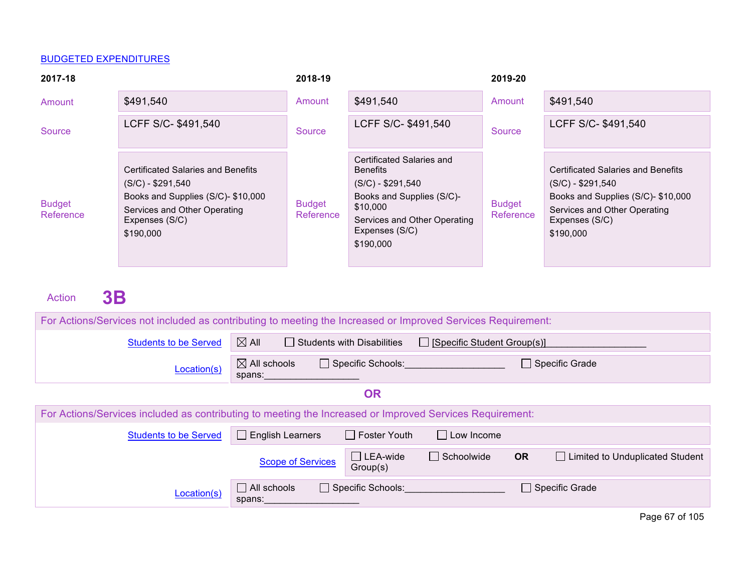BUDGETED EXPENDITURES

| | 2017-18 | | 2018-19 | | 2019-20 |
|---|---|---|---|---|---|
| Amount | $491,540 | Amount | $491,540 | Amount | $491,540 |
| Source | LCFF S/C- $491,540 | Source | LCFF S/C- $491,540 | Source | LCFF S/C- $491,540 |
| Budget Reference | Certificated Salaries and Benefits (S/C) - $291,540<br>Books and Supplies (S/C)- $10,000<br>Services and Other Operating Expenses (S/C)<br>$190,000 | Budget Reference | Certificated Salaries and Benefits (S/C) - $291,540<br>Books and Supplies (S/C)- $10,000<br>Services and Other Operating Expenses (S/C)<br>$190,000 | Budget Reference | Certificated Salaries and Benefits (S/C) - $291,540<br>Books and Supplies (S/C)- $10,000<br>Services and Other Operating Expenses (S/C)<br>$190,000 |

Action **3B**

For Actions/Services not included as contributing to meeting the Increased or Improved Services Requirement:

| | |
|---|---|
| Students to be Served | ☒ All ☐ Students with Disabilities ☐ [Specific Student Group(s)]___________________ |
| Location(s) | ☒ All schools ☐ Specific Schools:___________________ ☐ Specific Grade spans:__________________ |

**OR**

For Actions/Services included as contributing to meeting the Increased or Improved Services Requirement:

| | |
|---|---|
| Students to be Served | ☐ English Learners ☐ Foster Youth ☐ Low Income |
| Scope of Services | ☐ LEA-wide ☐ Schoolwide **OR** ☐ Limited to Unduplicated Student Group(s) |
| Location(s) | ☐ All schools ☐ Specific Schools:___________________ ☐ Specific Grade spans:__________________ |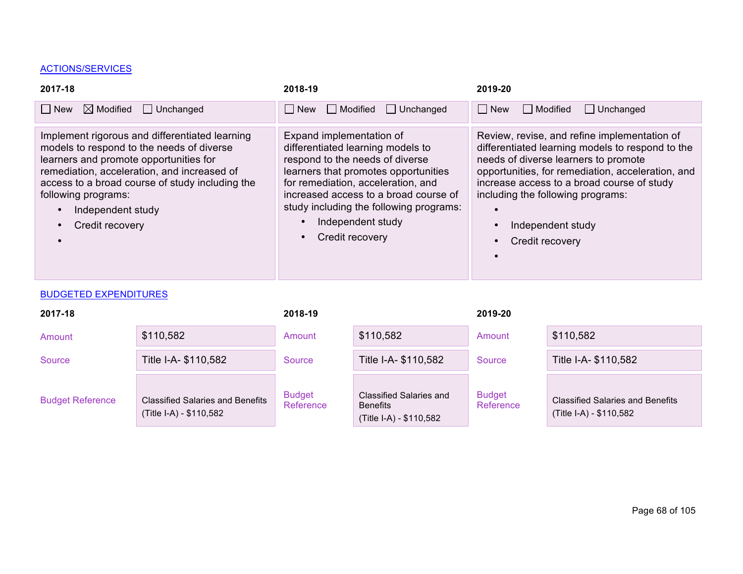## ACTIONS/SERVICES

| 2017-18 | 2018-19 | 2019-20 |
|---|---|---|
| ☐ New ☒ Modified ☐ Unchanged | ☐ New ☐ Modified ☐ Unchanged | ☐ New ☐ Modified ☐ Unchanged |
| Implement rigorous and differentiated learning models to respond to the needs of diverse learners and promote opportunities for remediation, acceleration, and increased of access to a broad course of study including the following programs: <br>• Independent study <br>• Credit recovery <br>• | Expand implementation of differentiated learning models to respond to the needs of diverse learners that promotes opportunities for remediation, acceleration, and increased access to a broad course of study including the following programs: <br>• Independent study <br>• Credit recovery | Review, revise, and refine implementation of differentiated learning models to respond to the needs of diverse learners to promote opportunities, for remediation, acceleration, and increase access to a broad course of study including the following programs: <br>• <br>• Independent study <br>• Credit recovery <br>• |

## BUDGETED EXPENDITURES

| | 2017-18 | 2018-19 | 2019-20 |
|---|---|---|---|
| Amount | $110,582 | $110,582 | $110,582 |
| Source | Title I-A- $110,582 | Title I-A- $110,582 | Title I-A- $110,582 |
| Budget Reference | Classified Salaries and Benefits (Title I-A) - $110,582 | Classified Salaries and Benefits (Title I-A) - $110,582 | Classified Salaries and Benefits (Title I-A) - $110,582 |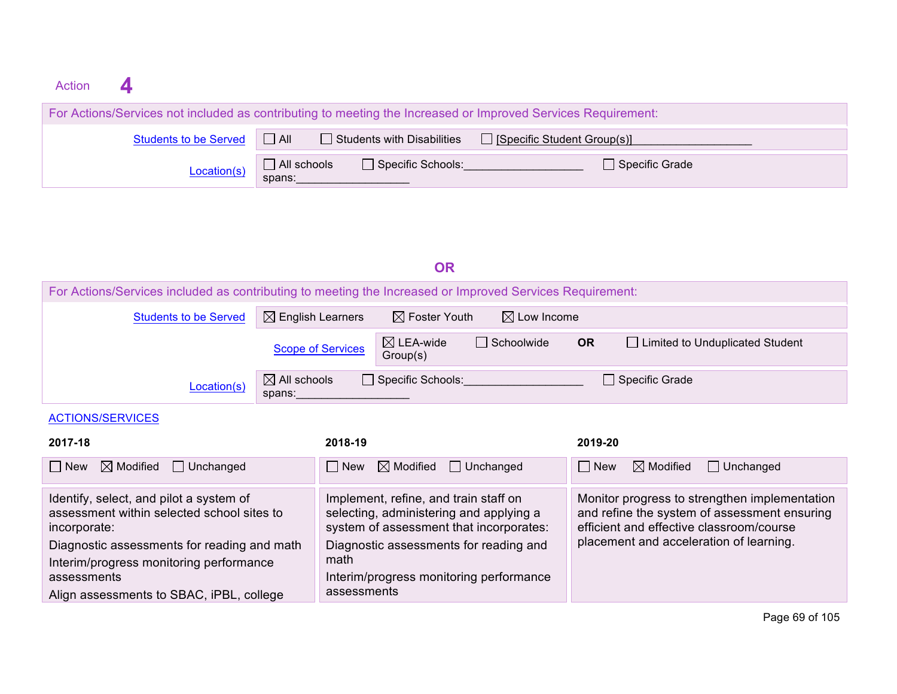Action **4**

For Actions/Services not included as contributing to meeting the Increased or Improved Services Requirement:

| | |
|---|---|
| Students to be Served | ☐ All ☐ Students with Disabilities ☐ [Specific Student Group(s)]___________________ |
| Location(s) | ☐ All schools ☐ Specific Schools:___________________ ☐ Specific Grade spans:__________________ |

**OR**

For Actions/Services included as contributing to meeting the Increased or Improved Services Requirement:

| | |
|---|---|
| Students to be Served | ☒ English Learners ☒ Foster Youth ☒ Low Income |
| Scope of Services | ☒ LEA-wide ☐ Schoolwide **OR** ☐ Limited to Unduplicated Student Group(s) |
| Location(s) | ☒ All schools ☐ Specific Schools:___________________ ☐ Specific Grade spans:__________________ |

ACTIONS/SERVICES

| 2017-18 | 2018-19 | 2019-20 |
|---|---|---|
| ☐ New ☒ Modified ☐ Unchanged | ☐ New ☒ Modified ☐ Unchanged | ☐ New ☒ Modified ☐ Unchanged |
| Identify, select, and pilot a system of assessment within selected school sites to incorporate:<br>Diagnostic assessments for reading and math<br>Interim/progress monitoring performance assessments<br>Align assessments to SBAC, iPBL, college | Implement, refine, and train staff on selecting, administering and applying a system of assessment that incorporates:<br>Diagnostic assessments for reading and math<br>Interim/progress monitoring performance assessments | Monitor progress to strengthen implementation and refine the system of assessment ensuring efficient and effective classroom/course placement and acceleration of learning. |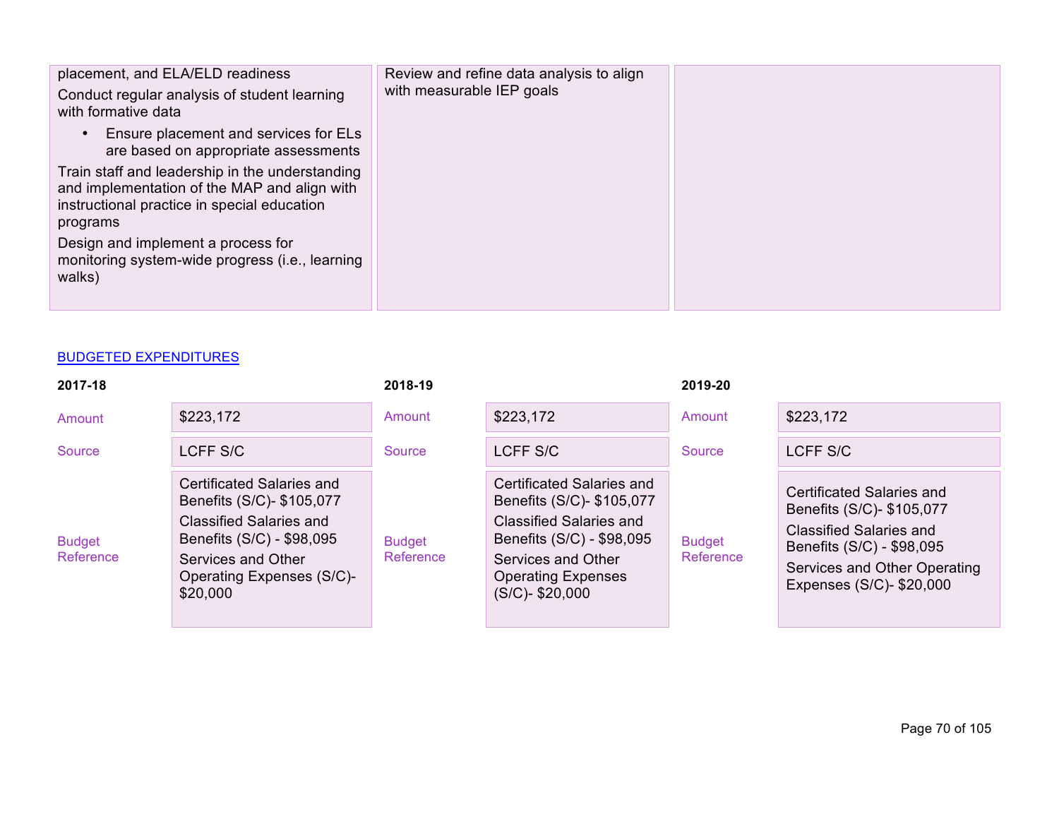| | | |
|---|---|---|
| placement, and ELA/ELD readiness<br>Conduct regular analysis of student learning with formative data<br>• Ensure placement and services for ELs are based on appropriate assessments<br>Train staff and leadership in the understanding and implementation of the MAP and align with instructional practice in special education programs<br>Design and implement a process for monitoring system-wide progress (i.e., learning walks) | Review and refine data analysis to align with measurable IEP goals | |

BUDGETED EXPENDITURES

| 2017-18 | | 2018-19 | | 2019-20 | |
|---|---|---|---|---|---|
| Amount | $223,172 | Amount | $223,172 | Amount | $223,172 |
| Source | LCFF S/C | Source | LCFF S/C | Source | LCFF S/C |
| Budget Reference | Certificated Salaries and Benefits (S/C)- $105,077<br>Classified Salaries and Benefits (S/C) - $98,095<br>Services and Other Operating Expenses (S/C)- $20,000 | Budget Reference | Certificated Salaries and Benefits (S/C)- $105,077<br>Classified Salaries and Benefits (S/C) - $98,095<br>Services and Other Operating Expenses (S/C)- $20,000 | Budget Reference | Certificated Salaries and Benefits (S/C)- $105,077<br>Classified Salaries and Benefits (S/C) - $98,095<br>Services and Other Operating Expenses (S/C)- $20,000 |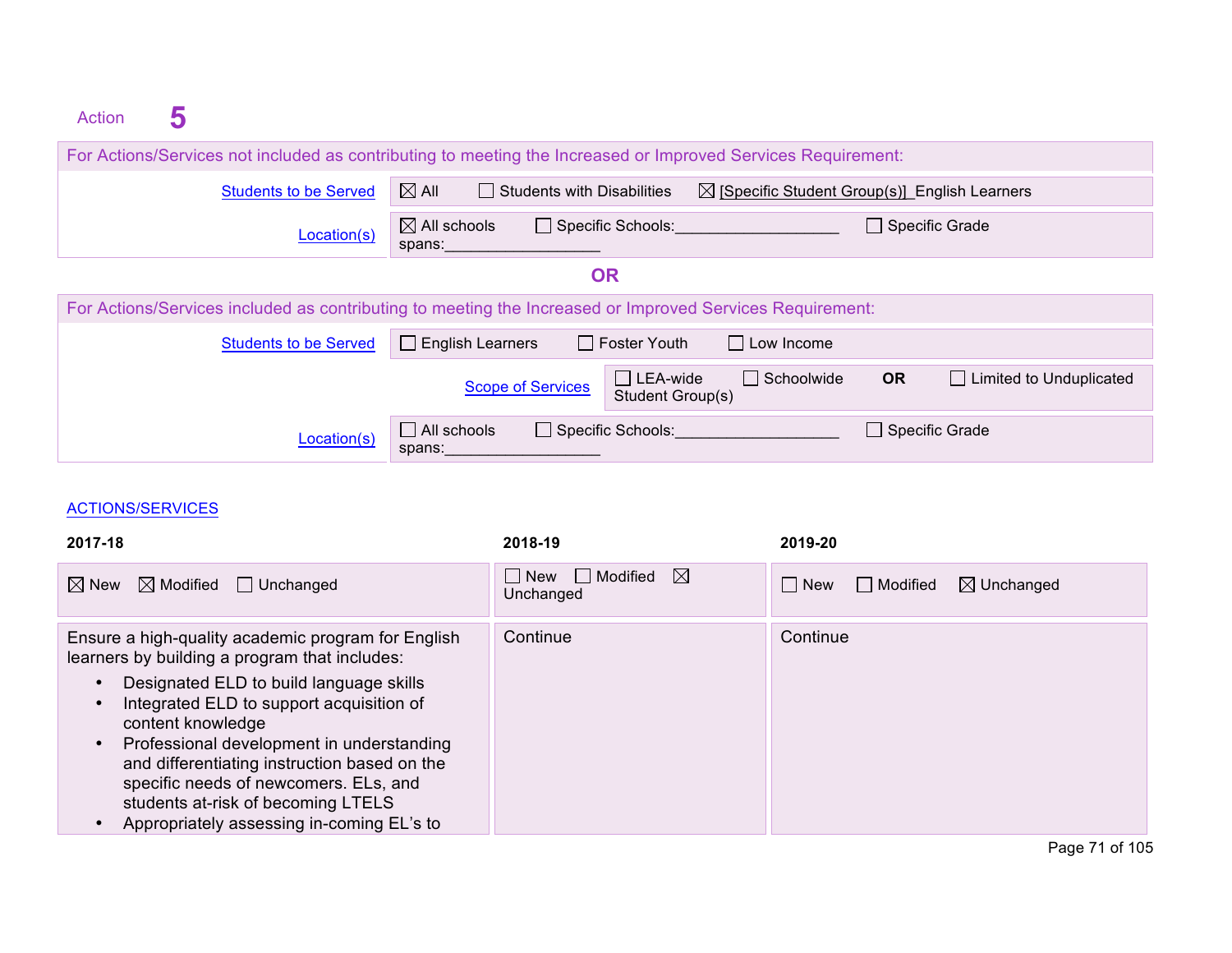## Action 5

| For Actions/Services not included as contributing to meeting the Increased or Improved Services Requirement: | |
|---|---|
| Students to be Served | ☒ All ☐ Students with Disabilities ☒ [Specific Student Group(s)] English Learners |
| Location(s) | ☒ All schools ☐ Specific Schools:___________________ ☐ Specific Grade spans:__________________ |

**OR**

| For Actions/Services included as contributing to meeting the Increased or Improved Services Requirement: | |
|---|---|
| Students to be Served | ☐ English Learners ☐ Foster Youth ☐ Low Income |
| Scope of Services | ☐ LEA-wide ☐ Schoolwide **OR** ☐ Limited to Unduplicated Student Group(s) |
| Location(s) | ☐ All schools ☐ Specific Schools:___________________ ☐ Specific Grade spans:__________________ |

ACTIONS/SERVICES

| 2017-18 | 2018-19 | 2019-20 |
|---|---|---|
| ☒ New ☒ Modified ☐ Unchanged | ☐ New ☐ Modified ☒ Unchanged | ☐ New ☐ Modified ☒ Unchanged |
| Ensure a high-quality academic program for English learners by building a program that includes:<br>• Designated ELD to build language skills<br>• Integrated ELD to support acquisition of content knowledge<br>• Professional development in understanding and differentiating instruction based on the specific needs of newcomers. ELs, and students at-risk of becoming LTELS<br>• Appropriately assessing in-coming EL's to | Continue | Continue |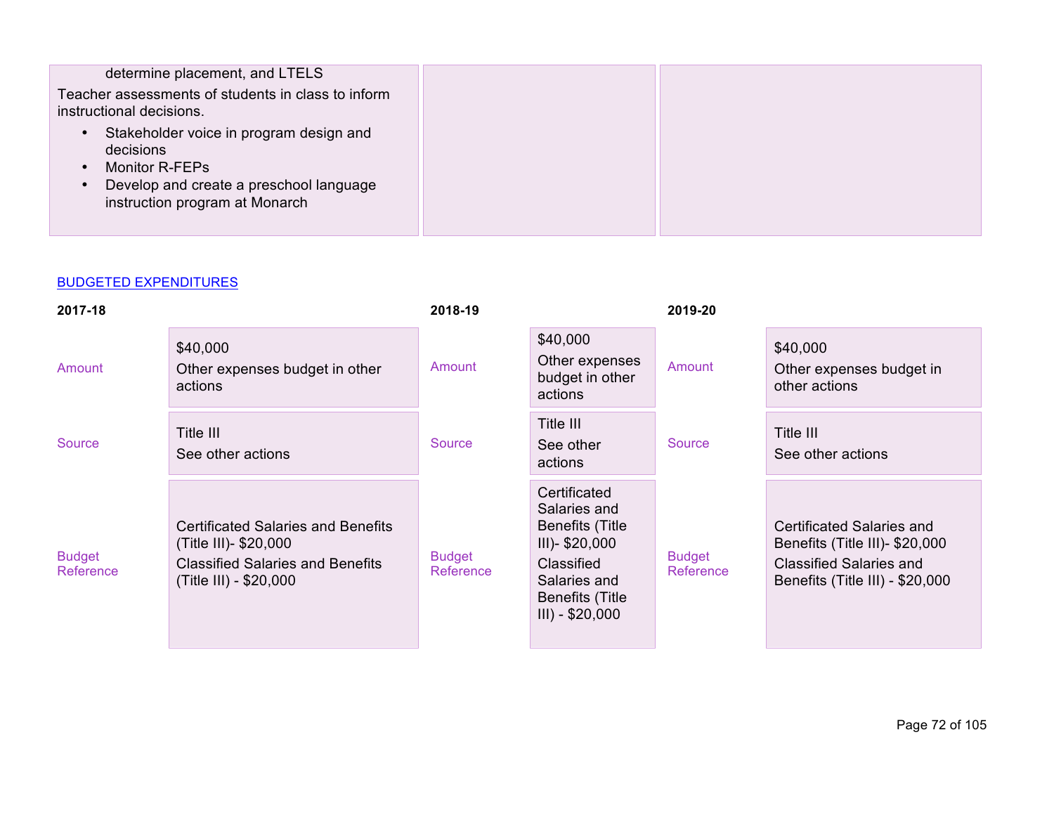| | | |
|---|---|---|
| determine placement, and LTELS<br>Teacher assessments of students in class to inform instructional decisions.<br>• Stakeholder voice in program design and decisions<br>• Monitor R-FEPs<br>• Develop and create a preschool language instruction program at Monarch | | |

BUDGETED EXPENDITURES

| 2017-18 | | 2018-19 | | 2019-20 | |
|---|---|---|---|---|---|
| Amount | $40,000<br>Other expenses budget in other actions | Amount | $40,000<br>Other expenses budget in other actions | Amount | $40,000<br>Other expenses budget in other actions |
| Source | Title III<br>See other actions | Source | Title III<br>See other actions | Source | Title III<br>See other actions |
| Budget Reference | Certificated Salaries and Benefits (Title III)- $20,000<br>Classified Salaries and Benefits (Title III) - $20,000 | Budget Reference | Certificated Salaries and Benefits (Title III)- $20,000<br>Classified Salaries and Benefits (Title III) - $20,000 | Budget Reference | Certificated Salaries and Benefits (Title III)- $20,000<br>Classified Salaries and Benefits (Title III) - $20,000 |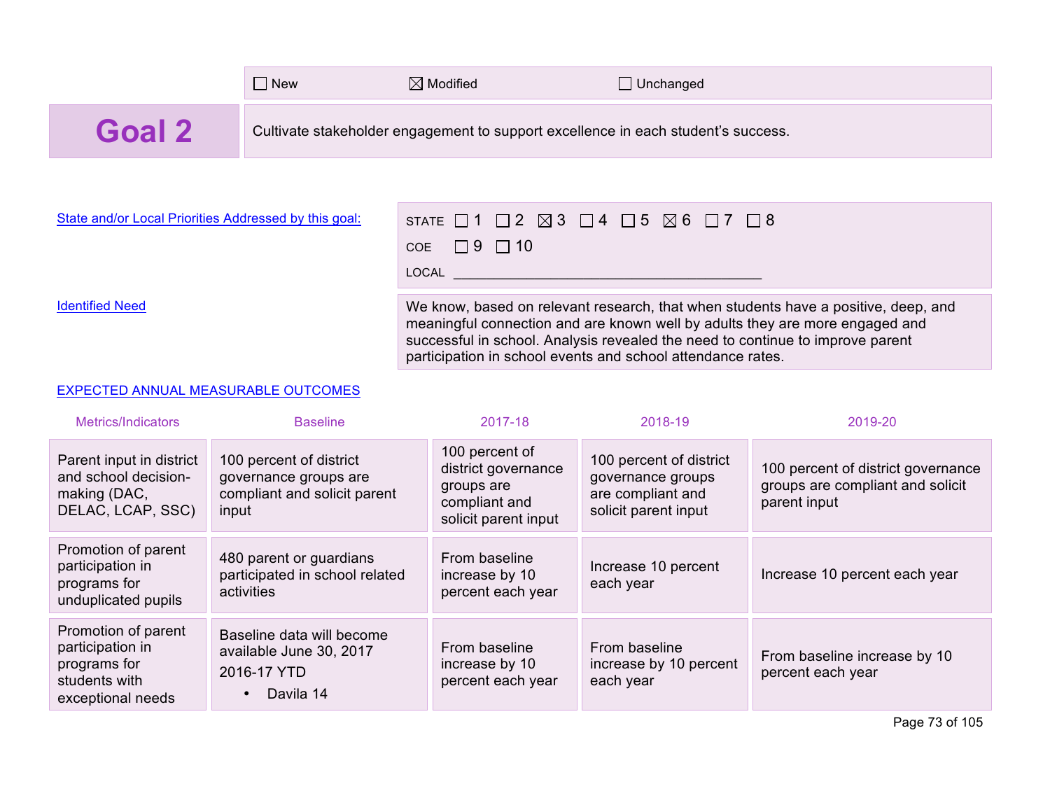☐ New ☒ Modified ☐ Unchanged

# Goal 2

Cultivate stakeholder engagement to support excellence in each student's success.

State and/or Local Priorities Addressed by this goal:

STATE ☐ 1 ☐ 2 ☒ 3 ☐ 4 ☐ 5 ☒ 6 ☐ 7 ☐ 8

COE ☐ 9 ☐ 10

LOCAL ___________________________________________

Identified Need

We know, based on relevant research, that when students have a positive, deep, and meaningful connection and are known well by adults they are more engaged and successful in school. Analysis revealed the need to continue to improve parent participation in school events and school attendance rates.

EXPECTED ANNUAL MEASURABLE OUTCOMES

| Metrics/Indicators | Baseline | 2017-18 | 2018-19 | 2019-20 |
|---|---|---|---|---|
| Parent input in district and school decision-making (DAC, DELAC, LCAP, SSC) | 100 percent of district governance groups are compliant and solicit parent input | 100 percent of district governance groups are compliant and solicit parent input | 100 percent of district governance groups are compliant and solicit parent input | 100 percent of district governance groups are compliant and solicit parent input |
| Promotion of parent participation in programs for unduplicated pupils | 480 parent or guardians participated in school related activities | From baseline increase by 10 percent each year | Increase 10 percent each year | Increase 10 percent each year |
| Promotion of parent participation in programs for students with exceptional needs | Baseline data will become available June 30, 2017<br>2016-17 YTD<br>• Davila 14 | From baseline increase by 10 percent each year | From baseline increase by 10 percent each year | From baseline increase by 10 percent each year |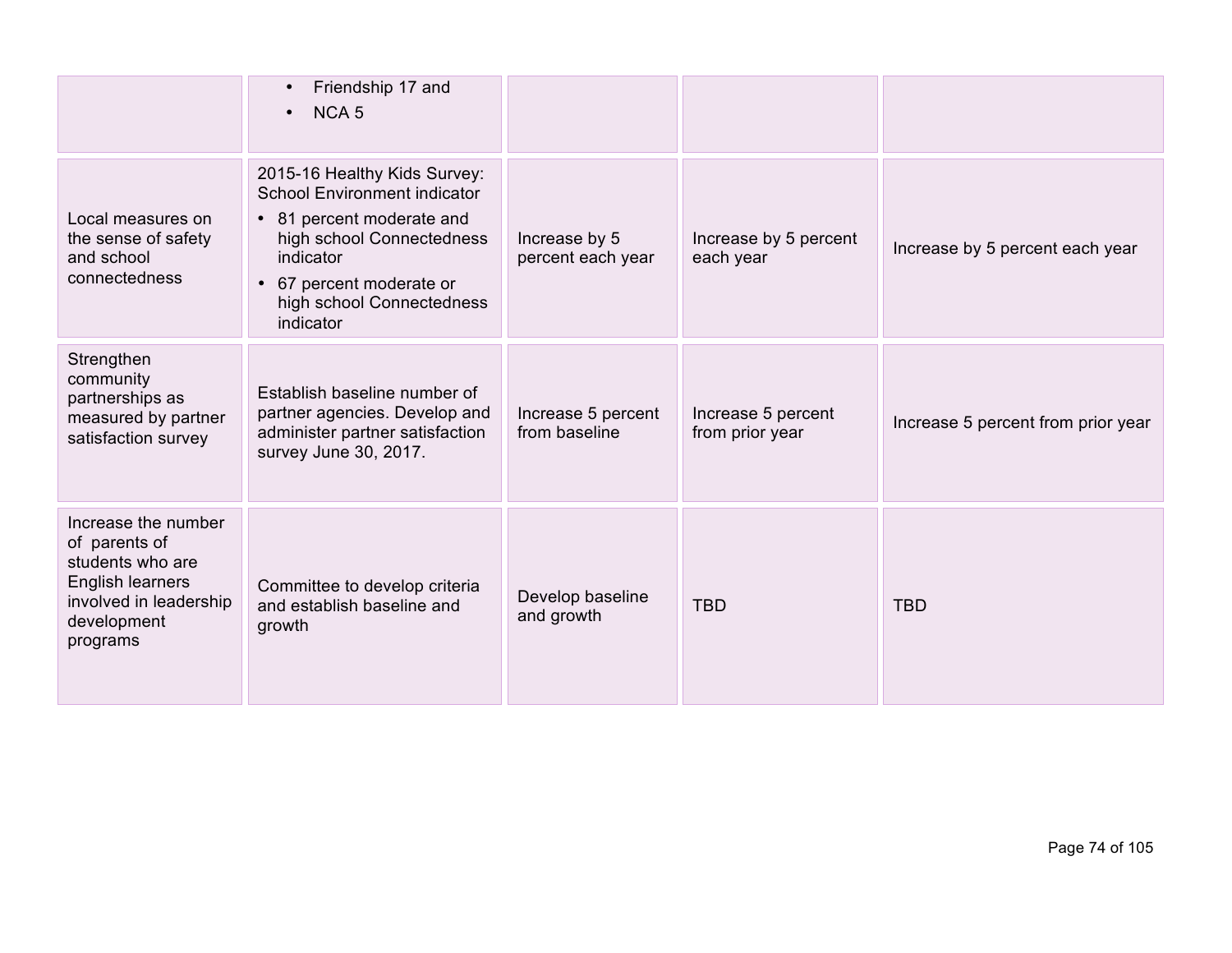| | | | | |
|---|---|---|---|---|
| | • Friendship 17 and<br>• NCA 5 | | | |
| Local measures on the sense of safety and school connectedness | 2015-16 Healthy Kids Survey: School Environment indicator<br>• 81 percent moderate and high school Connectedness indicator<br>• 67 percent moderate or high school Connectedness indicator | Increase by 5 percent each year | Increase by 5 percent each year | Increase by 5 percent each year |
| Strengthen community partnerships as measured by partner satisfaction survey | Establish baseline number of partner agencies. Develop and administer partner satisfaction survey June 30, 2017. | Increase 5 percent from baseline | Increase 5 percent from prior year | Increase 5 percent from prior year |
| Increase the number of parents of students who are English learners involved in leadership development programs | Committee to develop criteria and establish baseline and growth | Develop baseline and growth | TBD | TBD |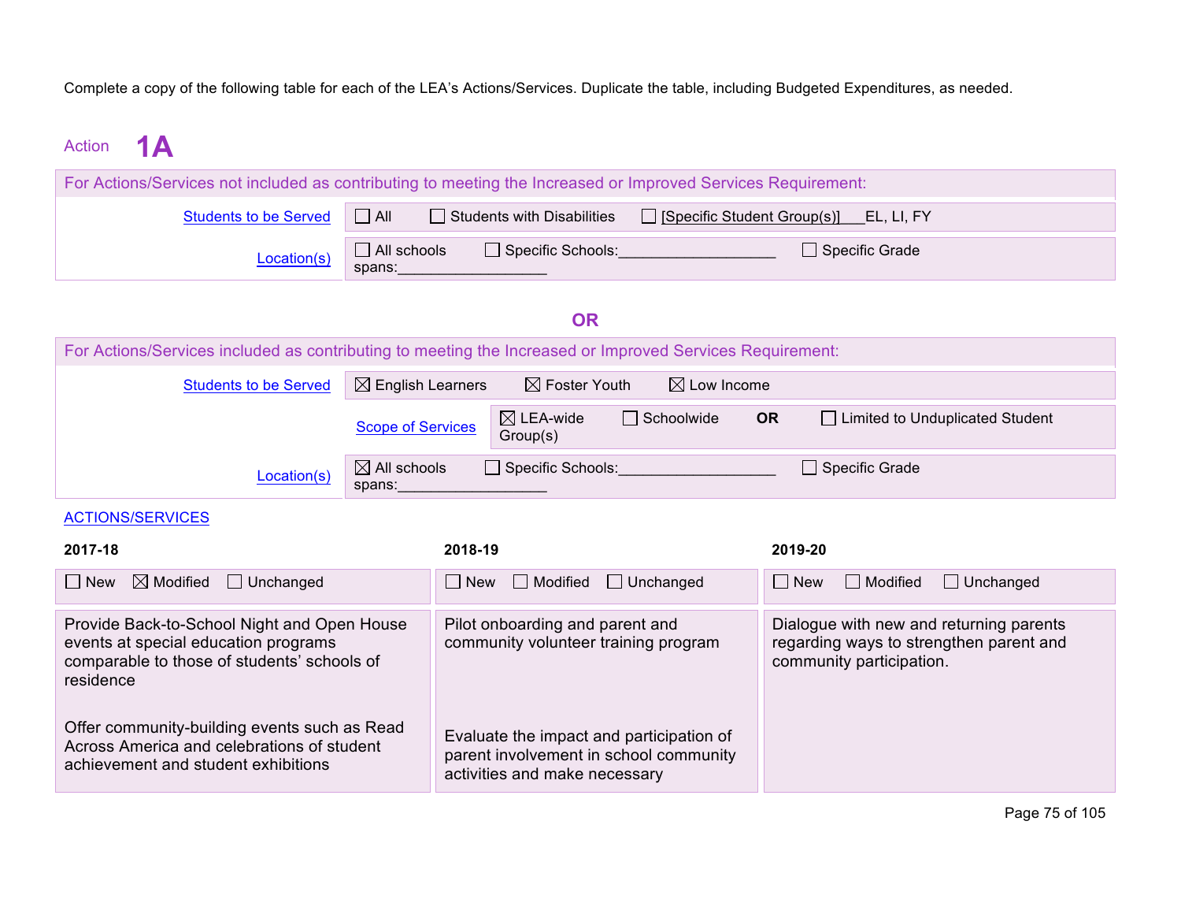Complete a copy of the following table for each of the LEA's Actions/Services. Duplicate the table, including Budgeted Expenditures, as needed.

## Action 1A

**For Actions/Services not included as contributing to meeting the Increased or Improved Services Requirement:**

| | |
|---|---|
| Students to be Served | ☐ All ☐ Students with Disabilities ☐ [Specific Student Group(s)]___EL, LI, FY |
| Location(s) | ☐ All schools ☐ Specific Schools:___________________ ☐ Specific Grade spans:__________________ |

**OR**

**For Actions/Services included as contributing to meeting the Increased or Improved Services Requirement:**

| | |
|---|---|
| Students to be Served | ☒ English Learners ☒ Foster Youth ☒ Low Income |
| Scope of Services | ☒ LEA-wide ☐ Schoolwide **OR** ☐ Limited to Unduplicated Student Group(s) |
| Location(s) | ☒ All schools ☐ Specific Schools:___________________ ☐ Specific Grade spans:__________________ |

ACTIONS/SERVICES

| 2017-18 | 2018-19 | 2019-20 |
|---|---|---|
| ☐ New ☒ Modified ☐ Unchanged | ☐ New ☐ Modified ☐ Unchanged | ☐ New ☐ Modified ☐ Unchanged |
| Provide Back-to-School Night and Open House events at special education programs comparable to those of students' schools of residence<br><br>Offer community-building events such as Read Across America and celebrations of student achievement and student exhibitions | Pilot onboarding and parent and community volunteer training program<br><br>Evaluate the impact and participation of parent involvement in school community activities and make necessary | Dialogue with new and returning parents regarding ways to strengthen parent and community participation. |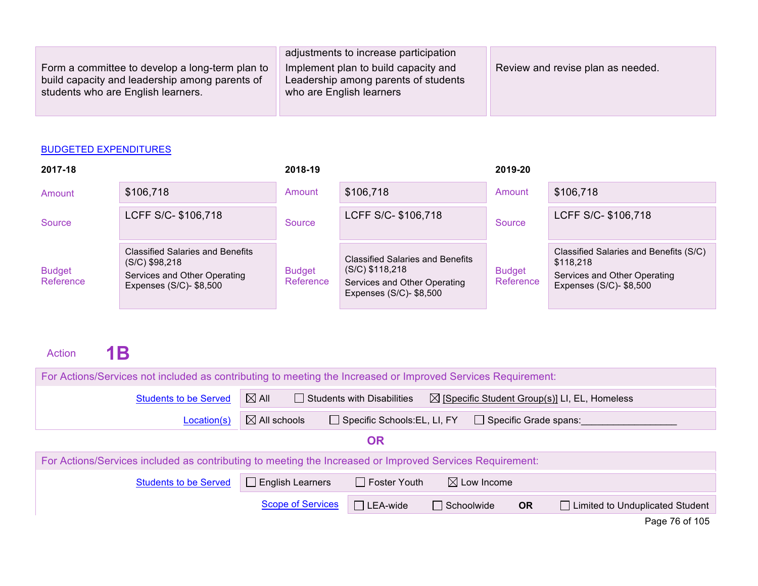| 2017-18 | 2018-19 | 2019-20 |
|---|---|---|
| Form a committee to develop a long-term plan to build capacity and leadership among parents of students who are English learners. | adjustments to increase participation<br>Implement plan to build capacity and Leadership among parents of students who are English learners | Review and revise plan as needed. |

BUDGETED EXPENDITURES

| | 2017-18 | 2018-19 | 2019-20 |
|---|---|---|---|
| Amount | $106,718 | $106,718 | $106,718 |
| Source | LCFF S/C- $106,718 | LCFF S/C- $106,718 | LCFF S/C- $106,718 |
| Budget Reference | Classified Salaries and Benefits (S/C) $98,218<br>Services and Other Operating Expenses (S/C)- $8,500 | Classified Salaries and Benefits (S/C) $118,218<br>Services and Other Operating Expenses (S/C)- $8,500 | Classified Salaries and Benefits (S/C) $118,218<br>Services and Other Operating Expenses (S/C)- $8,500 |

## Action 1B

For Actions/Services not included as contributing to meeting the Increased or Improved Services Requirement:

| | |
|---|---|
| Students to be Served | ☒ All ☐ Students with Disabilities ☒ [Specific Student Group(s)] LI, EL, Homeless |
| Location(s) | ☒ All schools ☐ Specific Schools:EL, LI, FY ☐ Specific Grade spans:__________________ |

**OR**

For Actions/Services included as contributing to meeting the Increased or Improved Services Requirement:

| | |
|---|---|
| Students to be Served | ☐ English Learners ☐ Foster Youth ☒ Low Income |
| Scope of Services | ☐ LEA-wide ☐ Schoolwide **OR** ☐ Limited to Unduplicated Student |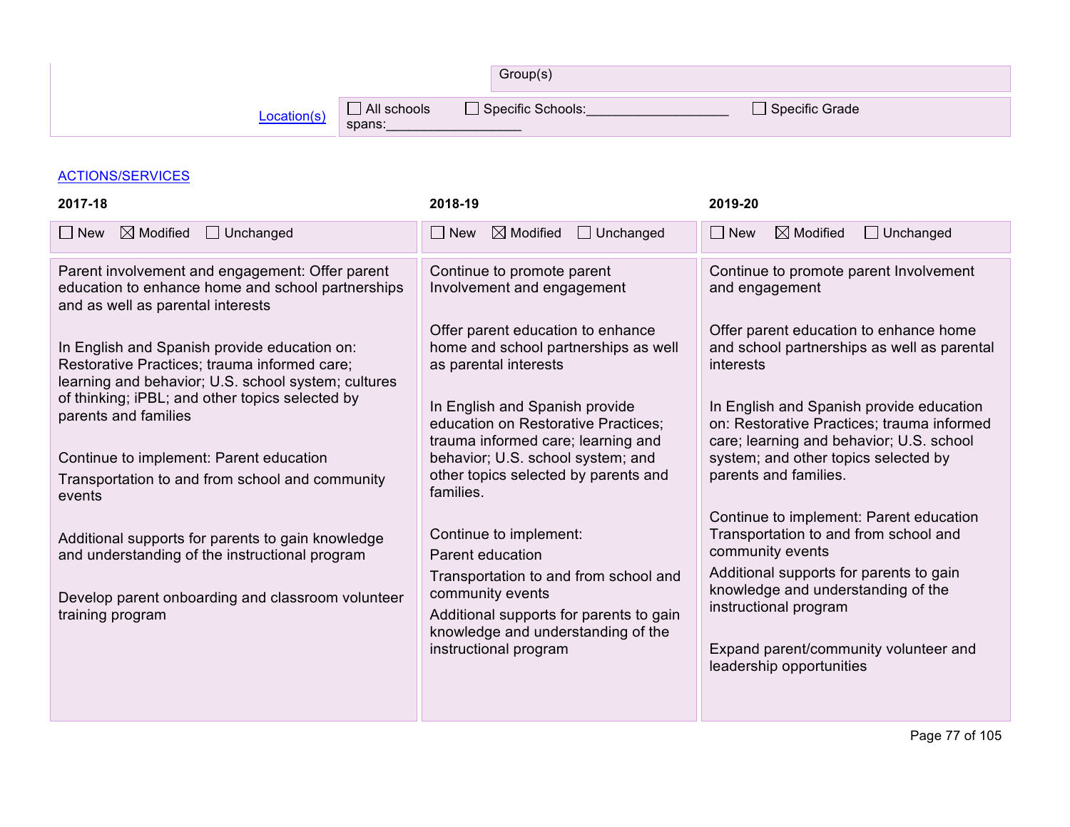| | Group(s) |
|---|---|
| Location(s) | ☐ All schools ☐ Specific Schools:__________________ ☐ Specific Grade spans:__________________ |

ACTIONS/SERVICES

| 2017-18 | 2018-19 | 2019-20 |
|---|---|---|
| ☐ New ☒ Modified ☐ Unchanged | ☐ New ☒ Modified ☐ Unchanged | ☐ New ☒ Modified ☐ Unchanged |
| Parent involvement and engagement: Offer parent education to enhance home and school partnerships and as well as parental interests<br><br>In English and Spanish provide education on: Restorative Practices; trauma informed care; learning and behavior; U.S. school system; cultures of thinking; iPBL; and other topics selected by parents and families<br><br>Continue to implement: Parent education<br>Transportation to and from school and community events<br><br>Additional supports for parents to gain knowledge and understanding of the instructional program<br><br>Develop parent onboarding and classroom volunteer training program | Continue to promote parent Involvement and engagement<br><br>Offer parent education to enhance home and school partnerships as well as parental interests<br><br>In English and Spanish provide education on Restorative Practices; trauma informed care; learning and behavior; U.S. school system; and other topics selected by parents and families.<br><br>Continue to implement:<br>Parent education<br>Transportation to and from school and community events<br>Additional supports for parents to gain knowledge and understanding of the instructional program | Continue to promote parent Involvement and engagement<br><br>Offer parent education to enhance home and school partnerships as well as parental interests<br><br>In English and Spanish provide education on: Restorative Practices; trauma informed care; learning and behavior; U.S. school system; and other topics selected by parents and families.<br><br>Continue to implement: Parent education Transportation to and from school and community events<br>Additional supports for parents to gain knowledge and understanding of the instructional program<br><br>Expand parent/community volunteer and leadership opportunities |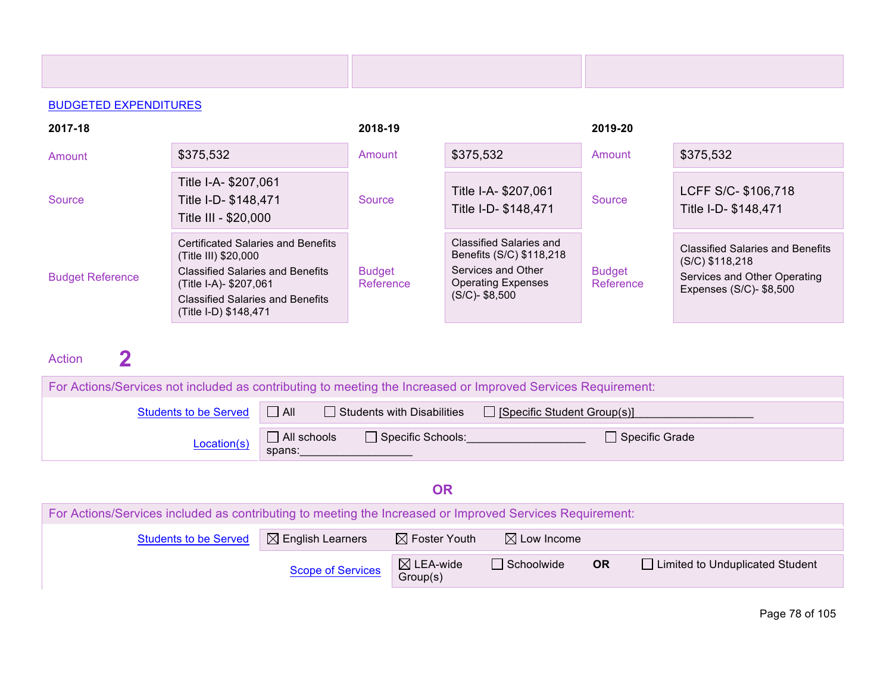| | | |
|---|---|---|
| | | |

**BUDGETED EXPENDITURES**

| 2017-18 | | 2018-19 | | 2019-20 | |
|---|---|---|---|---|---|
| Amount | $375,532 | Amount | $375,532 | Amount | $375,532 |
| Source | Title I-A- $207,061<br>Title I-D- $148,471<br>Title III - $20,000 | Source | Title I-A- $207,061<br>Title I-D- $148,471 | Source | LCFF S/C- $106,718<br>Title I-D- $148,471 |
| Budget Reference | Certificated Salaries and Benefits (Title III) $20,000<br>Classified Salaries and Benefits (Title I-A)- $207,061<br>Classified Salaries and Benefits (Title I-D) $148,471 | Budget Reference | Classified Salaries and Benefits (S/C) $118,218<br>Services and Other Operating Expenses (S/C)- $8,500 | Budget Reference | Classified Salaries and Benefits (S/C) $118,218<br>Services and Other Operating Expenses (S/C)- $8,500 |

## Action 2

For Actions/Services not included as contributing to meeting the Increased or Improved Services Requirement:

| | |
|---|---|
| Students to be Served | ☐ All ☐ Students with Disabilities ☐ [Specific Student Group(s)]___________________ |
| Location(s) | ☐ All schools ☐ Specific Schools:___________________ ☐ Specific Grade spans:__________________ |

**OR**

For Actions/Services included as contributing to meeting the Increased or Improved Services Requirement:

| | |
|---|---|
| Students to be Served | ☒ English Learners ☒ Foster Youth ☒ Low Income |
| Scope of Services | ☒ LEA-wide ☐ Schoolwide **OR** ☐ Limited to Unduplicated Student Group(s) |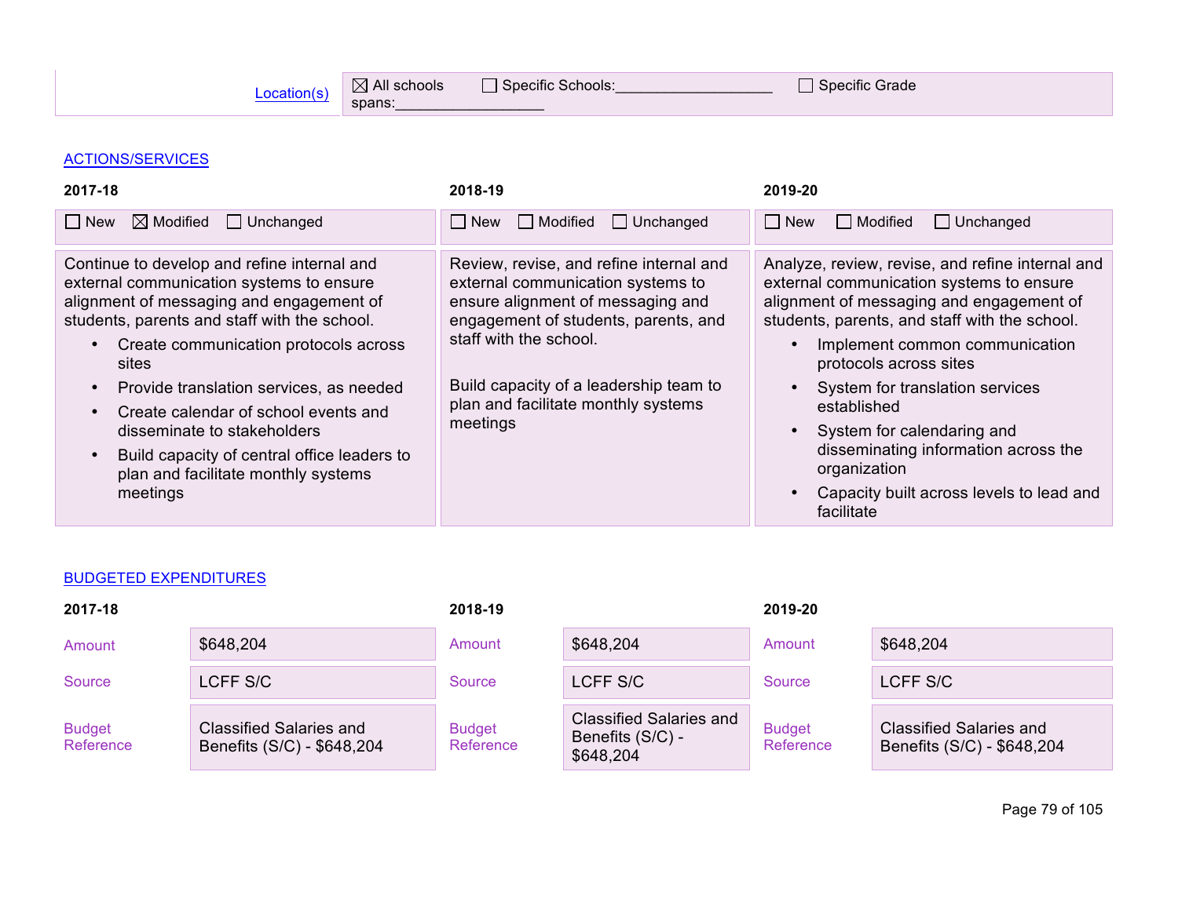| Location(s) | ☒ All schools ☐ Specific Schools:___________________ ☐ Specific Grade spans:___________________ |
|---|---|

## ACTIONS/SERVICES

| 2017-18 | 2018-19 | 2019-20 |
|---|---|---|
| ☐ New ☒ Modified ☐ Unchanged | ☐ New ☐ Modified ☐ Unchanged | ☐ New ☐ Modified ☐ Unchanged |
| Continue to develop and refine internal and external communication systems to ensure alignment of messaging and engagement of students, parents and staff with the school.<br>• Create communication protocols across sites<br>• Provide translation services, as needed<br>• Create calendar of school events and disseminate to stakeholders<br>• Build capacity of central office leaders to plan and facilitate monthly systems meetings | Review, revise, and refine internal and external communication systems to ensure alignment of messaging and engagement of students, parents, and staff with the school.<br><br>Build capacity of a leadership team to plan and facilitate monthly systems meetings | Analyze, review, revise, and refine internal and external communication systems to ensure alignment of messaging and engagement of students, parents, and staff with the school.<br>• Implement common communication protocols across sites<br>• System for translation services established<br>• System for calendaring and disseminating information across the organization<br>• Capacity built across levels to lead and facilitate |

## BUDGETED EXPENDITURES

| | 2017-18 | 2018-19 | 2019-20 |
|---|---|---|---|
| Amount | $648,204 | $648,204 | $648,204 |
| Source | LCFF S/C | LCFF S/C | LCFF S/C |
| Budget Reference | Classified Salaries and Benefits (S/C) - $648,204 | Classified Salaries and Benefits (S/C) - $648,204 | Classified Salaries and Benefits (S/C) - $648,204 |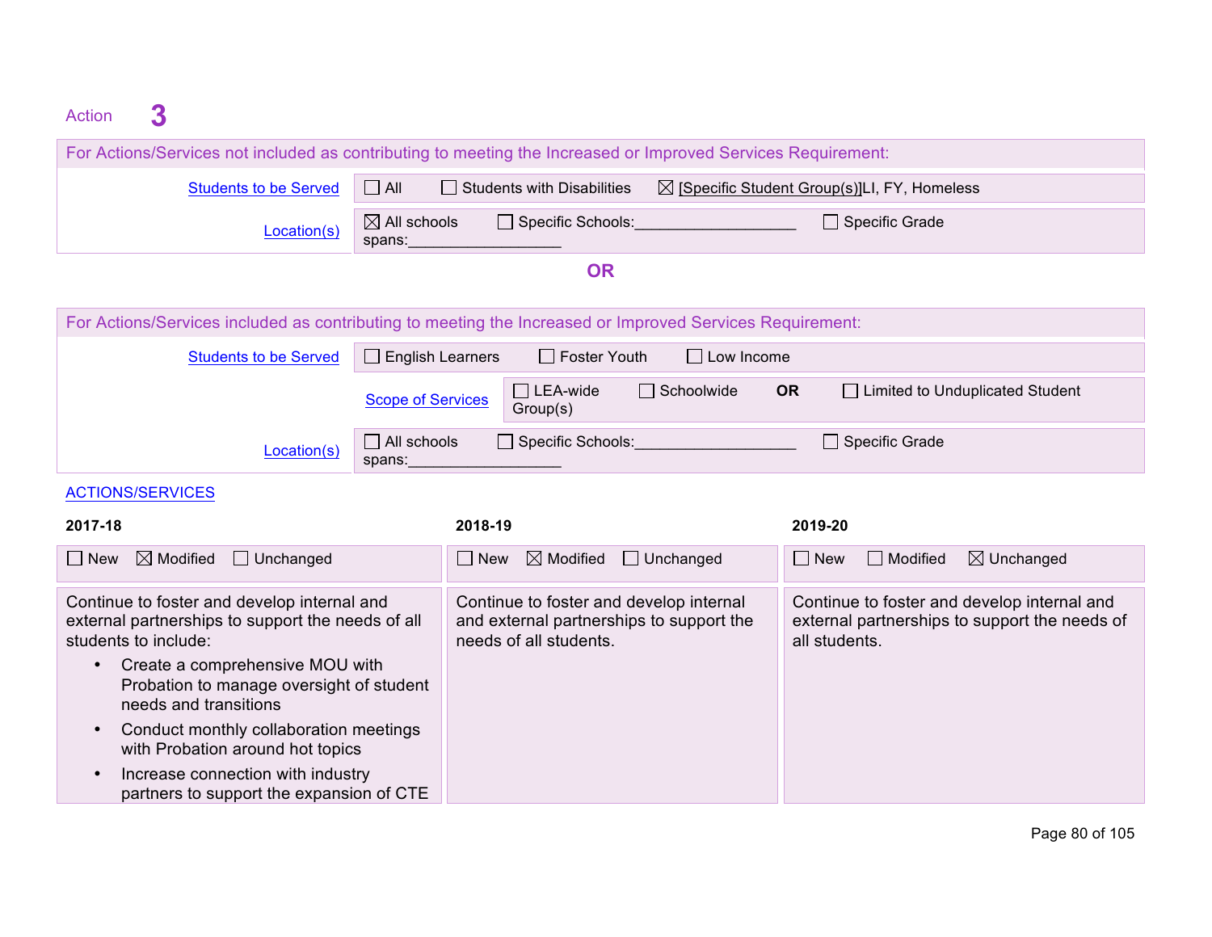## Action 3

For Actions/Services not included as contributing to meeting the Increased or Improved Services Requirement:

| | |
|---|---|
| Students to be Served | ☐ All ☐ Students with Disabilities ☒ [Specific Student Group(s)]LI, FY, Homeless |
| Location(s) | ☒ All schools ☐ Specific Schools:___________________ ☐ Specific Grade spans:__________________ |

**OR**

For Actions/Services included as contributing to meeting the Increased or Improved Services Requirement:

| | |
|---|---|
| Students to be Served | ☐ English Learners ☐ Foster Youth ☐ Low Income |
| Scope of Services | ☐ LEA-wide ☐ Schoolwide **OR** ☐ Limited to Unduplicated Student Group(s) |
| Location(s) | ☐ All schools ☐ Specific Schools:___________________ ☐ Specific Grade spans:__________________ |

ACTIONS/SERVICES

| 2017-18 | 2018-19 | 2019-20 |
|---|---|---|
| ☐ New ☒ Modified ☐ Unchanged | ☐ New ☒ Modified ☐ Unchanged | ☐ New ☐ Modified ☒ Unchanged |
| Continue to foster and develop internal and external partnerships to support the needs of all students to include:<br>• Create a comprehensive MOU with Probation to manage oversight of student needs and transitions<br>• Conduct monthly collaboration meetings with Probation around hot topics<br>• Increase connection with industry partners to support the expansion of CTE | Continue to foster and develop internal and external partnerships to support the needs of all students. | Continue to foster and develop internal and external partnerships to support the needs of all students. |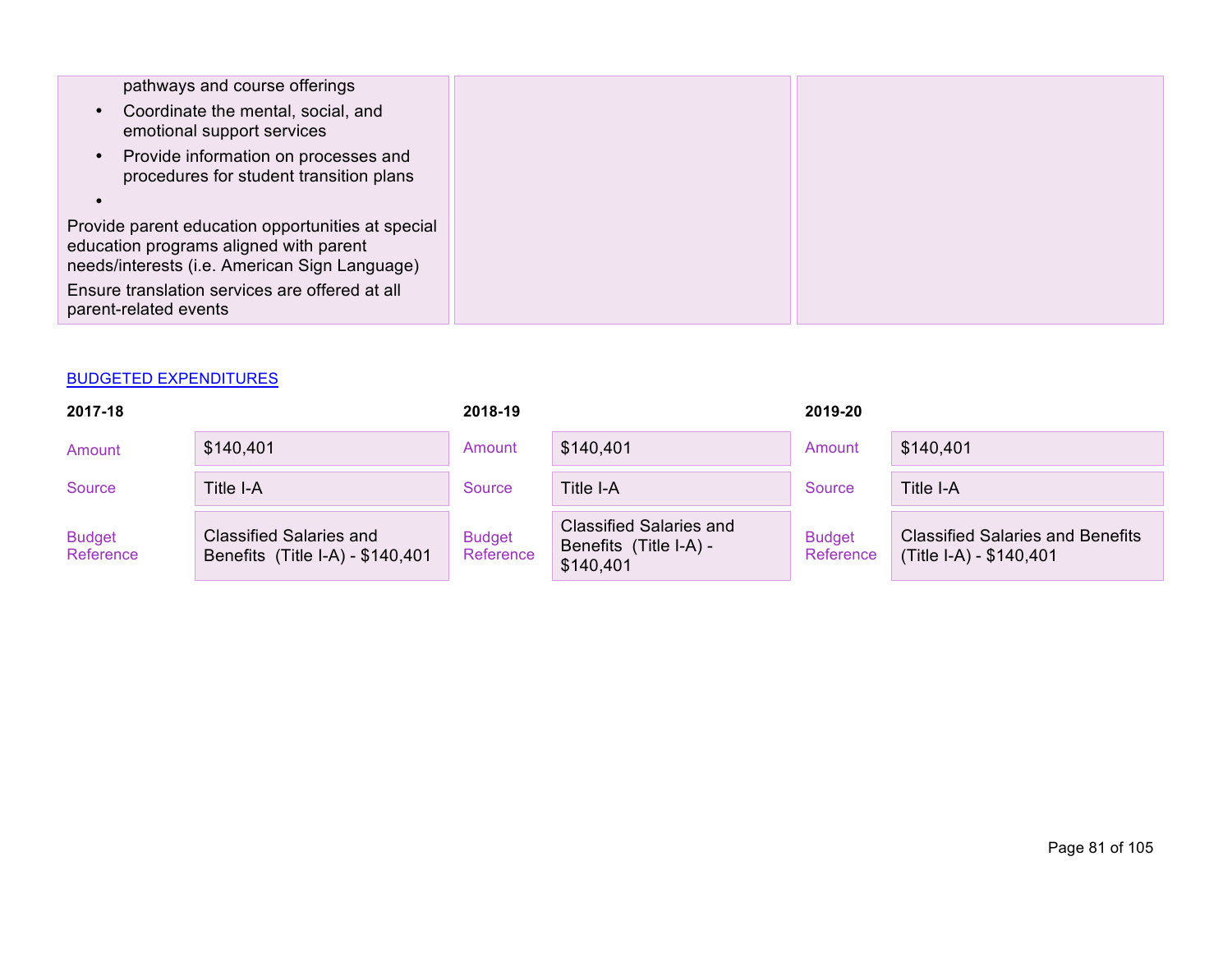| | | |
|---|---|---|
| pathways and course offerings<br>• Coordinate the mental, social, and emotional support services<br>• Provide information on processes and procedures for student transition plans<br>•<br>Provide parent education opportunities at special education programs aligned with parent needs/interests (i.e. American Sign Language)<br>Ensure translation services are offered at all parent-related events | | |

BUDGETED EXPENDITURES

| 2017-18 | | 2018-19 | | 2019-20 | |
|---|---|---|---|---|---|
| Amount | $140,401 | Amount | $140,401 | Amount | $140,401 |
| Source | Title I-A | Source | Title I-A | Source | Title I-A |
| Budget Reference | Classified Salaries and Benefits (Title I-A) - $140,401 | Budget Reference | Classified Salaries and Benefits (Title I-A) - $140,401 | Budget Reference | Classified Salaries and Benefits (Title I-A) - $140,401 |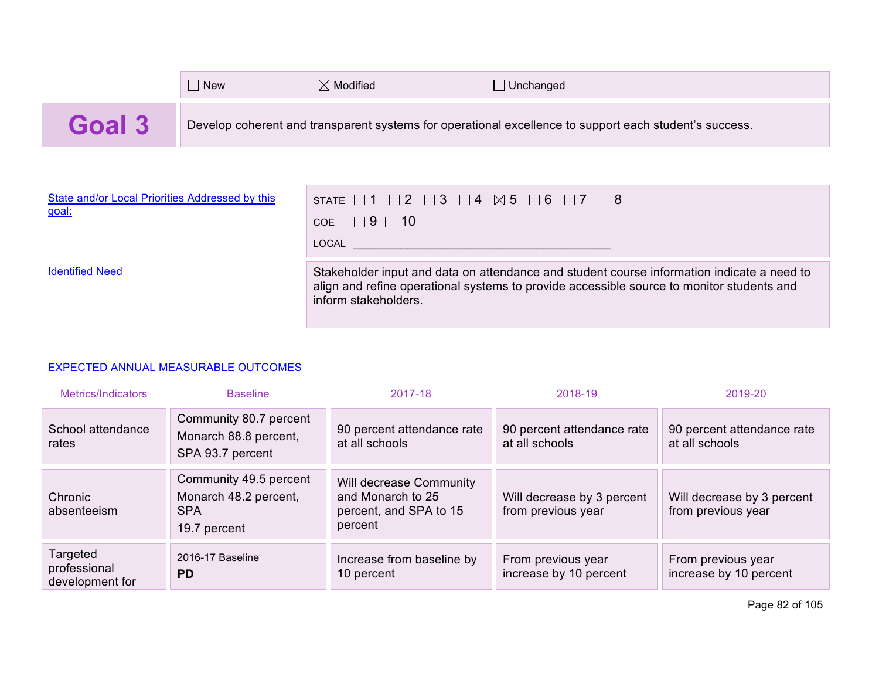☐ New ☒ Modified ☐ Unchanged

# Goal 3

Develop coherent and transparent systems for operational excellence to support each student's success.

State and/or Local Priorities Addressed by this goal:

STATE ☐ 1 ☐ 2 ☐ 3 ☐ 4 ☒ 5 ☐ 6 ☐ 7 ☐ 8

COE ☐ 9 ☐ 10

LOCAL ________________________________________

Identified Need

Stakeholder input and data on attendance and student course information indicate a need to align and refine operational systems to provide accessible source to monitor students and inform stakeholders.

EXPECTED ANNUAL MEASURABLE OUTCOMES

| Metrics/Indicators | Baseline | 2017-18 | 2018-19 | 2019-20 |
|---|---|---|---|---|
| School attendance rates | Community 80.7 percent Monarch 88.8 percent, SPA 93.7 percent | 90 percent attendance rate at all schools | 90 percent attendance rate at all schools | 90 percent attendance rate at all schools |
| Chronic absenteeism | Community 49.5 percent Monarch 48.2 percent, SPA 19.7 percent | Will decrease Community and Monarch to 25 percent, and SPA to 15 percent | Will decrease by 3 percent from previous year | Will decrease by 3 percent from previous year |
| Targeted professional development for | 2016-17 Baseline **PD** | Increase from baseline by 10 percent | From previous year increase by 10 percent | From previous year increase by 10 percent |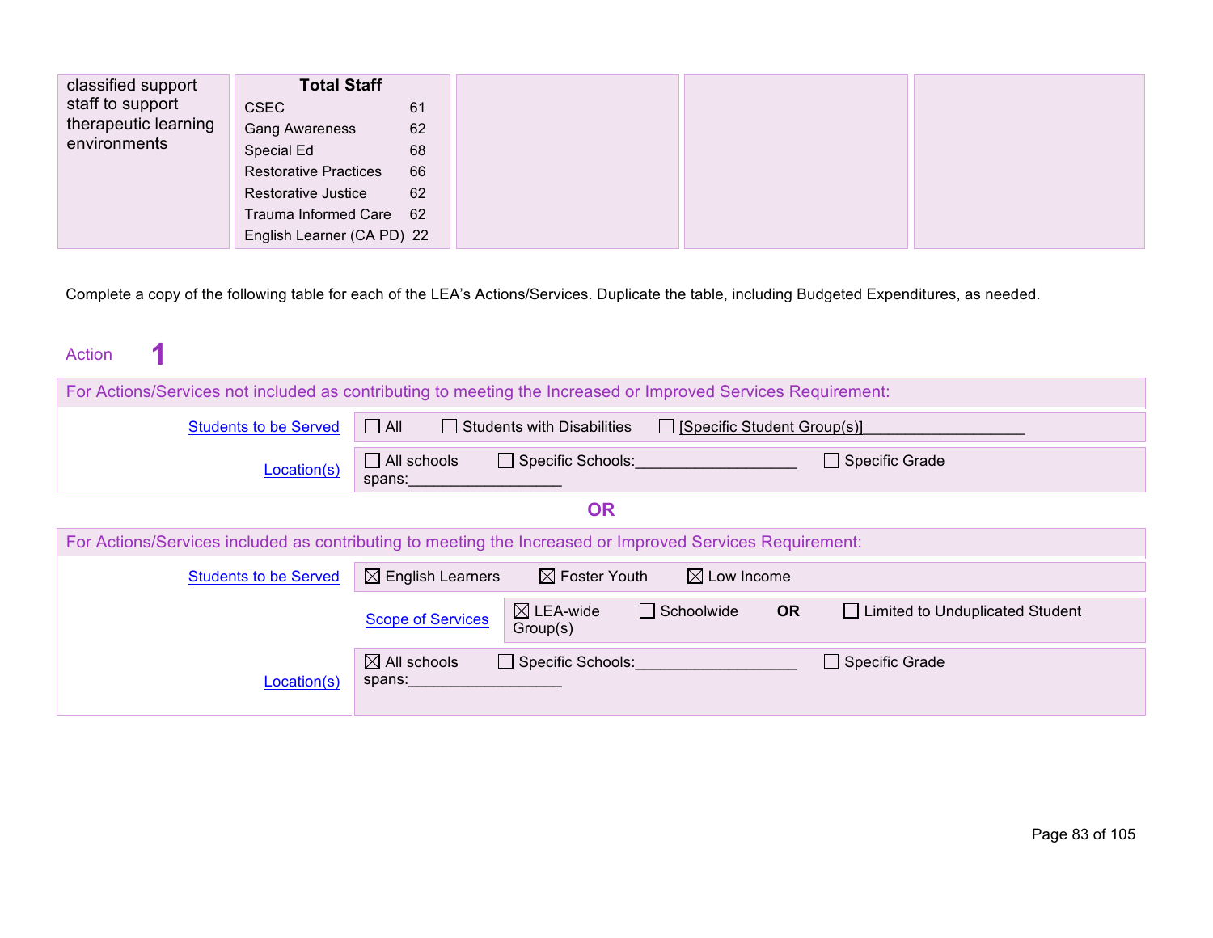| classified support staff to support therapeutic learning environments | **Total Staff**<br>CSEC 61<br>Gang Awareness 62<br>Special Ed 68<br>Restorative Practices 66<br>Restorative Justice 62<br>Trauma Informed Care 62<br>English Learner (CA PD) 22 | | | |
|---|---|---|---|---|

Complete a copy of the following table for each of the LEA's Actions/Services. Duplicate the table, including Budgeted Expenditures, as needed.

Action **1**

| For Actions/Services not included as contributing to meeting the Increased or Improved Services Requirement: | |
|---|---|
| Students to be Served | ☐ All ☐ Students with Disabilities ☐ [Specific Student Group(s)]___________________ |
| Location(s) | ☐ All schools ☐ Specific Schools:___________________ ☐ Specific Grade spans:__________________ |

**OR**

| For Actions/Services included as contributing to meeting the Increased or Improved Services Requirement: | | |
|---|---|---|
| Students to be Served | ☒ English Learners ☒ Foster Youth ☒ Low Income | |
| | Scope of Services | ☒ LEA-wide ☐ Schoolwide **OR** ☐ Limited to Unduplicated Student Group(s) |
| Location(s) | ☒ All schools ☐ Specific Schools:___________________ ☐ Specific Grade spans:__________________ | |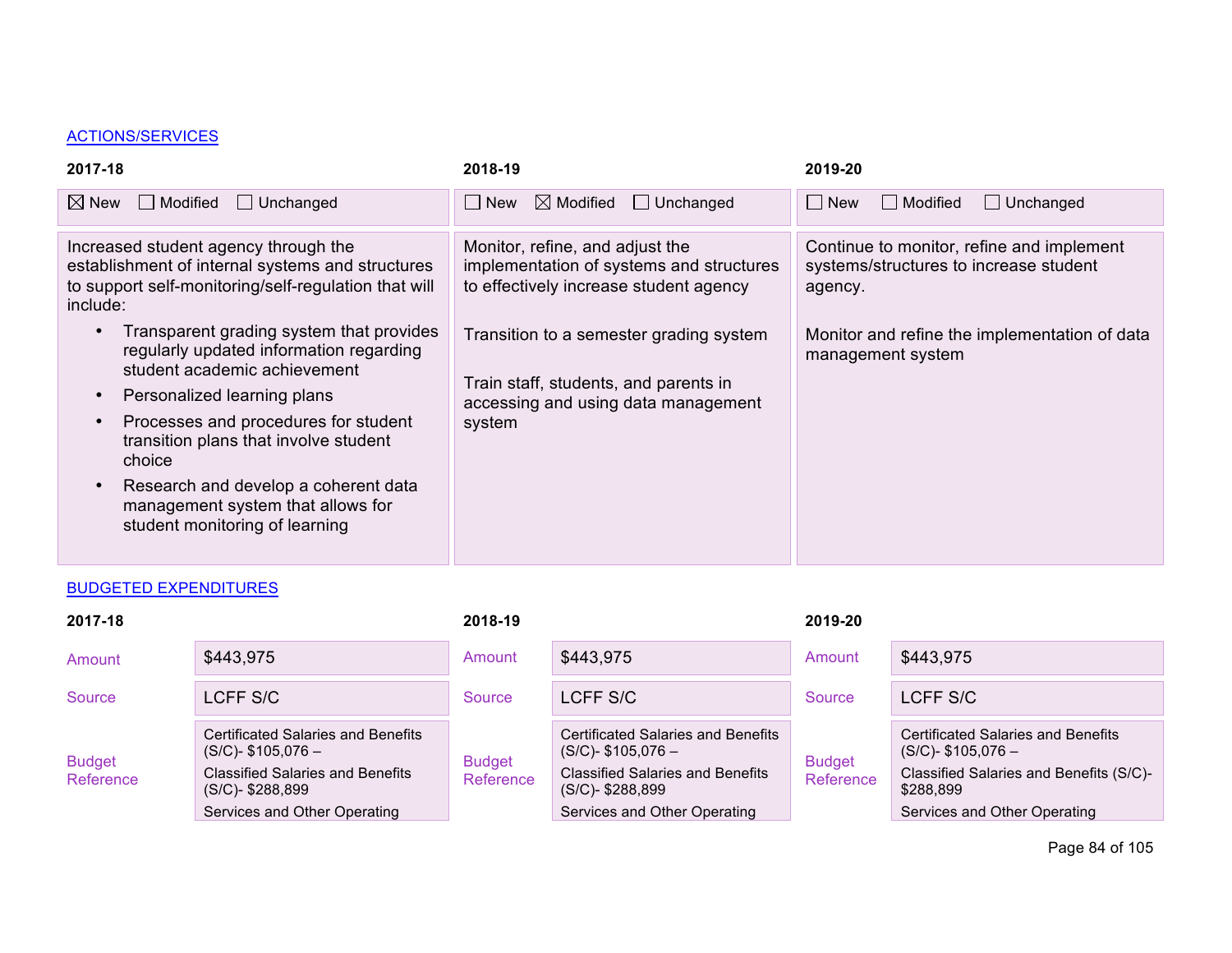## ACTIONS/SERVICES

| 2017-18 | 2018-19 | 2019-20 |
|---|---|---|
| ☒ New ☐ Modified ☐ Unchanged | ☐ New ☒ Modified ☐ Unchanged | ☐ New ☐ Modified ☐ Unchanged |
| Increased student agency through the establishment of internal systems and structures to support self-monitoring/self-regulation that will include:<br>• Transparent grading system that provides regularly updated information regarding student academic achievement<br>• Personalized learning plans<br>• Processes and procedures for student transition plans that involve student choice<br>• Research and develop a coherent data management system that allows for student monitoring of learning | Monitor, refine, and adjust the implementation of systems and structures to effectively increase student agency<br><br>Transition to a semester grading system<br><br>Train staff, students, and parents in accessing and using data management system | Continue to monitor, refine and implement systems/structures to increase student agency.<br><br>Monitor and refine the implementation of data management system |

## BUDGETED EXPENDITURES

| | 2017-18 | | 2018-19 | | 2019-20 |
|---|---|---|---|---|---|
| Amount | $443,975 | Amount | $443,975 | Amount | $443,975 |
| Source | LCFF S/C | Source | LCFF S/C | Source | LCFF S/C |
| Budget Reference | Certificated Salaries and Benefits (S/C)- $105,076 –<br>Classified Salaries and Benefits (S/C)- $288,899<br>Services and Other Operating | Budget Reference | Certificated Salaries and Benefits (S/C)- $105,076 –<br>Classified Salaries and Benefits (S/C)- $288,899<br>Services and Other Operating | Budget Reference | Certificated Salaries and Benefits (S/C)- $105,076 –<br>Classified Salaries and Benefits (S/C)- $288,899<br>Services and Other Operating |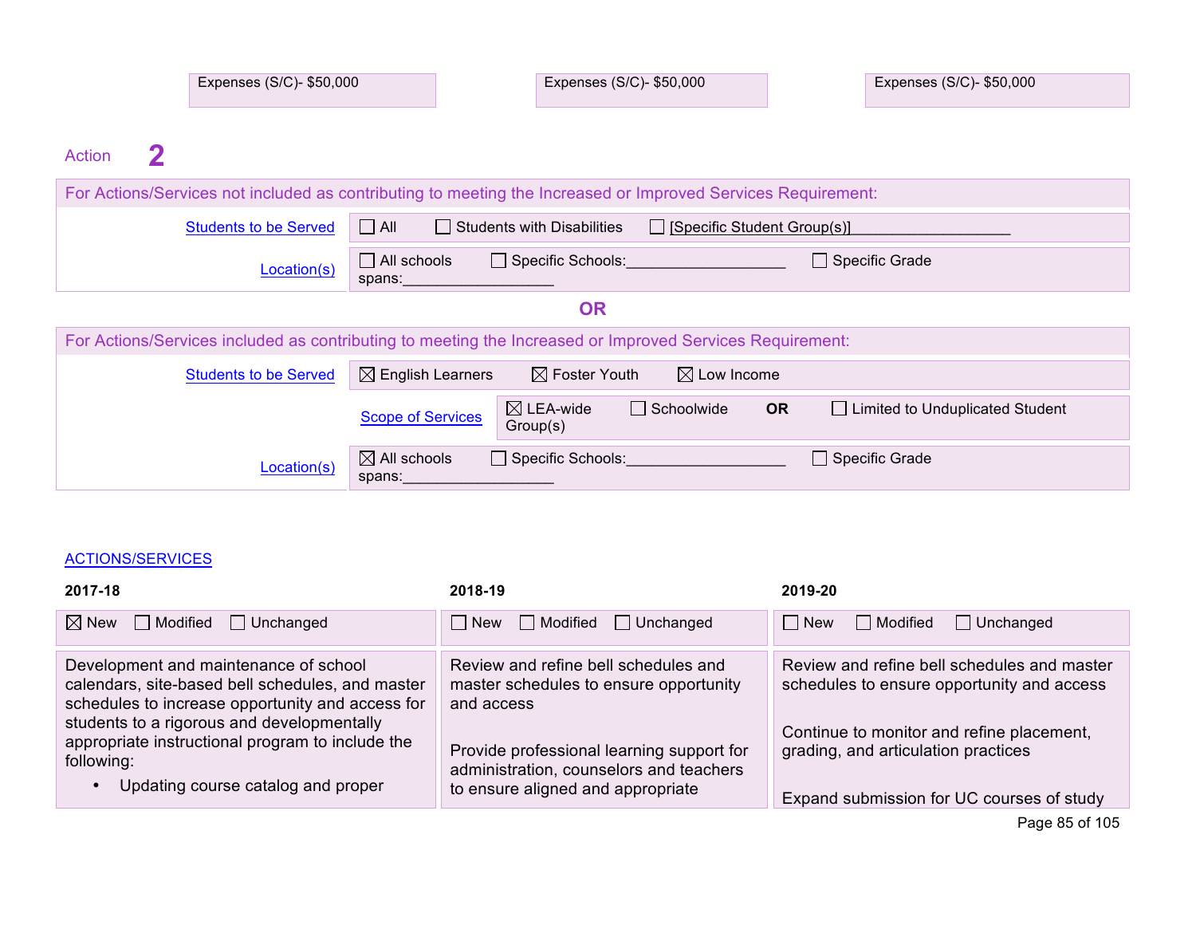| Expenses (S/C)- $50,000 | Expenses (S/C)- $50,000 | Expenses (S/C)- $50,000 |
|---|---|---|

Action **2**

For Actions/Services not included as contributing to meeting the Increased or Improved Services Requirement:

| | |
|---|---|
| Students to be Served | ☐ All ☐ Students with Disabilities ☐ [Specific Student Group(s)]___________________ |
| Location(s) | ☐ All schools ☐ Specific Schools:___________________ ☐ Specific Grade spans:__________________ |

**OR**

For Actions/Services included as contributing to meeting the Increased or Improved Services Requirement:

| | |
|---|---|
| Students to be Served | ☒ English Learners ☒ Foster Youth ☒ Low Income |
| Scope of Services | ☒ LEA-wide ☐ Schoolwide **OR** ☐ Limited to Unduplicated Student Group(s) |
| Location(s) | ☒ All schools ☐ Specific Schools:___________________ ☐ Specific Grade spans:__________________ |

ACTIONS/SERVICES

| 2017-18 | 2018-19 | 2019-20 |
|---|---|---|
| ☒ New ☐ Modified ☐ Unchanged | ☐ New ☐ Modified ☐ Unchanged | ☐ New ☐ Modified ☐ Unchanged |
| Development and maintenance of school calendars, site-based bell schedules, and master schedules to increase opportunity and access for students to a rigorous and developmentally appropriate instructional program to include the following:<br>• Updating course catalog and proper | Review and refine bell schedules and master schedules to ensure opportunity and access<br><br>Provide professional learning support for administration, counselors and teachers to ensure aligned and appropriate | Review and refine bell schedules and master schedules to ensure opportunity and access<br><br>Continue to monitor and refine placement, grading, and articulation practices<br><br>Expand submission for UC courses of study |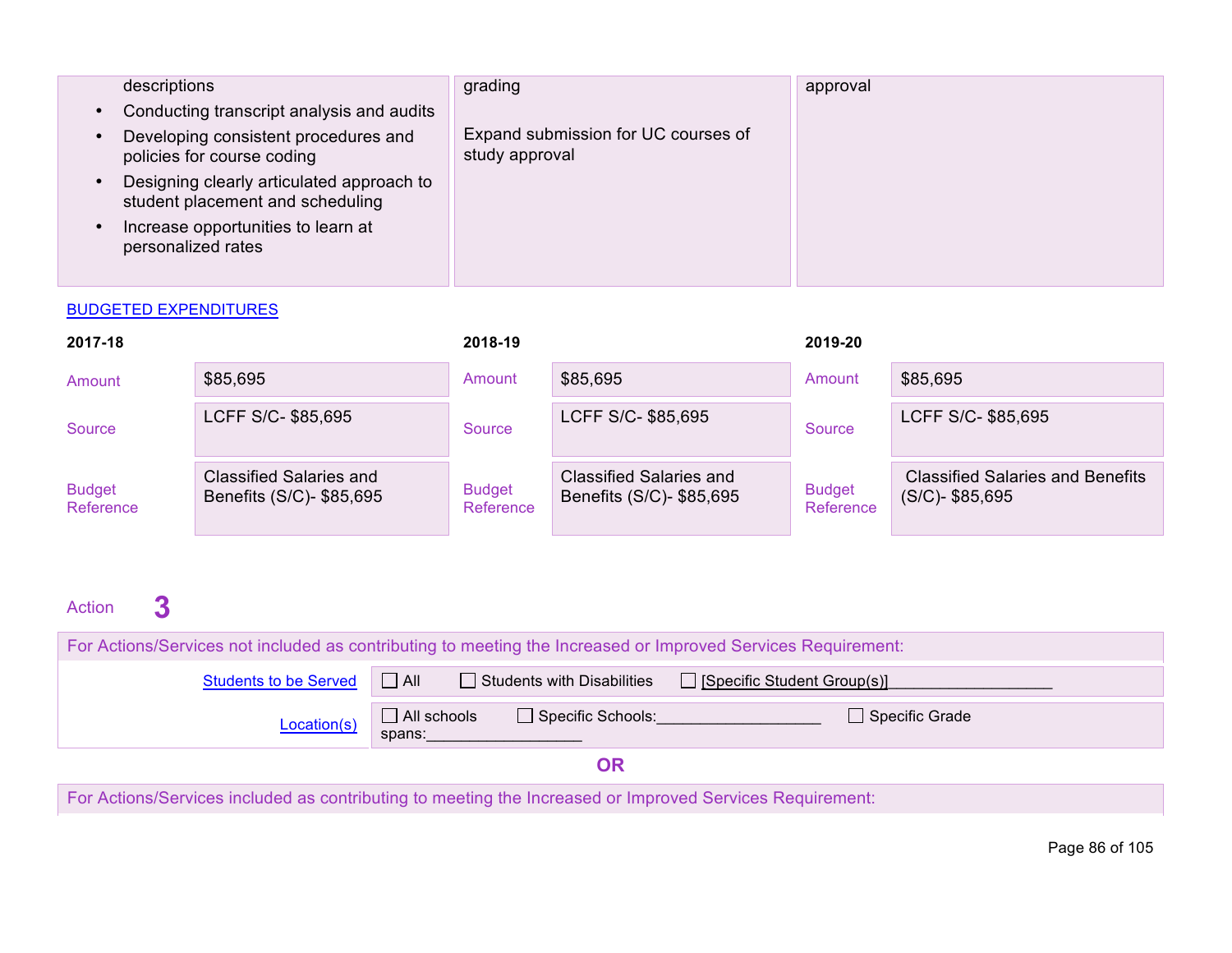| | | |
|---|---|---|
| descriptions<br>• Conducting transcript analysis and audits<br>• Developing consistent procedures and policies for course coding<br>• Designing clearly articulated approach to student placement and scheduling<br>• Increase opportunities to learn at personalized rates | grading<br><br>Expand submission for UC courses of study approval | approval |

BUDGETED EXPENDITURES

| | 2017-18 | | 2018-19 | | 2019-20 |
|---|---|---|---|---|---|
| Amount | $85,695 | Amount | $85,695 | Amount | $85,695 |
| Source | LCFF S/C- $85,695 | Source | LCFF S/C- $85,695 | Source | LCFF S/C- $85,695 |
| Budget Reference | Classified Salaries and Benefits (S/C)- $85,695 | Budget Reference | Classified Salaries and Benefits (S/C)- $85,695 | Budget Reference | Classified Salaries and Benefits (S/C)- $85,695 |

Action **3**

For Actions/Services not included as contributing to meeting the Increased or Improved Services Requirement:

| | |
|---|---|
| Students to be Served | ☐ All ☐ Students with Disabilities ☐ [Specific Student Group(s)]___________________ |
| Location(s) | ☐ All schools ☐ Specific Schools:___________________ ☐ Specific Grade spans:__________________ |

**OR**

For Actions/Services included as contributing to meeting the Increased or Improved Services Requirement: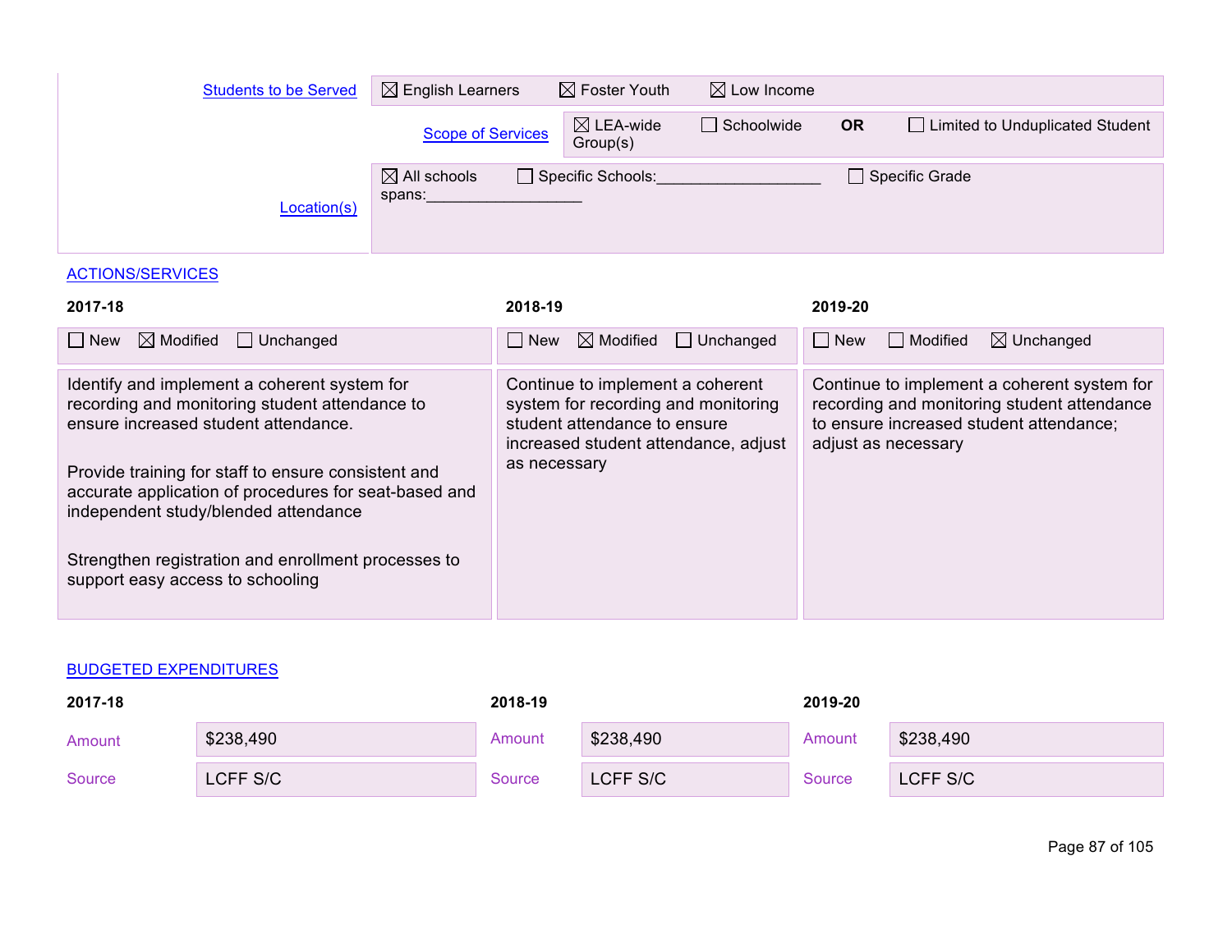| Students to be Served | ☒ English Learners ☒ Foster Youth ☒ Low Income |
|---|---|
| Scope of Services | ☒ LEA-wide ☐ Schoolwide **OR** ☐ Limited to Unduplicated Student Group(s) |
| Location(s) | ☒ All schools ☐ Specific Schools:___________________ ☐ Specific Grade spans:__________________ |

ACTIONS/SERVICES

| 2017-18 | 2018-19 | 2019-20 |
|---|---|---|
| ☐ New ☒ Modified ☐ Unchanged | ☐ New ☒ Modified ☐ Unchanged | ☐ New ☐ Modified ☒ Unchanged |
| Identify and implement a coherent system for recording and monitoring student attendance to ensure increased student attendance.<br><br>Provide training for staff to ensure consistent and accurate application of procedures for seat-based and independent study/blended attendance<br><br>Strengthen registration and enrollment processes to support easy access to schooling | Continue to implement a coherent system for recording and monitoring student attendance to ensure increased student attendance, adjust as necessary | Continue to implement a coherent system for recording and monitoring student attendance to ensure increased student attendance; adjust as necessary |

BUDGETED EXPENDITURES

| | 2017-18 | 2018-19 | 2019-20 |
|---|---|---|---|
| Amount | $238,490 | $238,490 | $238,490 |
| Source | LCFF S/C | LCFF S/C | LCFF S/C |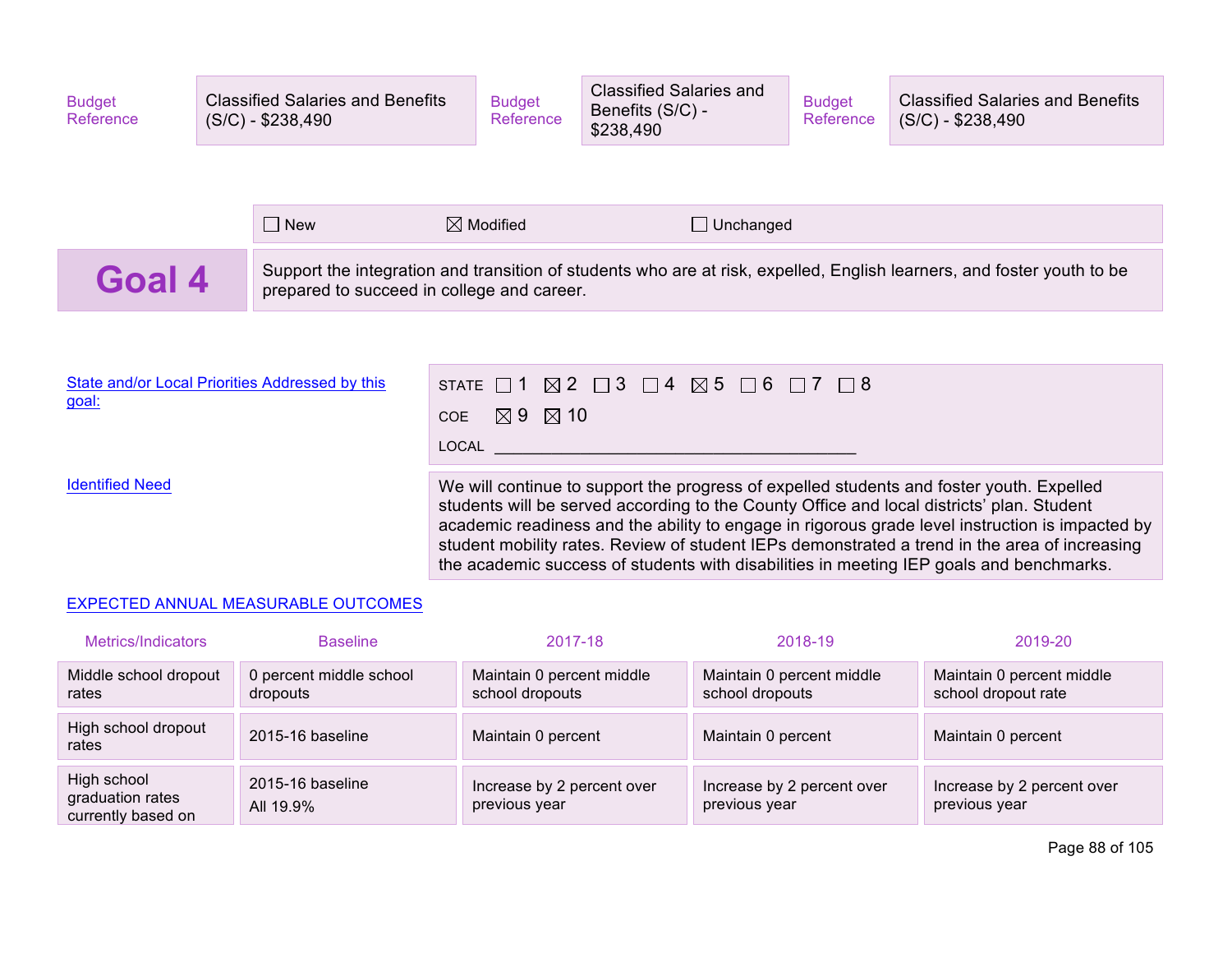| Budget Reference | Classified Salaries and Benefits (S/C) - $238,490 | Budget Reference | Classified Salaries and Benefits (S/C) - $238,490 | Budget Reference | Classified Salaries and Benefits (S/C) - $238,490 |
|---|---|---|---|---|---|

☐ New ☒ Modified ☐ Unchanged

## Goal 4

Support the integration and transition of students who are at risk, expelled, English learners, and foster youth to be prepared to succeed in college and career.

**State and/or Local Priorities Addressed by this goal:**

STATE ☐ 1 ☒ 2 ☐ 3 ☐ 4 ☒ 5 ☐ 6 ☐ 7 ☐ 8

COE ☒ 9 ☒ 10

LOCAL ________________________________________

**Identified Need**

We will continue to support the progress of expelled students and foster youth. Expelled students will be served according to the County Office and local districts' plan. Student academic readiness and the ability to engage in rigorous grade level instruction is impacted by student mobility rates. Review of student IEPs demonstrated a trend in the area of increasing the academic success of students with disabilities in meeting IEP goals and benchmarks.

**EXPECTED ANNUAL MEASURABLE OUTCOMES**

| Metrics/Indicators | Baseline | 2017-18 | 2018-19 | 2019-20 |
|---|---|---|---|---|
| Middle school dropout rates | 0 percent middle school dropouts | Maintain 0 percent middle school dropouts | Maintain 0 percent middle school dropouts | Maintain 0 percent middle school dropout rate |
| High school dropout rates | 2015-16 baseline | Maintain 0 percent | Maintain 0 percent | Maintain 0 percent |
| High school graduation rates currently based on | 2015-16 baseline<br>All 19.9% | Increase by 2 percent over previous year | Increase by 2 percent over previous year | Increase by 2 percent over previous year |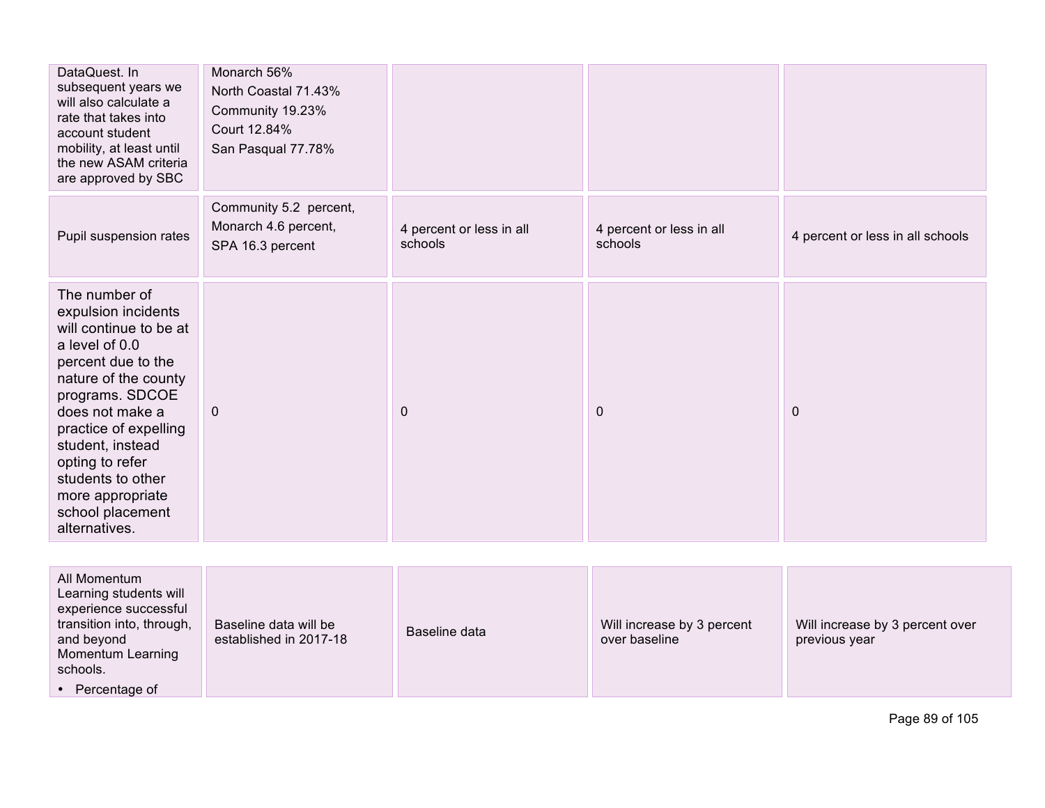| | | | | |
|---|---|---|---|---|
| DataQuest. In subsequent years we will also calculate a rate that takes into account student mobility, at least until the new ASAM criteria are approved by SBC | Monarch 56%<br>North Coastal 71.43%<br>Community 19.23%<br>Court 12.84%<br>San Pasqual 77.78% | | | |
| Pupil suspension rates | Community 5.2 percent,<br>Monarch 4.6 percent,<br>SPA 16.3 percent | 4 percent or less in all schools | 4 percent or less in all schools | 4 percent or less in all schools |
| The number of expulsion incidents will continue to be at a level of 0.0 percent due to the nature of the county programs. SDCOE does not make a practice of expelling student, instead opting to refer students to other more appropriate school placement alternatives. | 0 | 0 | 0 | 0 |

| | | | | |
|---|---|---|---|---|
| All Momentum Learning students will experience successful transition into, through, and beyond Momentum Learning schools.<br>• Percentage of | Baseline data will be established in 2017-18 | Baseline data | Will increase by 3 percent over baseline | Will increase by 3 percent over previous year |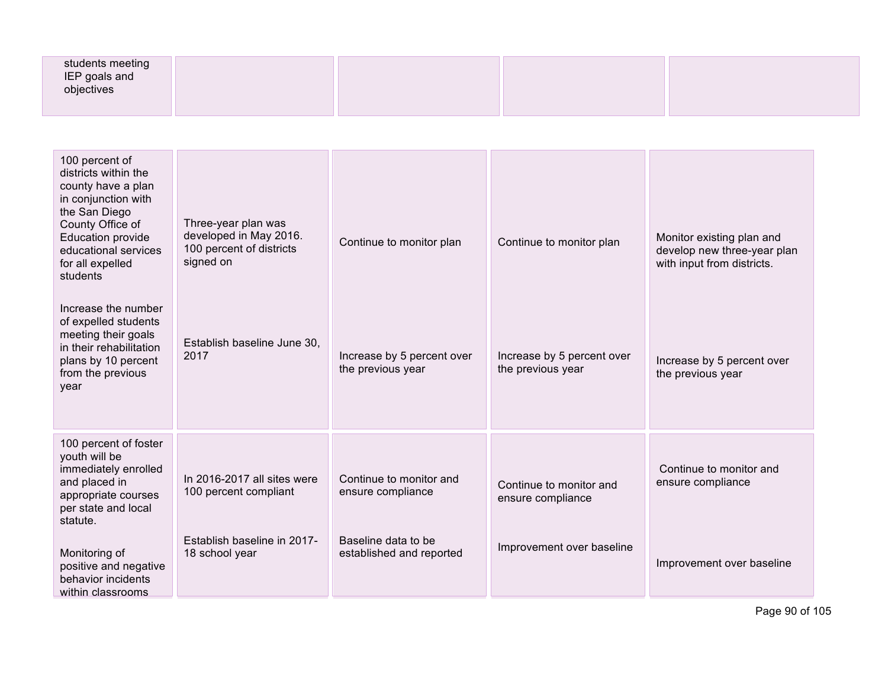| | | | | |
|---|---|---|---|---|
| students meeting IEP goals and objectives | | | | |
| 100 percent of districts within the county have a plan in conjunction with the San Diego County Office of Education provide educational services for all expelled students<br><br>Increase the number of expelled students meeting their goals in their rehabilitation plans by 10 percent from the previous year | Three-year plan was developed in May 2016. 100 percent of districts signed on<br><br>Establish baseline June 30, 2017 | Continue to monitor plan<br><br>Increase by 5 percent over the previous year | Continue to monitor plan<br><br>Increase by 5 percent over the previous year | Monitor existing plan and develop new three-year plan with input from districts.<br><br>Increase by 5 percent over the previous year |
| 100 percent of foster youth will be immediately enrolled and placed in appropriate courses per state and local statute.<br><br>Monitoring of positive and negative behavior incidents within classrooms | In 2016-2017 all sites were 100 percent compliant<br><br>Establish baseline in 2017-18 school year | Continue to monitor and ensure compliance<br><br>Baseline data to be established and reported | Continue to monitor and ensure compliance<br><br>Improvement over baseline | Continue to monitor and ensure compliance<br><br>Improvement over baseline |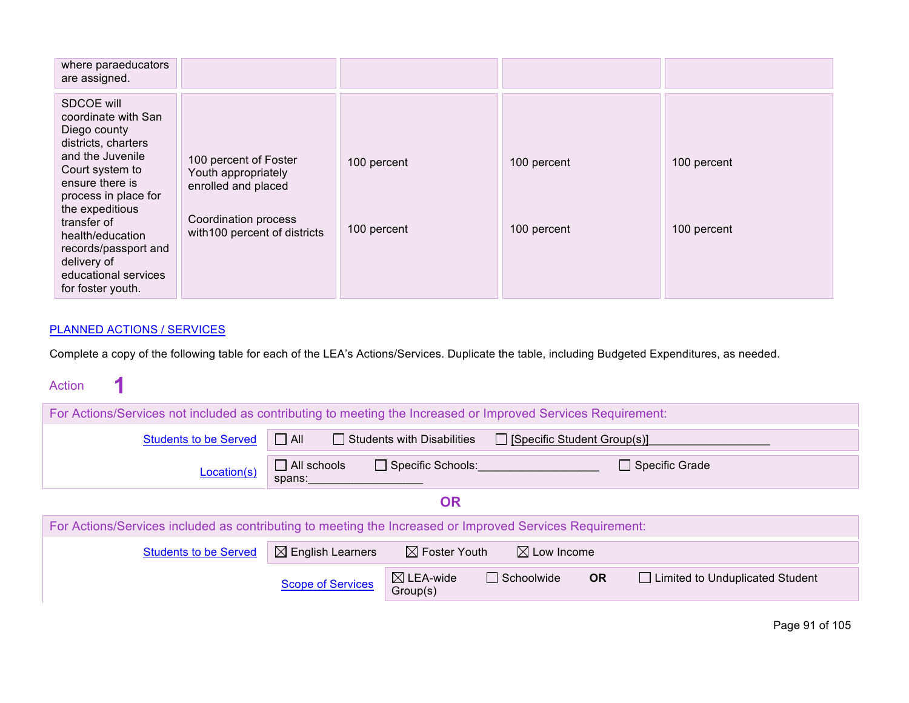| | | | | |
|---|---|---|---|---|
| where paraeducators are assigned. | | | | |
| SDCOE will coordinate with San Diego county districts, charters and the Juvenile Court system to ensure there is process in place for the expeditious transfer of health/education records/passport and delivery of educational services for foster youth. | 100 percent of Foster Youth appropriately enrolled and placed<br><br>Coordination process with100 percent of districts | 100 percent<br><br>100 percent | 100 percent<br><br>100 percent | 100 percent<br><br>100 percent |

PLANNED ACTIONS / SERVICES

Complete a copy of the following table for each of the LEA's Actions/Services. Duplicate the table, including Budgeted Expenditures, as needed.

Action **1**

| For Actions/Services not included as contributing to meeting the Increased or Improved Services Requirement: | |
|---|---|
| Students to be Served | ☐ All ☐ Students with Disabilities ☐ [Specific Student Group(s)]__________________ |
| Location(s) | ☐ All schools ☐ Specific Schools:__________________ ☐ Specific Grade spans:__________________ |

**OR**

| For Actions/Services included as contributing to meeting the Increased or Improved Services Requirement: | |
|---|---|
| Students to be Served | ☒ English Learners ☒ Foster Youth ☒ Low Income |
| Scope of Services | ☒ LEA-wide ☐ Schoolwide **OR** ☐ Limited to Unduplicated Student Group(s) |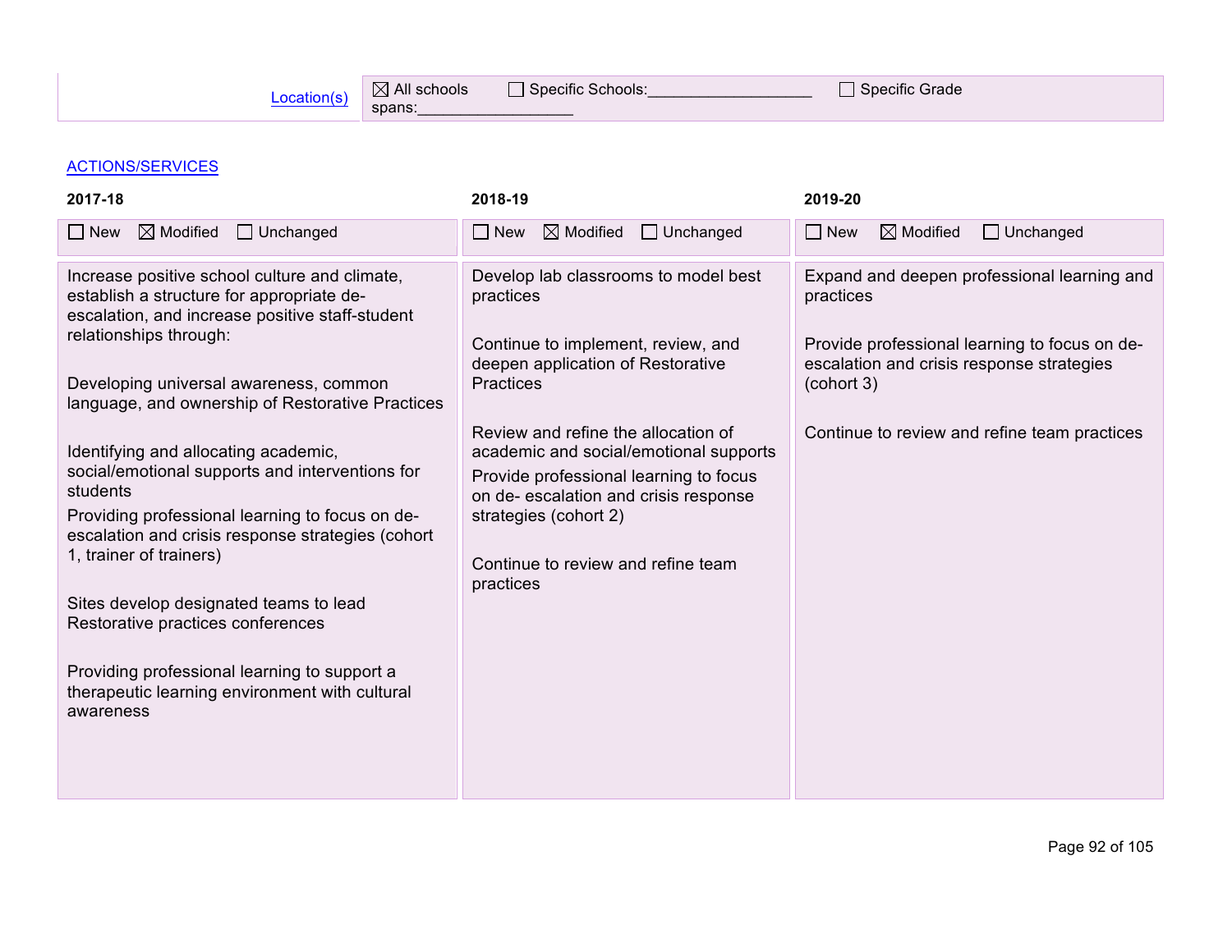| Location(s) | ☒ All schools ☐ Specific Schools:__________________ ☐ Specific Grade spans:__________________ |
|---|---|

ACTIONS/SERVICES

| 2017-18 | 2018-19 | 2019-20 |
|---|---|---|
| ☐ New ☒ Modified ☐ Unchanged | ☐ New ☒ Modified ☐ Unchanged | ☐ New ☒ Modified ☐ Unchanged |
| Increase positive school culture and climate, establish a structure for appropriate de-escalation, and increase positive staff-student relationships through:<br><br>Developing universal awareness, common language, and ownership of Restorative Practices<br><br>Identifying and allocating academic, social/emotional supports and interventions for students<br>Providing professional learning to focus on de-escalation and crisis response strategies (cohort 1, trainer of trainers)<br><br>Sites develop designated teams to lead Restorative practices conferences<br><br>Providing professional learning to support a therapeutic learning environment with cultural awareness | Develop lab classrooms to model best practices<br><br>Continue to implement, review, and deepen application of Restorative Practices<br><br>Review and refine the allocation of academic and social/emotional supports<br>Provide professional learning to focus on de- escalation and crisis response strategies (cohort 2)<br><br>Continue to review and refine team practices | Expand and deepen professional learning and practices<br><br>Provide professional learning to focus on de-escalation and crisis response strategies (cohort 3)<br><br>Continue to review and refine team practices |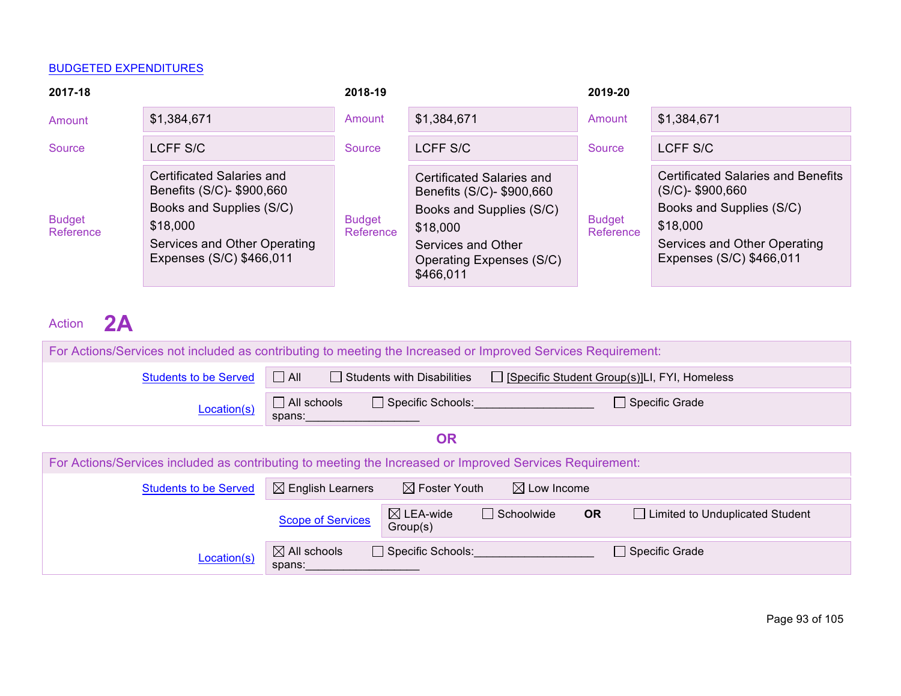BUDGETED EXPENDITURES

| | 2017-18 | | 2018-19 | | 2019-20 |
|---|---|---|---|---|---|
| Amount | $1,384,671 | Amount | $1,384,671 | Amount | $1,384,671 |
| Source | LCFF S/C | Source | LCFF S/C | Source | LCFF S/C |
| Budget Reference | Certificated Salaries and Benefits (S/C)- $900,660<br>Books and Supplies (S/C)<br>$18,000<br>Services and Other Operating Expenses (S/C) $466,011 | Budget Reference | Certificated Salaries and Benefits (S/C)- $900,660<br>Books and Supplies (S/C)<br>$18,000<br>Services and Other Operating Expenses (S/C)<br>$466,011 | Budget Reference | Certificated Salaries and Benefits (S/C)- $900,660<br>Books and Supplies (S/C)<br>$18,000<br>Services and Other Operating Expenses (S/C) $466,011 |

Action **2A**

For Actions/Services not included as contributing to meeting the Increased or Improved Services Requirement:

| | |
|---|---|
| Students to be Served | ☐ All ☐ Students with Disabilities ☐ [Specific Student Group(s)]LI, FYI, Homeless |
| Location(s) | ☐ All schools ☐ Specific Schools:___________________ ☐ Specific Grade spans:__________________ |

**OR**

For Actions/Services included as contributing to meeting the Increased or Improved Services Requirement:

| | |
|---|---|
| Students to be Served | ☒ English Learners ☒ Foster Youth ☒ Low Income |
| Scope of Services | ☒ LEA-wide ☐ Schoolwide **OR** ☐ Limited to Unduplicated Student Group(s) |
| Location(s) | ☒ All schools ☐ Specific Schools:___________________ ☐ Specific Grade spans:__________________ |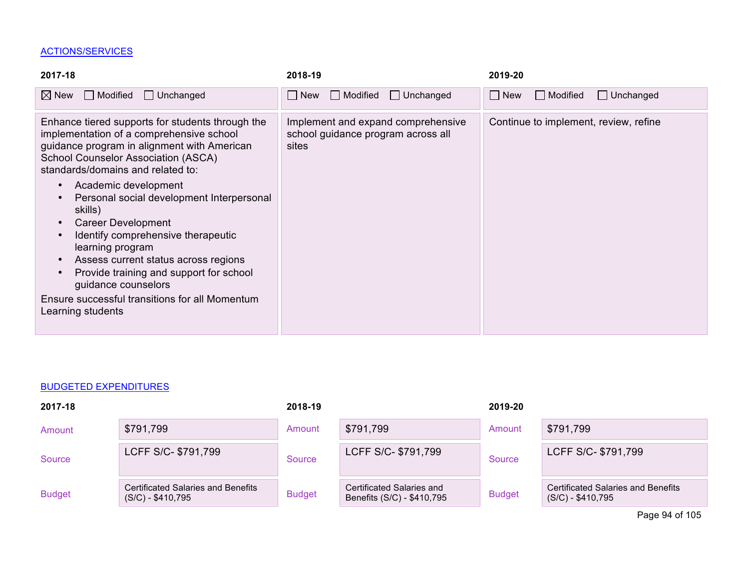## ACTIONS/SERVICES

| 2017-18 | 2018-19 | 2019-20 |
|---|---|---|
| ☒ New ☐ Modified ☐ Unchanged | ☐ New ☐ Modified ☐ Unchanged | ☐ New ☐ Modified ☐ Unchanged |
| Enhance tiered supports for students through the implementation of a comprehensive school guidance program in alignment with American School Counselor Association (ASCA) standards/domains and related to:<br>• Academic development<br>• Personal social development Interpersonal skills)<br>• Career Development<br>• Identify comprehensive therapeutic learning program<br>• Assess current status across regions<br>• Provide training and support for school guidance counselors<br>Ensure successful transitions for all Momentum Learning students | Implement and expand comprehensive school guidance program across all sites | Continue to implement, review, refine |

## BUDGETED EXPENDITURES

| | 2017-18 | 2018-19 | 2019-20 |
|---|---|---|---|
| Amount | $791,799 | $791,799 | $791,799 |
| Source | LCFF S/C- $791,799 | LCFF S/C- $791,799 | LCFF S/C- $791,799 |
| Budget | Certificated Salaries and Benefits (S/C) - $410,795 | Certificated Salaries and Benefits (S/C) - $410,795 | Certificated Salaries and Benefits (S/C) - $410,795 |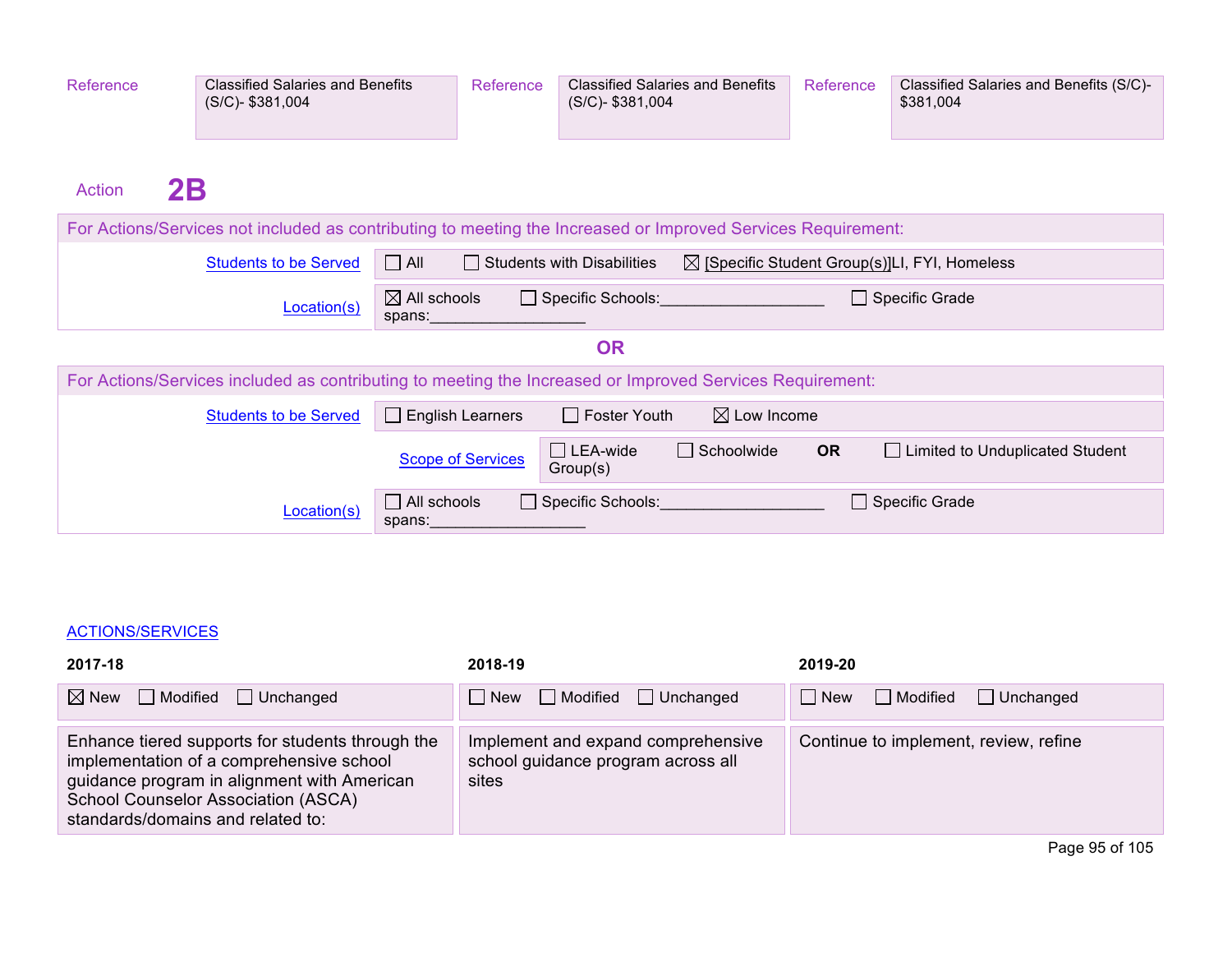| Reference | Classified Salaries and Benefits (S/C)- $381,004 | Reference | Classified Salaries and Benefits (S/C)- $381,004 | Reference | Classified Salaries and Benefits (S/C)- $381,004 |
|---|---|---|---|---|---|

Action **2B**

For Actions/Services not included as contributing to meeting the Increased or Improved Services Requirement:

| | |
|---|---|
| Students to be Served | ☐ All ☐ Students with Disabilities ☒ [Specific Student Group(s)]LI, FYI, Homeless |
| Location(s) | ☒ All schools ☐ Specific Schools:___________________ ☐ Specific Grade spans:__________________ |

**OR**

For Actions/Services included as contributing to meeting the Increased or Improved Services Requirement:

| | |
|---|---|
| Students to be Served | ☐ English Learners ☐ Foster Youth ☒ Low Income |
| Scope of Services | ☐ LEA-wide ☐ Schoolwide **OR** ☐ Limited to Unduplicated Student Group(s) |
| Location(s) | ☐ All schools ☐ Specific Schools:___________________ ☐ Specific Grade spans:__________________ |

ACTIONS/SERVICES

| 2017-18 | 2018-19 | 2019-20 |
|---|---|---|
| ☒ New ☐ Modified ☐ Unchanged | ☐ New ☐ Modified ☐ Unchanged | ☐ New ☐ Modified ☐ Unchanged |
| Enhance tiered supports for students through the implementation of a comprehensive school guidance program in alignment with American School Counselor Association (ASCA) standards/domains and related to: | Implement and expand comprehensive school guidance program across all sites | Continue to implement, review, refine |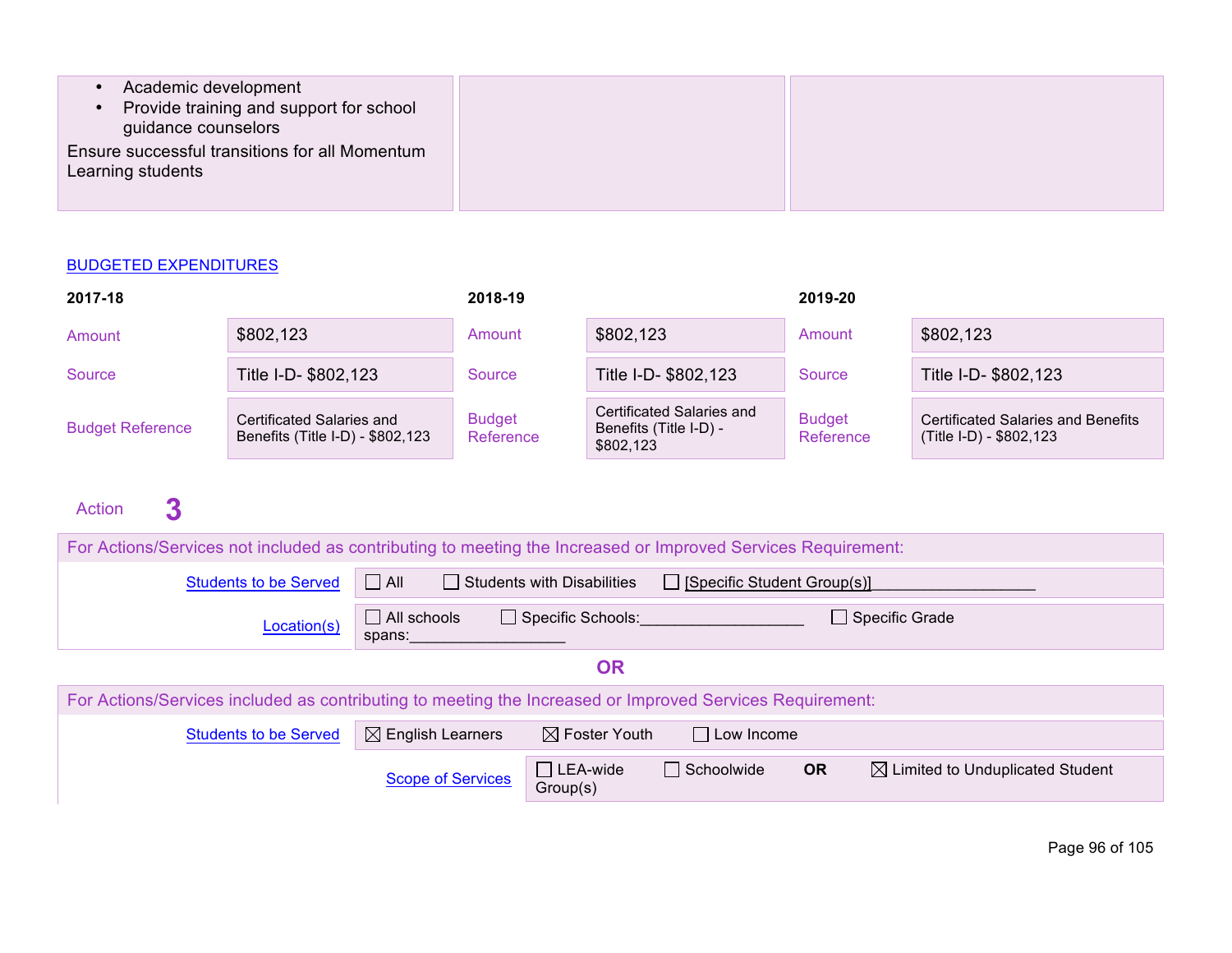| | | |
|---|---|---|
| • Academic development<br>• Provide training and support for school guidance counselors<br>Ensure successful transitions for all Momentum Learning students | | |

BUDGETED EXPENDITURES

| 2017-18 | | 2018-19 | | 2019-20 | |
|---|---|---|---|---|---|
| Amount | $802,123 | Amount | $802,123 | Amount | $802,123 |
| Source | Title I-D- $802,123 | Source | Title I-D- $802,123 | Source | Title I-D- $802,123 |
| Budget Reference | Certificated Salaries and Benefits (Title I-D) - $802,123 | Budget Reference | Certificated Salaries and Benefits (Title I-D) - $802,123 | Budget Reference | Certificated Salaries and Benefits (Title I-D) - $802,123 |

Action **3**

For Actions/Services not included as contributing to meeting the Increased or Improved Services Requirement:

| | |
|---|---|
| Students to be Served | ☐ All ☐ Students with Disabilities ☐ [Specific Student Group(s)]___________________ |
| Location(s) | ☐ All schools ☐ Specific Schools:___________________ ☐ Specific Grade spans:__________________ |

**OR**

For Actions/Services included as contributing to meeting the Increased or Improved Services Requirement:

| | |
|---|---|
| Students to be Served | ☒ English Learners ☒ Foster Youth ☐ Low Income |
| Scope of Services | ☐ LEA-wide ☐ Schoolwide **OR** ☒ Limited to Unduplicated Student Group(s) |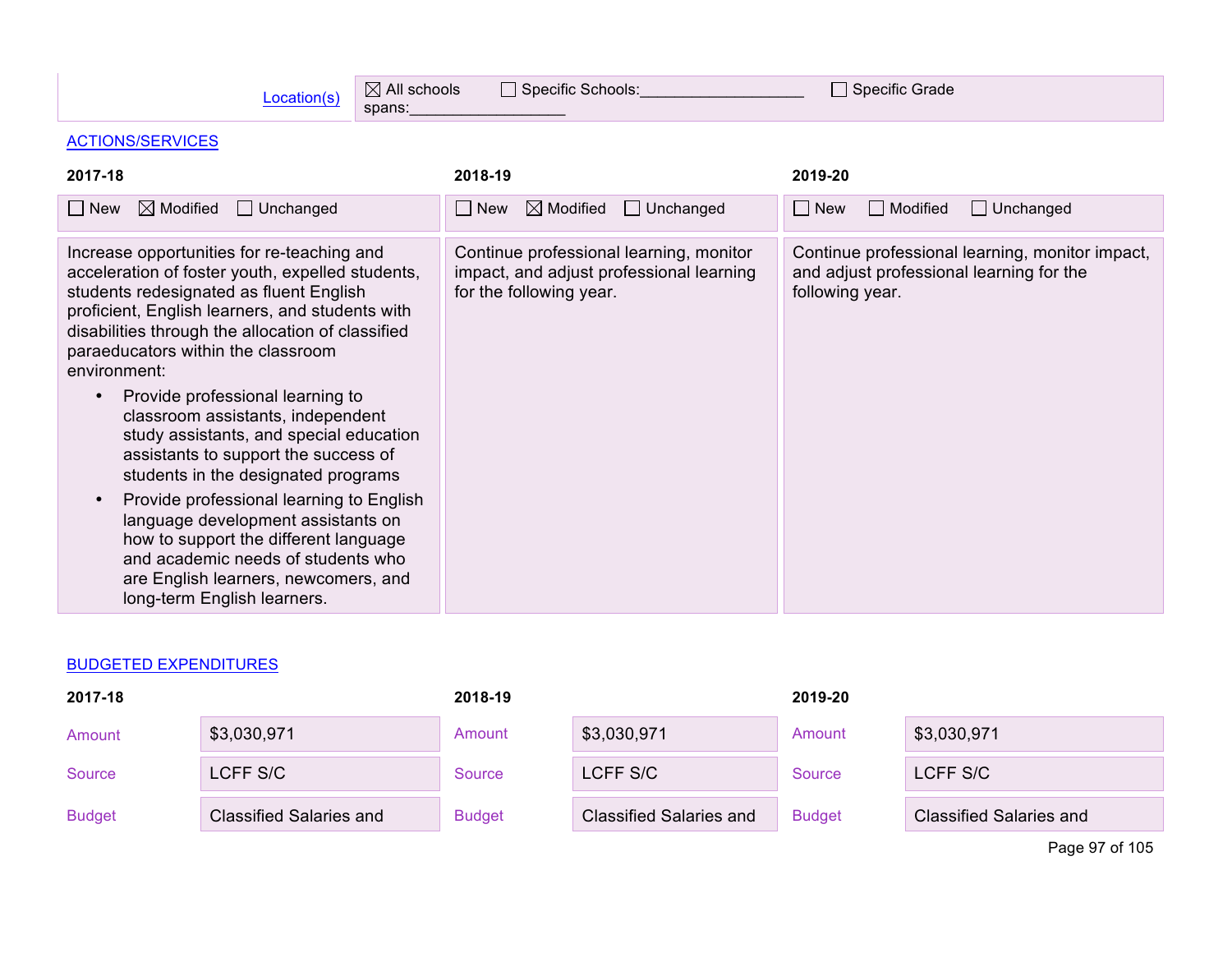| Location(s) | ☒ All schools ☐ Specific Schools:__________________ ☐ Specific Grade spans:__________________ |
|---|---|

[ACTIONS/SERVICES]

| 2017-18 | 2018-19 | 2019-20 |
|---|---|---|
| ☐ New ☒ Modified ☐ Unchanged | ☐ New ☒ Modified ☐ Unchanged | ☐ New ☐ Modified ☐ Unchanged |
| Increase opportunities for re-teaching and acceleration of foster youth, expelled students, students redesignated as fluent English proficient, English learners, and students with disabilities through the allocation of classified paraeducators within the classroom environment:<br>• Provide professional learning to classroom assistants, independent study assistants, and special education assistants to support the success of students in the designated programs<br>• Provide professional learning to English language development assistants on how to support the different language and academic needs of students who are English learners, newcomers, and long-term English learners. | Continue professional learning, monitor impact, and adjust professional learning for the following year. | Continue professional learning, monitor impact, and adjust professional learning for the following year. |

[BUDGETED EXPENDITURES]

| | 2017-18 | | 2018-19 | | 2019-20 |
|---|---|---|---|---|---|
| Amount | $3,030,971 | Amount | $3,030,971 | Amount | $3,030,971 |
| Source | LCFF S/C | Source | LCFF S/C | Source | LCFF S/C |
| Budget | Classified Salaries and | Budget | Classified Salaries and | Budget | Classified Salaries and |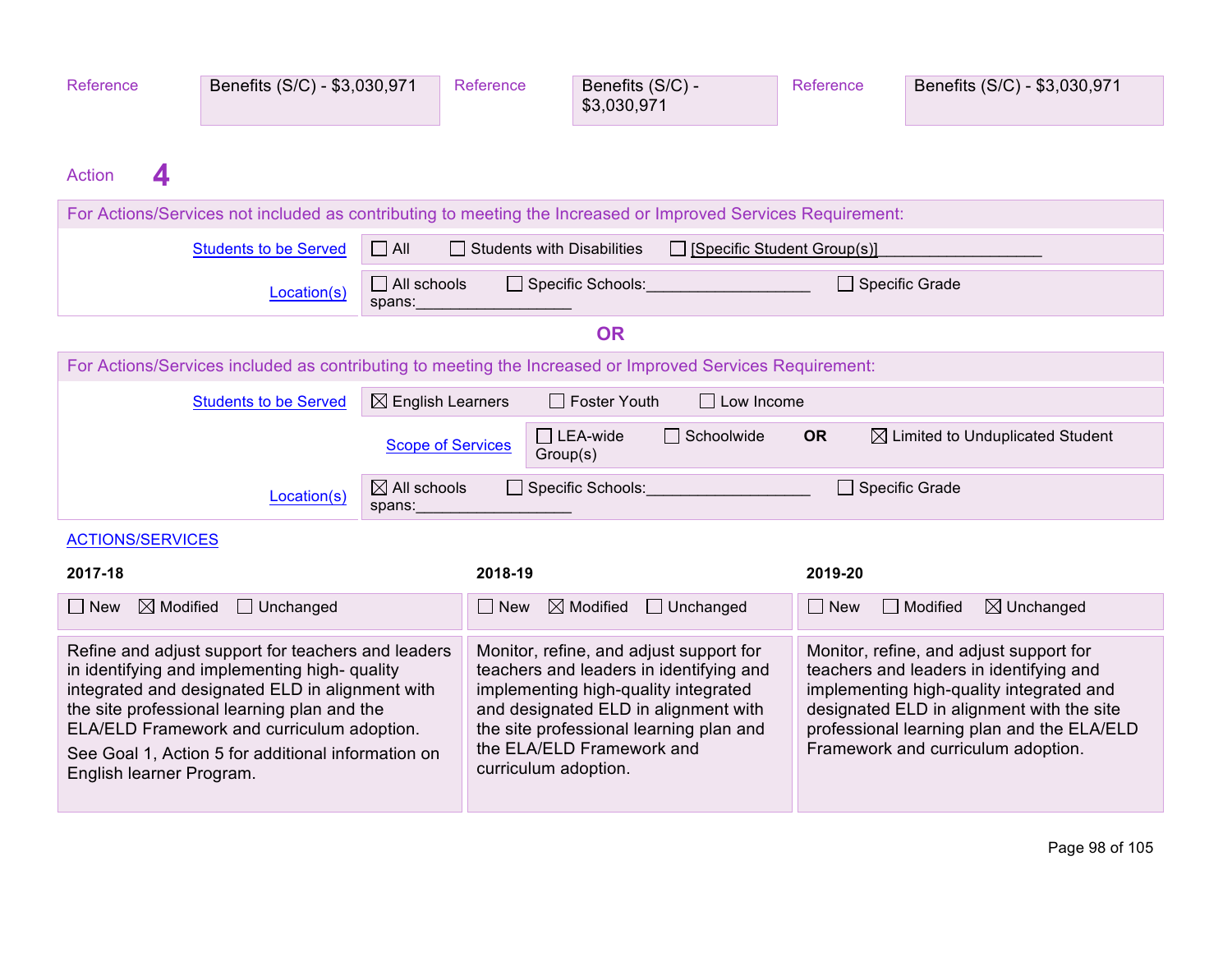| Reference | Benefits (S/C) - $3,030,971 | Reference | Benefits (S/C) - $3,030,971 | Reference | Benefits (S/C) - $3,030,971 |
|---|---|---|---|---|---|

Action **4**

For Actions/Services not included as contributing to meeting the Increased or Improved Services Requirement:

| | |
|---|---|
| Students to be Served | ☐ All ☐ Students with Disabilities ☐ [Specific Student Group(s)]__________________ |
| Location(s) | ☐ All schools ☐ Specific Schools:__________________ ☐ Specific Grade spans:__________________ |

**OR**

For Actions/Services included as contributing to meeting the Increased or Improved Services Requirement:

| | |
|---|---|
| Students to be Served | ☒ English Learners ☐ Foster Youth ☐ Low Income |
| Scope of Services | ☐ LEA-wide ☐ Schoolwide **OR** ☒ Limited to Unduplicated Student Group(s) |
| Location(s) | ☒ All schools ☐ Specific Schools:__________________ ☐ Specific Grade spans:__________________ |

ACTIONS/SERVICES

| 2017-18 | 2018-19 | 2019-20 |
|---|---|---|
| ☐ New ☒ Modified ☐ Unchanged | ☐ New ☒ Modified ☐ Unchanged | ☐ New ☐ Modified ☒ Unchanged |
| Refine and adjust support for teachers and leaders in identifying and implementing high- quality integrated and designated ELD in alignment with the site professional learning plan and the ELA/ELD Framework and curriculum adoption. See Goal 1, Action 5 for additional information on English learner Program. | Monitor, refine, and adjust support for teachers and leaders in identifying and implementing high-quality integrated and designated ELD in alignment with the site professional learning plan and the ELA/ELD Framework and curriculum adoption. | Monitor, refine, and adjust support for teachers and leaders in identifying and implementing high-quality integrated and designated ELD in alignment with the site professional learning plan and the ELA/ELD Framework and curriculum adoption. |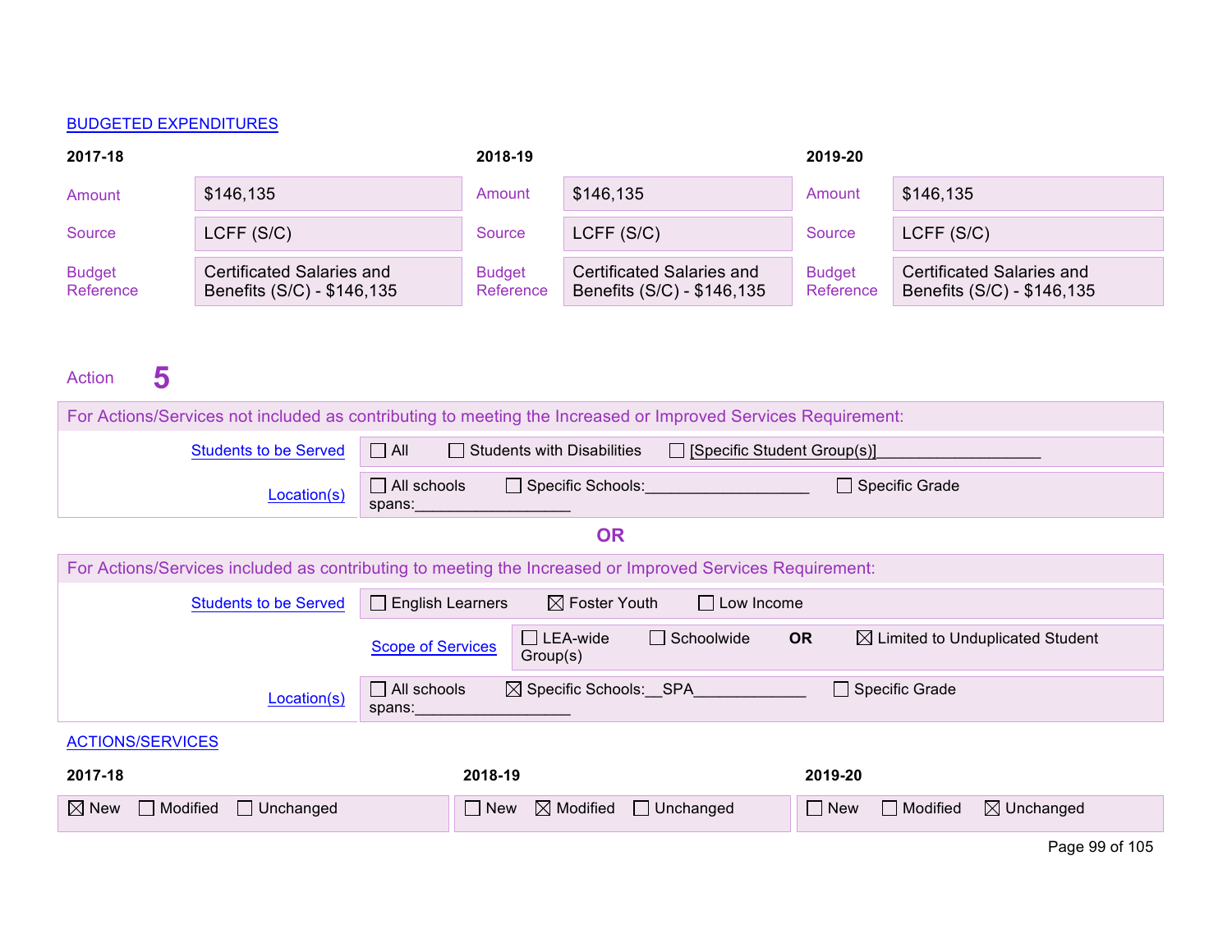BUDGETED EXPENDITURES

| 2017-18 | | 2018-19 | | 2019-20 | |
|---|---|---|---|---|---|
| Amount | $146,135 | Amount | $146,135 | Amount | $146,135 |
| Source | LCFF (S/C) | Source | LCFF (S/C) | Source | LCFF (S/C) |
| Budget Reference | Certificated Salaries and Benefits (S/C) - $146,135 | Budget Reference | Certificated Salaries and Benefits (S/C) - $146,135 | Budget Reference | Certificated Salaries and Benefits (S/C) - $146,135 |

Action **5**

For Actions/Services not included as contributing to meeting the Increased or Improved Services Requirement:

| | |
|---|---|
| Students to be Served | ☐ All ☐ Students with Disabilities ☐ [Specific Student Group(s)]___________________ |
| Location(s) | ☐ All schools ☐ Specific Schools:___________________ ☐ Specific Grade spans:__________________ |

**OR**

For Actions/Services included as contributing to meeting the Increased or Improved Services Requirement:

| | |
|---|---|
| Students to be Served | ☐ English Learners ☒ Foster Youth ☐ Low Income |
| Scope of Services | ☐ LEA-wide ☐ Schoolwide **OR** ☒ Limited to Unduplicated Student Group(s) |
| Location(s) | ☐ All schools ☒ Specific Schools:__SPA_____________ ☐ Specific Grade spans:__________________ |

ACTIONS/SERVICES

| 2017-18 | 2018-19 | 2019-20 |
|---|---|---|
| ☒ New ☐ Modified ☐ Unchanged | ☐ New ☒ Modified ☐ Unchanged | ☐ New ☐ Modified ☒ Unchanged |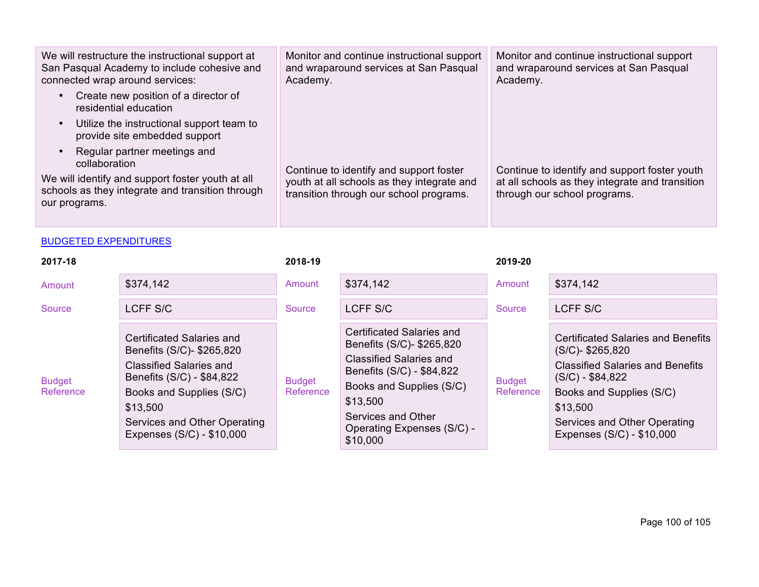| 2017-18 | 2018-19 | 2019-20 |
|---|---|---|
| We will restructure the instructional support at San Pasqual Academy to include cohesive and connected wrap around services:<br>• Create new position of a director of residential education<br>• Utilize the instructional support team to provide site embedded support<br>• Regular partner meetings and collaboration<br>We will identify and support foster youth at all schools as they integrate and transition through our programs. | Monitor and continue instructional support and wraparound services at San Pasqual Academy.<br><br>Continue to identify and support foster youth at all schools as they integrate and transition through our school programs. | Monitor and continue instructional support and wraparound services at San Pasqual Academy.<br><br>Continue to identify and support foster youth at all schools as they integrate and transition through our school programs. |

BUDGETED EXPENDITURES

| | 2017-18 | 2018-19 | 2019-20 |
|---|---|---|---|
| Amount | $374,142 | $374,142 | $374,142 |
| Source | LCFF S/C | LCFF S/C | LCFF S/C |
| Budget Reference | Certificated Salaries and Benefits (S/C)- $265,820<br>Classified Salaries and Benefits (S/C) - $84,822<br>Books and Supplies (S/C)<br>$13,500<br>Services and Other Operating Expenses (S/C) - $10,000 | Certificated Salaries and Benefits (S/C)- $265,820<br>Classified Salaries and Benefits (S/C) - $84,822<br>Books and Supplies (S/C)<br>$13,500<br>Services and Other Operating Expenses (S/C) - $10,000 | Certificated Salaries and Benefits (S/C)- $265,820<br>Classified Salaries and Benefits (S/C) - $84,822<br>Books and Supplies (S/C)<br>$13,500<br>Services and Other Operating Expenses (S/C) - $10,000 |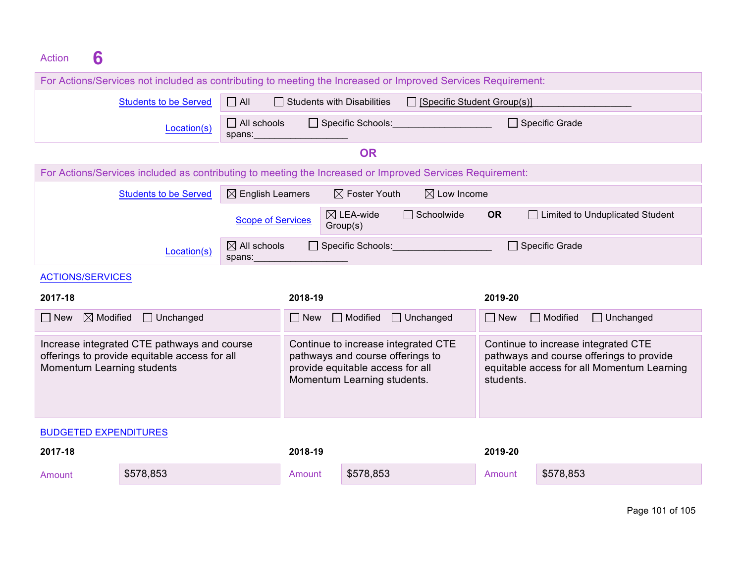Action **6**

For Actions/Services not included as contributing to meeting the Increased or Improved Services Requirement:

| | |
|---|---|
| Students to be Served | ☐ All ☐ Students with Disabilities ☐ [Specific Student Group(s)]___________________ |
| Location(s) | ☐ All schools ☐ Specific Schools:___________________ ☐ Specific Grade spans:__________________ |

**OR**

For Actions/Services included as contributing to meeting the Increased or Improved Services Requirement:

| | |
|---|---|
| Students to be Served | ☒ English Learners ☒ Foster Youth ☒ Low Income |
| Scope of Services | ☒ LEA-wide ☐ Schoolwide **OR** ☐ Limited to Unduplicated Student Group(s) |
| Location(s) | ☒ All schools ☐ Specific Schools:___________________ ☐ Specific Grade spans:__________________ |

ACTIONS/SERVICES

| 2017-18 | 2018-19 | 2019-20 |
|---|---|---|
| ☐ New ☒ Modified ☐ Unchanged | ☐ New ☐ Modified ☐ Unchanged | ☐ New ☐ Modified ☐ Unchanged |
| Increase integrated CTE pathways and course offerings to provide equitable access for all Momentum Learning students | Continue to increase integrated CTE pathways and course offerings to provide equitable access for all Momentum Learning students. | Continue to increase integrated CTE pathways and course offerings to provide equitable access for all Momentum Learning students. |

BUDGETED EXPENDITURES

| | 2017-18 | | 2018-19 | | 2019-20 |
|---|---|---|---|---|---|
| Amount | $578,853 | Amount | $578,853 | Amount | $578,853 |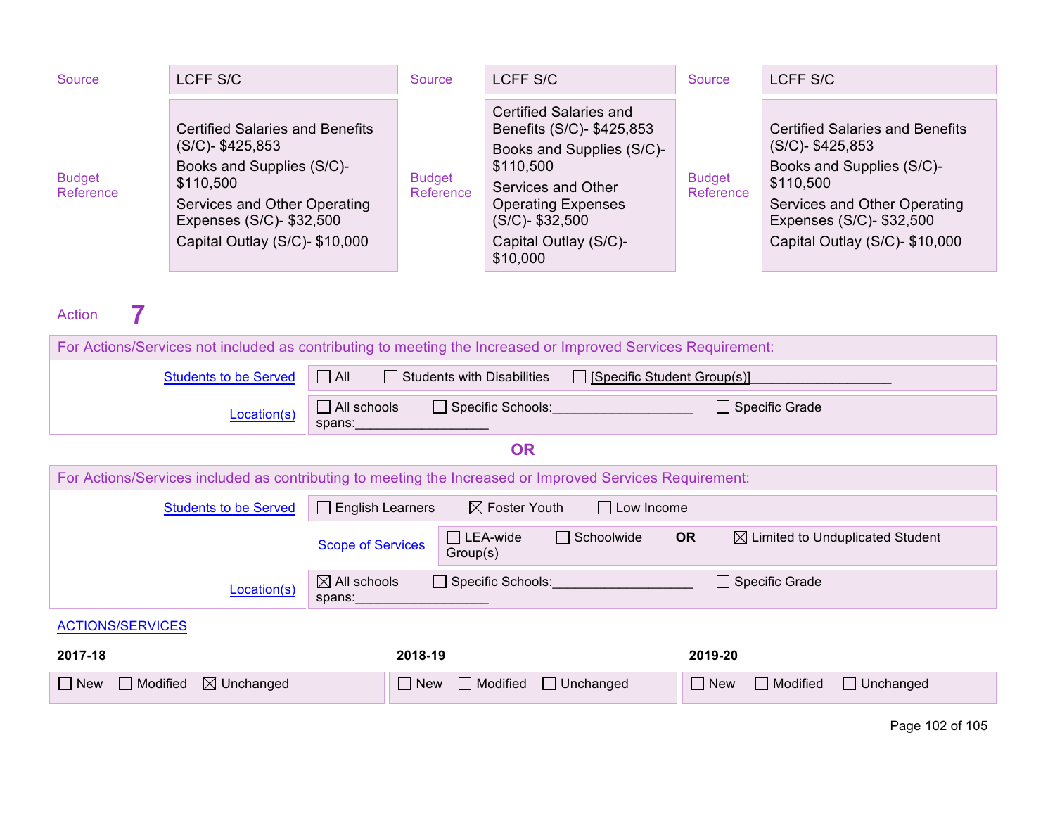| | 2017-18 | | 2018-19 | | 2019-20 |
|---|---|---|---|---|---|
| Source | LCFF S/C | Source | LCFF S/C | Source | LCFF S/C |
| Budget Reference | Certified Salaries and Benefits (S/C)- $425,853<br>Books and Supplies (S/C)- $110,500<br>Services and Other Operating Expenses (S/C)- $32,500<br>Capital Outlay (S/C)- $10,000 | Budget Reference | Certified Salaries and Benefits (S/C)- $425,853<br>Books and Supplies (S/C)- $110,500<br>Services and Other Operating Expenses (S/C)- $32,500<br>Capital Outlay (S/C)- $10,000 | Budget Reference | Certified Salaries and Benefits (S/C)- $425,853<br>Books and Supplies (S/C)- $110,500<br>Services and Other Operating Expenses (S/C)- $32,500<br>Capital Outlay (S/C)- $10,000 |

Action **7**

For Actions/Services not included as contributing to meeting the Increased or Improved Services Requirement:

| | |
|---|---|
| Students to be Served | ☐ All ☐ Students with Disabilities ☐ [Specific Student Group(s)]__________________ |
| Location(s) | ☐ All schools ☐ Specific Schools:__________________ ☐ Specific Grade spans:_________________ |

**OR**

For Actions/Services included as contributing to meeting the Increased or Improved Services Requirement:

| | |
|---|---|
| Students to be Served | ☐ English Learners ☒ Foster Youth ☐ Low Income |
| Scope of Services | ☐ LEA-wide ☐ Schoolwide **OR** ☒ Limited to Unduplicated Student Group(s) |
| Location(s) | ☒ All schools ☐ Specific Schools:__________________ ☐ Specific Grade spans:_________________ |

ACTIONS/SERVICES

| 2017-18 | 2018-19 | 2019-20 |
|---|---|---|
| ☐ New ☐ Modified ☒ Unchanged | ☐ New ☐ Modified ☐ Unchanged | ☐ New ☐ Modified ☐ Unchanged |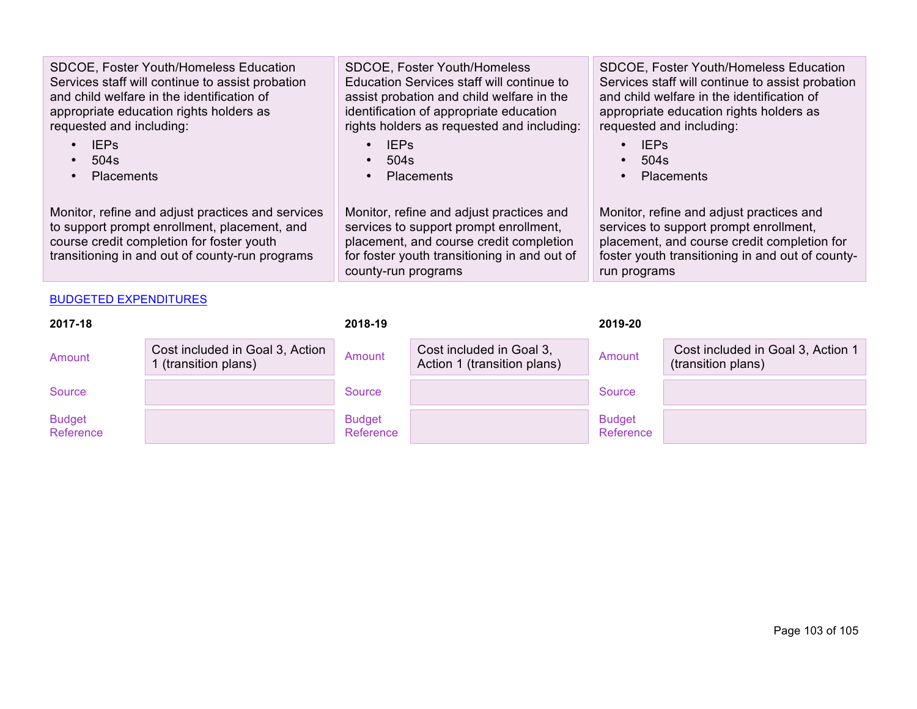| 2017-18 | 2018-19 | 2019-20 |
|---|---|---|
| SDCOE, Foster Youth/Homeless Education Services staff will continue to assist probation and child welfare in the identification of appropriate education rights holders as requested and including:<br>• IEPs<br>• 504s<br>• Placements<br><br>Monitor, refine and adjust practices and services to support prompt enrollment, placement, and course credit completion for foster youth transitioning in and out of county-run programs | SDCOE, Foster Youth/Homeless Education Services staff will continue to assist probation and child welfare in the identification of appropriate education rights holders as requested and including:<br>• IEPs<br>• 504s<br>• Placements<br><br>Monitor, refine and adjust practices and services to support prompt enrollment, placement, and course credit completion for foster youth transitioning in and out of county-run programs | SDCOE, Foster Youth/Homeless Education Services staff will continue to assist probation and child welfare in the identification of appropriate education rights holders as requested and including:<br>• IEPs<br>• 504s<br>• Placements<br><br>Monitor, refine and adjust practices and services to support prompt enrollment, placement, and course credit completion for foster youth transitioning in and out of county-run programs |

BUDGETED EXPENDITURES

| | 2017-18 | 2018-19 | 2019-20 |
|---|---|---|---|
| Amount | Cost included in Goal 3, Action 1 (transition plans) | Cost included in Goal 3, Action 1 (transition plans) | Cost included in Goal 3, Action 1 (transition plans) |
| Source | | | |
| Budget Reference | | | |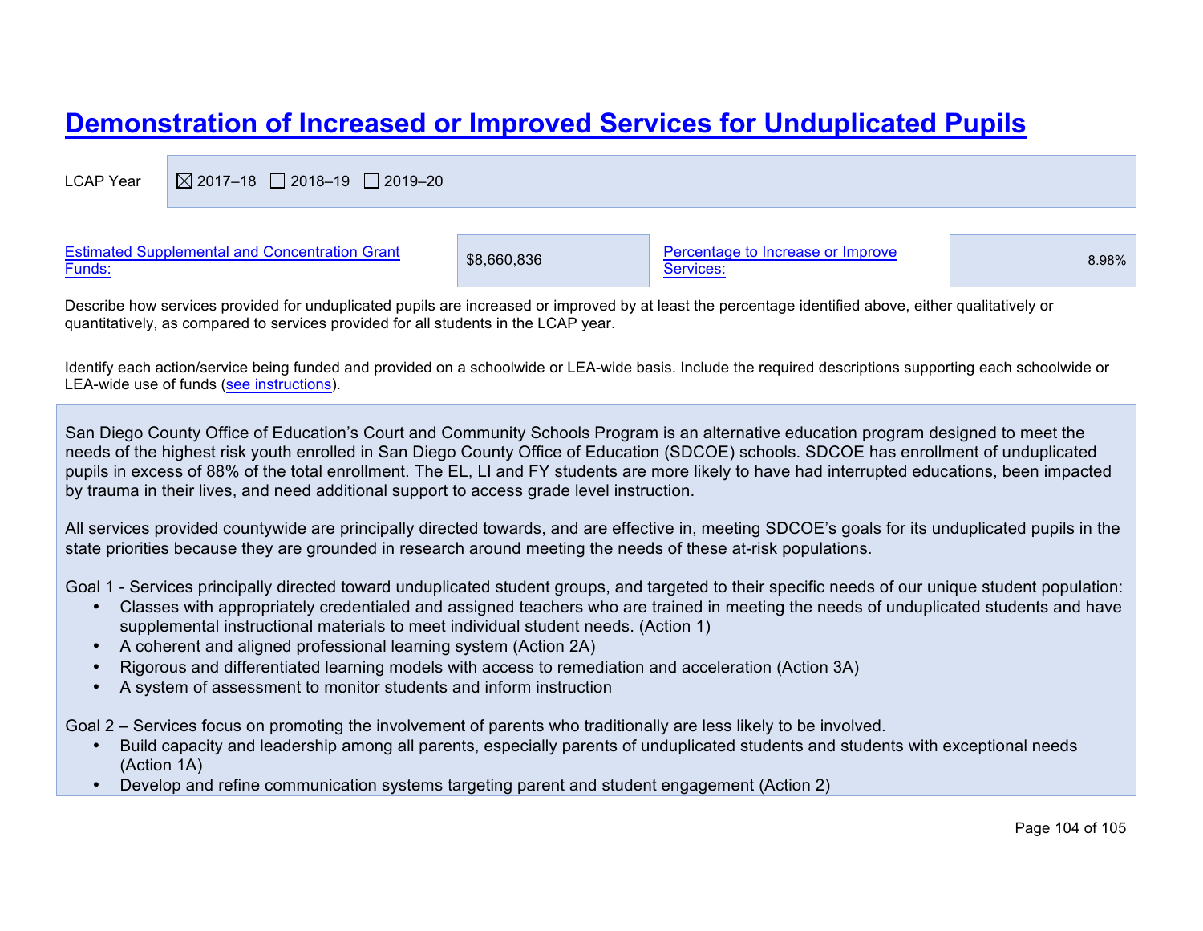# Demonstration of Increased or Improved Services for Unduplicated Pupils

| LCAP Year | ☒ 2017–18 ☐ 2018–19 ☐ 2019–20 |
|---|---|

| Estimated Supplemental and Concentration Grant Funds: | $8,660,836 | Percentage to Increase or Improve Services: | 8.98% |
|---|---|---|---|

Describe how services provided for unduplicated pupils are increased or improved by at least the percentage identified above, either qualitatively or quantitatively, as compared to services provided for all students in the LCAP year.

Identify each action/service being funded and provided on a schoolwide or LEA-wide basis. Include the required descriptions supporting each schoolwide or LEA-wide use of funds (see instructions).

San Diego County Office of Education's Court and Community Schools Program is an alternative education program designed to meet the needs of the highest risk youth enrolled in San Diego County Office of Education (SDCOE) schools. SDCOE has enrollment of unduplicated pupils in excess of 88% of the total enrollment. The EL, LI and FY students are more likely to have had interrupted educations, been impacted by trauma in their lives, and need additional support to access grade level instruction.

All services provided countywide are principally directed towards, and are effective in, meeting SDCOE's goals for its unduplicated pupils in the state priorities because they are grounded in research around meeting the needs of these at-risk populations.

Goal 1 - Services principally directed toward unduplicated student groups, and targeted to their specific needs of our unique student population:

- Classes with appropriately credentialed and assigned teachers who are trained in meeting the needs of unduplicated students and have supplemental instructional materials to meet individual student needs. (Action 1)
- A coherent and aligned professional learning system (Action 2A)
- Rigorous and differentiated learning models with access to remediation and acceleration (Action 3A)
- A system of assessment to monitor students and inform instruction

Goal 2 – Services focus on promoting the involvement of parents who traditionally are less likely to be involved.

- Build capacity and leadership among all parents, especially parents of unduplicated students and students with exceptional needs (Action 1A)
- Develop and refine communication systems targeting parent and student engagement (Action 2)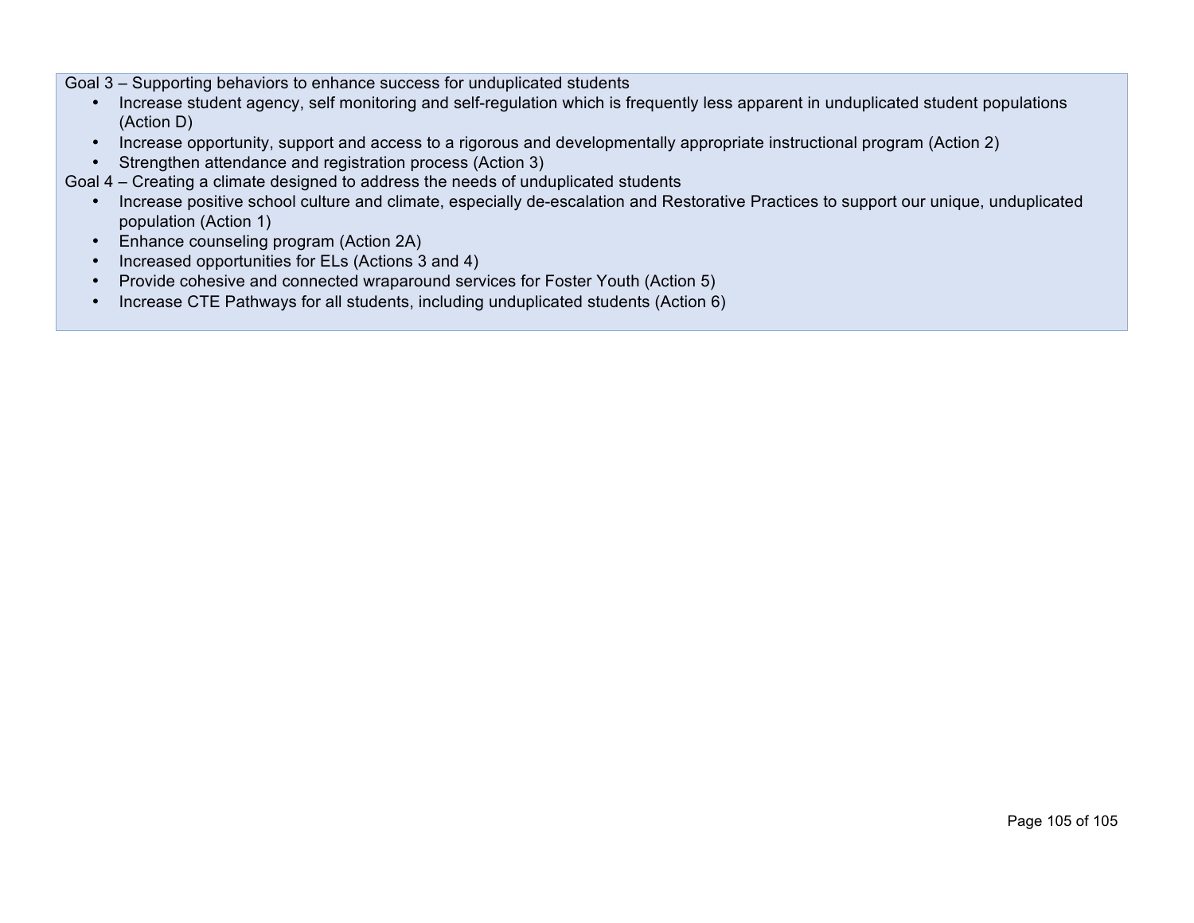Goal 3 – Supporting behaviors to enhance success for unduplicated students

- Increase student agency, self monitoring and self-regulation which is frequently less apparent in unduplicated student populations (Action D)
- Increase opportunity, support and access to a rigorous and developmentally appropriate instructional program (Action 2)
- Strengthen attendance and registration process (Action 3)

Goal 4 – Creating a climate designed to address the needs of unduplicated students

- Increase positive school culture and climate, especially de-escalation and Restorative Practices to support our unique, unduplicated population (Action 1)
- Enhance counseling program (Action 2A)
- Increased opportunities for ELs (Actions 3 and 4)
- Provide cohesive and connected wraparound services for Foster Youth (Action 5)
- Increase CTE Pathways for all students, including unduplicated students (Action 6)